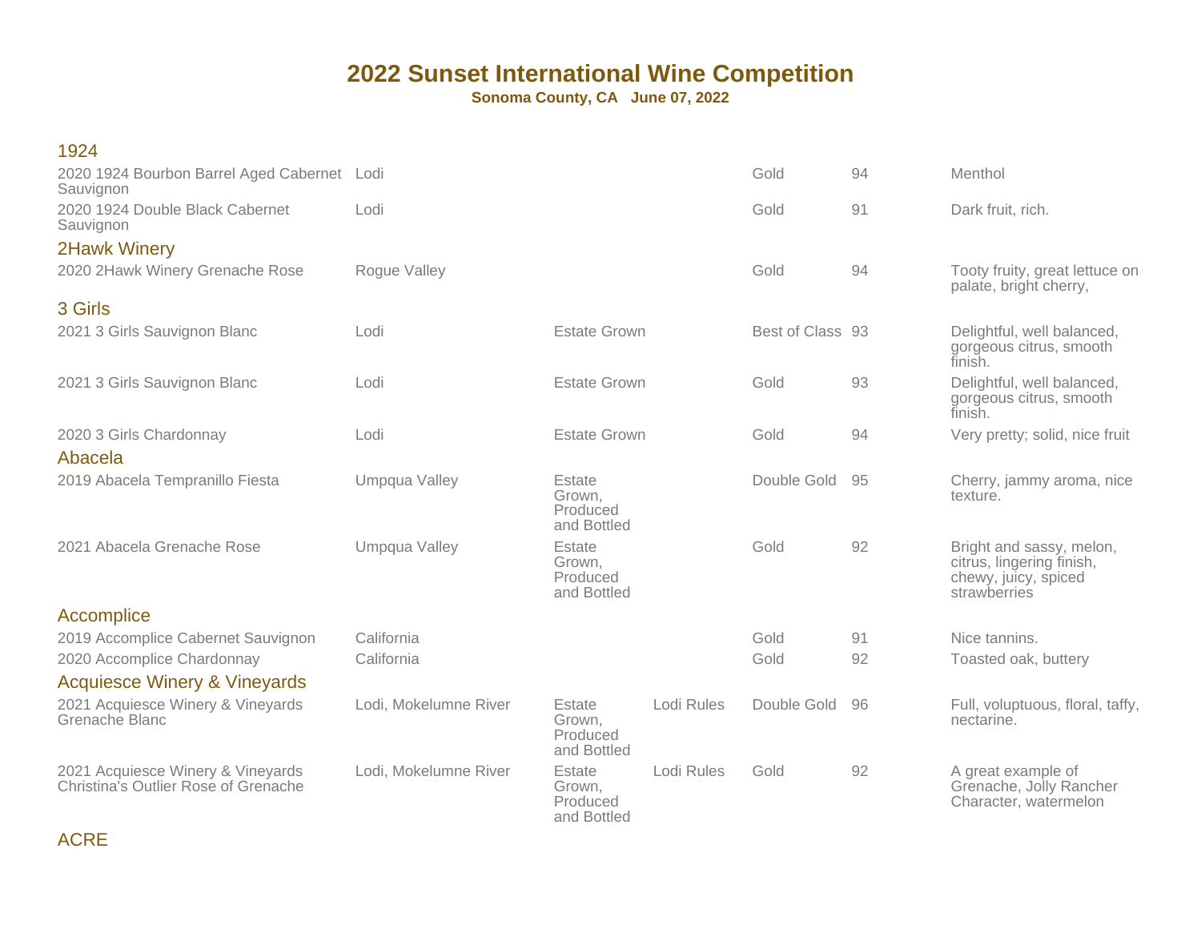# 2022 Sunset International Wine Competition

**Sonoma County, CA June 07, 2022**

## 1924

| Wine | Appellation | Designation | Other | Award | Score | Notes |
|---|---|---|---|---|---|---|
| 2020 1924 Bourbon Barrel Aged Cabernet Sauvignon | Lodi | | | Gold | 94 | Menthol |
| 2020 1924 Double Black Cabernet Sauvignon | Lodi | | | Gold | 91 | Dark fruit, rich. |

## 2Hawk Winery

| Wine | Appellation | Designation | Other | Award | Score | Notes |
|---|---|---|---|---|---|---|
| 2020 2Hawk Winery Grenache Rose | Rogue Valley | | | Gold | 94 | Tooty fruity, great lettuce on palate, bright cherry, |

## 3 Girls

| Wine | Appellation | Designation | Other | Award | Score | Notes |
|---|---|---|---|---|---|---|
| 2021 3 Girls Sauvignon Blanc | Lodi | Estate Grown | | Best of Class | 93 | Delightful, well balanced, gorgeous citrus, smooth finish. |
| 2021 3 Girls Sauvignon Blanc | Lodi | Estate Grown | | Gold | 93 | Delightful, well balanced, gorgeous citrus, smooth finish. |
| 2020 3 Girls Chardonnay | Lodi | Estate Grown | | Gold | 94 | Very pretty; solid, nice fruit |

## Abacela

| Wine | Appellation | Designation | Other | Award | Score | Notes |
|---|---|---|---|---|---|---|
| 2019 Abacela Tempranillo Fiesta | Umpqua Valley | Estate Grown, Produced and Bottled | | Double Gold | 95 | Cherry, jammy aroma, nice texture. |
| 2021 Abacela Grenache Rose | Umpqua Valley | Estate Grown, Produced and Bottled | | Gold | 92 | Bright and sassy, melon, citrus, lingering finish, chewy, juicy, spiced strawberries |

## Accomplice

| Wine | Appellation | Designation | Other | Award | Score | Notes |
|---|---|---|---|---|---|---|
| 2019 Accomplice Cabernet Sauvignon | California | | | Gold | 91 | Nice tannins. |
| 2020 Accomplice Chardonnay | California | | | Gold | 92 | Toasted oak, buttery |

## Acquiesce Winery & Vineyards

| Wine | Appellation | Designation | Other | Award | Score | Notes |
|---|---|---|---|---|---|---|
| 2021 Acquiesce Winery & Vineyards Grenache Blanc | Lodi, Mokelumne River | Estate Grown, Produced and Bottled | Lodi Rules | Double Gold | 96 | Full, voluptuous, floral, taffy, nectarine. |
| 2021 Acquiesce Winery & Vineyards Christina's Outlier Rose of Grenache | Lodi, Mokelumne River | Estate Grown, Produced and Bottled | Lodi Rules | Gold | 92 | A great example of Grenache, Jolly Rancher Character, watermelon |

## ACRE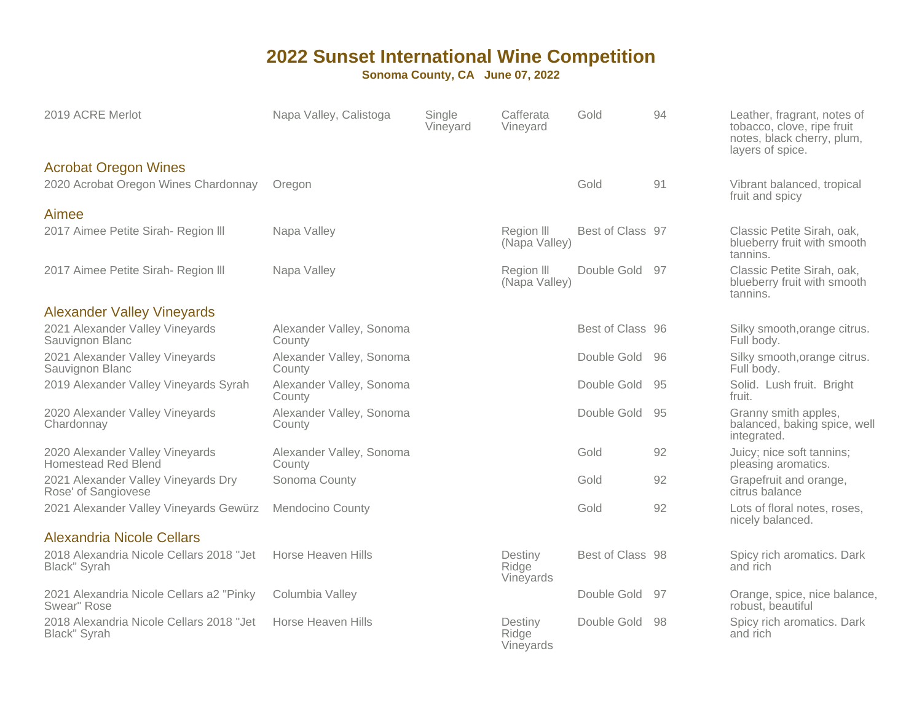# 2022 Sunset International Wine Competition

**Sonoma County, CA June 07, 2022**

| Wine | Region | Designation | Vineyard | Award | Score | Notes |
|---|---|---|---|---|---|---|
| 2019 ACRE Merlot | Napa Valley, Calistoga | Single Vineyard | Cafferata Vineyard | Gold | 94 | Leather, fragrant, notes of tobacco, clove, ripe fruit notes, black cherry, plum, layers of spice. |

## Acrobat Oregon Wines

| Wine | Region | Designation | Vineyard | Award | Score | Notes |
|---|---|---|---|---|---|---|
| 2020 Acrobat Oregon Wines Chardonnay | Oregon | | | Gold | 91 | Vibrant balanced, tropical fruit and spicy |

## Aimee

| Wine | Region | Designation | Vineyard | Award | Score | Notes |
|---|---|---|---|---|---|---|
| 2017 Aimee Petite Sirah- Region lll | Napa Valley | | Region lll (Napa Valley) | Best of Class | 97 | Classic Petite Sirah, oak, blueberry fruit with smooth tannins. |
| 2017 Aimee Petite Sirah- Region lll | Napa Valley | | Region lll (Napa Valley) | Double Gold | 97 | Classic Petite Sirah, oak, blueberry fruit with smooth tannins. |

## Alexander Valley Vineyards

| Wine | Region | Designation | Vineyard | Award | Score | Notes |
|---|---|---|---|---|---|---|
| 2021 Alexander Valley Vineyards Sauvignon Blanc | Alexander Valley, Sonoma County | | | Best of Class | 96 | Silky smooth,orange citrus. Full body. |
| 2021 Alexander Valley Vineyards Sauvignon Blanc | Alexander Valley, Sonoma County | | | Double Gold | 96 | Silky smooth,orange citrus. Full body. |
| 2019 Alexander Valley Vineyards Syrah | Alexander Valley, Sonoma County | | | Double Gold | 95 | Solid. Lush fruit. Bright fruit. |
| 2020 Alexander Valley Vineyards Chardonnay | Alexander Valley, Sonoma County | | | Double Gold | 95 | Granny smith apples, balanced, baking spice, well integrated. |
| 2020 Alexander Valley Vineyards Homestead Red Blend | Alexander Valley, Sonoma County | | | Gold | 92 | Juicy; nice soft tannins; pleasing aromatics. |
| 2021 Alexander Valley Vineyards Dry Rose' of Sangiovese | Sonoma County | | | Gold | 92 | Grapefruit and orange, citrus balance |
| 2021 Alexander Valley Vineyards Gewürz | Mendocino County | | | Gold | 92 | Lots of floral notes, roses, nicely balanced. |

## Alexandria Nicole Cellars

| Wine | Region | Designation | Vineyard | Award | Score | Notes |
|---|---|---|---|---|---|---|
| 2018 Alexandria Nicole Cellars 2018 "Jet Black" Syrah | Horse Heaven Hills | | Destiny Ridge Vineyards | Best of Class | 98 | Spicy rich aromatics. Dark and rich |
| 2021 Alexandria Nicole Cellars a2 "Pinky Swear" Rose | Columbia Valley | | | Double Gold | 97 | Orange, spice, nice balance, robust, beautiful |
| 2018 Alexandria Nicole Cellars 2018 "Jet Black" Syrah | Horse Heaven Hills | | Destiny Ridge Vineyards | Double Gold | 98 | Spicy rich aromatics. Dark and rich |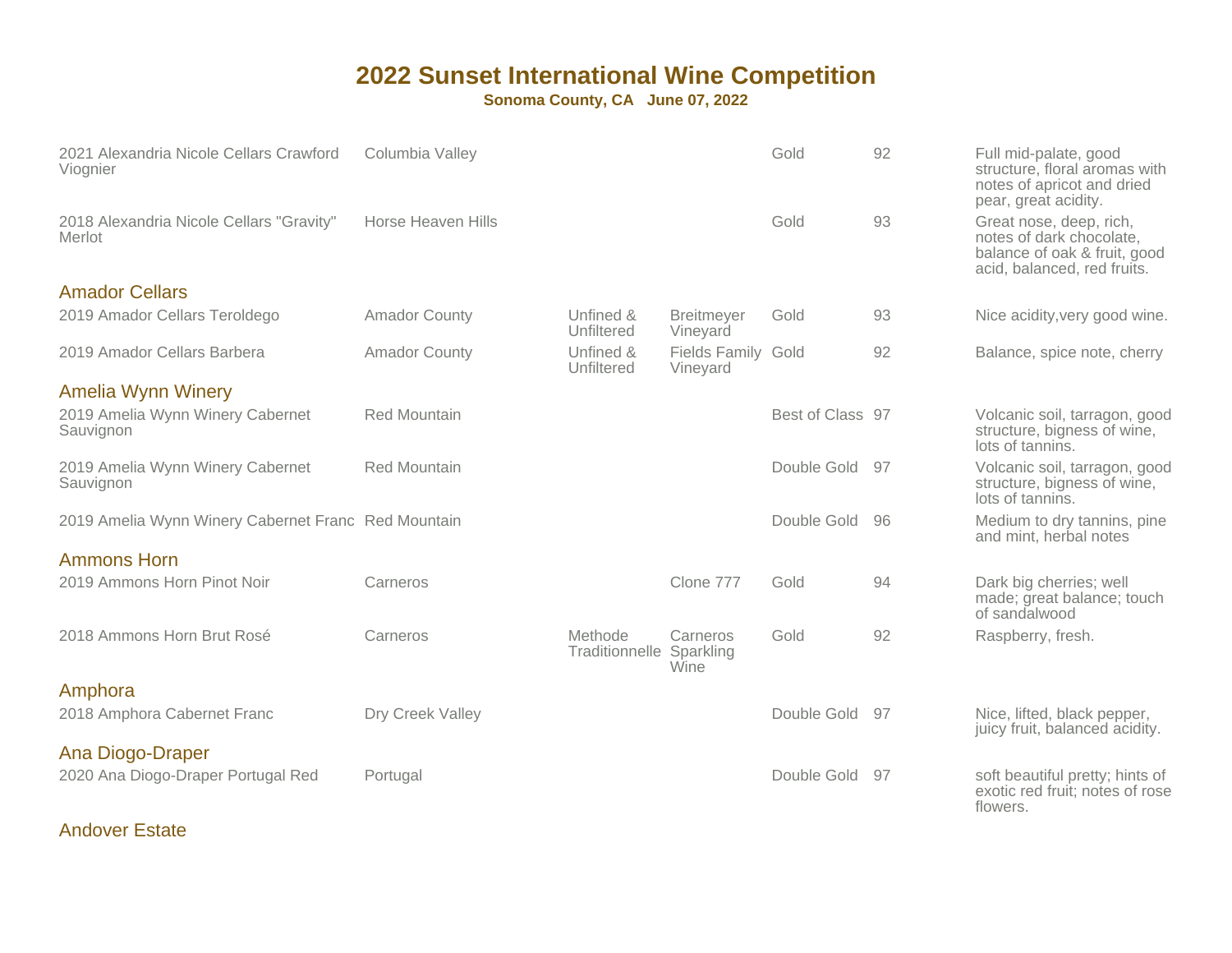# 2022 Sunset International Wine Competition

**Sonoma County, CA June 07, 2022**

| Wine | Region | | | Award | Score | Notes |
|---|---|---|---|---|---|---|
| 2021 Alexandria Nicole Cellars Crawford Viognier | Columbia Valley | | | Gold | 92 | Full mid-palate, good structure, floral aromas with notes of apricot and dried pear, great acidity. |
| 2018 Alexandria Nicole Cellars "Gravity" Merlot | Horse Heaven Hills | | | Gold | 93 | Great nose, deep, rich, notes of dark chocolate, balance of oak & fruit, good acid, balanced, red fruits. |

### Amador Cellars

| Wine | Region | | | Award | Score | Notes |
|---|---|---|---|---|---|---|
| 2019 Amador Cellars Teroldego | Amador County | Unfined & Unfiltered | Breitmeyer Vineyard | Gold | 93 | Nice acidity,very good wine. |
| 2019 Amador Cellars Barbera | Amador County | Unfined & Unfiltered | Fields Family Vineyard | Gold | 92 | Balance, spice note, cherry |

### Amelia Wynn Winery

| Wine | Region | | | Award | Score | Notes |
|---|---|---|---|---|---|---|
| 2019 Amelia Wynn Winery Cabernet Sauvignon | Red Mountain | | | Best of Class | 97 | Volcanic soil, tarragon, good structure, bigness of wine, lots of tannins. |
| 2019 Amelia Wynn Winery Cabernet Sauvignon | Red Mountain | | | Double Gold | 97 | Volcanic soil, tarragon, good structure, bigness of wine, lots of tannins. |
| 2019 Amelia Wynn Winery Cabernet Franc | Red Mountain | | | Double Gold | 96 | Medium to dry tannins, pine and mint, herbal notes |

### Ammons Horn

| Wine | Region | | | Award | Score | Notes |
|---|---|---|---|---|---|---|
| 2019 Ammons Horn Pinot Noir | Carneros | | Clone 777 | Gold | 94 | Dark big cherries; well made; great balance; touch of sandalwood |
| 2018 Ammons Horn Brut Rosé | Carneros | Methode Traditionnelle | Carneros Sparkling Wine | Gold | 92 | Raspberry, fresh. |

### Amphora

| Wine | Region | | | Award | Score | Notes |
|---|---|---|---|---|---|---|
| 2018 Amphora Cabernet Franc | Dry Creek Valley | | | Double Gold | 97 | Nice, lifted, black pepper, juicy fruit, balanced acidity. |

### Ana Diogo-Draper

| Wine | Region | | | Award | Score | Notes |
|---|---|---|---|---|---|---|
| 2020 Ana Diogo-Draper Portugal Red | Portugal | | | Double Gold | 97 | soft beautiful pretty; hints of exotic red fruit; notes of rose flowers. |

### Andover Estate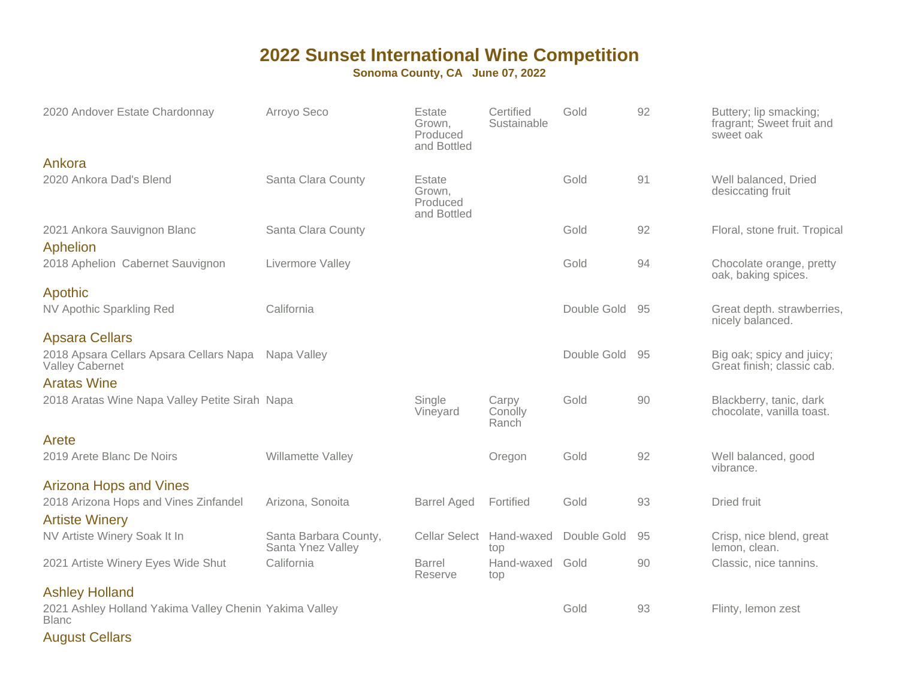# 2022 Sunset International Wine Competition

**Sonoma County, CA June 07, 2022**

| Wine | Region | | | Medal | Score | Notes |
|---|---|---|---|---|---|---|
| 2020 Andover Estate Chardonnay | Arroyo Seco | Estate Grown, Produced and Bottled | Certified Sustainable | Gold | 92 | Buttery; lip smacking; fragrant; Sweet fruit and sweet oak |

## Ankora

| Wine | Region | | | Medal | Score | Notes |
|---|---|---|---|---|---|---|
| 2020 Ankora Dad's Blend | Santa Clara County | Estate Grown, Produced and Bottled | | Gold | 91 | Well balanced, Dried desiccating fruit |
| 2021 Ankora Sauvignon Blanc | Santa Clara County | | | Gold | 92 | Floral, stone fruit. Tropical |

## Aphelion

| Wine | Region | | | Medal | Score | Notes |
|---|---|---|---|---|---|---|
| 2018 Aphelion Cabernet Sauvignon | Livermore Valley | | | Gold | 94 | Chocolate orange, pretty oak, baking spices. |

## Apothic

| Wine | Region | | | Medal | Score | Notes |
|---|---|---|---|---|---|---|
| NV Apothic Sparkling Red | California | | | Double Gold | 95 | Great depth. strawberries, nicely balanced. |

## Apsara Cellars

| Wine | Region | | | Medal | Score | Notes |
|---|---|---|---|---|---|---|
| 2018 Apsara Cellars Apsara Cellars Napa Valley Cabernet | Napa Valley | | | Double Gold | 95 | Big oak; spicy and juicy; Great finish; classic cab. |

## Aratas Wine

| Wine | Region | | | Medal | Score | Notes |
|---|---|---|---|---|---|---|
| 2018 Aratas Wine Napa Valley Petite Sirah | Napa | Single Vineyard | Carpy Conolly Ranch | Gold | 90 | Blackberry, tanic, dark chocolate, vanilla toast. |

## Arete

| Wine | Region | | | Medal | Score | Notes |
|---|---|---|---|---|---|---|
| 2019 Arete Blanc De Noirs | Willamette Valley | | Oregon | Gold | 92 | Well balanced, good vibrance. |

## Arizona Hops and Vines

| Wine | Region | | | Medal | Score | Notes |
|---|---|---|---|---|---|---|
| 2018 Arizona Hops and Vines Zinfandel | Arizona, Sonoita | Barrel Aged | Fortified | Gold | 93 | Dried fruit |

## Artiste Winery

| Wine | Region | | | Medal | Score | Notes |
|---|---|---|---|---|---|---|
| NV Artiste Winery Soak It In | Santa Barbara County, Santa Ynez Valley | Cellar Select | Hand-waxed top | Double Gold | 95 | Crisp, nice blend, great lemon, clean. |
| 2021 Artiste Winery Eyes Wide Shut | California | Barrel Reserve | Hand-waxed top | Gold | 90 | Classic, nice tannins. |

## Ashley Holland

| Wine | Region | | | Medal | Score | Notes |
|---|---|---|---|---|---|---|
| 2021 Ashley Holland Yakima Valley Chenin Blanc | Yakima Valley | | | Gold | 93 | Flinty, lemon zest |

## August Cellars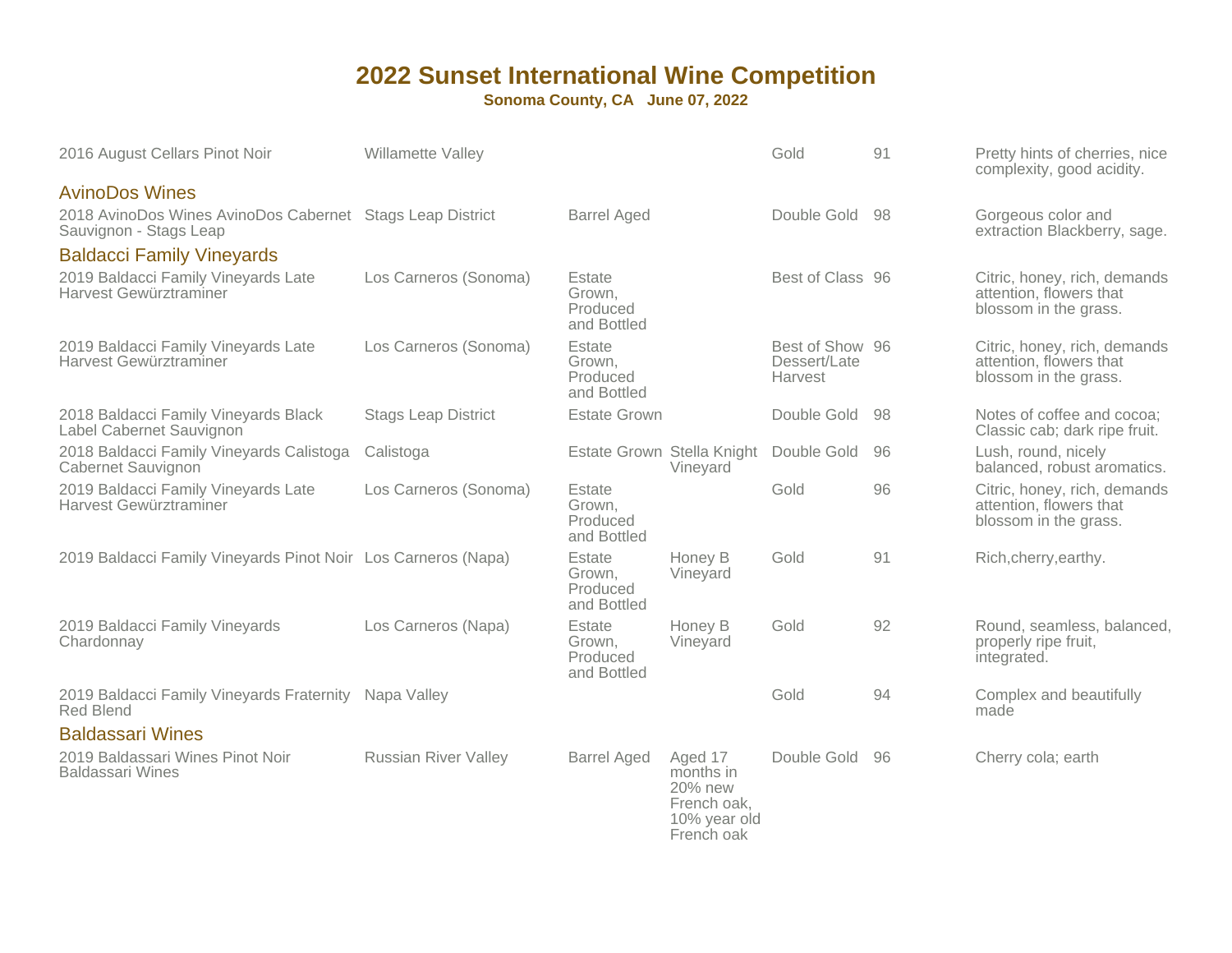# 2022 Sunset International Wine Competition

**Sonoma County, CA June 07, 2022**

| Wine | Appellation | Designation | Vineyard | Award | Score | Notes |
|---|---|---|---|---|---|---|
| 2016 August Cellars Pinot Noir | Willamette Valley | | | Gold | 91 | Pretty hints of cherries, nice complexity, good acidity. |

## AvinoDos Wines

| Wine | Appellation | Designation | Vineyard | Award | Score | Notes |
|---|---|---|---|---|---|---|
| 2018 AvinoDos Wines AvinoDos Cabernet Sauvignon - Stags Leap | Stags Leap District | Barrel Aged | | Double Gold | 98 | Gorgeous color and extraction Blackberry, sage. |

## Baldacci Family Vineyards

| Wine | Appellation | Designation | Vineyard | Award | Score | Notes |
|---|---|---|---|---|---|---|
| 2019 Baldacci Family Vineyards Late Harvest Gewürztraminer | Los Carneros (Sonoma) | Estate Grown, Produced and Bottled | | Best of Class | 96 | Citric, honey, rich, demands attention, flowers that blossom in the grass. |
| 2019 Baldacci Family Vineyards Late Harvest Gewürztraminer | Los Carneros (Sonoma) | Estate Grown, Produced and Bottled | | Best of Show Dessert/Late Harvest | 96 | Citric, honey, rich, demands attention, flowers that blossom in the grass. |
| 2018 Baldacci Family Vineyards Black Label Cabernet Sauvignon | Stags Leap District | Estate Grown | | Double Gold | 98 | Notes of coffee and cocoa; Classic cab; dark ripe fruit. |
| 2018 Baldacci Family Vineyards Calistoga Cabernet Sauvignon | Calistoga | Estate Grown | Stella Knight Vineyard | Double Gold | 96 | Lush, round, nicely balanced, robust aromatics. |
| 2019 Baldacci Family Vineyards Late Harvest Gewürztraminer | Los Carneros (Sonoma) | Estate Grown, Produced and Bottled | | Gold | 96 | Citric, honey, rich, demands attention, flowers that blossom in the grass. |
| 2019 Baldacci Family Vineyards Pinot Noir | Los Carneros (Napa) | Estate Grown, Produced and Bottled | Honey B Vineyard | Gold | 91 | Rich,cherry,earthy. |
| 2019 Baldacci Family Vineyards Chardonnay | Los Carneros (Napa) | Estate Grown, Produced and Bottled | Honey B Vineyard | Gold | 92 | Round, seamless, balanced, properly ripe fruit, integrated. |
| 2019 Baldacci Family Vineyards Fraternity Red Blend | Napa Valley | | | Gold | 94 | Complex and beautifully made |

## Baldassari Wines

| Wine | Appellation | Designation | Vineyard | Award | Score | Notes |
|---|---|---|---|---|---|---|
| 2019 Baldassari Wines Pinot Noir Baldassari Wines | Russian River Valley | Barrel Aged | Aged 17 months in 20% new French oak, 10% year old French oak | Double Gold | 96 | Cherry cola; earth |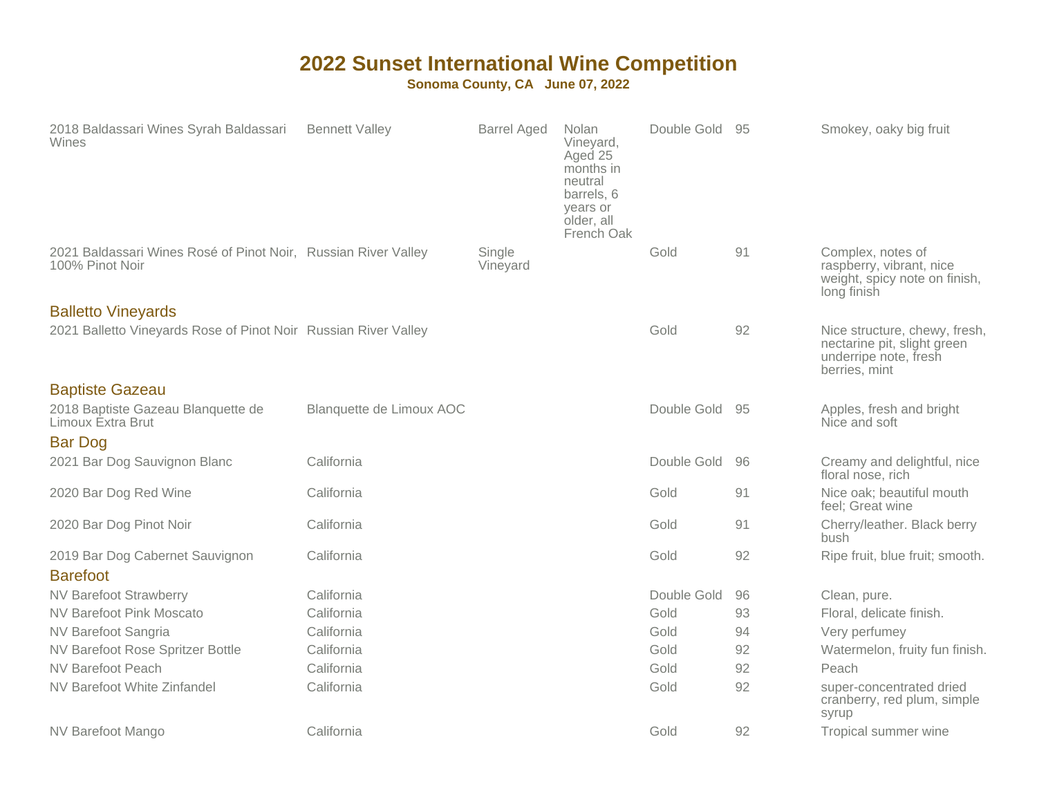# 2022 Sunset International Wine Competition

**Sonoma County, CA June 07, 2022**

| | | | | | | |
|---|---|---|---|---|---|---|
| 2018 Baldassari Wines Syrah Baldassari Wines | Bennett Valley | Barrel Aged | Nolan Vineyard, Aged 25 months in neutral barrels, 6 years or older, all French Oak | Double Gold | 95 | Smokey, oaky big fruit |
| 2021 Baldassari Wines Rosé of Pinot Noir, 100% Pinot Noir | Russian River Valley | Single Vineyard | | Gold | 91 | Complex, notes of raspberry, vibrant, nice weight, spicy note on finish, long finish |

## Balletto Vineyards

| | | | | | | |
|---|---|---|---|---|---|---|
| 2021 Balletto Vineyards Rose of Pinot Noir | Russian River Valley | | | Gold | 92 | Nice structure, chewy, fresh, nectarine pit, slight green underripe note, fresh berries, mint |

## Baptiste Gazeau

| | | | | | | |
|---|---|---|---|---|---|---|
| 2018 Baptiste Gazeau Blanquette de Limoux Extra Brut | Blanquette de Limoux AOC | | | Double Gold | 95 | Apples, fresh and bright Nice and soft |

## Bar Dog

| | | | | | | |
|---|---|---|---|---|---|---|
| 2021 Bar Dog Sauvignon Blanc | California | | | Double Gold | 96 | Creamy and delightful, nice floral nose, rich |
| 2020 Bar Dog Red Wine | California | | | Gold | 91 | Nice oak; beautiful mouth feel; Great wine |
| 2020 Bar Dog Pinot Noir | California | | | Gold | 91 | Cherry/leather. Black berry bush |
| 2019 Bar Dog Cabernet Sauvignon | California | | | Gold | 92 | Ripe fruit, blue fruit; smooth. |

## Barefoot

| | | | | | | |
|---|---|---|---|---|---|---|
| NV Barefoot Strawberry | California | | | Double Gold | 96 | Clean, pure. |
| NV Barefoot Pink Moscato | California | | | Gold | 93 | Floral, delicate finish. |
| NV Barefoot Sangria | California | | | Gold | 94 | Very perfumey |
| NV Barefoot Rose Spritzer Bottle | California | | | Gold | 92 | Watermelon, fruity fun finish. |
| NV Barefoot Peach | California | | | Gold | 92 | Peach |
| NV Barefoot White Zinfandel | California | | | Gold | 92 | super-concentrated dried cranberry, red plum, simple syrup |
| NV Barefoot Mango | California | | | Gold | 92 | Tropical summer wine |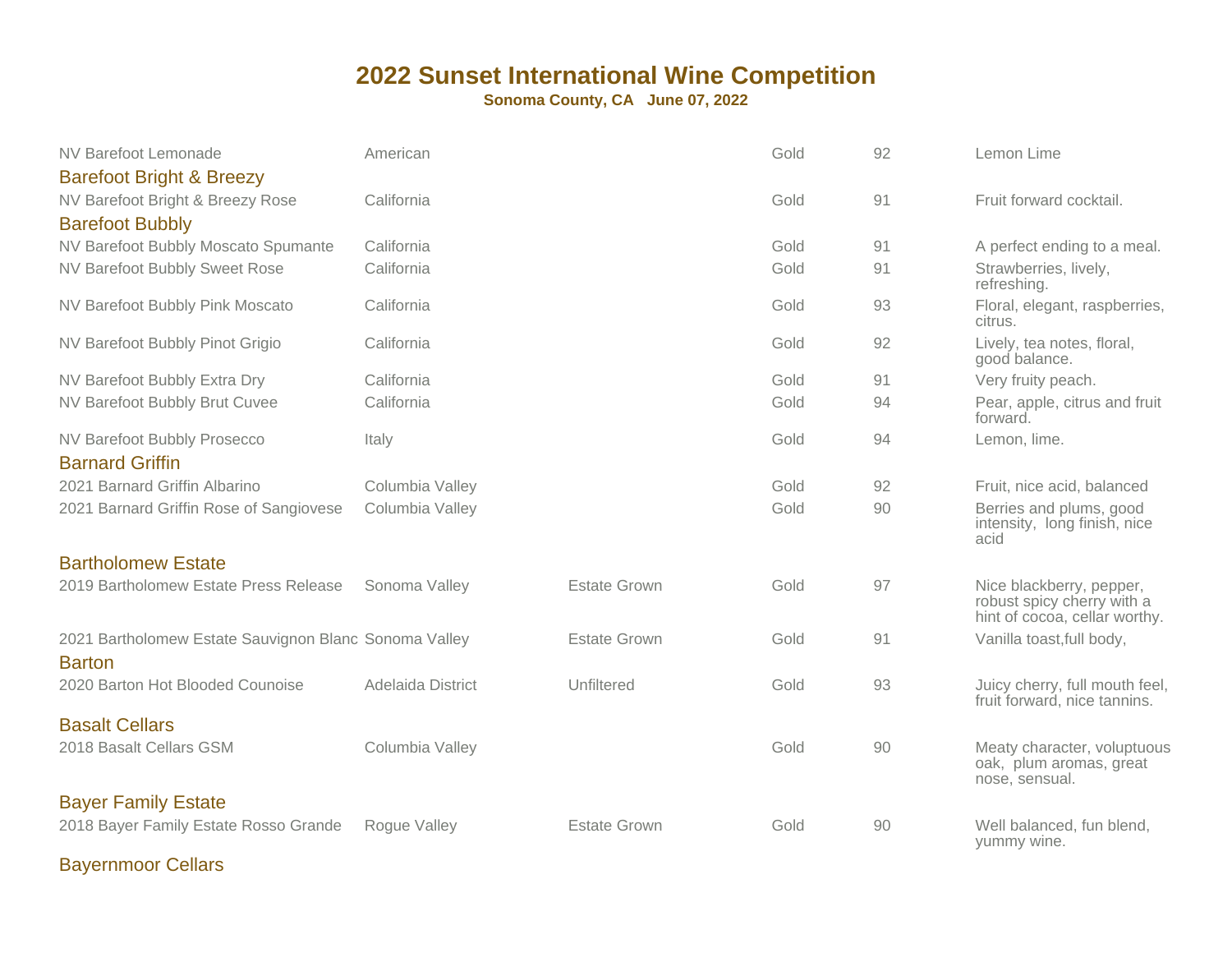# 2022 Sunset International Wine Competition

**Sonoma County, CA June 07, 2022**

| | | | | | |
|---|---|---|---|---|---|
| NV Barefoot Lemonade | American | | Gold | 92 | Lemon Lime |

### Barefoot Bright & Breezy

| | | | | | |
|---|---|---|---|---|---|
| NV Barefoot Bright & Breezy Rose | California | | Gold | 91 | Fruit forward cocktail. |

### Barefoot Bubbly

| | | | | | |
|---|---|---|---|---|---|
| NV Barefoot Bubbly Moscato Spumante | California | | Gold | 91 | A perfect ending to a meal. |
| NV Barefoot Bubbly Sweet Rose | California | | Gold | 91 | Strawberries, lively, refreshing. |
| NV Barefoot Bubbly Pink Moscato | California | | Gold | 93 | Floral, elegant, raspberries, citrus. |
| NV Barefoot Bubbly Pinot Grigio | California | | Gold | 92 | Lively, tea notes, floral, good balance. |
| NV Barefoot Bubbly Extra Dry | California | | Gold | 91 | Very fruity peach. |
| NV Barefoot Bubbly Brut Cuvee | California | | Gold | 94 | Pear, apple, citrus and fruit forward. |
| NV Barefoot Bubbly Prosecco | Italy | | Gold | 94 | Lemon, lime. |

### Barnard Griffin

| | | | | | |
|---|---|---|---|---|---|
| 2021 Barnard Griffin Albarino | Columbia Valley | | Gold | 92 | Fruit, nice acid, balanced |
| 2021 Barnard Griffin Rose of Sangiovese | Columbia Valley | | Gold | 90 | Berries and plums, good intensity, long finish, nice acid |

### Bartholomew Estate

| | | | | | |
|---|---|---|---|---|---|
| 2019 Bartholomew Estate Press Release | Sonoma Valley | Estate Grown | Gold | 97 | Nice blackberry, pepper, robust spicy cherry with a hint of cocoa, cellar worthy. |
| 2021 Bartholomew Estate Sauvignon Blanc | Sonoma Valley | Estate Grown | Gold | 91 | Vanilla toast,full body, |

### Barton

| | | | | | |
|---|---|---|---|---|---|
| 2020 Barton Hot Blooded Counoise | Adelaida District | Unfiltered | Gold | 93 | Juicy cherry, full mouth feel, fruit forward, nice tannins. |

### Basalt Cellars

| | | | | | |
|---|---|---|---|---|---|
| 2018 Basalt Cellars GSM | Columbia Valley | | Gold | 90 | Meaty character, voluptuous oak, plum aromas, great nose, sensual. |

### Bayer Family Estate

| | | | | | |
|---|---|---|---|---|---|
| 2018 Bayer Family Estate Rosso Grande | Rogue Valley | Estate Grown | Gold | 90 | Well balanced, fun blend, yummy wine. |

### Bayernmoor Cellars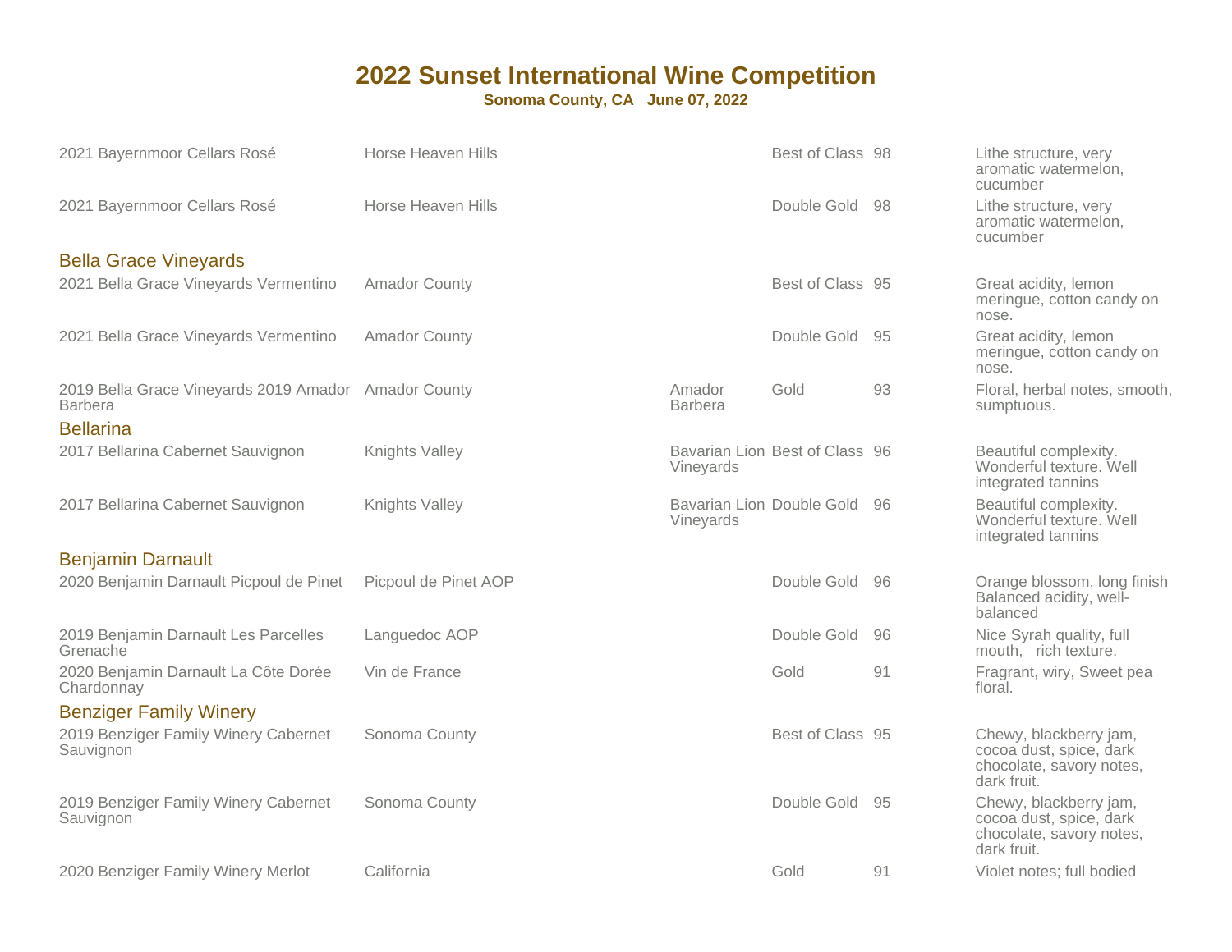# 2022 Sunset International Wine Competition

**Sonoma County, CA June 07, 2022**

| Wine | Appellation | Vineyard | Award | Score | Notes |
|---|---|---|---|---|---|
| 2021 Bayernmoor Cellars Rosé | Horse Heaven Hills | | Best of Class | 98 | Lithe structure, very aromatic watermelon, cucumber |
| 2021 Bayernmoor Cellars Rosé | Horse Heaven Hills | | Double Gold | 98 | Lithe structure, very aromatic watermelon, cucumber |

## Bella Grace Vineyards

| Wine | Appellation | Vineyard | Award | Score | Notes |
|---|---|---|---|---|---|
| 2021 Bella Grace Vineyards Vermentino | Amador County | | Best of Class | 95 | Great acidity, lemon meringue, cotton candy on nose. |
| 2021 Bella Grace Vineyards Vermentino | Amador County | | Double Gold | 95 | Great acidity, lemon meringue, cotton candy on nose. |
| 2019 Bella Grace Vineyards 2019 Amador Barbera | Amador County | Amador Barbera | Gold | 93 | Floral, herbal notes, smooth, sumptuous. |

## Bellarina

| Wine | Appellation | Vineyard | Award | Score | Notes |
|---|---|---|---|---|---|
| 2017 Bellarina Cabernet Sauvignon | Knights Valley | Bavarian Lion Vineyards | Best of Class | 96 | Beautiful complexity. Wonderful texture. Well integrated tannins |
| 2017 Bellarina Cabernet Sauvignon | Knights Valley | Bavarian Lion Vineyards | Double Gold | 96 | Beautiful complexity. Wonderful texture. Well integrated tannins |

## Benjamin Darnault

| Wine | Appellation | Vineyard | Award | Score | Notes |
|---|---|---|---|---|---|
| 2020 Benjamin Darnault Picpoul de Pinet | Picpoul de Pinet AOP | | Double Gold | 96 | Orange blossom, long finish Balanced acidity, well-balanced |
| 2019 Benjamin Darnault Les Parcelles Grenache | Languedoc AOP | | Double Gold | 96 | Nice Syrah quality, full mouth, rich texture. |
| 2020 Benjamin Darnault La Côte Dorée Chardonnay | Vin de France | | Gold | 91 | Fragrant, wiry, Sweet pea floral. |

## Benziger Family Winery

| Wine | Appellation | Vineyard | Award | Score | Notes |
|---|---|---|---|---|---|
| 2019 Benziger Family Winery Cabernet Sauvignon | Sonoma County | | Best of Class | 95 | Chewy, blackberry jam, cocoa dust, spice, dark chocolate, savory notes, dark fruit. |
| 2019 Benziger Family Winery Cabernet Sauvignon | Sonoma County | | Double Gold | 95 | Chewy, blackberry jam, cocoa dust, spice, dark chocolate, savory notes, dark fruit. |
| 2020 Benziger Family Winery Merlot | California | | Gold | 91 | Violet notes; full bodied |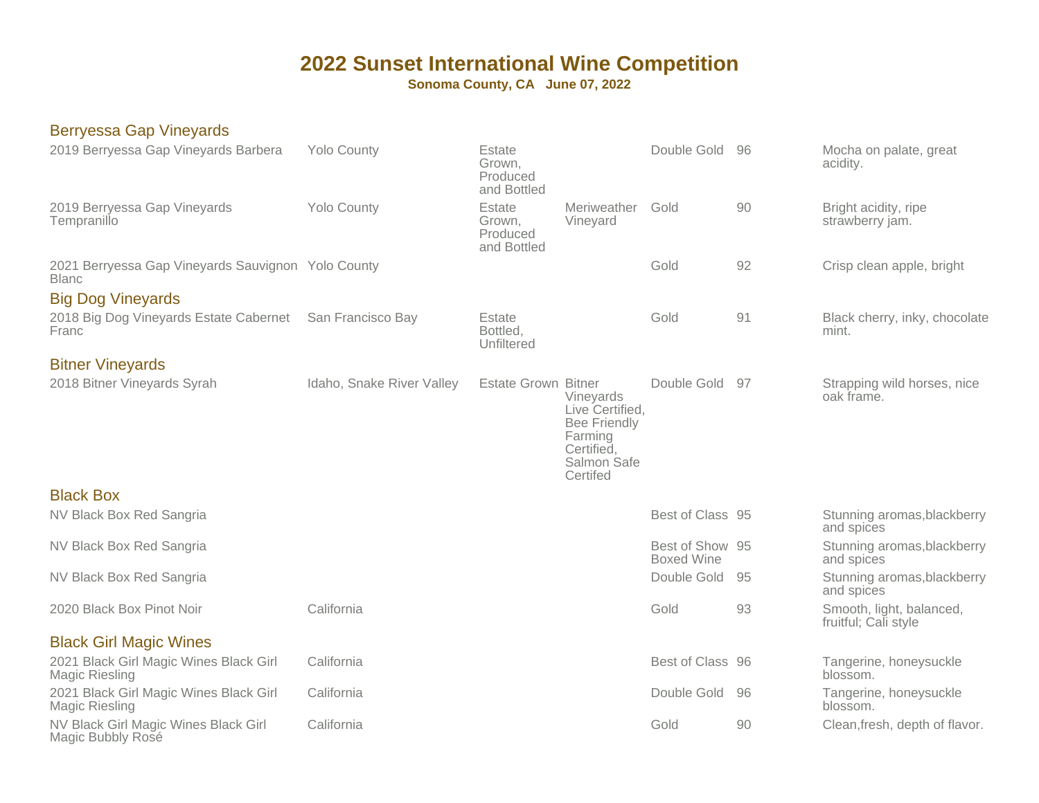# 2022 Sunset International Wine Competition

**Sonoma County, CA June 07, 2022**

## Berryessa Gap Vineyards

| Wine | Appellation | Designation | Vineyard | Award | Score | Notes |
|---|---|---|---|---|---|---|
| 2019 Berryessa Gap Vineyards Barbera | Yolo County | Estate Grown, Produced and Bottled | | Double Gold | 96 | Mocha on palate, great acidity. |
| 2019 Berryessa Gap Vineyards Tempranillo | Yolo County | Estate Grown, Produced and Bottled | Meriweather Vineyard | Gold | 90 | Bright acidity, ripe strawberry jam. |
| 2021 Berryessa Gap Vineyards Sauvignon Blanc | Yolo County | | | Gold | 92 | Crisp clean apple, bright |

## Big Dog Vineyards

| Wine | Appellation | Designation | Vineyard | Award | Score | Notes |
|---|---|---|---|---|---|---|
| 2018 Big Dog Vineyards Estate Cabernet Franc | San Francisco Bay | Estate Bottled, Unfiltered | | Gold | 91 | Black cherry, inky, chocolate mint. |

## Bitner Vineyards

| Wine | Appellation | Designation | Vineyard | Award | Score | Notes |
|---|---|---|---|---|---|---|
| 2018 Bitner Vineyards Syrah | Idaho, Snake River Valley | Estate Grown | Bitner Vineyards Live Certified, Bee Friendly Farming Certified, Salmon Safe Certifed | Double Gold | 97 | Strapping wild horses, nice oak frame. |

## Black Box

| Wine | Appellation | Designation | Vineyard | Award | Score | Notes |
|---|---|---|---|---|---|---|
| NV Black Box Red Sangria | | | | Best of Class | 95 | Stunning aromas,blackberry and spices |
| NV Black Box Red Sangria | | | | Best of Show Boxed Wine | 95 | Stunning aromas,blackberry and spices |
| NV Black Box Red Sangria | | | | Double Gold | 95 | Stunning aromas,blackberry and spices |
| 2020 Black Box Pinot Noir | California | | | Gold | 93 | Smooth, light, balanced, fruitful; Cali style |

## Black Girl Magic Wines

| Wine | Appellation | Designation | Vineyard | Award | Score | Notes |
|---|---|---|---|---|---|---|
| 2021 Black Girl Magic Wines Black Girl Magic Riesling | California | | | Best of Class | 96 | Tangerine, honeysuckle blossom. |
| 2021 Black Girl Magic Wines Black Girl Magic Riesling | California | | | Double Gold | 96 | Tangerine, honeysuckle blossom. |
| NV Black Girl Magic Wines Black Girl Magic Bubbly Rosé | California | | | Gold | 90 | Clean,fresh, depth of flavor. |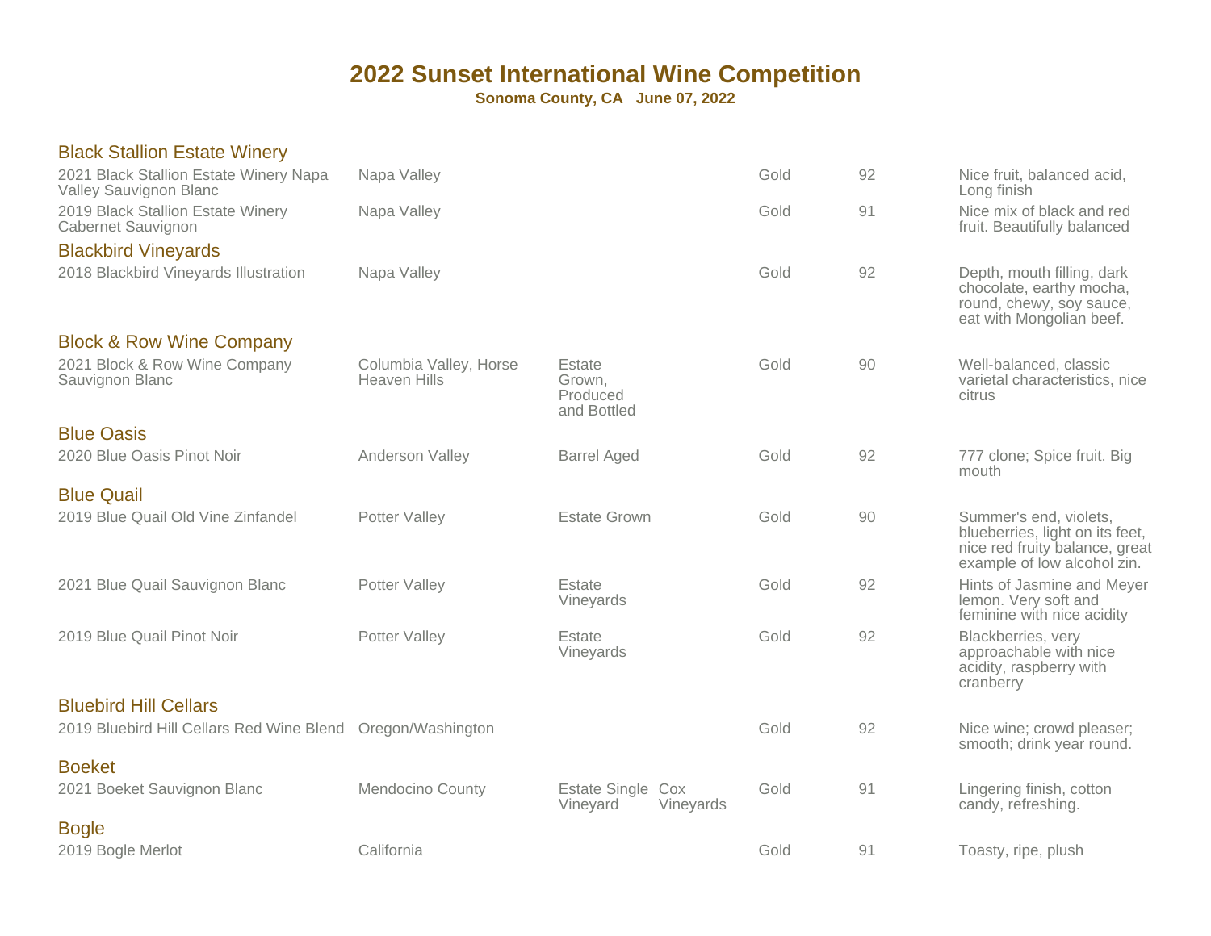# 2022 Sunset International Wine Competition

**Sonoma County, CA June 07, 2022**

## Black Stallion Estate Winery

| Wine | Appellation | Designation | Vineyard | Medal | Score | Notes |
|---|---|---|---|---|---|---|
| 2021 Black Stallion Estate Winery Napa Valley Sauvignon Blanc | Napa Valley | | | Gold | 92 | Nice fruit, balanced acid, Long finish |
| 2019 Black Stallion Estate Winery Cabernet Sauvignon | Napa Valley | | | Gold | 91 | Nice mix of black and red fruit. Beautifully balanced |

## Blackbird Vineyards

| Wine | Appellation | Designation | Vineyard | Medal | Score | Notes |
|---|---|---|---|---|---|---|
| 2018 Blackbird Vineyards Illustration | Napa Valley | | | Gold | 92 | Depth, mouth filling, dark chocolate, earthy mocha, round, chewy, soy sauce, eat with Mongolian beef. |

## Block & Row Wine Company

| Wine | Appellation | Designation | Vineyard | Medal | Score | Notes |
|---|---|---|---|---|---|---|
| 2021 Block & Row Wine Company Sauvignon Blanc | Columbia Valley, Horse Heaven Hills | Estate Grown, Produced and Bottled | | Gold | 90 | Well-balanced, classic varietal characteristics, nice citrus |

## Blue Oasis

| Wine | Appellation | Designation | Vineyard | Medal | Score | Notes |
|---|---|---|---|---|---|---|
| 2020 Blue Oasis Pinot Noir | Anderson Valley | Barrel Aged | | Gold | 92 | 777 clone; Spice fruit. Big mouth |

## Blue Quail

| Wine | Appellation | Designation | Vineyard | Medal | Score | Notes |
|---|---|---|---|---|---|---|
| 2019 Blue Quail Old Vine Zinfandel | Potter Valley | Estate Grown | | Gold | 90 | Summer's end, violets, blueberries, light on its feet, nice red fruity balance, great example of low alcohol zin. |
| 2021 Blue Quail Sauvignon Blanc | Potter Valley | Estate Vineyards | | Gold | 92 | Hints of Jasmine and Meyer lemon. Very soft and feminine with nice acidity |
| 2019 Blue Quail Pinot Noir | Potter Valley | Estate Vineyards | | Gold | 92 | Blackberries, very approachable with nice acidity, raspberry with cranberry |

## Bluebird Hill Cellars

| Wine | Appellation | Designation | Vineyard | Medal | Score | Notes |
|---|---|---|---|---|---|---|
| 2019 Bluebird Hill Cellars Red Wine Blend | Oregon/Washington | | | Gold | 92 | Nice wine; crowd pleaser; smooth; drink year round. |

## Boeket

| Wine | Appellation | Designation | Vineyard | Medal | Score | Notes |
|---|---|---|---|---|---|---|
| 2021 Boeket Sauvignon Blanc | Mendocino County | Estate Single Vineyard | Cox Vineyards | Gold | 91 | Lingering finish, cotton candy, refreshing. |

## Bogle

| Wine | Appellation | Designation | Vineyard | Medal | Score | Notes |
|---|---|---|---|---|---|---|
| 2019 Bogle Merlot | California | | | Gold | 91 | Toasty, ripe, plush |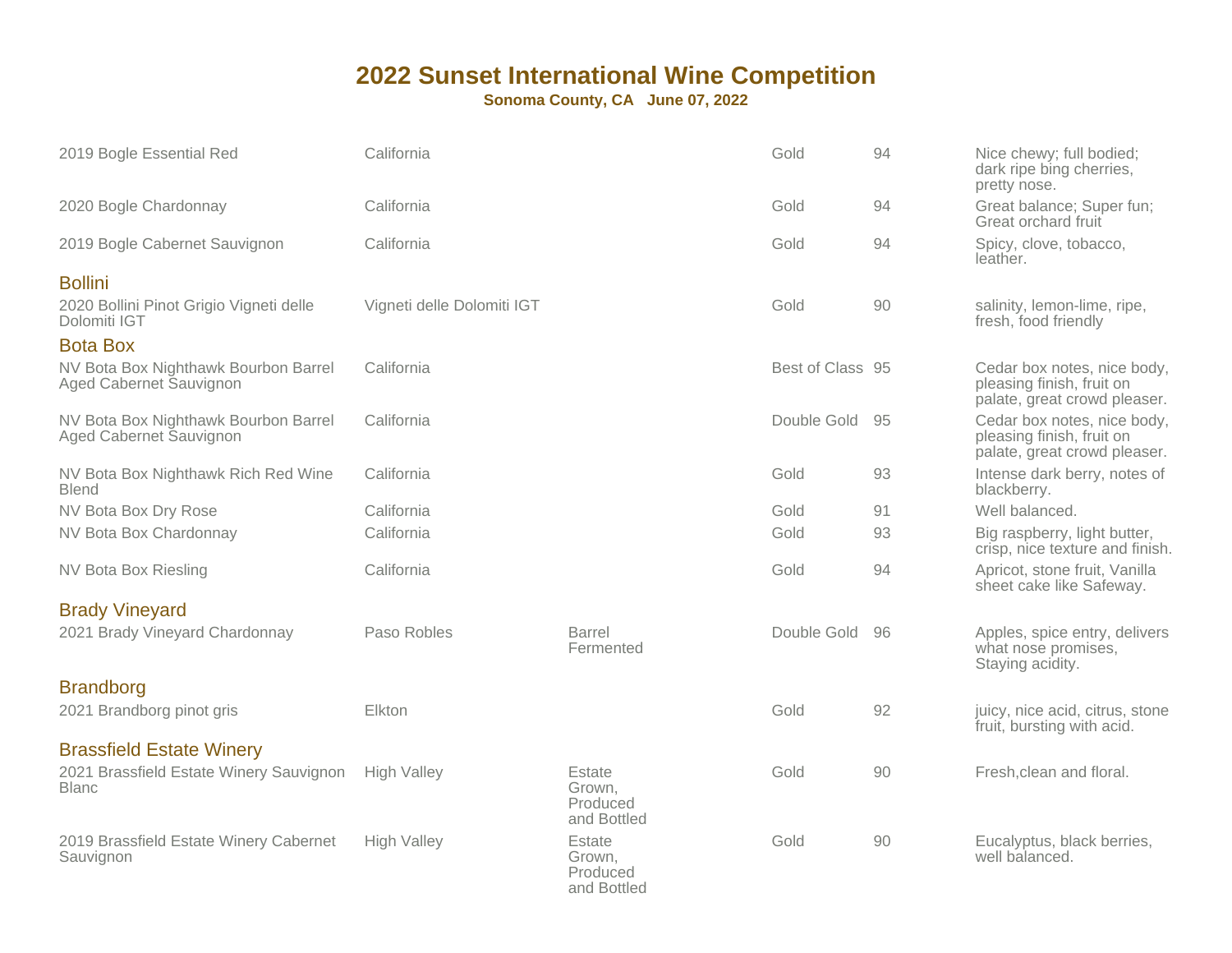# 2022 Sunset International Wine Competition

**Sonoma County, CA June 07, 2022**

| Wine | Appellation | Notes | Award | Score | Tasting Notes |
|---|---|---|---|---|---|
| 2019 Bogle Essential Red | California | | Gold | 94 | Nice chewy; full bodied; dark ripe bing cherries, pretty nose. |
| 2020 Bogle Chardonnay | California | | Gold | 94 | Great balance; Super fun; Great orchard fruit |
| 2019 Bogle Cabernet Sauvignon | California | | Gold | 94 | Spicy, clove, tobacco, leather. |
| **Bollini** | | | | | |
| 2020 Bollini Pinot Grigio Vigneti delle Dolomiti IGT | Vigneti delle Dolomiti IGT | | Gold | 90 | salinity, lemon-lime, ripe, fresh, food friendly |
| **Bota Box** | | | | | |
| NV Bota Box Nighthawk Bourbon Barrel Aged Cabernet Sauvignon | California | | Best of Class | 95 | Cedar box notes, nice body, pleasing finish, fruit on palate, great crowd pleaser. |
| NV Bota Box Nighthawk Bourbon Barrel Aged Cabernet Sauvignon | California | | Double Gold | 95 | Cedar box notes, nice body, pleasing finish, fruit on palate, great crowd pleaser. |
| NV Bota Box Nighthawk Rich Red Wine Blend | California | | Gold | 93 | Intense dark berry, notes of blackberry. |
| NV Bota Box Dry Rose | California | | Gold | 91 | Well balanced. |
| NV Bota Box Chardonnay | California | | Gold | 93 | Big raspberry, light butter, crisp, nice texture and finish. |
| NV Bota Box Riesling | California | | Gold | 94 | Apricot, stone fruit, Vanilla sheet cake like Safeway. |
| **Brady Vineyard** | | | | | |
| 2021 Brady Vineyard Chardonnay | Paso Robles | Barrel Fermented | Double Gold | 96 | Apples, spice entry, delivers what nose promises, Staying acidity. |
| **Brandborg** | | | | | |
| 2021 Brandborg pinot gris | Elkton | | Gold | 92 | juicy, nice acid, citrus, stone fruit, bursting with acid. |
| **Brassfield Estate Winery** | | | | | |
| 2021 Brassfield Estate Winery Sauvignon Blanc | High Valley | Estate Grown, Produced and Bottled | Gold | 90 | Fresh,clean and floral. |
| 2019 Brassfield Estate Winery Cabernet Sauvignon | High Valley | Estate Grown, Produced and Bottled | Gold | 90 | Eucalyptus, black berries, well balanced. |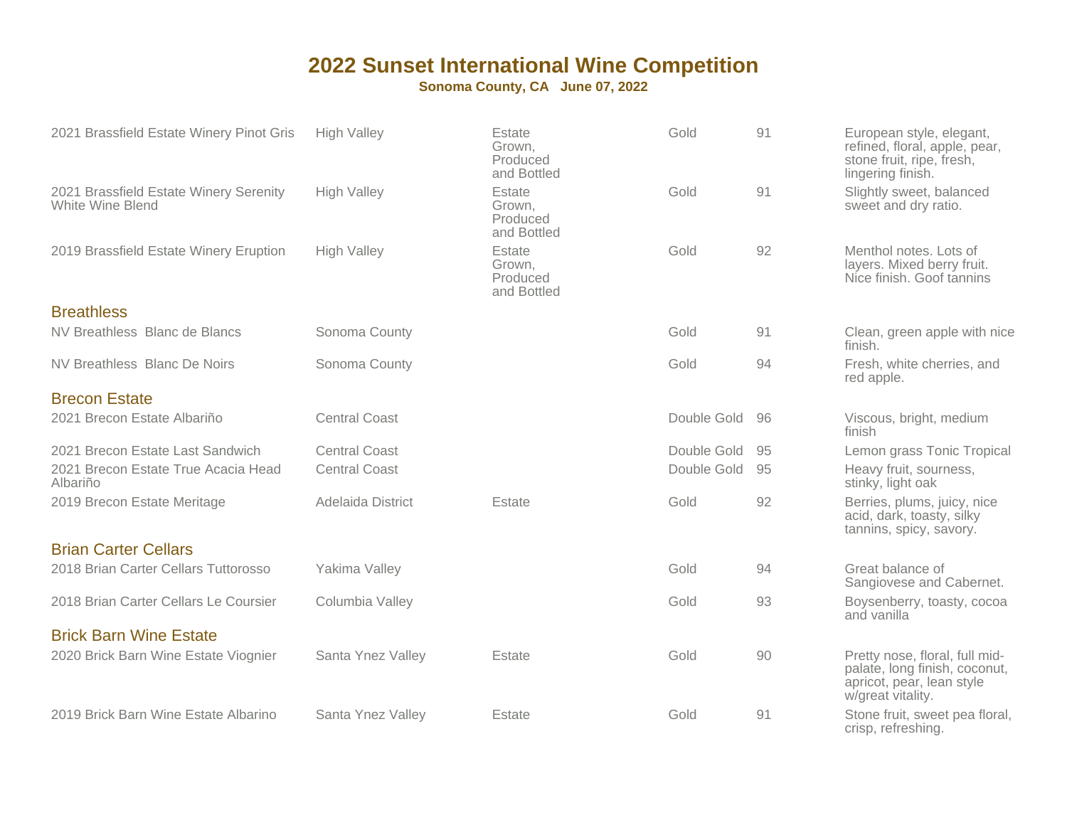# 2022 Sunset International Wine Competition

**Sonoma County, CA June 07, 2022**

| Wine | Appellation | Designation | Award | Score | Notes |
|---|---|---|---|---|---|
| 2021 Brassfield Estate Winery Pinot Gris | High Valley | Estate Grown, Produced and Bottled | Gold | 91 | European style, elegant, refined, floral, apple, pear, stone fruit, ripe, fresh, lingering finish. |
| 2021 Brassfield Estate Winery Serenity White Wine Blend | High Valley | Estate Grown, Produced and Bottled | Gold | 91 | Slightly sweet, balanced sweet and dry ratio. |
| 2019 Brassfield Estate Winery Eruption | High Valley | Estate Grown, Produced and Bottled | Gold | 92 | Menthol notes. Lots of layers. Mixed berry fruit. Nice finish. Goof tannins |

## Breathless

| Wine | Appellation | Designation | Award | Score | Notes |
|---|---|---|---|---|---|
| NV Breathless Blanc de Blancs | Sonoma County | | Gold | 91 | Clean, green apple with nice finish. |
| NV Breathless Blanc De Noirs | Sonoma County | | Gold | 94 | Fresh, white cherries, and red apple. |

## Brecon Estate

| Wine | Appellation | Designation | Award | Score | Notes |
|---|---|---|---|---|---|
| 2021 Brecon Estate Albariño | Central Coast | | Double Gold | 96 | Viscous, bright, medium finish |
| 2021 Brecon Estate Last Sandwich | Central Coast | | Double Gold | 95 | Lemon grass Tonic Tropical |
| 2021 Brecon Estate True Acacia Head Albariño | Central Coast | | Double Gold | 95 | Heavy fruit, sourness, stinky, light oak |
| 2019 Brecon Estate Meritage | Adelaida District | Estate | Gold | 92 | Berries, plums, juicy, nice acid, dark, toasty, silky tannins, spicy, savory. |

## Brian Carter Cellars

| Wine | Appellation | Designation | Award | Score | Notes |
|---|---|---|---|---|---|
| 2018 Brian Carter Cellars Tuttorosso | Yakima Valley | | Gold | 94 | Great balance of Sangiovese and Cabernet. |
| 2018 Brian Carter Cellars Le Coursier | Columbia Valley | | Gold | 93 | Boysenberry, toasty, cocoa and vanilla |

## Brick Barn Wine Estate

| Wine | Appellation | Designation | Award | Score | Notes |
|---|---|---|---|---|---|
| 2020 Brick Barn Wine Estate Viognier | Santa Ynez Valley | Estate | Gold | 90 | Pretty nose, floral, full mid-palate, long finish, coconut, apricot, pear, lean style w/great vitality. |
| 2019 Brick Barn Wine Estate Albarino | Santa Ynez Valley | Estate | Gold | 91 | Stone fruit, sweet pea floral, crisp, refreshing. |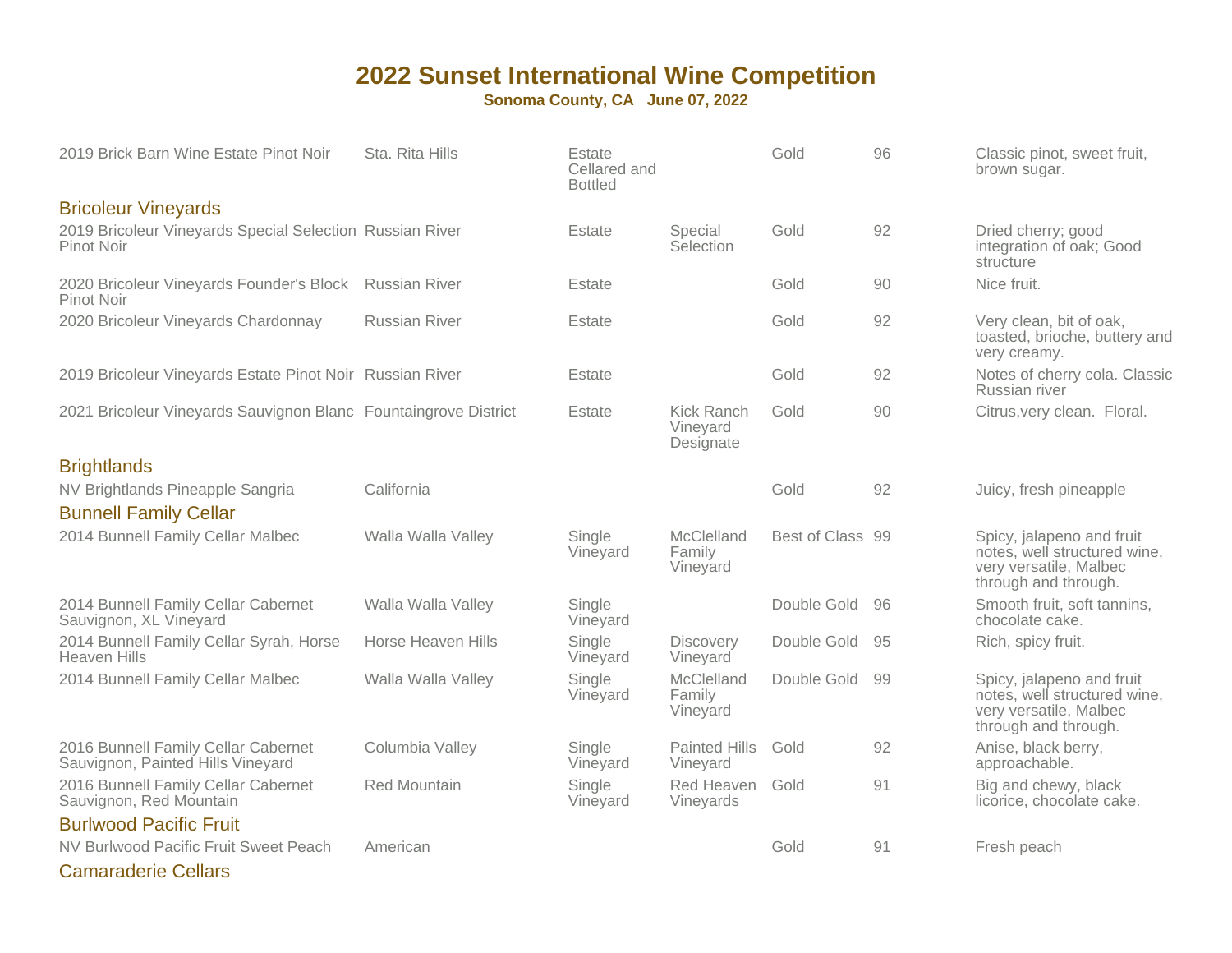# 2022 Sunset International Wine Competition

**Sonoma County, CA June 07, 2022**

| Wine | Appellation | Designation | Vineyard | Award | Score | Notes |
|---|---|---|---|---|---|---|
| 2019 Brick Barn Wine Estate Pinot Noir | Sta. Rita Hills | Estate Cellared and Bottled | | Gold | 96 | Classic pinot, sweet fruit, brown sugar. |

## Bricoleur Vineyards

| Wine | Appellation | Designation | Vineyard | Award | Score | Notes |
|---|---|---|---|---|---|---|
| 2019 Bricoleur Vineyards Special Selection Pinot Noir | Russian River | Estate | Special Selection | Gold | 92 | Dried cherry; good integration of oak; Good structure |
| 2020 Bricoleur Vineyards Founder's Block Pinot Noir | Russian River | Estate | | Gold | 90 | Nice fruit. |
| 2020 Bricoleur Vineyards Chardonnay | Russian River | Estate | | Gold | 92 | Very clean, bit of oak, toasted, brioche, buttery and very creamy. |
| 2019 Bricoleur Vineyards Estate Pinot Noir | Russian River | Estate | | Gold | 92 | Notes of cherry cola. Classic Russian river |
| 2021 Bricoleur Vineyards Sauvignon Blanc | Fountaingrove District | Estate | Kick Ranch Vineyard Designate | Gold | 90 | Citrus,very clean. Floral. |

## Brightlands

| Wine | Appellation | Designation | Vineyard | Award | Score | Notes |
|---|---|---|---|---|---|---|
| NV Brightlands Pineapple Sangria | California | | | Gold | 92 | Juicy, fresh pineapple |

## Bunnell Family Cellar

| Wine | Appellation | Designation | Vineyard | Award | Score | Notes |
|---|---|---|---|---|---|---|
| 2014 Bunnell Family Cellar Malbec | Walla Walla Valley | Single Vineyard | McClelland Family Vineyard | Best of Class | 99 | Spicy, jalapeno and fruit notes, well structured wine, very versatile, Malbec through and through. |
| 2014 Bunnell Family Cellar Cabernet Sauvignon, XL Vineyard | Walla Walla Valley | Single Vineyard | | Double Gold | 96 | Smooth fruit, soft tannins, chocolate cake. |
| 2014 Bunnell Family Cellar Syrah, Horse Heaven Hills | Horse Heaven Hills | Single Vineyard | Discovery Vineyard | Double Gold | 95 | Rich, spicy fruit. |
| 2014 Bunnell Family Cellar Malbec | Walla Walla Valley | Single Vineyard | McClelland Family Vineyard | Double Gold | 99 | Spicy, jalapeno and fruit notes, well structured wine, very versatile, Malbec through and through. |
| 2016 Bunnell Family Cellar Cabernet Sauvignon, Painted Hills Vineyard | Columbia Valley | Single Vineyard | Painted Hills Vineyard | Gold | 92 | Anise, black berry, approachable. |
| 2016 Bunnell Family Cellar Cabernet Sauvignon, Red Mountain | Red Mountain | Single Vineyard | Red Heaven Vineyards | Gold | 91 | Big and chewy, black licorice, chocolate cake. |

## Burlwood Pacific Fruit

| Wine | Appellation | Designation | Vineyard | Award | Score | Notes |
|---|---|---|---|---|---|---|
| NV Burlwood Pacific Fruit Sweet Peach | American | | | Gold | 91 | Fresh peach |

## Camaraderie Cellars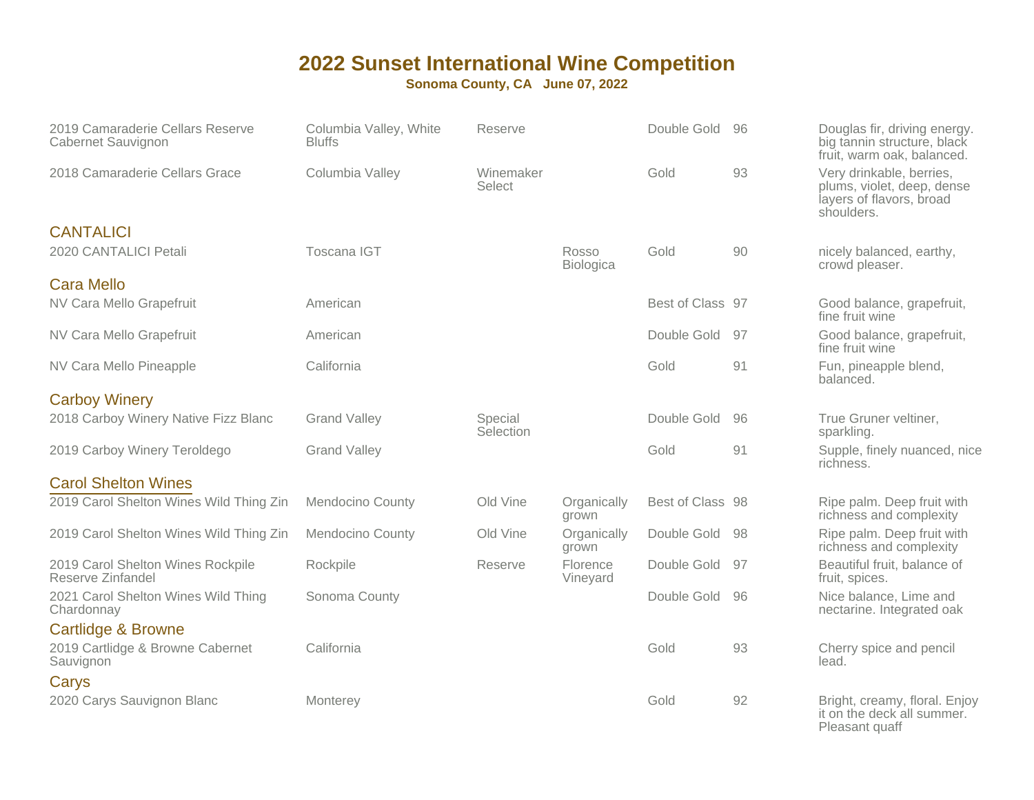# 2022 Sunset International Wine Competition

**Sonoma County, CA June 07, 2022**

| Wine | Appellation | Designation | Vineyard/Notes | Award | Score | Tasting Notes |
|---|---|---|---|---|---|---|
| 2019 Camaraderie Cellars Reserve Cabernet Sauvignon | Columbia Valley, White Bluffs | Reserve | | Double Gold | 96 | Douglas fir, driving energy. big tannin structure, black fruit, warm oak, balanced. |
| 2018 Camaraderie Cellars Grace | Columbia Valley | Winemaker Select | | Gold | 93 | Very drinkable, berries, plums, violet, deep, dense layers of flavors, broad shoulders. |
| **CANTALICI** | | | | | | |
| 2020 CANTALICI Petali | Toscana IGT | | Rosso Biologica | Gold | 90 | nicely balanced, earthy, crowd pleaser. |
| **Cara Mello** | | | | | | |
| NV Cara Mello Grapefruit | American | | | Best of Class | 97 | Good balance, grapefruit, fine fruit wine |
| NV Cara Mello Grapefruit | American | | | Double Gold | 97 | Good balance, grapefruit, fine fruit wine |
| NV Cara Mello Pineapple | California | | | Gold | 91 | Fun, pineapple blend, balanced. |
| **Carboy Winery** | | | | | | |
| 2018 Carboy Winery Native Fizz Blanc | Grand Valley | Special Selection | | Double Gold | 96 | True Gruner veltiner, sparkling. |
| 2019 Carboy Winery Teroldego | Grand Valley | | | Gold | 91 | Supple, finely nuanced, nice richness. |
| **Carol Shelton Wines** | | | | | | |
| 2019 Carol Shelton Wines Wild Thing Zin | Mendocino County | Old Vine | Organically grown | Best of Class | 98 | Ripe palm. Deep fruit with richness and complexity |
| 2019 Carol Shelton Wines Wild Thing Zin | Mendocino County | Old Vine | Organically grown | Double Gold | 98 | Ripe palm. Deep fruit with richness and complexity |
| 2019 Carol Shelton Wines Rockpile Reserve Zinfandel | Rockpile | Reserve | Florence Vineyard | Double Gold | 97 | Beautiful fruit, balance of fruit, spices. |
| 2021 Carol Shelton Wines Wild Thing Chardonnay | Sonoma County | | | Double Gold | 96 | Nice balance, Lime and nectarine. Integrated oak |
| **Cartlidge & Browne** | | | | | | |
| 2019 Cartlidge & Browne Cabernet Sauvignon | California | | | Gold | 93 | Cherry spice and pencil lead. |
| **Carys** | | | | | | |
| 2020 Carys Sauvignon Blanc | Monterey | | | Gold | 92 | Bright, creamy, floral. Enjoy it on the deck all summer. Pleasant quaff |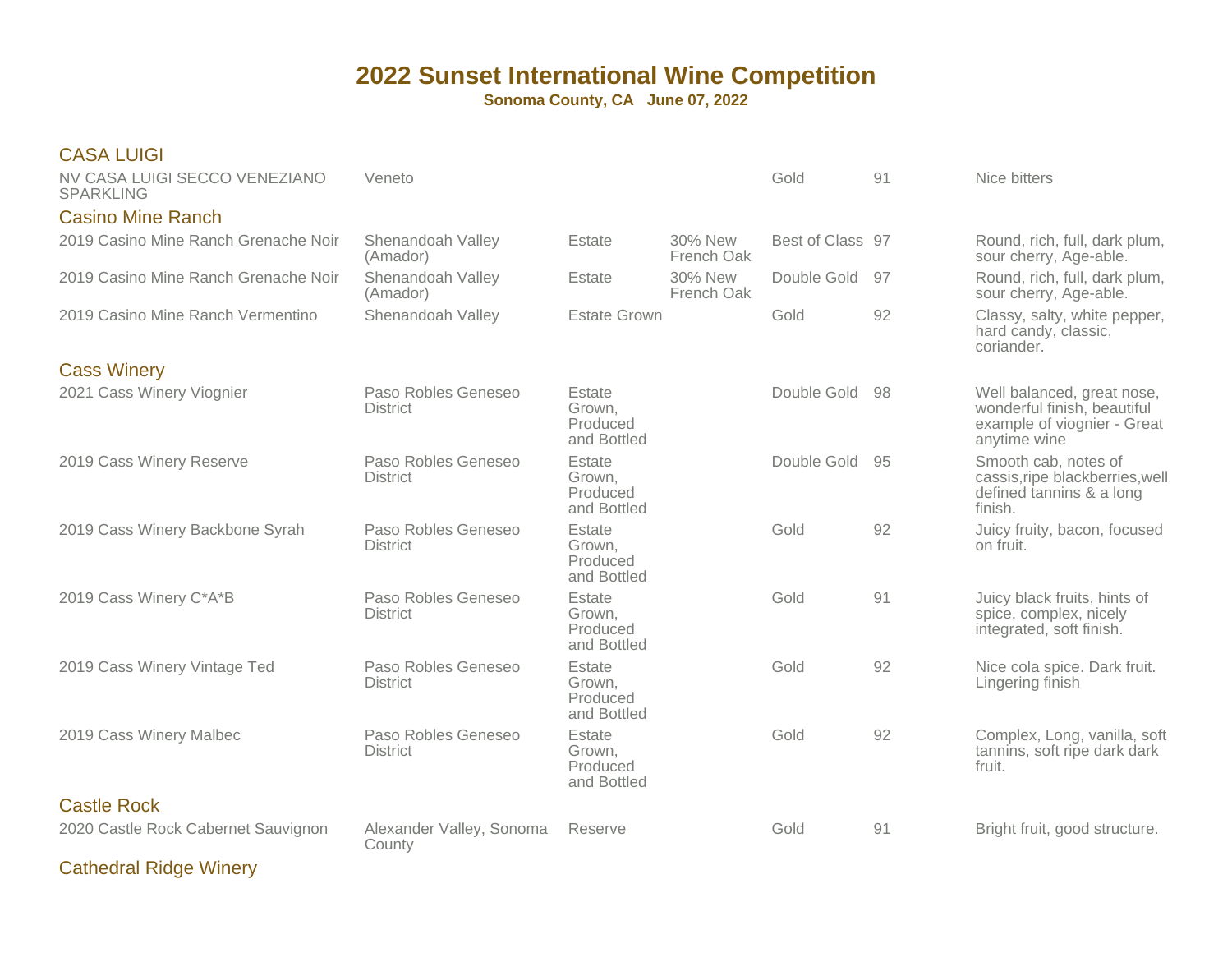# 2022 Sunset International Wine Competition

**Sonoma County, CA June 07, 2022**

## CASA LUIGI

| | | | | | | |
|---|---|---|---|---|---|---|
| NV CASA LUIGI SECCO VENEZIANO SPARKLING | Veneto | | | Gold | 91 | Nice bitters |

## Casino Mine Ranch

| | | | | | | |
|---|---|---|---|---|---|---|
| 2019 Casino Mine Ranch Grenache Noir | Shenandoah Valley (Amador) | Estate | 30% New French Oak | Best of Class | 97 | Round, rich, full, dark plum, sour cherry, Age-able. |
| 2019 Casino Mine Ranch Grenache Noir | Shenandoah Valley (Amador) | Estate | 30% New French Oak | Double Gold | 97 | Round, rich, full, dark plum, sour cherry, Age-able. |
| 2019 Casino Mine Ranch Vermentino | Shenandoah Valley | Estate Grown | | Gold | 92 | Classy, salty, white pepper, hard candy, classic, coriander. |

## Cass Winery

| | | | | | | |
|---|---|---|---|---|---|---|
| 2021 Cass Winery Viognier | Paso Robles Geneseo District | Estate Grown, Produced and Bottled | | Double Gold | 98 | Well balanced, great nose, wonderful finish, beautiful example of viognier - Great anytime wine |
| 2019 Cass Winery Reserve | Paso Robles Geneseo District | Estate Grown, Produced and Bottled | | Double Gold | 95 | Smooth cab, notes of cassis,ripe blackberries,well defined tannins & a long finish. |
| 2019 Cass Winery Backbone Syrah | Paso Robles Geneseo District | Estate Grown, Produced and Bottled | | Gold | 92 | Juicy fruity, bacon, focused on fruit. |
| 2019 Cass Winery C*A*B | Paso Robles Geneseo District | Estate Grown, Produced and Bottled | | Gold | 91 | Juicy black fruits, hints of spice, complex, nicely integrated, soft finish. |
| 2019 Cass Winery Vintage Ted | Paso Robles Geneseo District | Estate Grown, Produced and Bottled | | Gold | 92 | Nice cola spice. Dark fruit. Lingering finish |
| 2019 Cass Winery Malbec | Paso Robles Geneseo District | Estate Grown, Produced and Bottled | | Gold | 92 | Complex, Long, vanilla, soft tannins, soft ripe dark dark fruit. |

## Castle Rock

| | | | | | | |
|---|---|---|---|---|---|---|
| 2020 Castle Rock Cabernet Sauvignon | Alexander Valley, Sonoma County | Reserve | | Gold | 91 | Bright fruit, good structure. |

## Cathedral Ridge Winery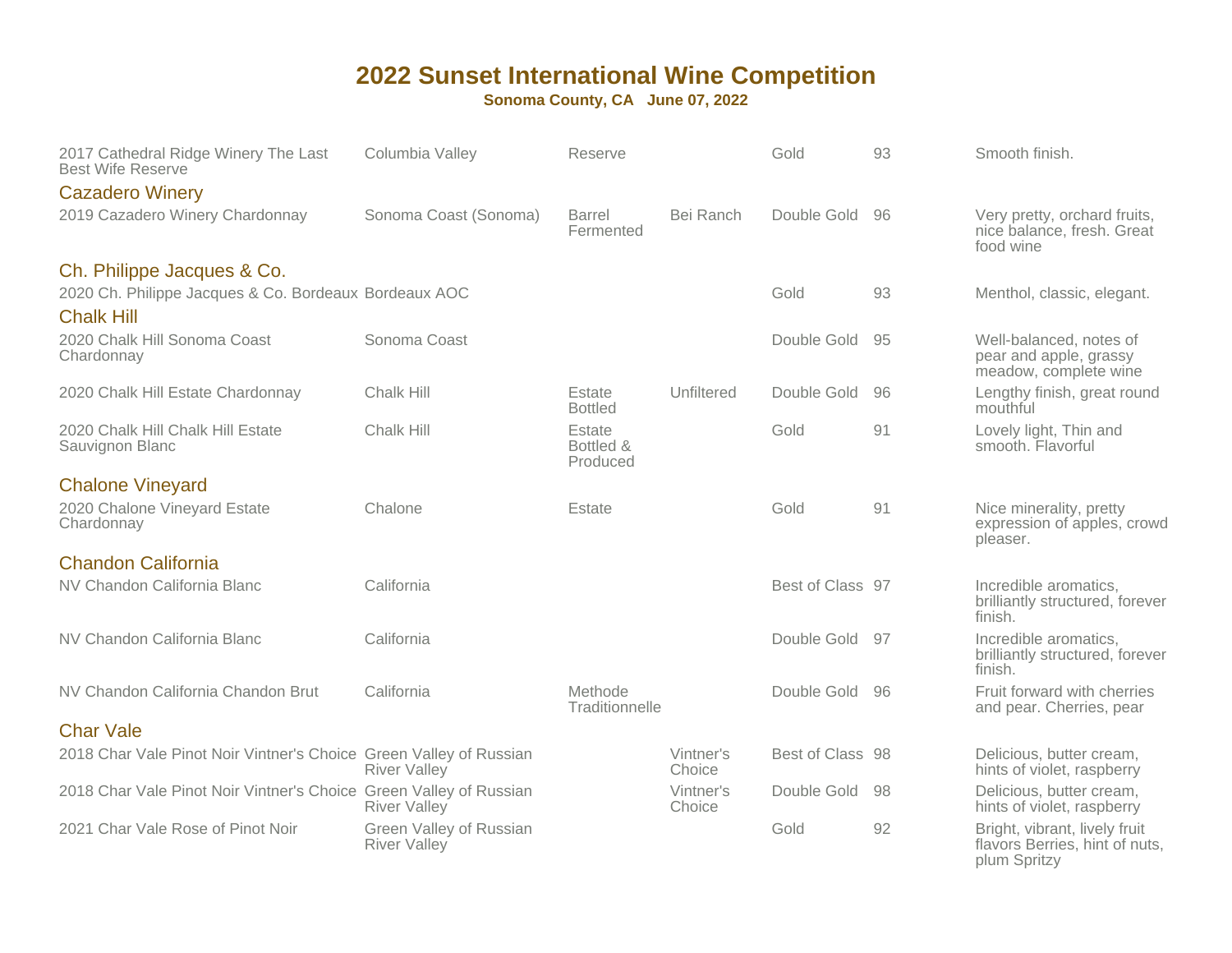# 2022 Sunset International Wine Competition

**Sonoma County, CA June 07, 2022**

| Wine | Appellation | Designation | Vineyard | Award | Score | Notes |
|---|---|---|---|---|---|---|
| 2017 Cathedral Ridge Winery The Last Best Wife Reserve | Columbia Valley | Reserve | | Gold | 93 | Smooth finish. |
| **Cazadero Winery** | | | | | | |
| 2019 Cazadero Winery Chardonnay | Sonoma Coast (Sonoma) | Barrel Fermented | Bei Ranch | Double Gold | 96 | Very pretty, orchard fruits, nice balance, fresh. Great food wine |
| **Ch. Philippe Jacques & Co.** | | | | | | |
| 2020 Ch. Philippe Jacques & Co. Bordeaux | Bordeaux AOC | | | Gold | 93 | Menthol, classic, elegant. |
| **Chalk Hill** | | | | | | |
| 2020 Chalk Hill Sonoma Coast Chardonnay | Sonoma Coast | | | Double Gold | 95 | Well-balanced, notes of pear and apple, grassy meadow, complete wine |
| 2020 Chalk Hill Estate Chardonnay | Chalk Hill | Estate Bottled | Unfiltered | Double Gold | 96 | Lengthy finish, great round mouthful |
| 2020 Chalk Hill Chalk Hill Estate Sauvignon Blanc | Chalk Hill | Estate Bottled & Produced | | Gold | 91 | Lovely light, Thin and smooth. Flavorful |
| **Chalone Vineyard** | | | | | | |
| 2020 Chalone Vineyard Estate Chardonnay | Chalone | Estate | | Gold | 91 | Nice minerality, pretty expression of apples, crowd pleaser. |
| **Chandon California** | | | | | | |
| NV Chandon California Blanc | California | | | Best of Class | 97 | Incredible aromatics, brilliantly structured, forever finish. |
| NV Chandon California Blanc | California | | | Double Gold | 97 | Incredible aromatics, brilliantly structured, forever finish. |
| NV Chandon California Chandon Brut | California | Methode Traditionnelle | | Double Gold | 96 | Fruit forward with cherries and pear. Cherries, pear |
| **Char Vale** | | | | | | |
| 2018 Char Vale Pinot Noir Vintner's Choice | Green Valley of Russian River Valley | | Vintner's Choice | Best of Class | 98 | Delicious, butter cream, hints of violet, raspberry |
| 2018 Char Vale Pinot Noir Vintner's Choice | Green Valley of Russian River Valley | | Vintner's Choice | Double Gold | 98 | Delicious, butter cream, hints of violet, raspberry |
| 2021 Char Vale Rose of Pinot Noir | Green Valley of Russian River Valley | | | Gold | 92 | Bright, vibrant, lively fruit flavors Berries, hint of nuts, plum Spritzy |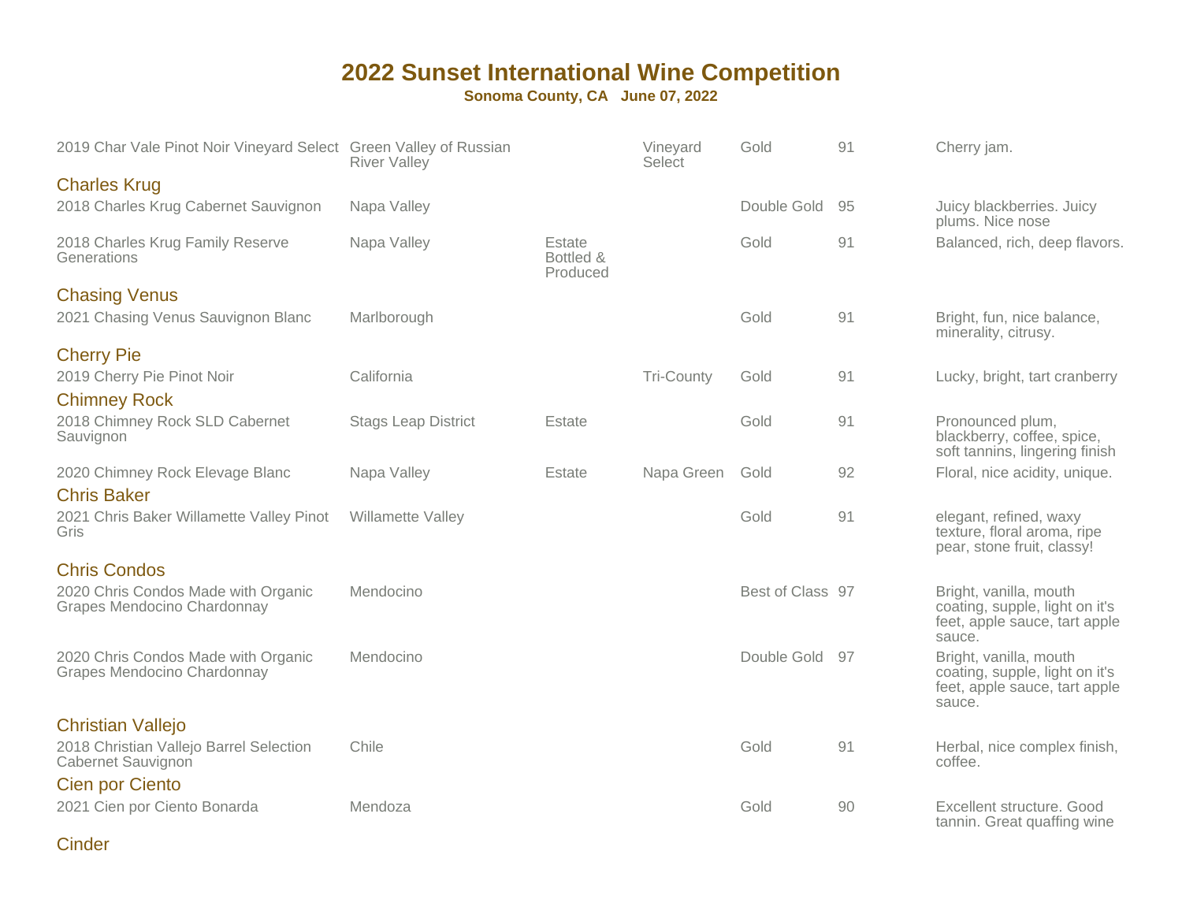# 2022 Sunset International Wine Competition

**Sonoma County, CA June 07, 2022**

| Wine | Appellation | | | Award | Score | Notes |
|---|---|---|---|---|---|---|
| 2019 Char Vale Pinot Noir Vineyard Select | Green Valley of Russian River Valley | | Vineyard Select | Gold | 91 | Cherry jam. |
| **Charles Krug** | | | | | | |
| 2018 Charles Krug Cabernet Sauvignon | Napa Valley | | | Double Gold | 95 | Juicy blackberries. Juicy plums. Nice nose |
| 2018 Charles Krug Family Reserve Generations | Napa Valley | Estate Bottled & Produced | | Gold | 91 | Balanced, rich, deep flavors. |
| **Chasing Venus** | | | | | | |
| 2021 Chasing Venus Sauvignon Blanc | Marlborough | | | Gold | 91 | Bright, fun, nice balance, minerality, citrusy. |
| **Cherry Pie** | | | | | | |
| 2019 Cherry Pie Pinot Noir | California | | Tri-County | Gold | 91 | Lucky, bright, tart cranberry |
| **Chimney Rock** | | | | | | |
| 2018 Chimney Rock SLD Cabernet Sauvignon | Stags Leap District | Estate | | Gold | 91 | Pronounced plum, blackberry, coffee, spice, soft tannins, lingering finish |
| 2020 Chimney Rock Elevage Blanc | Napa Valley | Estate | Napa Green | Gold | 92 | Floral, nice acidity, unique. |
| **Chris Baker** | | | | | | |
| 2021 Chris Baker Willamette Valley Pinot Gris | Willamette Valley | | | Gold | 91 | elegant, refined, waxy texture, floral aroma, ripe pear, stone fruit, classy! |
| **Chris Condos** | | | | | | |
| 2020 Chris Condos Made with Organic Grapes Mendocino Chardonnay | Mendocino | | | Best of Class | 97 | Bright, vanilla, mouth coating, supple, light on it's feet, apple sauce, tart apple sauce. |
| 2020 Chris Condos Made with Organic Grapes Mendocino Chardonnay | Mendocino | | | Double Gold | 97 | Bright, vanilla, mouth coating, supple, light on it's feet, apple sauce, tart apple sauce. |
| **Christian Vallejo** | | | | | | |
| 2018 Christian Vallejo Barrel Selection Cabernet Sauvignon | Chile | | | Gold | 91 | Herbal, nice complex finish, coffee. |
| **Cien por Ciento** | | | | | | |
| 2021 Cien por Ciento Bonarda | Mendoza | | | Gold | 90 | Excellent structure. Good tannin. Great quaffing wine |
| **Cinder** | | | | | | |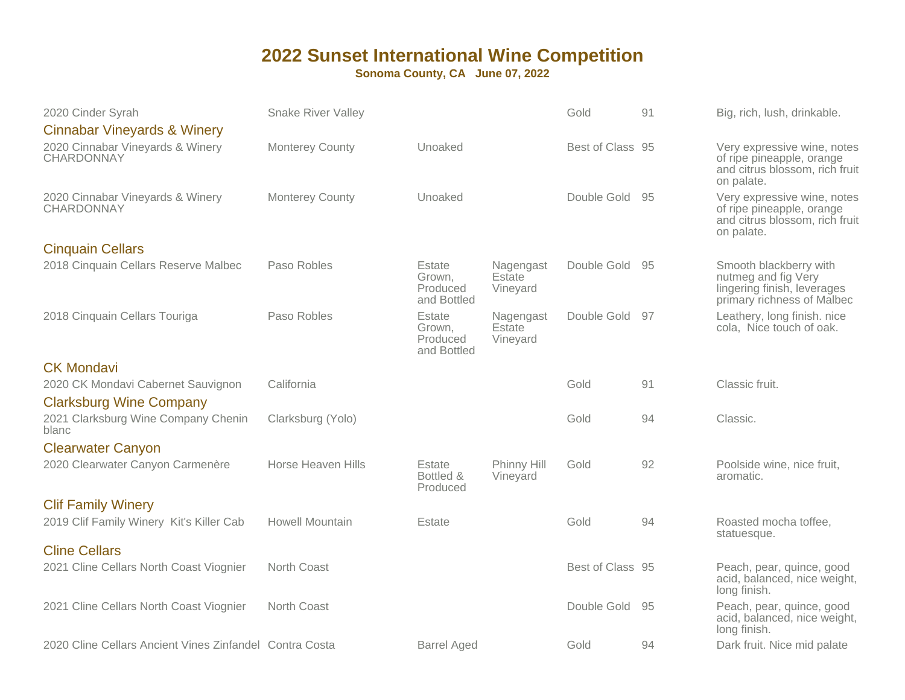# 2022 Sunset International Wine Competition

**Sonoma County, CA June 07, 2022**

| Wine | Region | Designation | Vineyard | Award | Score | Notes |
|---|---|---|---|---|---|---|
| 2020 Cinder Syrah | Snake River Valley | | | Gold | 91 | Big, rich, lush, drinkable. |
| **Cinnabar Vineyards & Winery** | | | | | | |
| 2020 Cinnabar Vineyards & Winery CHARDONNAY | Monterey County | Unoaked | | Best of Class | 95 | Very expressive wine, notes of ripe pineapple, orange and citrus blossom, rich fruit on palate. |
| 2020 Cinnabar Vineyards & Winery CHARDONNAY | Monterey County | Unoaked | | Double Gold | 95 | Very expressive wine, notes of ripe pineapple, orange and citrus blossom, rich fruit on palate. |
| **Cinquain Cellars** | | | | | | |
| 2018 Cinquain Cellars Reserve Malbec | Paso Robles | Estate Grown, Produced and Bottled | Nagengast Estate Vineyard | Double Gold | 95 | Smooth blackberry with nutmeg and fig Very lingering finish, leverages primary richness of Malbec |
| 2018 Cinquain Cellars Touriga | Paso Robles | Estate Grown, Produced and Bottled | Nagengast Estate Vineyard | Double Gold | 97 | Leathery, long finish. nice cola, Nice touch of oak. |
| **CK Mondavi** | | | | | | |
| 2020 CK Mondavi Cabernet Sauvignon | California | | | Gold | 91 | Classic fruit. |
| **Clarksburg Wine Company** | | | | | | |
| 2021 Clarksburg Wine Company Chenin blanc | Clarksburg (Yolo) | | | Gold | 94 | Classic. |
| **Clearwater Canyon** | | | | | | |
| 2020 Clearwater Canyon Carmenère | Horse Heaven Hills | Estate Bottled & Produced | Phinny Hill Vineyard | Gold | 92 | Poolside wine, nice fruit, aromatic. |
| **Clif Family Winery** | | | | | | |
| 2019 Clif Family Winery Kit's Killer Cab | Howell Mountain | Estate | | Gold | 94 | Roasted mocha toffee, statuesque. |
| **Cline Cellars** | | | | | | |
| 2021 Cline Cellars North Coast Viognier | North Coast | | | Best of Class | 95 | Peach, pear, quince, good acid, balanced, nice weight, long finish. |
| 2021 Cline Cellars North Coast Viognier | North Coast | | | Double Gold | 95 | Peach, pear, quince, good acid, balanced, nice weight, long finish. |
| 2020 Cline Cellars Ancient Vines Zinfandel | Contra Costa | Barrel Aged | | Gold | 94 | Dark fruit. Nice mid palate |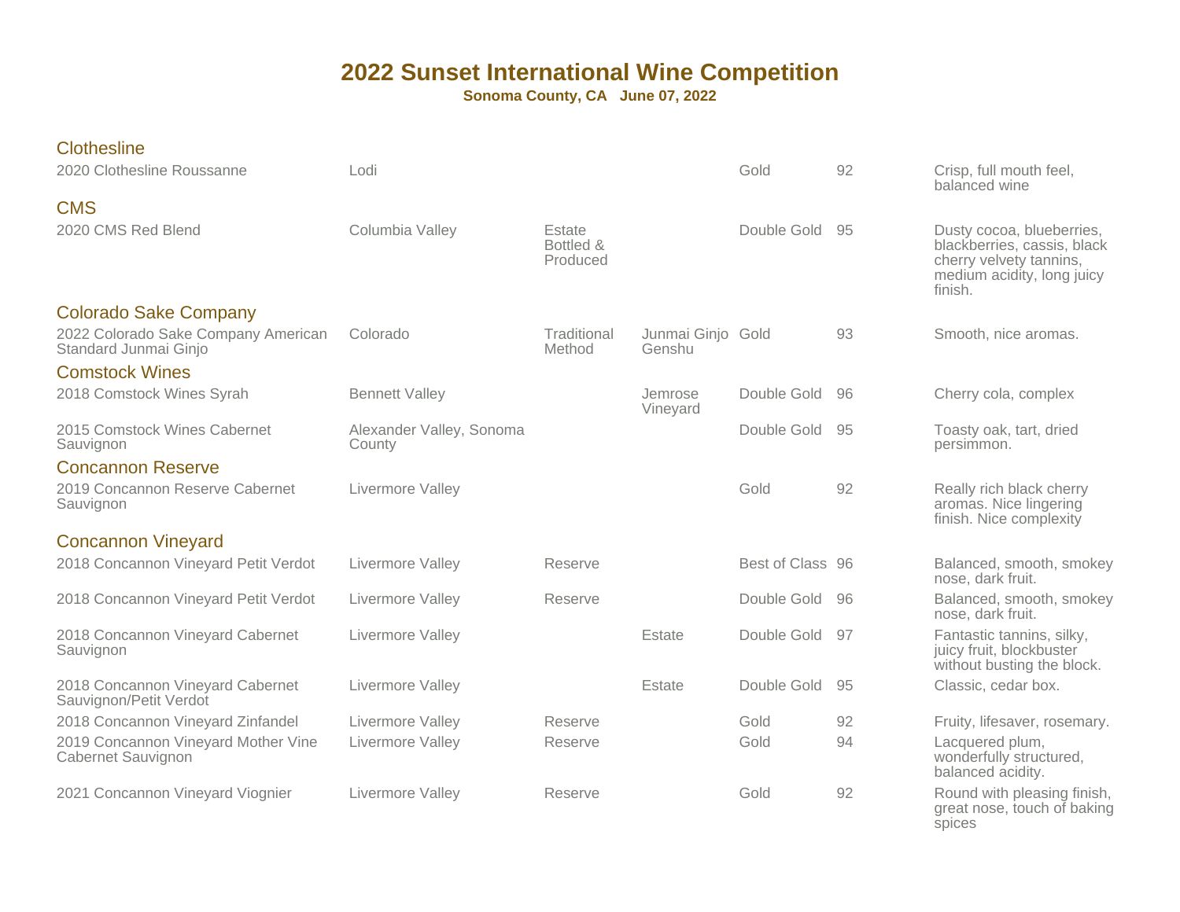# 2022 Sunset International Wine Competition

**Sonoma County, CA June 07, 2022**

## Clothesline

| Wine | Appellation | | | Award | Score | Notes |
|---|---|---|---|---|---|---|
| 2020 Clothesline Roussanne | Lodi | | | Gold | 92 | Crisp, full mouth feel, balanced wine |

## CMS

| Wine | Appellation | | | Award | Score | Notes |
|---|---|---|---|---|---|---|
| 2020 CMS Red Blend | Columbia Valley | Estate Bottled & Produced | | Double Gold | 95 | Dusty cocoa, blueberries, blackberries, cassis, black cherry velvety tannins, medium acidity, long juicy finish. |

## Colorado Sake Company

| Wine | Appellation | | | Award | Score | Notes |
|---|---|---|---|---|---|---|
| 2022 Colorado Sake Company American Standard Junmai Ginjo | Colorado | Traditional Method | Junmai Ginjo Genshu | Gold | 93 | Smooth, nice aromas. |

## Comstock Wines

| Wine | Appellation | | | Award | Score | Notes |
|---|---|---|---|---|---|---|
| 2018 Comstock Wines Syrah | Bennett Valley | | Jemrose Vineyard | Double Gold | 96 | Cherry cola, complex |
| 2015 Comstock Wines Cabernet Sauvignon | Alexander Valley, Sonoma County | | | Double Gold | 95 | Toasty oak, tart, dried persimmon. |

## Concannon Reserve

| Wine | Appellation | | | Award | Score | Notes |
|---|---|---|---|---|---|---|
| 2019 Concannon Reserve Cabernet Sauvignon | Livermore Valley | | | Gold | 92 | Really rich black cherry aromas. Nice lingering finish. Nice complexity |

## Concannon Vineyard

| Wine | Appellation | | | Award | Score | Notes |
|---|---|---|---|---|---|---|
| 2018 Concannon Vineyard Petit Verdot | Livermore Valley | Reserve | | Best of Class | 96 | Balanced, smooth, smokey nose, dark fruit. |
| 2018 Concannon Vineyard Petit Verdot | Livermore Valley | Reserve | | Double Gold | 96 | Balanced, smooth, smokey nose, dark fruit. |
| 2018 Concannon Vineyard Cabernet Sauvignon | Livermore Valley | | Estate | Double Gold | 97 | Fantastic tannins, silky, juicy fruit, blockbuster without busting the block. |
| 2018 Concannon Vineyard Cabernet Sauvignon/Petit Verdot | Livermore Valley | | Estate | Double Gold | 95 | Classic, cedar box. |
| 2018 Concannon Vineyard Zinfandel | Livermore Valley | Reserve | | Gold | 92 | Fruity, lifesaver, rosemary. |
| 2019 Concannon Vineyard Mother Vine Cabernet Sauvignon | Livermore Valley | Reserve | | Gold | 94 | Lacquered plum, wonderfully structured, balanced acidity. |
| 2021 Concannon Vineyard Viognier | Livermore Valley | Reserve | | Gold | 92 | Round with pleasing finish, great nose, touch of baking spices |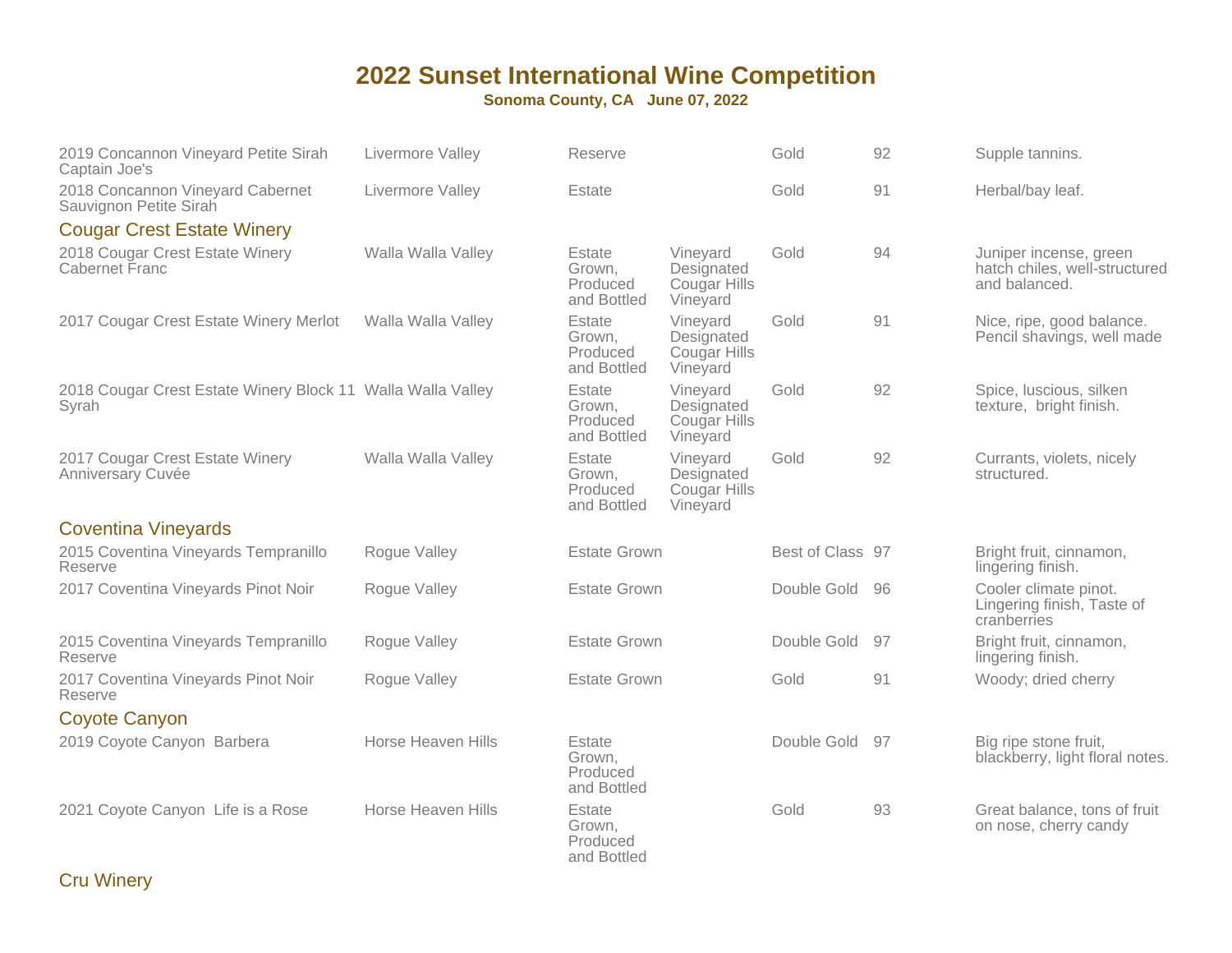# 2022 Sunset International Wine Competition

**Sonoma County, CA June 07, 2022**

| Wine | Region | Designation | Vineyard | Award | Score | Notes |
|---|---|---|---|---|---|---|
| 2019 Concannon Vineyard Petite Sirah Captain Joe's | Livermore Valley | Reserve | | Gold | 92 | Supple tannins. |
| 2018 Concannon Vineyard Cabernet Sauvignon Petite Sirah | Livermore Valley | Estate | | Gold | 91 | Herbal/bay leaf. |

## Cougar Crest Estate Winery

| Wine | Region | Designation | Vineyard | Award | Score | Notes |
|---|---|---|---|---|---|---|
| 2018 Cougar Crest Estate Winery Cabernet Franc | Walla Walla Valley | Estate Grown, Produced and Bottled | Vineyard Designated Cougar Hills Vineyard | Gold | 94 | Juniper incense, green hatch chiles, well-structured and balanced. |
| 2017 Cougar Crest Estate Winery Merlot | Walla Walla Valley | Estate Grown, Produced and Bottled | Vineyard Designated Cougar Hills Vineyard | Gold | 91 | Nice, ripe, good balance. Pencil shavings, well made |
| 2018 Cougar Crest Estate Winery Block 11 Syrah | Walla Walla Valley | Estate Grown, Produced and Bottled | Vineyard Designated Cougar Hills Vineyard | Gold | 92 | Spice, luscious, silken texture, bright finish. |
| 2017 Cougar Crest Estate Winery Anniversary Cuvée | Walla Walla Valley | Estate Grown, Produced and Bottled | Vineyard Designated Cougar Hills Vineyard | Gold | 92 | Currants, violets, nicely structured. |

## Coventina Vineyards

| Wine | Region | Designation | Vineyard | Award | Score | Notes |
|---|---|---|---|---|---|---|
| 2015 Coventina Vineyards Tempranillo Reserve | Rogue Valley | Estate Grown | | Best of Class | 97 | Bright fruit, cinnamon, lingering finish. |
| 2017 Coventina Vineyards Pinot Noir | Rogue Valley | Estate Grown | | Double Gold | 96 | Cooler climate pinot. Lingering finish, Taste of cranberries |
| 2015 Coventina Vineyards Tempranillo Reserve | Rogue Valley | Estate Grown | | Double Gold | 97 | Bright fruit, cinnamon, lingering finish. |
| 2017 Coventina Vineyards Pinot Noir Reserve | Rogue Valley | Estate Grown | | Gold | 91 | Woody; dried cherry |

## Coyote Canyon

| Wine | Region | Designation | Vineyard | Award | Score | Notes |
|---|---|---|---|---|---|---|
| 2019 Coyote Canyon Barbera | Horse Heaven Hills | Estate Grown, Produced and Bottled | | Double Gold | 97 | Big ripe stone fruit, blackberry, light floral notes. |
| 2021 Coyote Canyon Life is a Rose | Horse Heaven Hills | Estate Grown, Produced and Bottled | | Gold | 93 | Great balance, tons of fruit on nose, cherry candy |

## Cru Winery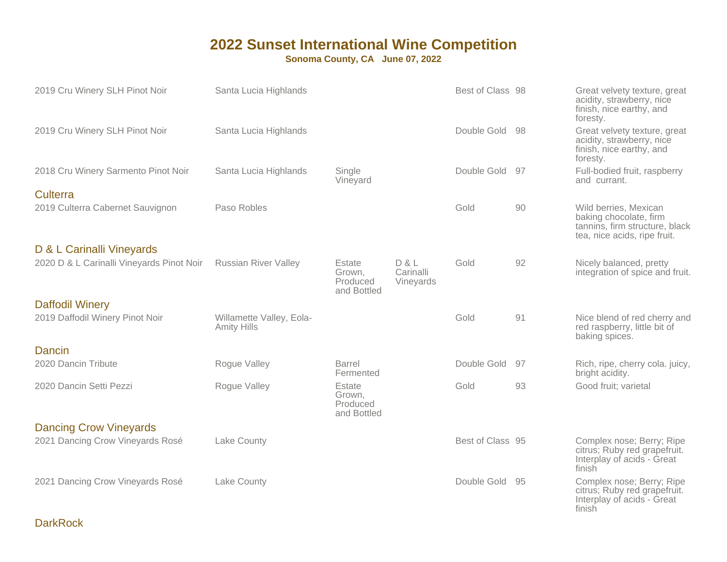# 2022 Sunset International Wine Competition

**Sonoma County, CA June 07, 2022**

| Wine | Appellation | Designation | Vineyard | Award | Score | Notes |
|---|---|---|---|---|---|---|
| 2019 Cru Winery SLH Pinot Noir | Santa Lucia Highlands | | | Best of Class | 98 | Great velvety texture, great acidity, strawberry, nice finish, nice earthy, and foresty. |
| 2019 Cru Winery SLH Pinot Noir | Santa Lucia Highlands | | | Double Gold | 98 | Great velvety texture, great acidity, strawberry, nice finish, nice earthy, and foresty. |
| 2018 Cru Winery Sarmento Pinot Noir | Santa Lucia Highlands | Single Vineyard | | Double Gold | 97 | Full-bodied fruit, raspberry and currant. |

## Culterra

| Wine | Appellation | Designation | Vineyard | Award | Score | Notes |
|---|---|---|---|---|---|---|
| 2019 Culterra Cabernet Sauvignon | Paso Robles | | | Gold | 90 | Wild berries, Mexican baking chocolate, firm tannins, firm structure, black tea, nice acids, ripe fruit. |

## D & L Carinalli Vineyards

| Wine | Appellation | Designation | Vineyard | Award | Score | Notes |
|---|---|---|---|---|---|---|
| 2020 D & L Carinalli Vineyards Pinot Noir | Russian River Valley | Estate Grown, Produced and Bottled | D & L Carinalli Vineyards | Gold | 92 | Nicely balanced, pretty integration of spice and fruit. |

## Daffodil Winery

| Wine | Appellation | Designation | Vineyard | Award | Score | Notes |
|---|---|---|---|---|---|---|
| 2019 Daffodil Winery Pinot Noir | Willamette Valley, Eola-Amity Hills | | | Gold | 91 | Nice blend of red cherry and red raspberry, little bit of baking spices. |

## Dancin

| Wine | Appellation | Designation | Vineyard | Award | Score | Notes |
|---|---|---|---|---|---|---|
| 2020 Dancin Tribute | Rogue Valley | Barrel Fermented | | Double Gold | 97 | Rich, ripe, cherry cola. juicy, bright acidity. |
| 2020 Dancin Setti Pezzi | Rogue Valley | Estate Grown, Produced and Bottled | | Gold | 93 | Good fruit; varietal |

## Dancing Crow Vineyards

| Wine | Appellation | Designation | Vineyard | Award | Score | Notes |
|---|---|---|---|---|---|---|
| 2021 Dancing Crow Vineyards Rosé | Lake County | | | Best of Class | 95 | Complex nose; Berry; Ripe citrus; Ruby red grapefruit. Interplay of acids - Great finish |
| 2021 Dancing Crow Vineyards Rosé | Lake County | | | Double Gold | 95 | Complex nose; Berry; Ripe citrus; Ruby red grapefruit. Interplay of acids - Great finish |

## DarkRock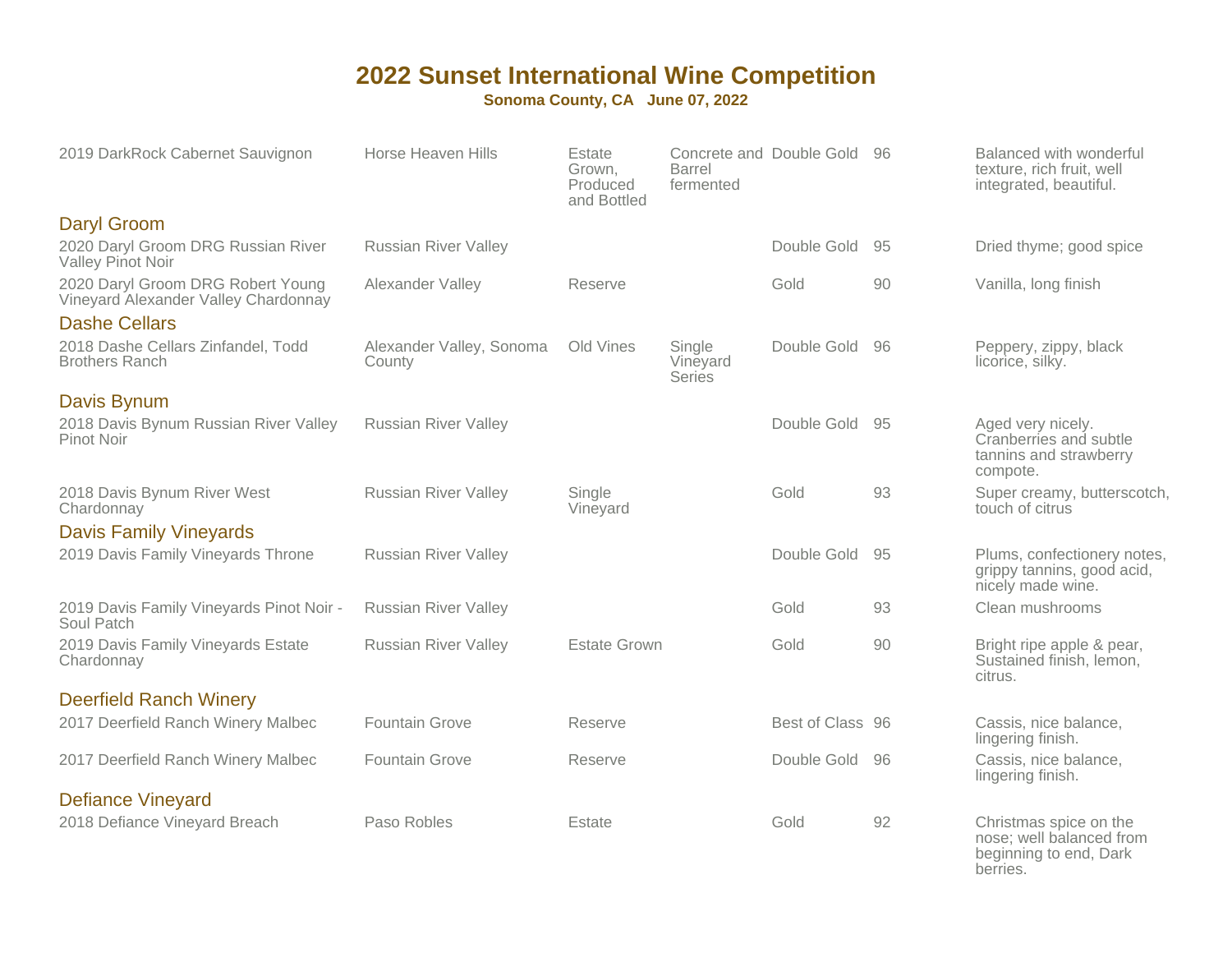# 2022 Sunset International Wine Competition

**Sonoma County, CA June 07, 2022**

| Wine | Appellation | Designation | Notes | Award | Score | Tasting Notes |
|---|---|---|---|---|---|---|
| 2019 DarkRock Cabernet Sauvignon | Horse Heaven Hills | Estate Grown, Produced and Bottled | Concrete and Barrel fermented | Double Gold | 96 | Balanced with wonderful texture, rich fruit, well integrated, beautiful. |

## Daryl Groom

| Wine | Appellation | Designation | Notes | Award | Score | Tasting Notes |
|---|---|---|---|---|---|---|
| 2020 Daryl Groom DRG Russian River Valley Pinot Noir | Russian River Valley | | | Double Gold | 95 | Dried thyme; good spice |
| 2020 Daryl Groom DRG Robert Young Vineyard Alexander Valley Chardonnay | Alexander Valley | Reserve | | Gold | 90 | Vanilla, long finish |

## Dashe Cellars

| Wine | Appellation | Designation | Notes | Award | Score | Tasting Notes |
|---|---|---|---|---|---|---|
| 2018 Dashe Cellars Zinfandel, Todd Brothers Ranch | Alexander Valley, Sonoma County | Old Vines | Single Vineyard Series | Double Gold | 96 | Peppery, zippy, black licorice, silky. |

## Davis Bynum

| Wine | Appellation | Designation | Notes | Award | Score | Tasting Notes |
|---|---|---|---|---|---|---|
| 2018 Davis Bynum Russian River Valley Pinot Noir | Russian River Valley | | | Double Gold | 95 | Aged very nicely. Cranberries and subtle tannins and strawberry compote. |
| 2018 Davis Bynum River West Chardonnay | Russian River Valley | Single Vineyard | | Gold | 93 | Super creamy, butterscotch, touch of citrus |

## Davis Family Vineyards

| Wine | Appellation | Designation | Notes | Award | Score | Tasting Notes |
|---|---|---|---|---|---|---|
| 2019 Davis Family Vineyards Throne | Russian River Valley | | | Double Gold | 95 | Plums, confectionery notes, grippy tannins, good acid, nicely made wine. |
| 2019 Davis Family Vineyards Pinot Noir - Soul Patch | Russian River Valley | | | Gold | 93 | Clean mushrooms |
| 2019 Davis Family Vineyards Estate Chardonnay | Russian River Valley | Estate Grown | | Gold | 90 | Bright ripe apple & pear, Sustained finish, lemon, citrus. |

## Deerfield Ranch Winery

| Wine | Appellation | Designation | Notes | Award | Score | Tasting Notes |
|---|---|---|---|---|---|---|
| 2017 Deerfield Ranch Winery Malbec | Fountain Grove | Reserve | | Best of Class | 96 | Cassis, nice balance, lingering finish. |
| 2017 Deerfield Ranch Winery Malbec | Fountain Grove | Reserve | | Double Gold | 96 | Cassis, nice balance, lingering finish. |

## Defiance Vineyard

| Wine | Appellation | Designation | Notes | Award | Score | Tasting Notes |
|---|---|---|---|---|---|---|
| 2018 Defiance Vineyard Breach | Paso Robles | Estate | | Gold | 92 | Christmas spice on the nose; well balanced from beginning to end, Dark berries. |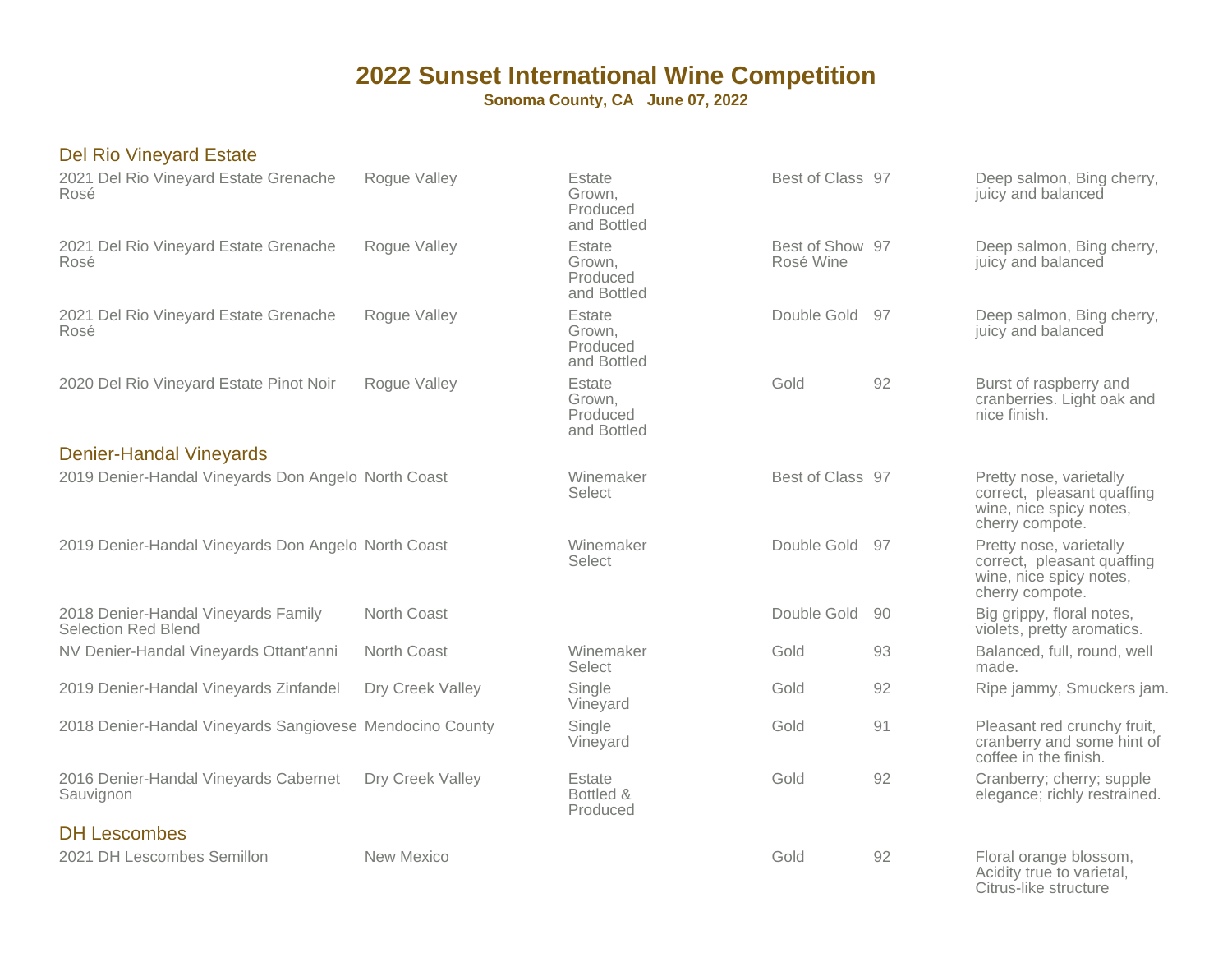# 2022 Sunset International Wine Competition

**Sonoma County, CA   June 07, 2022**

## Del Rio Vineyard Estate

| Wine | Appellation | Designation | Award | Score | Notes |
|---|---|---|---|---|---|
| 2021 Del Rio Vineyard Estate Grenache Rosé | Rogue Valley | Estate Grown, Produced and Bottled | Best of Class | 97 | Deep salmon, Bing cherry, juicy and balanced |
| 2021 Del Rio Vineyard Estate Grenache Rosé | Rogue Valley | Estate Grown, Produced and Bottled | Best of Show Rosé Wine | 97 | Deep salmon, Bing cherry, juicy and balanced |
| 2021 Del Rio Vineyard Estate Grenache Rosé | Rogue Valley | Estate Grown, Produced and Bottled | Double Gold | 97 | Deep salmon, Bing cherry, juicy and balanced |
| 2020 Del Rio Vineyard Estate Pinot Noir | Rogue Valley | Estate Grown, Produced and Bottled | Gold | 92 | Burst of raspberry and cranberries. Light oak and nice finish. |

## Denier-Handal Vineyards

| Wine | Appellation | Designation | Award | Score | Notes |
|---|---|---|---|---|---|
| 2019 Denier-Handal Vineyards Don Angelo | North Coast | Winemaker Select | Best of Class | 97 | Pretty nose, varietally correct, pleasant quaffing wine, nice spicy notes, cherry compote. |
| 2019 Denier-Handal Vineyards Don Angelo | North Coast | Winemaker Select | Double Gold | 97 | Pretty nose, varietally correct, pleasant quaffing wine, nice spicy notes, cherry compote. |
| 2018 Denier-Handal Vineyards Family Selection Red Blend | North Coast | | Double Gold | 90 | Big grippy, floral notes, violets, pretty aromatics. |
| NV Denier-Handal Vineyards Ottant'anni | North Coast | Winemaker Select | Gold | 93 | Balanced, full, round, well made. |
| 2019 Denier-Handal Vineyards Zinfandel | Dry Creek Valley | Single Vineyard | Gold | 92 | Ripe jammy, Smuckers jam. |
| 2018 Denier-Handal Vineyards Sangiovese | Mendocino County | Single Vineyard | Gold | 91 | Pleasant red crunchy fruit, cranberry and some hint of coffee in the finish. |
| 2016 Denier-Handal Vineyards Cabernet Sauvignon | Dry Creek Valley | Estate Bottled & Produced | Gold | 92 | Cranberry; cherry; supple elegance; richly restrained. |

## DH Lescombes

| Wine | Appellation | Designation | Award | Score | Notes |
|---|---|---|---|---|---|
| 2021 DH Lescombes Semillon | New Mexico | | Gold | 92 | Floral orange blossom, Acidity true to varietal, Citrus-like structure |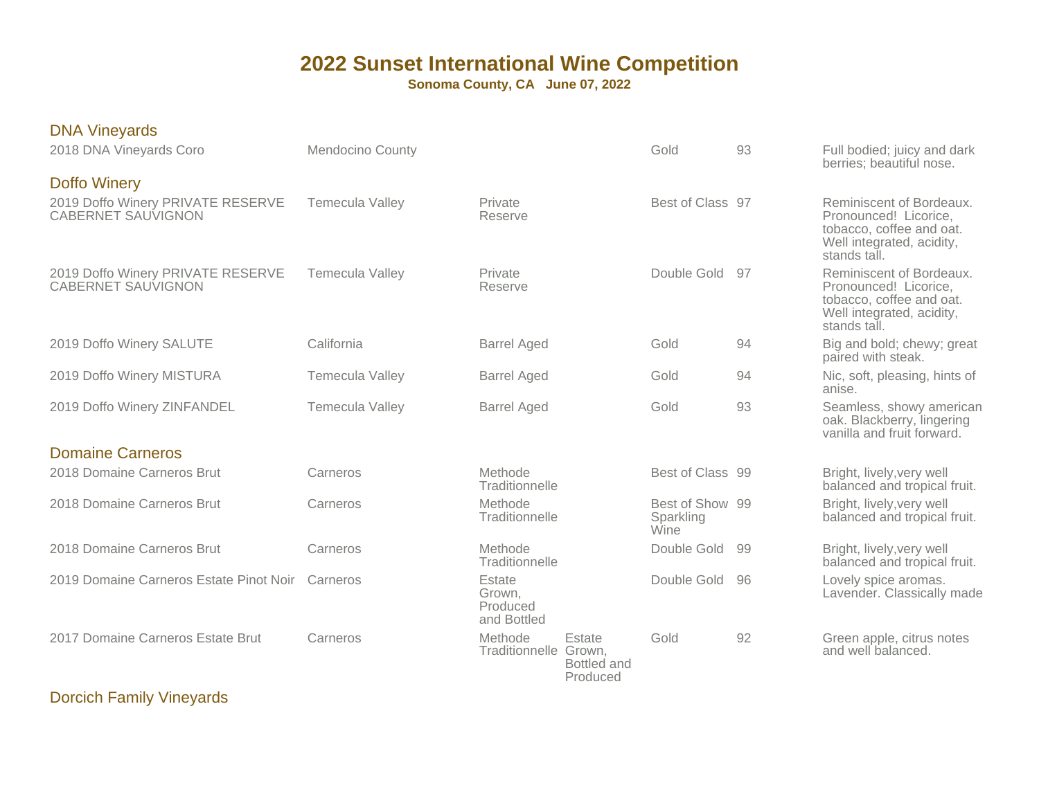# 2022 Sunset International Wine Competition

**Sonoma County, CA June 07, 2022**

## DNA Vineyards

| Wine | Region | Category | Category 2 | Award | Score | Notes |
|---|---|---|---|---|---|---|
| 2018 DNA Vineyards Coro | Mendocino County | | | Gold | 93 | Full bodied; juicy and dark berries; beautiful nose. |

## Doffo Winery

| Wine | Region | Category | Category 2 | Award | Score | Notes |
|---|---|---|---|---|---|---|
| 2019 Doffo Winery PRIVATE RESERVE CABERNET SAUVIGNON | Temecula Valley | Private Reserve | | Best of Class | 97 | Reminiscent of Bordeaux. Pronounced! Licorice, tobacco, coffee and oat. Well integrated, acidity, stands tall. |
| 2019 Doffo Winery PRIVATE RESERVE CABERNET SAUVIGNON | Temecula Valley | Private Reserve | | Double Gold | 97 | Reminiscent of Bordeaux. Pronounced! Licorice, tobacco, coffee and oat. Well integrated, acidity, stands tall. |
| 2019 Doffo Winery SALUTE | California | Barrel Aged | | Gold | 94 | Big and bold; chewy; great paired with steak. |
| 2019 Doffo Winery MISTURA | Temecula Valley | Barrel Aged | | Gold | 94 | Nic, soft, pleasing, hints of anise. |
| 2019 Doffo Winery ZINFANDEL | Temecula Valley | Barrel Aged | | Gold | 93 | Seamless, showy american oak. Blackberry, lingering vanilla and fruit forward. |

## Domaine Carneros

| Wine | Region | Category | Category 2 | Award | Score | Notes |
|---|---|---|---|---|---|---|
| 2018 Domaine Carneros Brut | Carneros | Methode Traditionnelle | | Best of Class | 99 | Bright, lively,very well balanced and tropical fruit. |
| 2018 Domaine Carneros Brut | Carneros | Methode Traditionnelle | | Best of Show Sparkling Wine | 99 | Bright, lively,very well balanced and tropical fruit. |
| 2018 Domaine Carneros Brut | Carneros | Methode Traditionnelle | | Double Gold | 99 | Bright, lively,very well balanced and tropical fruit. |
| 2019 Domaine Carneros Estate Pinot Noir | Carneros | Estate Grown, Produced and Bottled | | Double Gold | 96 | Lovely spice aromas. Lavender. Classically made |
| 2017 Domaine Carneros Estate Brut | Carneros | Methode Traditionnelle | Estate Grown, Bottled and Produced | Gold | 92 | Green apple, citrus notes and well balanced. |

## Dorcich Family Vineyards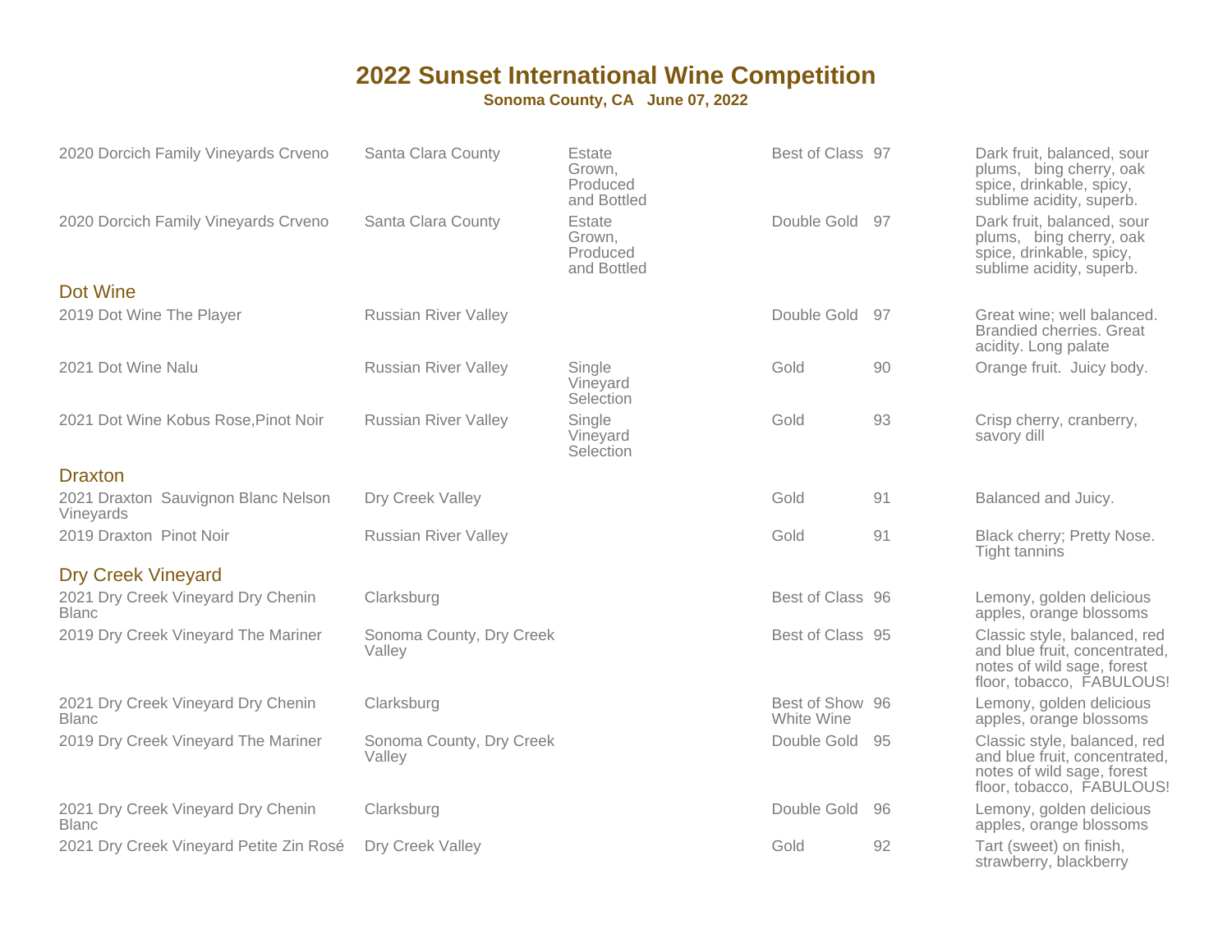# 2022 Sunset International Wine Competition

**Sonoma County, CA June 07, 2022**

| Wine | Appellation | Designation | Award | Score | Notes |
|---|---|---|---|---|---|
| 2020 Dorcich Family Vineyards Crveno | Santa Clara County | Estate Grown, Produced and Bottled | Best of Class | 97 | Dark fruit, balanced, sour plums, bing cherry, oak spice, drinkable, spicy, sublime acidity, superb. |
| 2020 Dorcich Family Vineyards Crveno | Santa Clara County | Estate Grown, Produced and Bottled | Double Gold | 97 | Dark fruit, balanced, sour plums, bing cherry, oak spice, drinkable, spicy, sublime acidity, superb. |

## Dot Wine

| Wine | Appellation | Designation | Award | Score | Notes |
|---|---|---|---|---|---|
| 2019 Dot Wine The Player | Russian River Valley | | Double Gold | 97 | Great wine; well balanced. Brandied cherries. Great acidity. Long palate |
| 2021 Dot Wine Nalu | Russian River Valley | Single Vineyard Selection | Gold | 90 | Orange fruit. Juicy body. |
| 2021 Dot Wine Kobus Rose,Pinot Noir | Russian River Valley | Single Vineyard Selection | Gold | 93 | Crisp cherry, cranberry, savory dill |

## Draxton

| Wine | Appellation | Designation | Award | Score | Notes |
|---|---|---|---|---|---|
| 2021 Draxton Sauvignon Blanc Nelson Vineyards | Dry Creek Valley | | Gold | 91 | Balanced and Juicy. |
| 2019 Draxton Pinot Noir | Russian River Valley | | Gold | 91 | Black cherry; Pretty Nose. Tight tannins |

## Dry Creek Vineyard

| Wine | Appellation | Designation | Award | Score | Notes |
|---|---|---|---|---|---|
| 2021 Dry Creek Vineyard Dry Chenin Blanc | Clarksburg | | Best of Class | 96 | Lemony, golden delicious apples, orange blossoms |
| 2019 Dry Creek Vineyard The Mariner | Sonoma County, Dry Creek Valley | | Best of Class | 95 | Classic style, balanced, red and blue fruit, concentrated, notes of wild sage, forest floor, tobacco, FABULOUS! |
| 2021 Dry Creek Vineyard Dry Chenin Blanc | Clarksburg | | Best of Show White Wine | 96 | Lemony, golden delicious apples, orange blossoms |
| 2019 Dry Creek Vineyard The Mariner | Sonoma County, Dry Creek Valley | | Double Gold | 95 | Classic style, balanced, red and blue fruit, concentrated, notes of wild sage, forest floor, tobacco, FABULOUS! |
| 2021 Dry Creek Vineyard Dry Chenin Blanc | Clarksburg | | Double Gold | 96 | Lemony, golden delicious apples, orange blossoms |
| 2021 Dry Creek Vineyard Petite Zin Rosé | Dry Creek Valley | | Gold | 92 | Tart (sweet) on finish, strawberry, blackberry |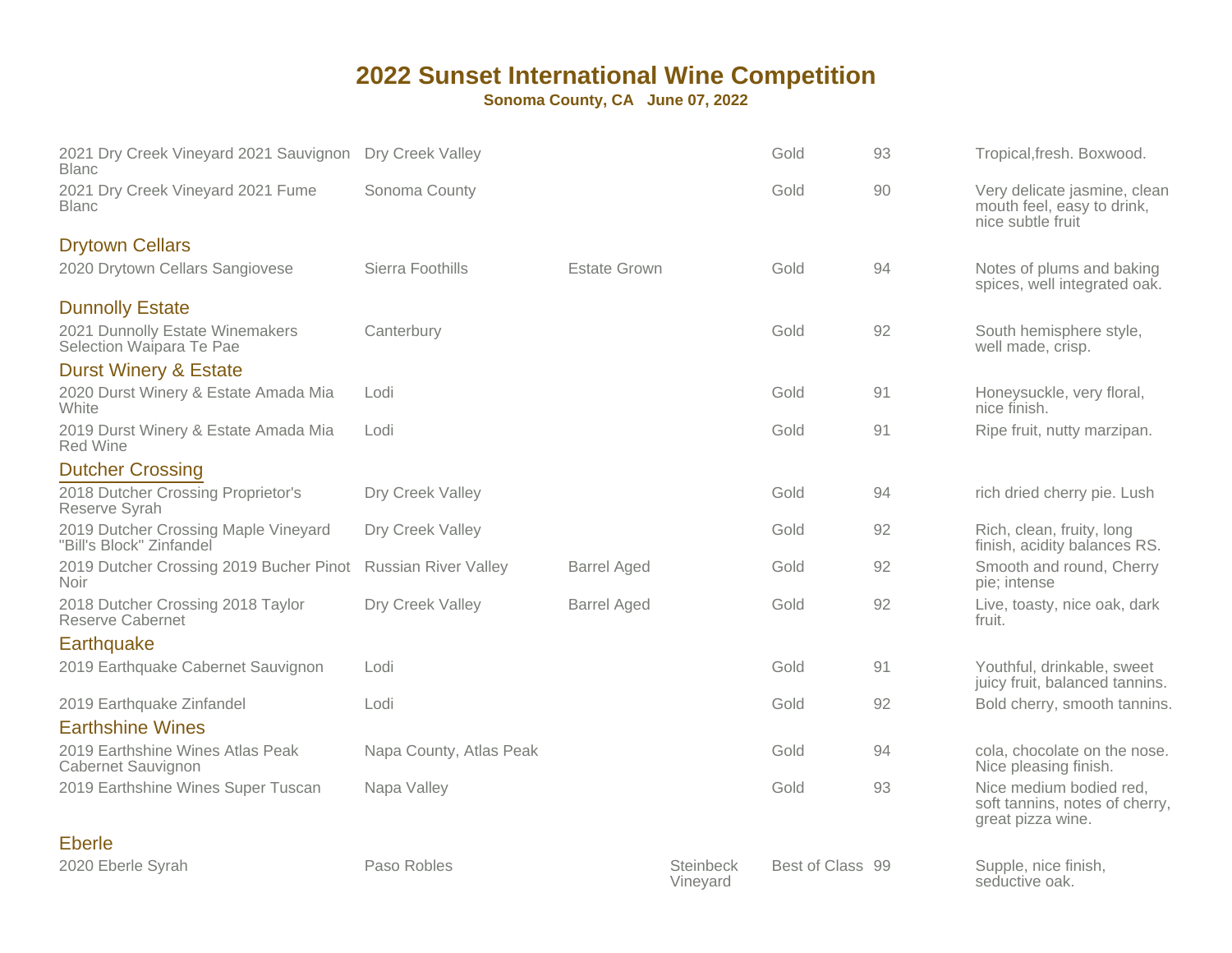# 2022 Sunset International Wine Competition

**Sonoma County, CA June 07, 2022**

| Wine | Appellation | Designation | Vineyard | Award | Score | Notes |
|---|---|---|---|---|---|---|
| 2021 Dry Creek Vineyard 2021 Sauvignon Blanc | Dry Creek Valley | | | Gold | 93 | Tropical,fresh. Boxwood. |
| 2021 Dry Creek Vineyard 2021 Fume Blanc | Sonoma County | | | Gold | 90 | Very delicate jasmine, clean mouth feel, easy to drink, nice subtle fruit |

### Drytown Cellars

| Wine | Appellation | Designation | Vineyard | Award | Score | Notes |
|---|---|---|---|---|---|---|
| 2020 Drytown Cellars Sangiovese | Sierra Foothills | Estate Grown | | Gold | 94 | Notes of plums and baking spices, well integrated oak. |

### Dunnolly Estate

| Wine | Appellation | Designation | Vineyard | Award | Score | Notes |
|---|---|---|---|---|---|---|
| 2021 Dunnolly Estate Winemakers Selection Waipara Te Pae | Canterbury | | | Gold | 92 | South hemisphere style, well made, crisp. |

### Durst Winery & Estate

| Wine | Appellation | Designation | Vineyard | Award | Score | Notes |
|---|---|---|---|---|---|---|
| 2020 Durst Winery & Estate Amada Mia White | Lodi | | | Gold | 91 | Honeysuckle, very floral, nice finish. |
| 2019 Durst Winery & Estate Amada Mia Red Wine | Lodi | | | Gold | 91 | Ripe fruit, nutty marzipan. |

### Dutcher Crossing

| Wine | Appellation | Designation | Vineyard | Award | Score | Notes |
|---|---|---|---|---|---|---|
| 2018 Dutcher Crossing Proprietor's Reserve Syrah | Dry Creek Valley | | | Gold | 94 | rich dried cherry pie. Lush |
| 2019 Dutcher Crossing Maple Vineyard "Bill's Block" Zinfandel | Dry Creek Valley | | | Gold | 92 | Rich, clean, fruity, long finish, acidity balances RS. |
| 2019 Dutcher Crossing 2019 Bucher Pinot Noir | Russian River Valley | Barrel Aged | | Gold | 92 | Smooth and round, Cherry pie; intense |
| 2018 Dutcher Crossing 2018 Taylor Reserve Cabernet | Dry Creek Valley | Barrel Aged | | Gold | 92 | Live, toasty, nice oak, dark fruit. |

### Earthquake

| Wine | Appellation | Designation | Vineyard | Award | Score | Notes |
|---|---|---|---|---|---|---|
| 2019 Earthquake Cabernet Sauvignon | Lodi | | | Gold | 91 | Youthful, drinkable, sweet juicy fruit, balanced tannins. |
| 2019 Earthquake Zinfandel | Lodi | | | Gold | 92 | Bold cherry, smooth tannins. |

### Earthshine Wines

| Wine | Appellation | Designation | Vineyard | Award | Score | Notes |
|---|---|---|---|---|---|---|
| 2019 Earthshine Wines Atlas Peak Cabernet Sauvignon | Napa County, Atlas Peak | | | Gold | 94 | cola, chocolate on the nose. Nice pleasing finish. |
| 2019 Earthshine Wines Super Tuscan | Napa Valley | | | Gold | 93 | Nice medium bodied red, soft tannins, notes of cherry, great pizza wine. |

### Eberle

| Wine | Appellation | Designation | Vineyard | Award | Score | Notes |
|---|---|---|---|---|---|---|
| 2020 Eberle Syrah | Paso Robles | | Steinbeck Vineyard | Best of Class | 99 | Supple, nice finish, seductive oak. |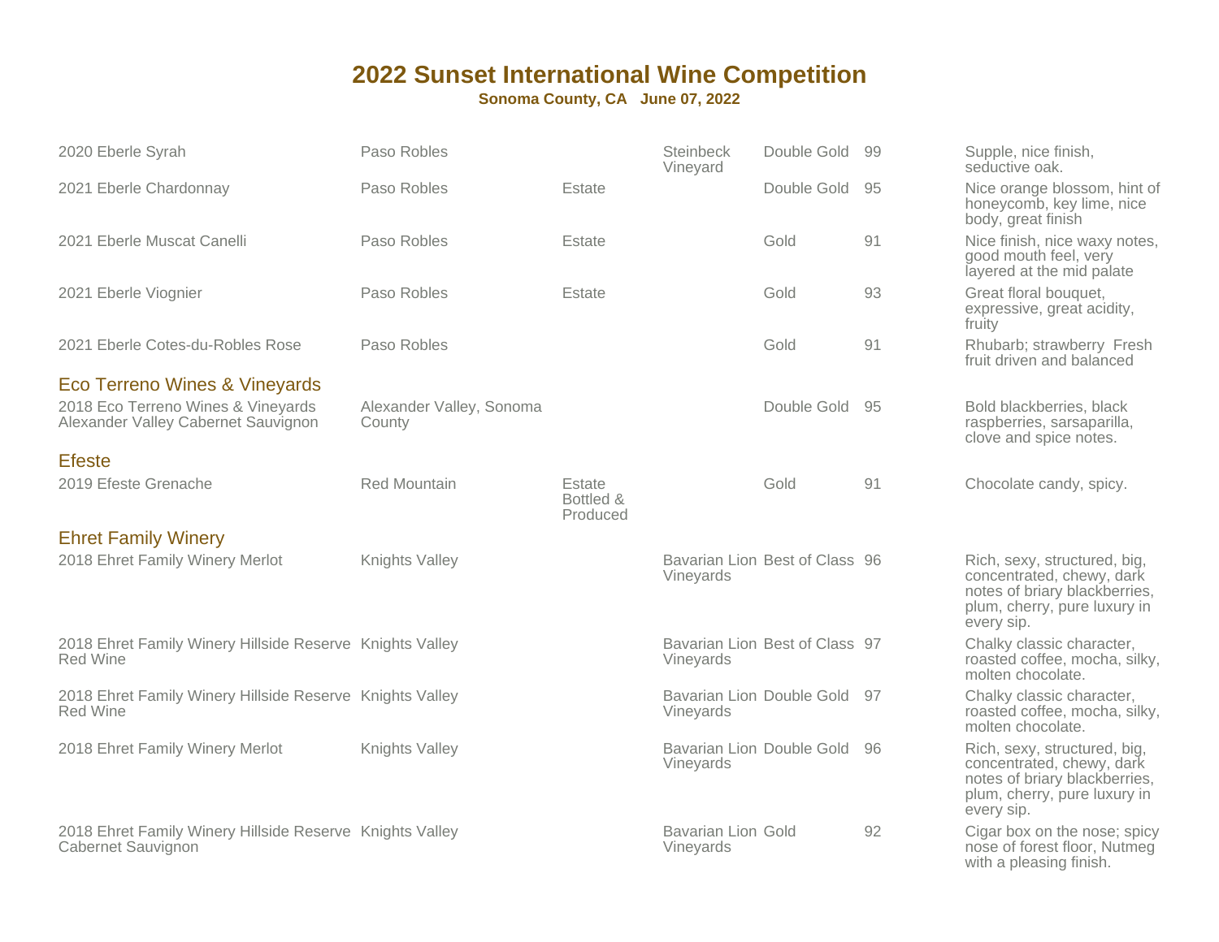# 2022 Sunset International Wine Competition

**Sonoma County, CA June 07, 2022**

| Wine | Region | Designation | Vineyard | Award | Score | Notes |
|---|---|---|---|---|---|---|
| 2020 Eberle Syrah | Paso Robles | | Steinbeck Vineyard | Double Gold | 99 | Supple, nice finish, seductive oak. |
| 2021 Eberle Chardonnay | Paso Robles | Estate | | Double Gold | 95 | Nice orange blossom, hint of honeycomb, key lime, nice body, great finish |
| 2021 Eberle Muscat Canelli | Paso Robles | Estate | | Gold | 91 | Nice finish, nice waxy notes, good mouth feel, very layered at the mid palate |
| 2021 Eberle Viognier | Paso Robles | Estate | | Gold | 93 | Great floral bouquet, expressive, great acidity, fruity |
| 2021 Eberle Cotes-du-Robles Rose | Paso Robles | | | Gold | 91 | Rhubarb; strawberry Fresh fruit driven and balanced |

## Eco Terreno Wines & Vineyards

| Wine | Region | Designation | Vineyard | Award | Score | Notes |
|---|---|---|---|---|---|---|
| 2018 Eco Terreno Wines & Vineyards Alexander Valley Cabernet Sauvignon | Alexander Valley, Sonoma County | | | Double Gold | 95 | Bold blackberries, black raspberries, sarsaparilla, clove and spice notes. |

## Efeste

| Wine | Region | Designation | Vineyard | Award | Score | Notes |
|---|---|---|---|---|---|---|
| 2019 Efeste Grenache | Red Mountain | Estate Bottled & Produced | | Gold | 91 | Chocolate candy, spicy. |

## Ehret Family Winery

| Wine | Region | Designation | Vineyard | Award | Score | Notes |
|---|---|---|---|---|---|---|
| 2018 Ehret Family Winery Merlot | Knights Valley | | Bavarian Lion Vineyards | Best of Class | 96 | Rich, sexy, structured, big, concentrated, chewy, dark notes of briary blackberries, plum, cherry, pure luxury in every sip. |
| 2018 Ehret Family Winery Hillside Reserve Red Wine | Knights Valley | | Bavarian Lion Vineyards | Best of Class | 97 | Chalky classic character, roasted coffee, mocha, silky, molten chocolate. |
| 2018 Ehret Family Winery Hillside Reserve Red Wine | Knights Valley | | Bavarian Lion Vineyards | Double Gold | 97 | Chalky classic character, roasted coffee, mocha, silky, molten chocolate. |
| 2018 Ehret Family Winery Merlot | Knights Valley | | Bavarian Lion Vineyards | Double Gold | 96 | Rich, sexy, structured, big, concentrated, chewy, dark notes of briary blackberries, plum, cherry, pure luxury in every sip. |
| 2018 Ehret Family Winery Hillside Reserve Cabernet Sauvignon | Knights Valley | | Bavarian Lion Vineyards | Gold | 92 | Cigar box on the nose; spicy nose of forest floor, Nutmeg with a pleasing finish. |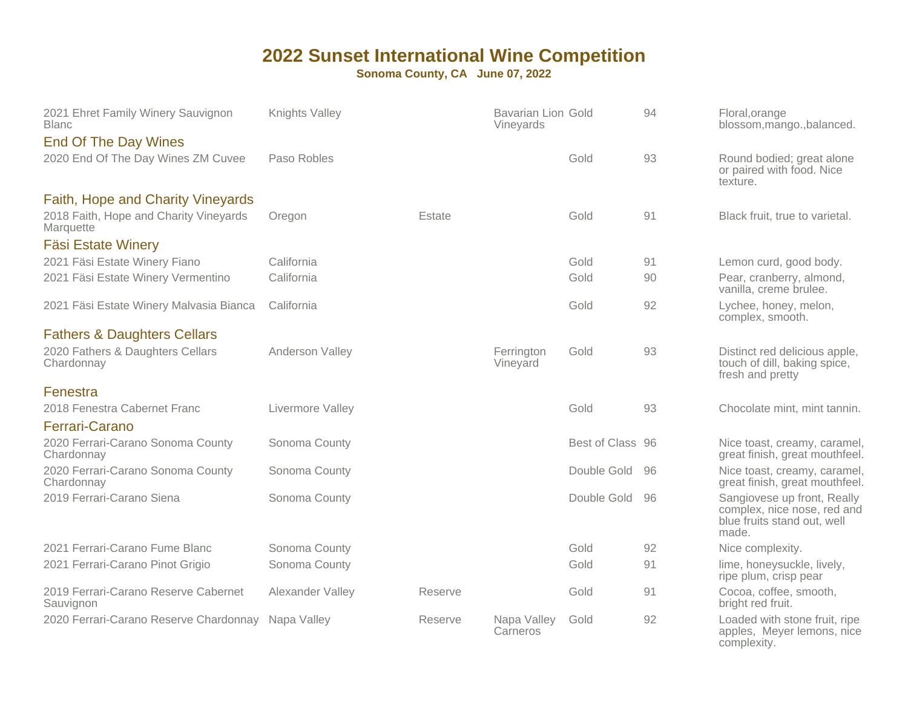# 2022 Sunset International Wine Competition

**Sonoma County, CA June 07, 2022**

| Wine | Appellation | Designation | Vineyard | Award | Score | Notes |
|---|---|---|---|---|---|---|
| 2021 Ehret Family Winery Sauvignon Blanc | Knights Valley | | Bavarian Lion Vineyards | Gold | 94 | Floral,orange blossom,mango.,balanced. |

## End Of The Day Wines

| Wine | Appellation | Designation | Vineyard | Award | Score | Notes |
|---|---|---|---|---|---|---|
| 2020 End Of The Day Wines ZM Cuvee | Paso Robles | | | Gold | 93 | Round bodied; great alone or paired with food. Nice texture. |

## Faith, Hope and Charity Vineyards

| Wine | Appellation | Designation | Vineyard | Award | Score | Notes |
|---|---|---|---|---|---|---|
| 2018 Faith, Hope and Charity Vineyards Marquette | Oregon | Estate | | Gold | 91 | Black fruit, true to varietal. |

## Fäsi Estate Winery

| Wine | Appellation | Designation | Vineyard | Award | Score | Notes |
|---|---|---|---|---|---|---|
| 2021 Fäsi Estate Winery Fiano | California | | | Gold | 91 | Lemon curd, good body. |
| 2021 Fäsi Estate Winery Vermentino | California | | | Gold | 90 | Pear, cranberry, almond, vanilla, creme brulee. |
| 2021 Fäsi Estate Winery Malvasia Bianca | California | | | Gold | 92 | Lychee, honey, melon, complex, smooth. |

## Fathers & Daughters Cellars

| Wine | Appellation | Designation | Vineyard | Award | Score | Notes |
|---|---|---|---|---|---|---|
| 2020 Fathers & Daughters Cellars Chardonnay | Anderson Valley | | Ferrington Vineyard | Gold | 93 | Distinct red delicious apple, touch of dill, baking spice, fresh and pretty |

## Fenestra

| Wine | Appellation | Designation | Vineyard | Award | Score | Notes |
|---|---|---|---|---|---|---|
| 2018 Fenestra Cabernet Franc | Livermore Valley | | | Gold | 93 | Chocolate mint, mint tannin. |

## Ferrari-Carano

| Wine | Appellation | Designation | Vineyard | Award | Score | Notes |
|---|---|---|---|---|---|---|
| 2020 Ferrari-Carano Sonoma County Chardonnay | Sonoma County | | | Best of Class | 96 | Nice toast, creamy, caramel, great finish, great mouthfeel. |
| 2020 Ferrari-Carano Sonoma County Chardonnay | Sonoma County | | | Double Gold | 96 | Nice toast, creamy, caramel, great finish, great mouthfeel. |
| 2019 Ferrari-Carano Siena | Sonoma County | | | Double Gold | 96 | Sangiovese up front, Really complex, nice nose, red and blue fruits stand out, well made. |
| 2021 Ferrari-Carano Fume Blanc | Sonoma County | | | Gold | 92 | Nice complexity. |
| 2021 Ferrari-Carano Pinot Grigio | Sonoma County | | | Gold | 91 | lime, honeysuckle, lively, ripe plum, crisp pear |
| 2019 Ferrari-Carano Reserve Cabernet Sauvignon | Alexander Valley | Reserve | | Gold | 91 | Cocoa, coffee, smooth, bright red fruit. |
| 2020 Ferrari-Carano Reserve Chardonnay | Napa Valley | Reserve | Napa Valley Carneros | Gold | 92 | Loaded with stone fruit, ripe apples, Meyer lemons, nice complexity. |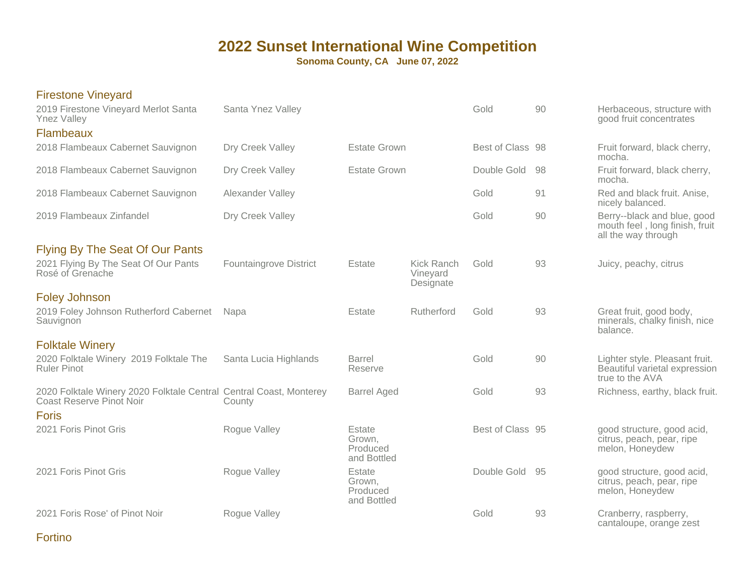# 2022 Sunset International Wine Competition

**Sonoma County, CA June 07, 2022**

## Firestone Vineyard

| Wine | Appellation | Designation | Vineyard | Award | Score | Notes |
|---|---|---|---|---|---|---|
| 2019 Firestone Vineyard Merlot Santa Ynez Valley | Santa Ynez Valley | | | Gold | 90 | Herbaceous, structure with good fruit concentrates |

## Flambeaux

| Wine | Appellation | Designation | Vineyard | Award | Score | Notes |
|---|---|---|---|---|---|---|
| 2018 Flambeaux Cabernet Sauvignon | Dry Creek Valley | Estate Grown | | Best of Class | 98 | Fruit forward, black cherry, mocha. |
| 2018 Flambeaux Cabernet Sauvignon | Dry Creek Valley | Estate Grown | | Double Gold | 98 | Fruit forward, black cherry, mocha. |
| 2018 Flambeaux Cabernet Sauvignon | Alexander Valley | | | Gold | 91 | Red and black fruit. Anise, nicely balanced. |
| 2019 Flambeaux Zinfandel | Dry Creek Valley | | | Gold | 90 | Berry--black and blue, good mouth feel , long finish, fruit all the way through |

## Flying By The Seat Of Our Pants

| Wine | Appellation | Designation | Vineyard | Award | Score | Notes |
|---|---|---|---|---|---|---|
| 2021 Flying By The Seat Of Our Pants Rosé of Grenache | Fountaingrove District | Estate | Kick Ranch Vineyard Designate | Gold | 93 | Juicy, peachy, citrus |

## Foley Johnson

| Wine | Appellation | Designation | Vineyard | Award | Score | Notes |
|---|---|---|---|---|---|---|
| 2019 Foley Johnson Rutherford Cabernet Sauvignon | Napa | Estate | Rutherford | Gold | 93 | Great fruit, good body, minerals, chalky finish, nice balance. |

## Folktale Winery

| Wine | Appellation | Designation | Vineyard | Award | Score | Notes |
|---|---|---|---|---|---|---|
| 2020 Folktale Winery 2019 Folktale The Ruler Pinot | Santa Lucia Highlands | Barrel Reserve | | Gold | 90 | Lighter style. Pleasant fruit. Beautiful varietal expression true to the AVA |
| 2020 Folktale Winery 2020 Folktale Central Coast Reserve Pinot Noir | Central Coast, Monterey County | Barrel Aged | | Gold | 93 | Richness, earthy, black fruit. |

## Foris

| Wine | Appellation | Designation | Vineyard | Award | Score | Notes |
|---|---|---|---|---|---|---|
| 2021 Foris Pinot Gris | Rogue Valley | Estate Grown, Produced and Bottled | | Best of Class | 95 | good structure, good acid, citrus, peach, pear, ripe melon, Honeydew |
| 2021 Foris Pinot Gris | Rogue Valley | Estate Grown, Produced and Bottled | | Double Gold | 95 | good structure, good acid, citrus, peach, pear, ripe melon, Honeydew |
| 2021 Foris Rose' of Pinot Noir | Rogue Valley | | | Gold | 93 | Cranberry, raspberry, cantaloupe, orange zest |

## Fortino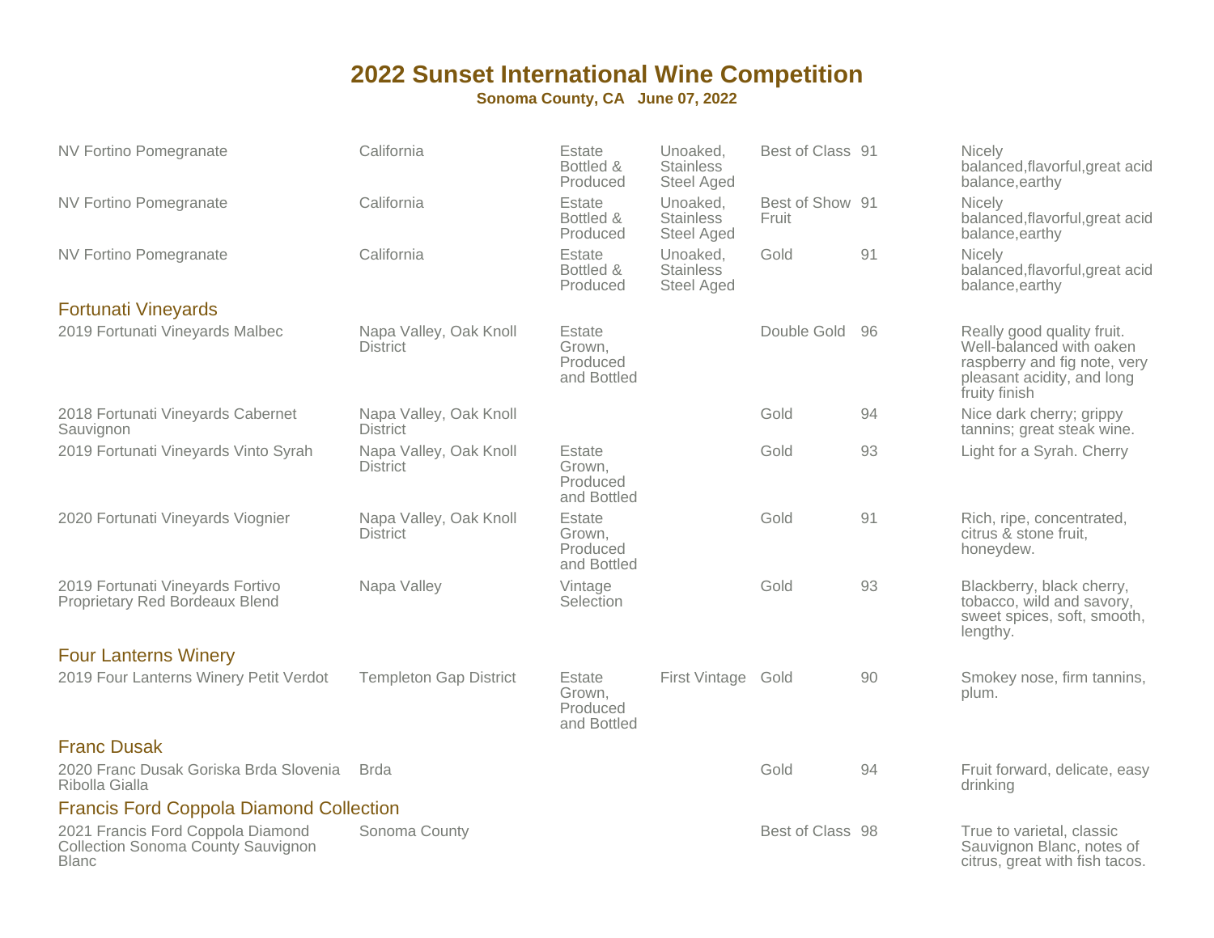# 2022 Sunset International Wine Competition

**Sonoma County, CA June 07, 2022**

| Wine | Region | Production | Notes | Award | Score | Tasting Notes |
|---|---|---|---|---|---|---|
| NV Fortino Pomegranate | California | Estate Bottled & Produced | Unoaked, Stainless Steel Aged | Best of Class | 91 | Nicely balanced,flavorful,great acid balance,earthy |
| NV Fortino Pomegranate | California | Estate Bottled & Produced | Unoaked, Stainless Steel Aged | Best of Show Fruit | 91 | Nicely balanced,flavorful,great acid balance,earthy |
| NV Fortino Pomegranate | California | Estate Bottled & Produced | Unoaked, Stainless Steel Aged | Gold | 91 | Nicely balanced,flavorful,great acid balance,earthy |

## Fortunati Vineyards

| Wine | Region | Production | Notes | Award | Score | Tasting Notes |
|---|---|---|---|---|---|---|
| 2019 Fortunati Vineyards Malbec | Napa Valley, Oak Knoll District | Estate Grown, Produced and Bottled | | Double Gold | 96 | Really good quality fruit. Well-balanced with oaken raspberry and fig note, very pleasant acidity, and long fruity finish |
| 2018 Fortunati Vineyards Cabernet Sauvignon | Napa Valley, Oak Knoll District | | | Gold | 94 | Nice dark cherry; grippy tannins; great steak wine. |
| 2019 Fortunati Vineyards Vinto Syrah | Napa Valley, Oak Knoll District | Estate Grown, Produced and Bottled | | Gold | 93 | Light for a Syrah. Cherry |
| 2020 Fortunati Vineyards Viognier | Napa Valley, Oak Knoll District | Estate Grown, Produced and Bottled | | Gold | 91 | Rich, ripe, concentrated, citrus & stone fruit, honeydew. |
| 2019 Fortunati Vineyards Fortivo Proprietary Red Bordeaux Blend | Napa Valley | Vintage Selection | | Gold | 93 | Blackberry, black cherry, tobacco, wild and savory, sweet spices, soft, smooth, lengthy. |

## Four Lanterns Winery

| Wine | Region | Production | Notes | Award | Score | Tasting Notes |
|---|---|---|---|---|---|---|
| 2019 Four Lanterns Winery Petit Verdot | Templeton Gap District | Estate Grown, Produced and Bottled | First Vintage | Gold | 90 | Smokey nose, firm tannins, plum. |

## Franc Dusak

| Wine | Region | Production | Notes | Award | Score | Tasting Notes |
|---|---|---|---|---|---|---|
| 2020 Franc Dusak Goriska Brda Slovenia Ribolla Gialla | Brda | | | Gold | 94 | Fruit forward, delicate, easy drinking |

## Francis Ford Coppola Diamond Collection

| Wine | Region | Production | Notes | Award | Score | Tasting Notes |
|---|---|---|---|---|---|---|
| 2021 Francis Ford Coppola Diamond Collection Sonoma County Sauvignon Blanc | Sonoma County | | | Best of Class | 98 | True to varietal, classic Sauvignon Blanc, notes of citrus, great with fish tacos. |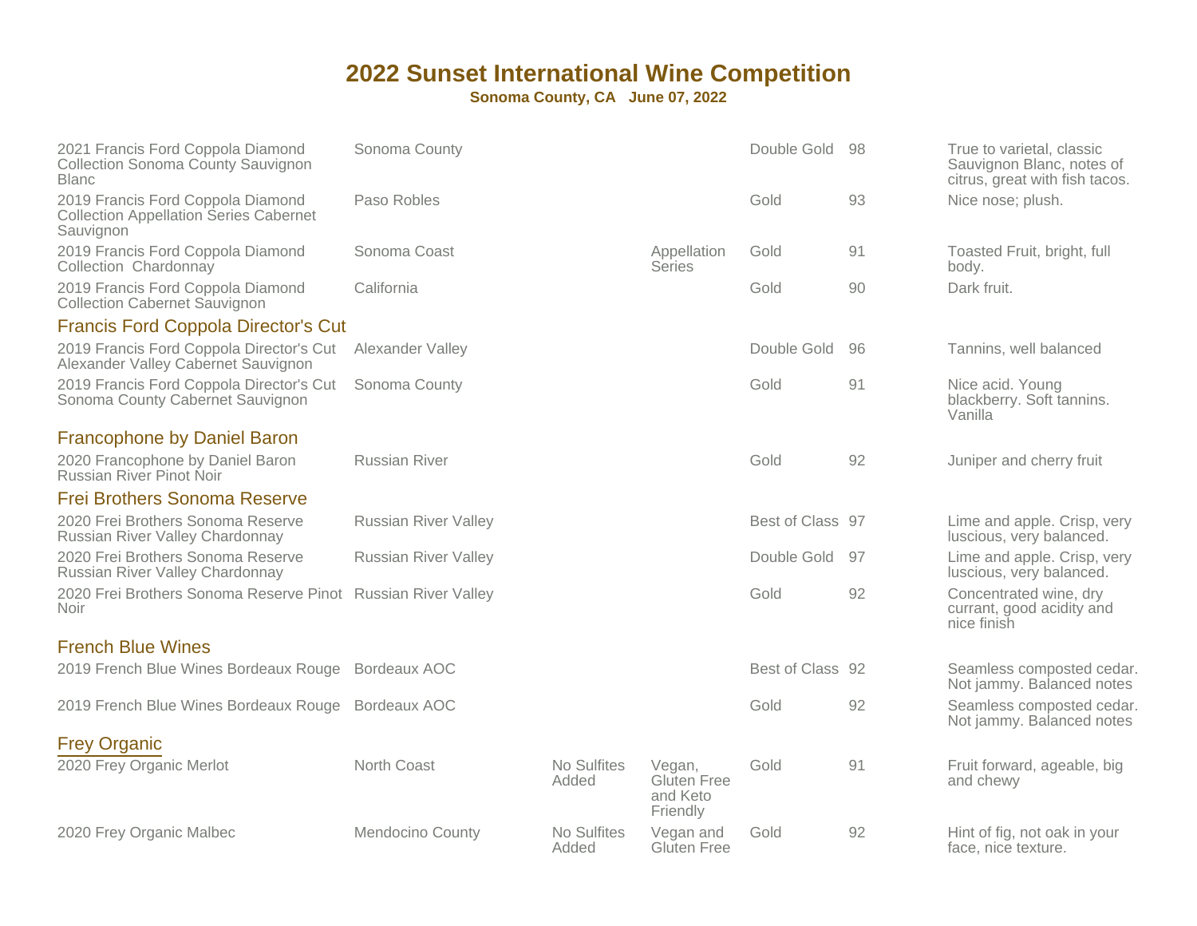# 2022 Sunset International Wine Competition

**Sonoma County, CA June 07, 2022**

| Wine | Appellation | | | Award | Score | Notes |
|---|---|---|---|---|---|---|
| 2021 Francis Ford Coppola Diamond Collection Sonoma County Sauvignon Blanc | Sonoma County | | | Double Gold | 98 | True to varietal, classic Sauvignon Blanc, notes of citrus, great with fish tacos. |
| 2019 Francis Ford Coppola Diamond Collection Appellation Series Cabernet Sauvignon | Paso Robles | | | Gold | 93 | Nice nose; plush. |
| 2019 Francis Ford Coppola Diamond Collection Chardonnay | Sonoma Coast | | Appellation Series | Gold | 91 | Toasted Fruit, bright, full body. |
| 2019 Francis Ford Coppola Diamond Collection Cabernet Sauvignon | California | | | Gold | 90 | Dark fruit. |

## Francis Ford Coppola Director's Cut

| Wine | Appellation | | | Award | Score | Notes |
|---|---|---|---|---|---|---|
| 2019 Francis Ford Coppola Director's Cut Alexander Valley Cabernet Sauvignon | Alexander Valley | | | Double Gold | 96 | Tannins, well balanced |
| 2019 Francis Ford Coppola Director's Cut Sonoma County Cabernet Sauvignon | Sonoma County | | | Gold | 91 | Nice acid. Young blackberry. Soft tannins. Vanilla |

## Francophone by Daniel Baron

| Wine | Appellation | | | Award | Score | Notes |
|---|---|---|---|---|---|---|
| 2020 Francophone by Daniel Baron Russian River Pinot Noir | Russian River | | | Gold | 92 | Juniper and cherry fruit |

## Frei Brothers Sonoma Reserve

| Wine | Appellation | | | Award | Score | Notes |
|---|---|---|---|---|---|---|
| 2020 Frei Brothers Sonoma Reserve Russian River Valley Chardonnay | Russian River Valley | | | Best of Class | 97 | Lime and apple. Crisp, very luscious, very balanced. |
| 2020 Frei Brothers Sonoma Reserve Russian River Valley Chardonnay | Russian River Valley | | | Double Gold | 97 | Lime and apple. Crisp, very luscious, very balanced. |
| 2020 Frei Brothers Sonoma Reserve Pinot Noir | Russian River Valley | | | Gold | 92 | Concentrated wine, dry currant, good acidity and nice finish |

## French Blue Wines

| Wine | Appellation | | | Award | Score | Notes |
|---|---|---|---|---|---|---|
| 2019 French Blue Wines Bordeaux Rouge | Bordeaux AOC | | | Best of Class | 92 | Seamless composted cedar. Not jammy. Balanced notes |
| 2019 French Blue Wines Bordeaux Rouge | Bordeaux AOC | | | Gold | 92 | Seamless composted cedar. Not jammy. Balanced notes |

## Frey Organic

| Wine | Appellation | | | Award | Score | Notes |
|---|---|---|---|---|---|---|
| 2020 Frey Organic Merlot | North Coast | No Sulfites Added | Vegan, Gluten Free and Keto Friendly | Gold | 91 | Fruit forward, ageable, big and chewy |
| 2020 Frey Organic Malbec | Mendocino County | No Sulfites Added | Vegan and Gluten Free | Gold | 92 | Hint of fig, not oak in your face, nice texture. |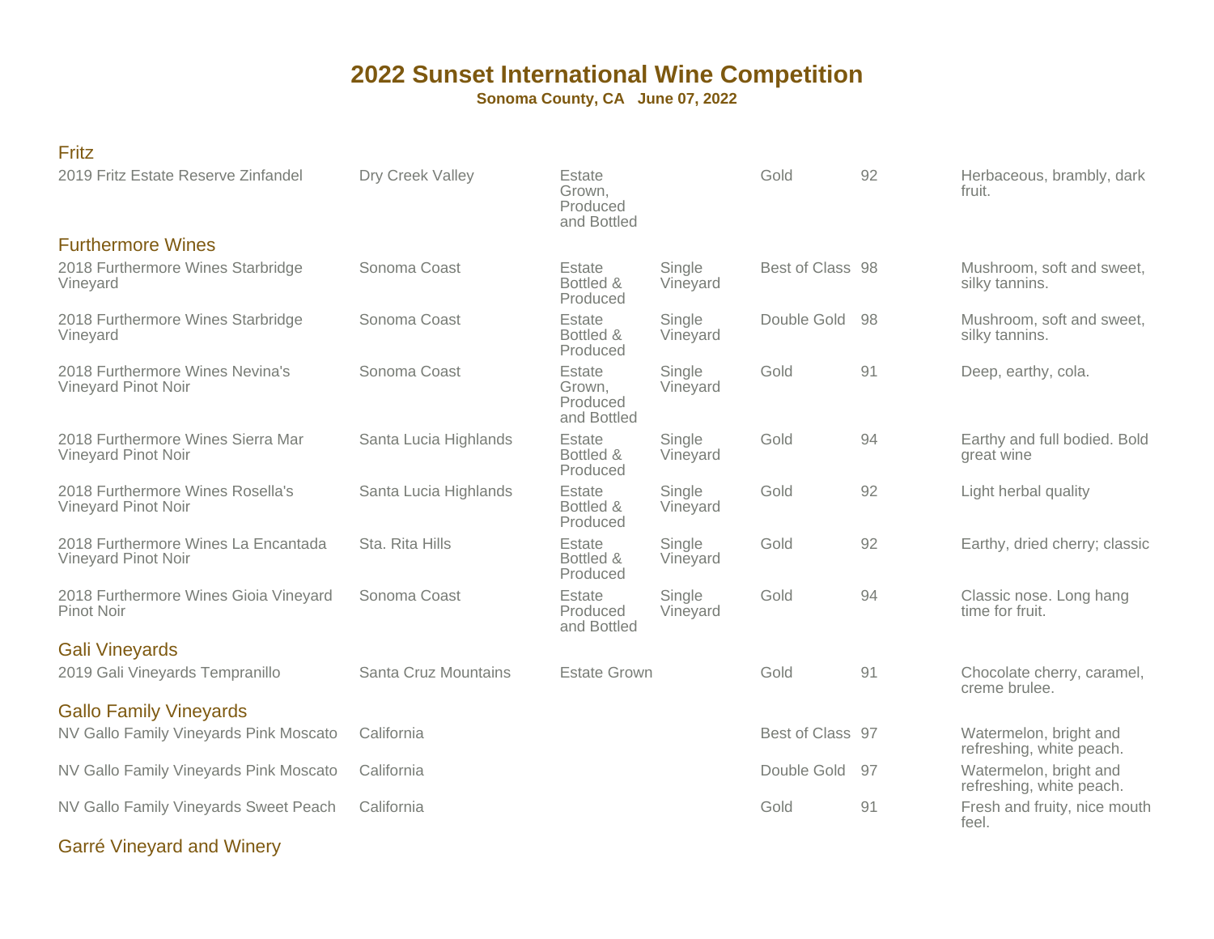# 2022 Sunset International Wine Competition

**Sonoma County, CA June 07, 2022**

## Fritz

| Wine | Appellation | Designation | Vineyard | Award | Score | Notes |
|---|---|---|---|---|---|---|
| 2019 Fritz Estate Reserve Zinfandel | Dry Creek Valley | Estate Grown, Produced and Bottled | | Gold | 92 | Herbaceous, brambly, dark fruit. |

## Furthermore Wines

| Wine | Appellation | Designation | Vineyard | Award | Score | Notes |
|---|---|---|---|---|---|---|
| 2018 Furthermore Wines Starbridge Vineyard | Sonoma Coast | Estate Bottled & Produced | Single Vineyard | Best of Class | 98 | Mushroom, soft and sweet, silky tannins. |
| 2018 Furthermore Wines Starbridge Vineyard | Sonoma Coast | Estate Bottled & Produced | Single Vineyard | Double Gold | 98 | Mushroom, soft and sweet, silky tannins. |
| 2018 Furthermore Wines Nevina's Vineyard Pinot Noir | Sonoma Coast | Estate Grown, Produced and Bottled | Single Vineyard | Gold | 91 | Deep, earthy, cola. |
| 2018 Furthermore Wines Sierra Mar Vineyard Pinot Noir | Santa Lucia Highlands | Estate Bottled & Produced | Single Vineyard | Gold | 94 | Earthy and full bodied. Bold great wine |
| 2018 Furthermore Wines Rosella's Vineyard Pinot Noir | Santa Lucia Highlands | Estate Bottled & Produced | Single Vineyard | Gold | 92 | Light herbal quality |
| 2018 Furthermore Wines La Encantada Vineyard Pinot Noir | Sta. Rita Hills | Estate Bottled & Produced | Single Vineyard | Gold | 92 | Earthy, dried cherry; classic |
| 2018 Furthermore Wines Gioia Vineyard Pinot Noir | Sonoma Coast | Estate Produced and Bottled | Single Vineyard | Gold | 94 | Classic nose. Long hang time for fruit. |

## Gali Vineyards

| Wine | Appellation | Designation | Vineyard | Award | Score | Notes |
|---|---|---|---|---|---|---|
| 2019 Gali Vineyards Tempranillo | Santa Cruz Mountains | Estate Grown | | Gold | 91 | Chocolate cherry, caramel, creme brulee. |

## Gallo Family Vineyards

| Wine | Appellation | Designation | Vineyard | Award | Score | Notes |
|---|---|---|---|---|---|---|
| NV Gallo Family Vineyards Pink Moscato | California | | | Best of Class | 97 | Watermelon, bright and refreshing, white peach. |
| NV Gallo Family Vineyards Pink Moscato | California | | | Double Gold | 97 | Watermelon, bright and refreshing, white peach. |
| NV Gallo Family Vineyards Sweet Peach | California | | | Gold | 91 | Fresh and fruity, nice mouth feel. |

## Garré Vineyard and Winery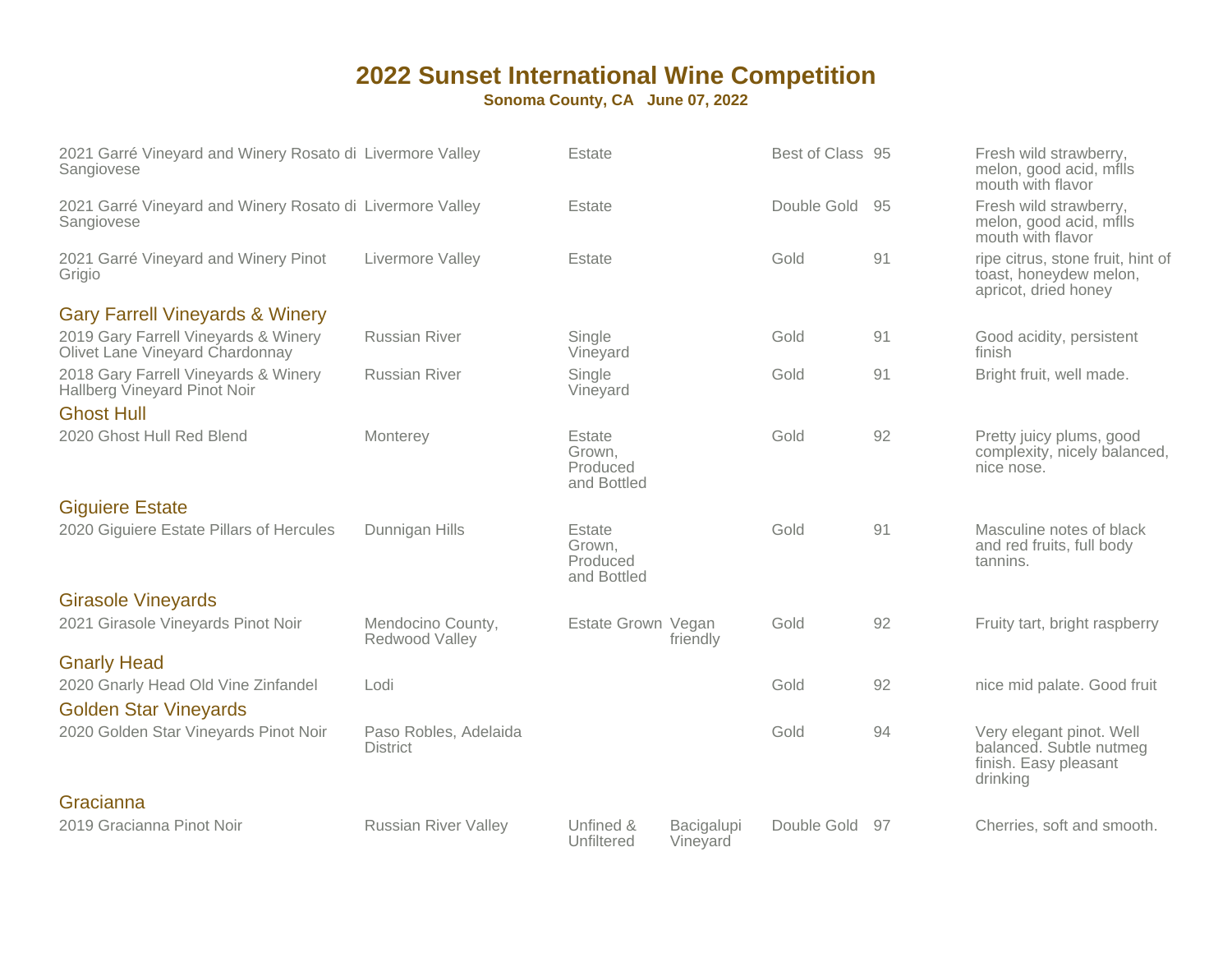# 2022 Sunset International Wine Competition

**Sonoma County, CA   June 07, 2022**

| Wine | Appellation | Designation | Other | Award | Score | Notes |
|---|---|---|---|---|---|---|
| 2021 Garré Vineyard and Winery Rosato di Sangiovese | Livermore Valley | Estate | | Best of Class | 95 | Fresh wild strawberry, melon, good acid, mflls mouth with flavor |
| 2021 Garré Vineyard and Winery Rosato di Sangiovese | Livermore Valley | Estate | | Double Gold | 95 | Fresh wild strawberry, melon, good acid, mflls mouth with flavor |
| 2021 Garré Vineyard and Winery Pinot Grigio | Livermore Valley | Estate | | Gold | 91 | ripe citrus, stone fruit, hint of toast, honeydew melon, apricot, dried honey |
| **Gary Farrell Vineyards & Winery** | | | | | | |
| 2019 Gary Farrell Vineyards & Winery Olivet Lane Vineyard Chardonnay | Russian River | Single Vineyard | | Gold | 91 | Good acidity, persistent finish |
| 2018 Gary Farrell Vineyards & Winery Hallberg Vineyard Pinot Noir | Russian River | Single Vineyard | | Gold | 91 | Bright fruit, well made. |
| **Ghost Hull** | | | | | | |
| 2020 Ghost Hull Red Blend | Monterey | Estate Grown, Produced and Bottled | | Gold | 92 | Pretty juicy plums, good complexity, nicely balanced, nice nose. |
| **Giguiere Estate** | | | | | | |
| 2020 Giguiere Estate Pillars of Hercules | Dunnigan Hills | Estate Grown, Produced and Bottled | | Gold | 91 | Masculine notes of black and red fruits, full body tannins. |
| **Girasole Vineyards** | | | | | | |
| 2021 Girasole Vineyards Pinot Noir | Mendocino County, Redwood Valley | Estate Grown | Vegan friendly | Gold | 92 | Fruity tart, bright raspberry |
| **Gnarly Head** | | | | | | |
| 2020 Gnarly Head Old Vine Zinfandel | Lodi | | | Gold | 92 | nice mid palate. Good fruit |
| **Golden Star Vineyards** | | | | | | |
| 2020 Golden Star Vineyards Pinot Noir | Paso Robles, Adelaida District | | | Gold | 94 | Very elegant pinot. Well balanced. Subtle nutmeg finish. Easy pleasant drinking |
| **Gracianna** | | | | | | |
| 2019 Gracianna Pinot Noir | Russian River Valley | Unfined & Unfiltered | Bacigalupi Vineyard | Double Gold | 97 | Cherries, soft and smooth. |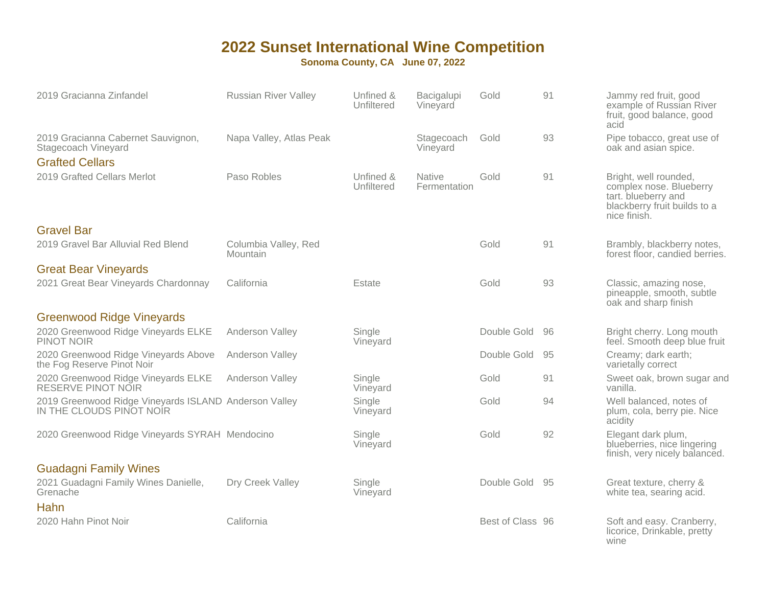# 2022 Sunset International Wine Competition

**Sonoma County, CA June 07, 2022**

| Wine | Appellation | Designation | Vineyard / Notes | Award | Score | Tasting Notes |
|---|---|---|---|---|---|---|
| 2019 Gracianna Zinfandel | Russian River Valley | Unfined & Unfiltered | Bacigalupi Vineyard | Gold | 91 | Jammy red fruit, good example of Russian River fruit, good balance, good acid |
| 2019 Gracianna Cabernet Sauvignon, Stagecoach Vineyard | Napa Valley, Atlas Peak | | Stagecoach Vineyard | Gold | 93 | Pipe tobacco, great use of oak and asian spice. |

## Grafted Cellars

| Wine | Appellation | Designation | Vineyard / Notes | Award | Score | Tasting Notes |
|---|---|---|---|---|---|---|
| 2019 Grafted Cellars Merlot | Paso Robles | Unfined & Unfiltered | Native Fermentation | Gold | 91 | Bright, well rounded, complex nose. Blueberry tart. blueberry and blackberry fruit builds to a nice finish. |

## Gravel Bar

| Wine | Appellation | Designation | Vineyard / Notes | Award | Score | Tasting Notes |
|---|---|---|---|---|---|---|
| 2019 Gravel Bar Alluvial Red Blend | Columbia Valley, Red Mountain | | | Gold | 91 | Brambly, blackberry notes, forest floor, candied berries. |

## Great Bear Vineyards

| Wine | Appellation | Designation | Vineyard / Notes | Award | Score | Tasting Notes |
|---|---|---|---|---|---|---|
| 2021 Great Bear Vineyards Chardonnay | California | Estate | | Gold | 93 | Classic, amazing nose, pineapple, smooth, subtle oak and sharp finish |

## Greenwood Ridge Vineyards

| Wine | Appellation | Designation | Vineyard / Notes | Award | Score | Tasting Notes |
|---|---|---|---|---|---|---|
| 2020 Greenwood Ridge Vineyards ELKE PINOT NOIR | Anderson Valley | Single Vineyard | | Double Gold | 96 | Bright cherry. Long mouth feel. Smooth deep blue fruit |
| 2020 Greenwood Ridge Vineyards Above the Fog Reserve Pinot Noir | Anderson Valley | | | Double Gold | 95 | Creamy; dark earth; varietally correct |
| 2020 Greenwood Ridge Vineyards ELKE RESERVE PINOT NOIR | Anderson Valley | Single Vineyard | | Gold | 91 | Sweet oak, brown sugar and vanilla. |
| 2019 Greenwood Ridge Vineyards ISLAND IN THE CLOUDS PINOT NOIR | Anderson Valley | Single Vineyard | | Gold | 94 | Well balanced, notes of plum, cola, berry pie. Nice acidity |
| 2020 Greenwood Ridge Vineyards SYRAH | Mendocino | Single Vineyard | | Gold | 92 | Elegant dark plum, blueberries, nice lingering finish, very nicely balanced. |

## Guadagni Family Wines

| Wine | Appellation | Designation | Vineyard / Notes | Award | Score | Tasting Notes |
|---|---|---|---|---|---|---|
| 2021 Guadagni Family Wines Danielle, Grenache | Dry Creek Valley | Single Vineyard | | Double Gold | 95 | Great texture, cherry & white tea, searing acid. |

## Hahn

| Wine | Appellation | Designation | Vineyard / Notes | Award | Score | Tasting Notes |
|---|---|---|---|---|---|---|
| 2020 Hahn Pinot Noir | California | | | Best of Class | 96 | Soft and easy. Cranberry, licorice, Drinkable, pretty wine |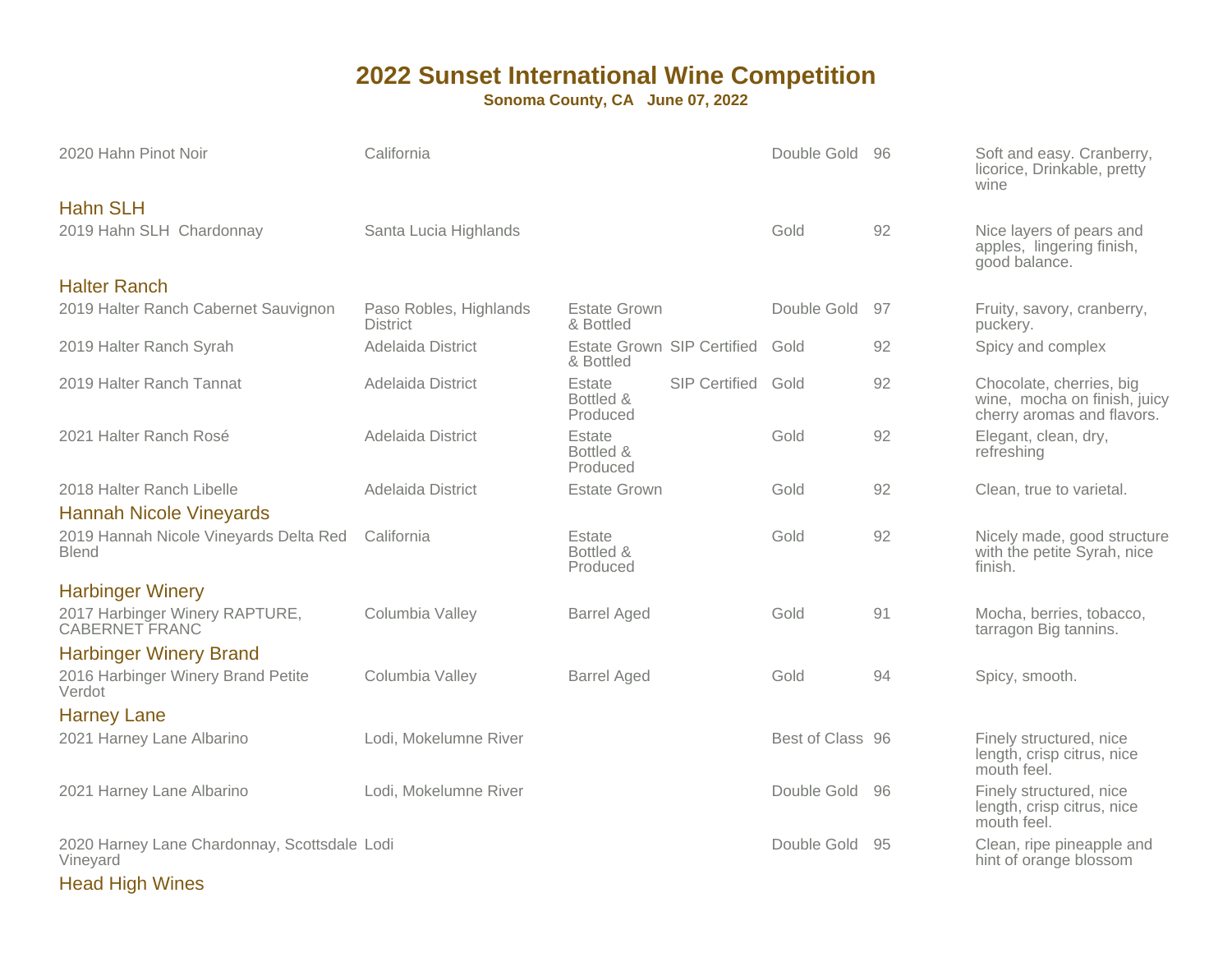# 2022 Sunset International Wine Competition

**Sonoma County, CA June 07, 2022**

| Wine | Appellation | Production | Certification | Award | Score | Notes |
|---|---|---|---|---|---|---|
| 2020 Hahn Pinot Noir | California | | | Double Gold | 96 | Soft and easy. Cranberry, licorice, Drinkable, pretty wine |

## Hahn SLH

| Wine | Appellation | Production | Certification | Award | Score | Notes |
|---|---|---|---|---|---|---|
| 2019 Hahn SLH Chardonnay | Santa Lucia Highlands | | | Gold | 92 | Nice layers of pears and apples, lingering finish, good balance. |

## Halter Ranch

| Wine | Appellation | Production | Certification | Award | Score | Notes |
|---|---|---|---|---|---|---|
| 2019 Halter Ranch Cabernet Sauvignon | Paso Robles, Highlands District | Estate Grown & Bottled | | Double Gold | 97 | Fruity, savory, cranberry, puckery. |
| 2019 Halter Ranch Syrah | Adelaida District | Estate Grown & Bottled | SIP Certified | Gold | 92 | Spicy and complex |
| 2019 Halter Ranch Tannat | Adelaida District | Estate Bottled & Produced | SIP Certified | Gold | 92 | Chocolate, cherries, big wine, mocha on finish, juicy cherry aromas and flavors. |
| 2021 Halter Ranch Rosé | Adelaida District | Estate Bottled & Produced | | Gold | 92 | Elegant, clean, dry, refreshing |
| 2018 Halter Ranch Libelle | Adelaida District | Estate Grown | | Gold | 92 | Clean, true to varietal. |

## Hannah Nicole Vineyards

| Wine | Appellation | Production | Certification | Award | Score | Notes |
|---|---|---|---|---|---|---|
| 2019 Hannah Nicole Vineyards Delta Red Blend | California | Estate Bottled & Produced | | Gold | 92 | Nicely made, good structure with the petite Syrah, nice finish. |

## Harbinger Winery

| Wine | Appellation | Production | Certification | Award | Score | Notes |
|---|---|---|---|---|---|---|
| 2017 Harbinger Winery RAPTURE, CABERNET FRANC | Columbia Valley | Barrel Aged | | Gold | 91 | Mocha, berries, tobacco, tarragon Big tannins. |

## Harbinger Winery Brand

| Wine | Appellation | Production | Certification | Award | Score | Notes |
|---|---|---|---|---|---|---|
| 2016 Harbinger Winery Brand Petite Verdot | Columbia Valley | Barrel Aged | | Gold | 94 | Spicy, smooth. |

## Harney Lane

| Wine | Appellation | Production | Certification | Award | Score | Notes |
|---|---|---|---|---|---|---|
| 2021 Harney Lane Albarino | Lodi, Mokelumne River | | | Best of Class | 96 | Finely structured, nice length, crisp citrus, nice mouth feel. |
| 2021 Harney Lane Albarino | Lodi, Mokelumne River | | | Double Gold | 96 | Finely structured, nice length, crisp citrus, nice mouth feel. |
| 2020 Harney Lane Chardonnay, Scottsdale Vineyard | Lodi | | | Double Gold | 95 | Clean, ripe pineapple and hint of orange blossom |

## Head High Wines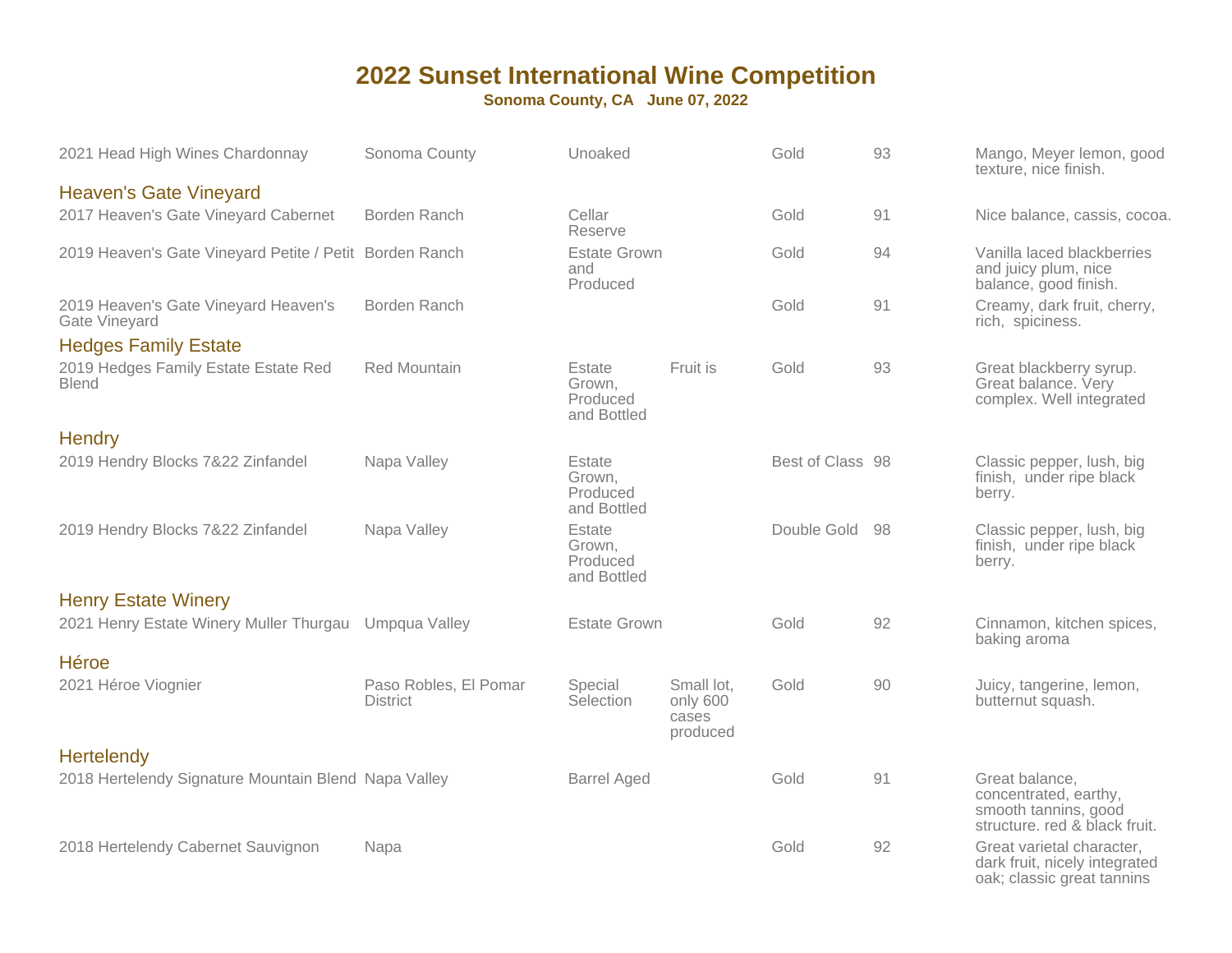# 2022 Sunset International Wine Competition

**Sonoma County, CA June 07, 2022**

| Wine | Appellation | Designation | Notes | Award | Score | Tasting Notes |
|---|---|---|---|---|---|---|
| 2021 Head High Wines Chardonnay | Sonoma County | Unoaked | | Gold | 93 | Mango, Meyer lemon, good texture, nice finish. |

## Heaven's Gate Vineyard

| Wine | Appellation | Designation | Notes | Award | Score | Tasting Notes |
|---|---|---|---|---|---|---|
| 2017 Heaven's Gate Vineyard Cabernet | Borden Ranch | Cellar Reserve | | Gold | 91 | Nice balance, cassis, cocoa. |
| 2019 Heaven's Gate Vineyard Petite / Petit | Borden Ranch | Estate Grown and Produced | | Gold | 94 | Vanilla laced blackberries and juicy plum, nice balance, good finish. |
| 2019 Heaven's Gate Vineyard Heaven's Gate Vineyard | Borden Ranch | | | Gold | 91 | Creamy, dark fruit, cherry, rich, spiciness. |

## Hedges Family Estate

| Wine | Appellation | Designation | Notes | Award | Score | Tasting Notes |
|---|---|---|---|---|---|---|
| 2019 Hedges Family Estate Estate Red Blend | Red Mountain | Estate Grown, Produced and Bottled | Fruit is | Gold | 93 | Great blackberry syrup. Great balance. Very complex. Well integrated |

## Hendry

| Wine | Appellation | Designation | Notes | Award | Score | Tasting Notes |
|---|---|---|---|---|---|---|
| 2019 Hendry Blocks 7&22 Zinfandel | Napa Valley | Estate Grown, Produced and Bottled | | Best of Class | 98 | Classic pepper, lush, big finish, under ripe black berry. |
| 2019 Hendry Blocks 7&22 Zinfandel | Napa Valley | Estate Grown, Produced and Bottled | | Double Gold | 98 | Classic pepper, lush, big finish, under ripe black berry. |

## Henry Estate Winery

| Wine | Appellation | Designation | Notes | Award | Score | Tasting Notes |
|---|---|---|---|---|---|---|
| 2021 Henry Estate Winery Muller Thurgau | Umpqua Valley | Estate Grown | | Gold | 92 | Cinnamon, kitchen spices, baking aroma |

## Héroe

| Wine | Appellation | Designation | Notes | Award | Score | Tasting Notes |
|---|---|---|---|---|---|---|
| 2021 Héroe Viognier | Paso Robles, El Pomar District | Special Selection | Small lot, only 600 cases produced | Gold | 90 | Juicy, tangerine, lemon, butternut squash. |

## Hertelendy

| Wine | Appellation | Designation | Notes | Award | Score | Tasting Notes |
|---|---|---|---|---|---|---|
| 2018 Hertelendy Signature Mountain Blend | Napa Valley | Barrel Aged | | Gold | 91 | Great balance, concentrated, earthy, smooth tannins, good structure. red & black fruit. |
| 2018 Hertelendy Cabernet Sauvignon | Napa | | | Gold | 92 | Great varietal character, dark fruit, nicely integrated oak; classic great tannins |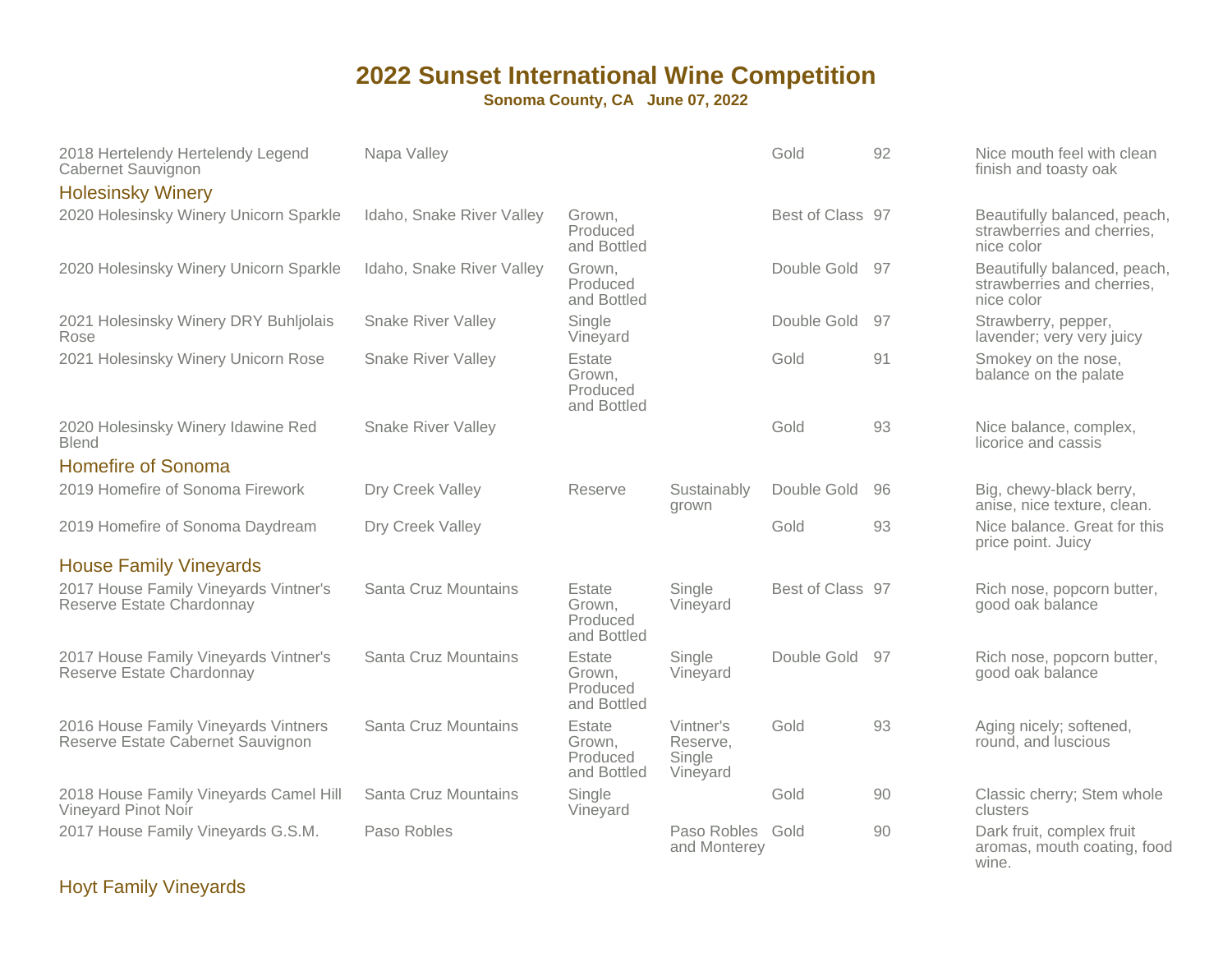# 2022 Sunset International Wine Competition

**Sonoma County, CA June 07, 2022**

| Wine | Region | | | Award | Score | Notes |
|---|---|---|---|---|---|---|
| 2018 Hertelendy Hertelendy Legend Cabernet Sauvignon | Napa Valley | | | Gold | 92 | Nice mouth feel with clean finish and toasty oak |

## Holesinsky Winery

| Wine | Region | | | Award | Score | Notes |
|---|---|---|---|---|---|---|
| 2020 Holesinsky Winery Unicorn Sparkle | Idaho, Snake River Valley | Grown, Produced and Bottled | | Best of Class | 97 | Beautifully balanced, peach, strawberries and cherries, nice color |
| 2020 Holesinsky Winery Unicorn Sparkle | Idaho, Snake River Valley | Grown, Produced and Bottled | | Double Gold | 97 | Beautifully balanced, peach, strawberries and cherries, nice color |
| 2021 Holesinsky Winery DRY Buhljolais Rose | Snake River Valley | Single Vineyard | | Double Gold | 97 | Strawberry, pepper, lavender; very very juicy |
| 2021 Holesinsky Winery Unicorn Rose | Snake River Valley | Estate Grown, Produced and Bottled | | Gold | 91 | Smokey on the nose, balance on the palate |
| 2020 Holesinsky Winery Idawine Red Blend | Snake River Valley | | | Gold | 93 | Nice balance, complex, licorice and cassis |

## Homefire of Sonoma

| Wine | Region | | | Award | Score | Notes |
|---|---|---|---|---|---|---|
| 2019 Homefire of Sonoma Firework | Dry Creek Valley | Reserve | Sustainably grown | Double Gold | 96 | Big, chewy-black berry, anise, nice texture, clean. |
| 2019 Homefire of Sonoma Daydream | Dry Creek Valley | | | Gold | 93 | Nice balance. Great for this price point. Juicy |

## House Family Vineyards

| Wine | Region | | | Award | Score | Notes |
|---|---|---|---|---|---|---|
| 2017 House Family Vineyards Vintner's Reserve Estate Chardonnay | Santa Cruz Mountains | Estate Grown, Produced and Bottled | Single Vineyard | Best of Class | 97 | Rich nose, popcorn butter, good oak balance |
| 2017 House Family Vineyards Vintner's Reserve Estate Chardonnay | Santa Cruz Mountains | Estate Grown, Produced and Bottled | Single Vineyard | Double Gold | 97 | Rich nose, popcorn butter, good oak balance |
| 2016 House Family Vineyards Vintners Reserve Estate Cabernet Sauvignon | Santa Cruz Mountains | Estate Grown, Produced and Bottled | Vintner's Reserve, Single Vineyard | Gold | 93 | Aging nicely; softened, round, and luscious |
| 2018 House Family Vineyards Camel Hill Vineyard Pinot Noir | Santa Cruz Mountains | Single Vineyard | | Gold | 90 | Classic cherry; Stem whole clusters |
| 2017 House Family Vineyards G.S.M. | Paso Robles | | Paso Robles and Monterey | Gold | 90 | Dark fruit, complex fruit aromas, mouth coating, food wine. |

## Hoyt Family Vineyards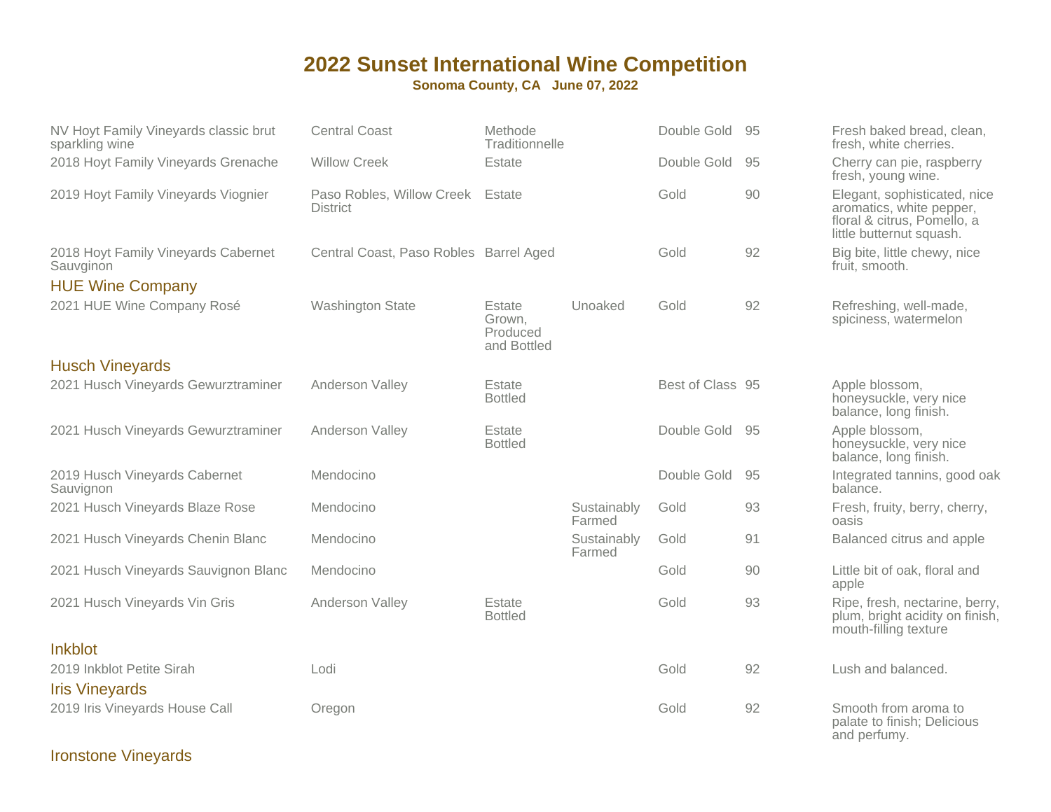# 2022 Sunset International Wine Competition

**Sonoma County, CA June 07, 2022**

| Wine | Region | Designation | Notes | Award | Score | Tasting Notes |
|---|---|---|---|---|---|---|
| NV Hoyt Family Vineyards classic brut sparkling wine | Central Coast | Methode Traditionnelle | | Double Gold | 95 | Fresh baked bread, clean, fresh, white cherries. |
| 2018 Hoyt Family Vineyards Grenache | Willow Creek | Estate | | Double Gold | 95 | Cherry can pie, raspberry fresh, young wine. |
| 2019 Hoyt Family Vineyards Viognier | Paso Robles, Willow Creek District | Estate | | Gold | 90 | Elegant, sophisticated, nice aromatics, white pepper, floral & citrus, Pomello, a little butternut squash. |
| 2018 Hoyt Family Vineyards Cabernet Sauvginon | Central Coast, Paso Robles | Barrel Aged | | Gold | 92 | Big bite, little chewy, nice fruit, smooth. |

## HUE Wine Company

| Wine | Region | Designation | Notes | Award | Score | Tasting Notes |
|---|---|---|---|---|---|---|
| 2021 HUE Wine Company Rosé | Washington State | Estate Grown, Produced and Bottled | Unoaked | Gold | 92 | Refreshing, well-made, spiciness, watermelon |

## Husch Vineyards

| Wine | Region | Designation | Notes | Award | Score | Tasting Notes |
|---|---|---|---|---|---|---|
| 2021 Husch Vineyards Gewurztraminer | Anderson Valley | Estate Bottled | | Best of Class | 95 | Apple blossom, honeysuckle, very nice balance, long finish. |
| 2021 Husch Vineyards Gewurztraminer | Anderson Valley | Estate Bottled | | Double Gold | 95 | Apple blossom, honeysuckle, very nice balance, long finish. |
| 2019 Husch Vineyards Cabernet Sauvignon | Mendocino | | | Double Gold | 95 | Integrated tannins, good oak balance. |
| 2021 Husch Vineyards Blaze Rose | Mendocino | | Sustainably Farmed | Gold | 93 | Fresh, fruity, berry, cherry, oasis |
| 2021 Husch Vineyards Chenin Blanc | Mendocino | | Sustainably Farmed | Gold | 91 | Balanced citrus and apple |
| 2021 Husch Vineyards Sauvignon Blanc | Mendocino | | | Gold | 90 | Little bit of oak, floral and apple |
| 2021 Husch Vineyards Vin Gris | Anderson Valley | Estate Bottled | | Gold | 93 | Ripe, fresh, nectarine, berry, plum, bright acidity on finish, mouth-filling texture |

## Inkblot

| Wine | Region | Designation | Notes | Award | Score | Tasting Notes |
|---|---|---|---|---|---|---|
| 2019 Inkblot Petite Sirah | Lodi | | | Gold | 92 | Lush and balanced. |

## Iris Vineyards

| Wine | Region | Designation | Notes | Award | Score | Tasting Notes |
|---|---|---|---|---|---|---|
| 2019 Iris Vineyards House Call | Oregon | | | Gold | 92 | Smooth from aroma to palate to finish; Delicious and perfumy. |

## Ironstone Vineyards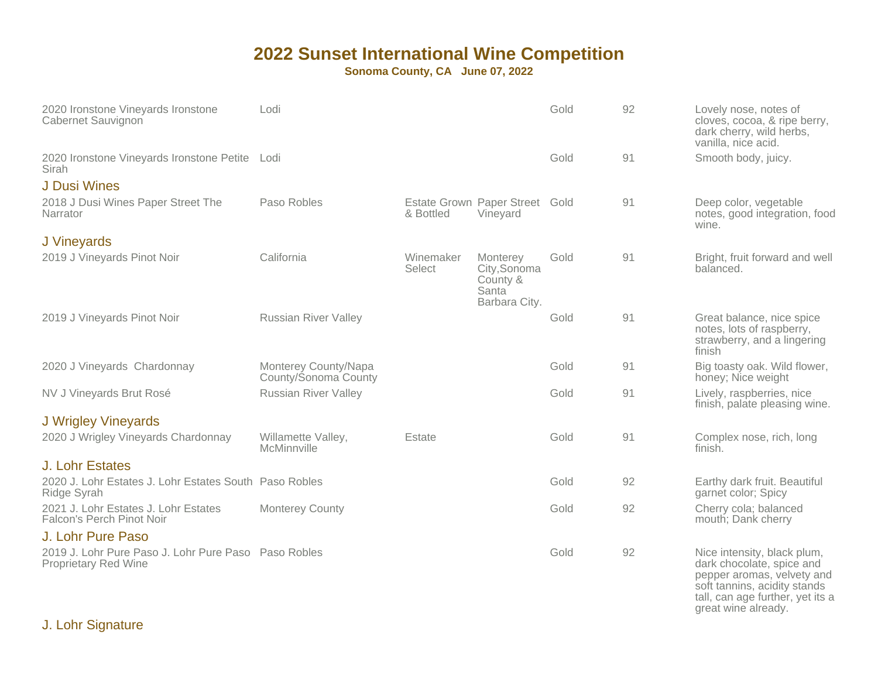# 2022 Sunset International Wine Competition

**Sonoma County, CA June 07, 2022**

| Wine | Appellation | Designation | Vineyard | Medal | Score | Notes |
|---|---|---|---|---|---|---|
| 2020 Ironstone Vineyards Ironstone Cabernet Sauvignon | Lodi | | | Gold | 92 | Lovely nose, notes of cloves, cocoa, & ripe berry, dark cherry, wild herbs, vanilla, nice acid. |
| 2020 Ironstone Vineyards Ironstone Petite Sirah | Lodi | | | Gold | 91 | Smooth body, juicy. |

## J Dusi Wines

| Wine | Appellation | Designation | Vineyard | Medal | Score | Notes |
|---|---|---|---|---|---|---|
| 2018 J Dusi Wines Paper Street The Narrator | Paso Robles | Estate Grown & Bottled | Paper Street Vineyard | Gold | 91 | Deep color, vegetable notes, good integration, food wine. |

## J Vineyards

| Wine | Appellation | Designation | Vineyard | Medal | Score | Notes |
|---|---|---|---|---|---|---|
| 2019 J Vineyards Pinot Noir | California | Winemaker Select | Monterey City,Sonoma County & Santa Barbara City. | Gold | 91 | Bright, fruit forward and well balanced. |
| 2019 J Vineyards Pinot Noir | Russian River Valley | | | Gold | 91 | Great balance, nice spice notes, lots of raspberry, strawberry, and a lingering finish |
| 2020 J Vineyards Chardonnay | Monterey County/Napa County/Sonoma County | | | Gold | 91 | Big toasty oak. Wild flower, honey; Nice weight |
| NV J Vineyards Brut Rosé | Russian River Valley | | | Gold | 91 | Lively, raspberries, nice finish, palate pleasing wine. |

## J Wrigley Vineyards

| Wine | Appellation | Designation | Vineyard | Medal | Score | Notes |
|---|---|---|---|---|---|---|
| 2020 J Wrigley Vineyards Chardonnay | Willamette Valley, McMinnville | Estate | | Gold | 91 | Complex nose, rich, long finish. |

## J. Lohr Estates

| Wine | Appellation | Designation | Vineyard | Medal | Score | Notes |
|---|---|---|---|---|---|---|
| 2020 J. Lohr Estates J. Lohr Estates South Ridge Syrah | Paso Robles | | | Gold | 92 | Earthy dark fruit. Beautiful garnet color; Spicy |
| 2021 J. Lohr Estates J. Lohr Estates Falcon's Perch Pinot Noir | Monterey County | | | Gold | 92 | Cherry cola; balanced mouth; Dank cherry |

## J. Lohr Pure Paso

| Wine | Appellation | Designation | Vineyard | Medal | Score | Notes |
|---|---|---|---|---|---|---|
| 2019 J. Lohr Pure Paso J. Lohr Pure Paso Proprietary Red Wine | Paso Robles | | | Gold | 92 | Nice intensity, black plum, dark chocolate, spice and pepper aromas, velvety and soft tannins, acidity stands tall, can age further, yet its a great wine already. |

## J. Lohr Signature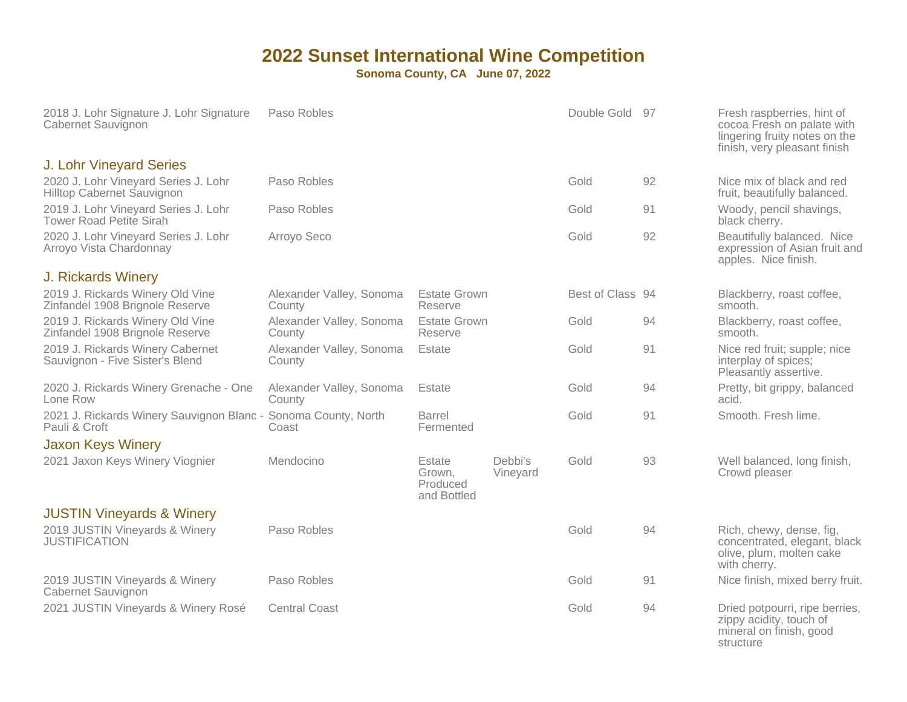# 2022 Sunset International Wine Competition

**Sonoma County, CA June 07, 2022**

| Wine | Appellation | Designation | Vineyard | Award | Score | Notes |
|---|---|---|---|---|---|---|
| 2018 J. Lohr Signature J. Lohr Signature Cabernet Sauvignon | Paso Robles | | | Double Gold | 97 | Fresh raspberries, hint of cocoa Fresh on palate with lingering fruity notes on the finish, very pleasant finish |

## J. Lohr Vineyard Series

| Wine | Appellation | Designation | Vineyard | Award | Score | Notes |
|---|---|---|---|---|---|---|
| 2020 J. Lohr Vineyard Series J. Lohr Hilltop Cabernet Sauvignon | Paso Robles | | | Gold | 92 | Nice mix of black and red fruit, beautifully balanced. |
| 2019 J. Lohr Vineyard Series J. Lohr Tower Road Petite Sirah | Paso Robles | | | Gold | 91 | Woody, pencil shavings, black cherry. |
| 2020 J. Lohr Vineyard Series J. Lohr Arroyo Vista Chardonnay | Arroyo Seco | | | Gold | 92 | Beautifully balanced. Nice expression of Asian fruit and apples. Nice finish. |

## J. Rickards Winery

| Wine | Appellation | Designation | Vineyard | Award | Score | Notes |
|---|---|---|---|---|---|---|
| 2019 J. Rickards Winery Old Vine Zinfandel 1908 Brignole Reserve | Alexander Valley, Sonoma County | Estate Grown Reserve | | Best of Class | 94 | Blackberry, roast coffee, smooth. |
| 2019 J. Rickards Winery Old Vine Zinfandel 1908 Brignole Reserve | Alexander Valley, Sonoma County | Estate Grown Reserve | | Gold | 94 | Blackberry, roast coffee, smooth. |
| 2019 J. Rickards Winery Cabernet Sauvignon - Five Sister's Blend | Alexander Valley, Sonoma County | Estate | | Gold | 91 | Nice red fruit; supple; nice interplay of spices; Pleasantly assertive. |
| 2020 J. Rickards Winery Grenache - One Lone Row | Alexander Valley, Sonoma County | Estate | | Gold | 94 | Pretty, bit grippy, balanced acid. |
| 2021 J. Rickards Winery Sauvignon Blanc - Pauli & Croft | Sonoma County, North Coast | Barrel Fermented | | Gold | 91 | Smooth. Fresh lime. |

## Jaxon Keys Winery

| Wine | Appellation | Designation | Vineyard | Award | Score | Notes |
|---|---|---|---|---|---|---|
| 2021 Jaxon Keys Winery Viognier | Mendocino | Estate Grown, Produced and Bottled | Debbi's Vineyard | Gold | 93 | Well balanced, long finish, Crowd pleaser |

## JUSTIN Vineyards & Winery

| Wine | Appellation | Designation | Vineyard | Award | Score | Notes |
|---|---|---|---|---|---|---|
| 2019 JUSTIN Vineyards & Winery JUSTIFICATION | Paso Robles | | | Gold | 94 | Rich, chewy, dense, fig, concentrated, elegant, black olive, plum, molten cake with cherry. |
| 2019 JUSTIN Vineyards & Winery Cabernet Sauvignon | Paso Robles | | | Gold | 91 | Nice finish, mixed berry fruit. |
| 2021 JUSTIN Vineyards & Winery Rosé | Central Coast | | | Gold | 94 | Dried potpourri, ripe berries, zippy acidity, touch of mineral on finish, good structure |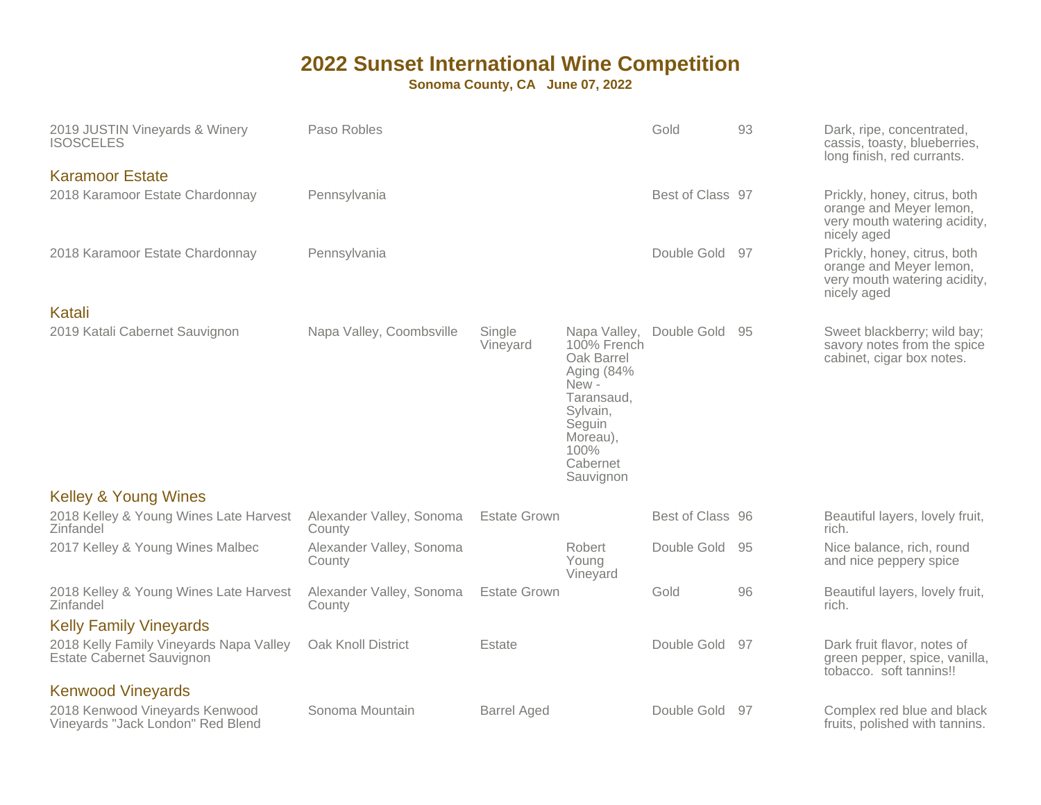# 2022 Sunset International Wine Competition

**Sonoma County, CA June 07, 2022**

| Wine | Appellation | Designation | Details | Award | Score | Notes |
|---|---|---|---|---|---|---|
| 2019 JUSTIN Vineyards & Winery ISOSCELES | Paso Robles | | | Gold | 93 | Dark, ripe, concentrated, cassis, toasty, blueberries, long finish, red currants. |

### Karamoor Estate

| Wine | Appellation | Designation | Details | Award | Score | Notes |
|---|---|---|---|---|---|---|
| 2018 Karamoor Estate Chardonnay | Pennsylvania | | | Best of Class | 97 | Prickly, honey, citrus, both orange and Meyer lemon, very mouth watering acidity, nicely aged |
| 2018 Karamoor Estate Chardonnay | Pennsylvania | | | Double Gold | 97 | Prickly, honey, citrus, both orange and Meyer lemon, very mouth watering acidity, nicely aged |

### Katali

| Wine | Appellation | Designation | Details | Award | Score | Notes |
|---|---|---|---|---|---|---|
| 2019 Katali Cabernet Sauvignon | Napa Valley, Coombsville | Single Vineyard | Napa Valley, 100% French Oak Barrel Aging (84% New - Taransaud, Sylvain, Seguin Moreau), 100% Cabernet Sauvignon | Double Gold | 95 | Sweet blackberry; wild bay; savory notes from the spice cabinet, cigar box notes. |

### Kelley & Young Wines

| Wine | Appellation | Designation | Details | Award | Score | Notes |
|---|---|---|---|---|---|---|
| 2018 Kelley & Young Wines Late Harvest Zinfandel | Alexander Valley, Sonoma County | Estate Grown | | Best of Class | 96 | Beautiful layers, lovely fruit, rich. |
| 2017 Kelley & Young Wines Malbec | Alexander Valley, Sonoma County | | Robert Young Vineyard | Double Gold | 95 | Nice balance, rich, round and nice peppery spice |
| 2018 Kelley & Young Wines Late Harvest Zinfandel | Alexander Valley, Sonoma County | Estate Grown | | Gold | 96 | Beautiful layers, lovely fruit, rich. |

### Kelly Family Vineyards

| Wine | Appellation | Designation | Details | Award | Score | Notes |
|---|---|---|---|---|---|---|
| 2018 Kelly Family Vineyards Napa Valley Estate Cabernet Sauvignon | Oak Knoll District | Estate | | Double Gold | 97 | Dark fruit flavor, notes of green pepper, spice, vanilla, tobacco. soft tannins!! |

### Kenwood Vineyards

| Wine | Appellation | Designation | Details | Award | Score | Notes |
|---|---|---|---|---|---|---|
| 2018 Kenwood Vineyards Kenwood Vineyards "Jack London" Red Blend | Sonoma Mountain | Barrel Aged | | Double Gold | 97 | Complex red blue and black fruits, polished with tannins. |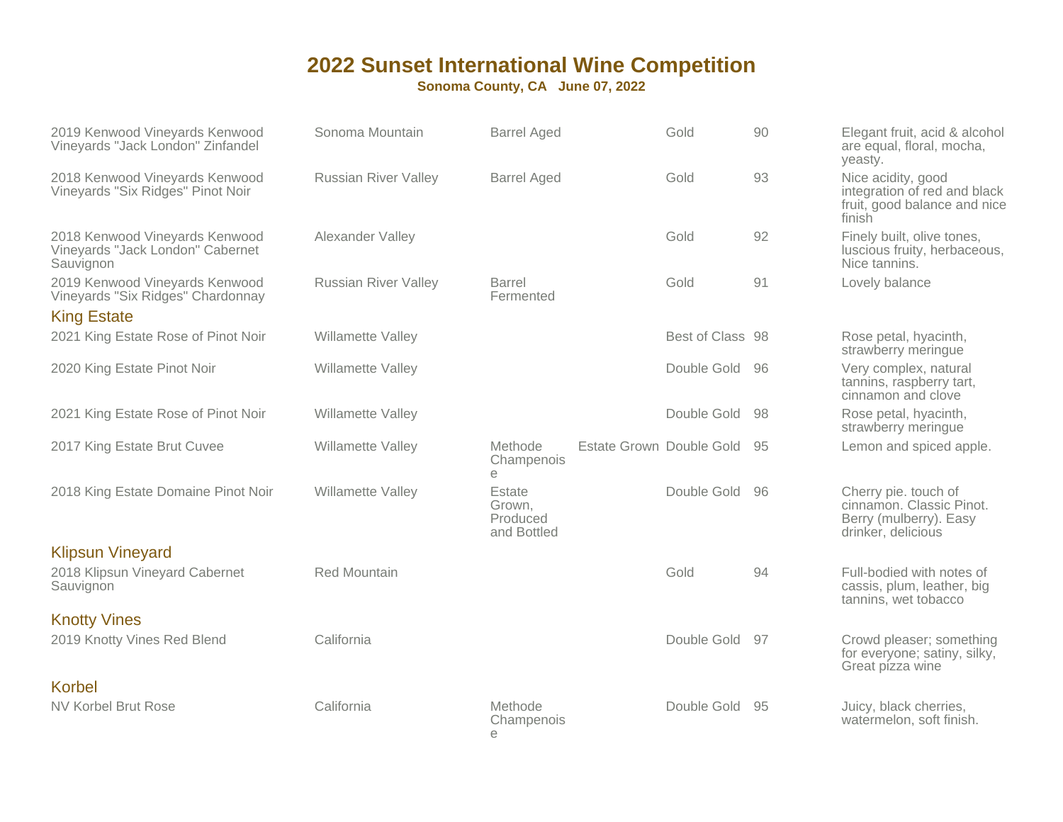# 2022 Sunset International Wine Competition

**Sonoma County, CA June 07, 2022**

| Wine | Appellation | Attribute | Attribute 2 | Medal | Score | Notes |
|---|---|---|---|---|---|---|
| 2019 Kenwood Vineyards Kenwood Vineyards "Jack London" Zinfandel | Sonoma Mountain | Barrel Aged | | Gold | 90 | Elegant fruit, acid & alcohol are equal, floral, mocha, yeasty. |
| 2018 Kenwood Vineyards Kenwood Vineyards "Six Ridges" Pinot Noir | Russian River Valley | Barrel Aged | | Gold | 93 | Nice acidity, good integration of red and black fruit, good balance and nice finish |
| 2018 Kenwood Vineyards Kenwood Vineyards "Jack London" Cabernet Sauvignon | Alexander Valley | | | Gold | 92 | Finely built, olive tones, luscious fruity, herbaceous, Nice tannins. |
| 2019 Kenwood Vineyards Kenwood Vineyards "Six Ridges" Chardonnay | Russian River Valley | Barrel Fermented | | Gold | 91 | Lovely balance |

## King Estate

| Wine | Appellation | Attribute | Attribute 2 | Medal | Score | Notes |
|---|---|---|---|---|---|---|
| 2021 King Estate Rose of Pinot Noir | Willamette Valley | | | Best of Class | 98 | Rose petal, hyacinth, strawberry meringue |
| 2020 King Estate Pinot Noir | Willamette Valley | | | Double Gold | 96 | Very complex, natural tannins, raspberry tart, cinnamon and clove |
| 2021 King Estate Rose of Pinot Noir | Willamette Valley | | | Double Gold | 98 | Rose petal, hyacinth, strawberry meringue |
| 2017 King Estate Brut Cuvee | Willamette Valley | Methode Champenoise | Estate Grown | Double Gold | 95 | Lemon and spiced apple. |
| 2018 King Estate Domaine Pinot Noir | Willamette Valley | Estate Grown, Produced and Bottled | | Double Gold | 96 | Cherry pie. touch of cinnamon. Classic Pinot. Berry (mulberry). Easy drinker, delicious |

## Klipsun Vineyard

| Wine | Appellation | Attribute | Attribute 2 | Medal | Score | Notes |
|---|---|---|---|---|---|---|
| 2018 Klipsun Vineyard Cabernet Sauvignon | Red Mountain | | | Gold | 94 | Full-bodied with notes of cassis, plum, leather, big tannins, wet tobacco |

## Knotty Vines

| Wine | Appellation | Attribute | Attribute 2 | Medal | Score | Notes |
|---|---|---|---|---|---|---|
| 2019 Knotty Vines Red Blend | California | | | Double Gold | 97 | Crowd pleaser; something for everyone; satiny, silky, Great pizza wine |

## Korbel

| Wine | Appellation | Attribute | Attribute 2 | Medal | Score | Notes |
|---|---|---|---|---|---|---|
| NV Korbel Brut Rose | California | Methode Champenoise | | Double Gold | 95 | Juicy, black cherries, watermelon, soft finish. |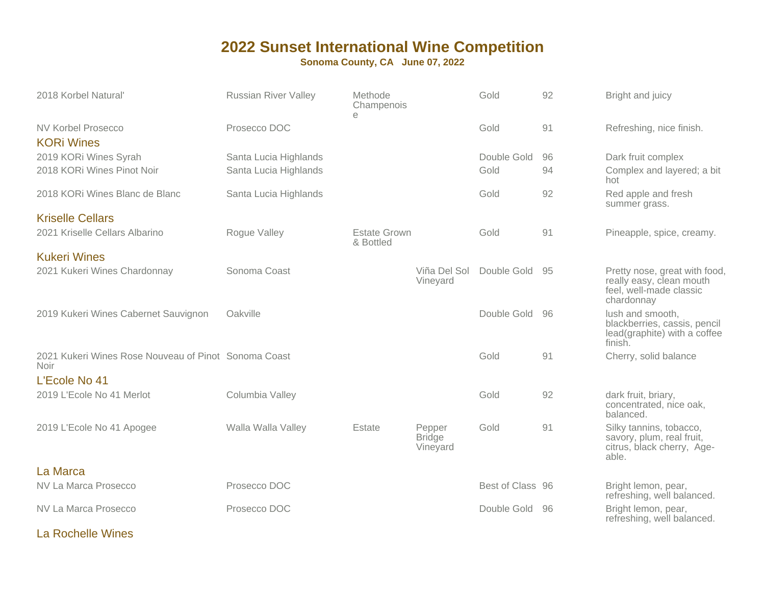# 2022 Sunset International Wine Competition

**Sonoma County, CA June 07, 2022**

| Wine | Appellation | Designation | Vineyard | Award | Score | Notes |
|---|---|---|---|---|---|---|
| 2018 Korbel Natural' | Russian River Valley | Methode Champenoise | | Gold | 92 | Bright and juicy |
| NV Korbel Prosecco | Prosecco DOC | | | Gold | 91 | Refreshing, nice finish. |
| **KORi Wines** | | | | | | |
| 2019 KORi Wines Syrah | Santa Lucia Highlands | | | Double Gold | 96 | Dark fruit complex |
| 2018 KORi Wines Pinot Noir | Santa Lucia Highlands | | | Gold | 94 | Complex and layered; a bit hot |
| 2018 KORi Wines Blanc de Blanc | Santa Lucia Highlands | | | Gold | 92 | Red apple and fresh summer grass. |
| **Kriselle Cellars** | | | | | | |
| 2021 Kriselle Cellars Albarino | Rogue Valley | Estate Grown & Bottled | | Gold | 91 | Pineapple, spice, creamy. |
| **Kukeri Wines** | | | | | | |
| 2021 Kukeri Wines Chardonnay | Sonoma Coast | | Viña Del Sol Vineyard | Double Gold | 95 | Pretty nose, great with food, really easy, clean mouth feel, well-made classic chardonnay |
| 2019 Kukeri Wines Cabernet Sauvignon | Oakville | | | Double Gold | 96 | lush and smooth, blackberries, cassis, pencil lead(graphite) with a coffee finish. |
| 2021 Kukeri Wines Rose Nouveau of Pinot Noir | Sonoma Coast | | | Gold | 91 | Cherry, solid balance |
| **L'Ecole No 41** | | | | | | |
| 2019 L'Ecole No 41 Merlot | Columbia Valley | | | Gold | 92 | dark fruit, briary, concentrated, nice oak, balanced. |
| 2019 L'Ecole No 41 Apogee | Walla Walla Valley | Estate | Pepper Bridge Vineyard | Gold | 91 | Silky tannins, tobacco, savory, plum, real fruit, citrus, black cherry, Age-able. |
| **La Marca** | | | | | | |
| NV La Marca Prosecco | Prosecco DOC | | | Best of Class | 96 | Bright lemon, pear, refreshing, well balanced. |
| NV La Marca Prosecco | Prosecco DOC | | | Double Gold | 96 | Bright lemon, pear, refreshing, well balanced. |
| **La Rochelle Wines** | | | | | | |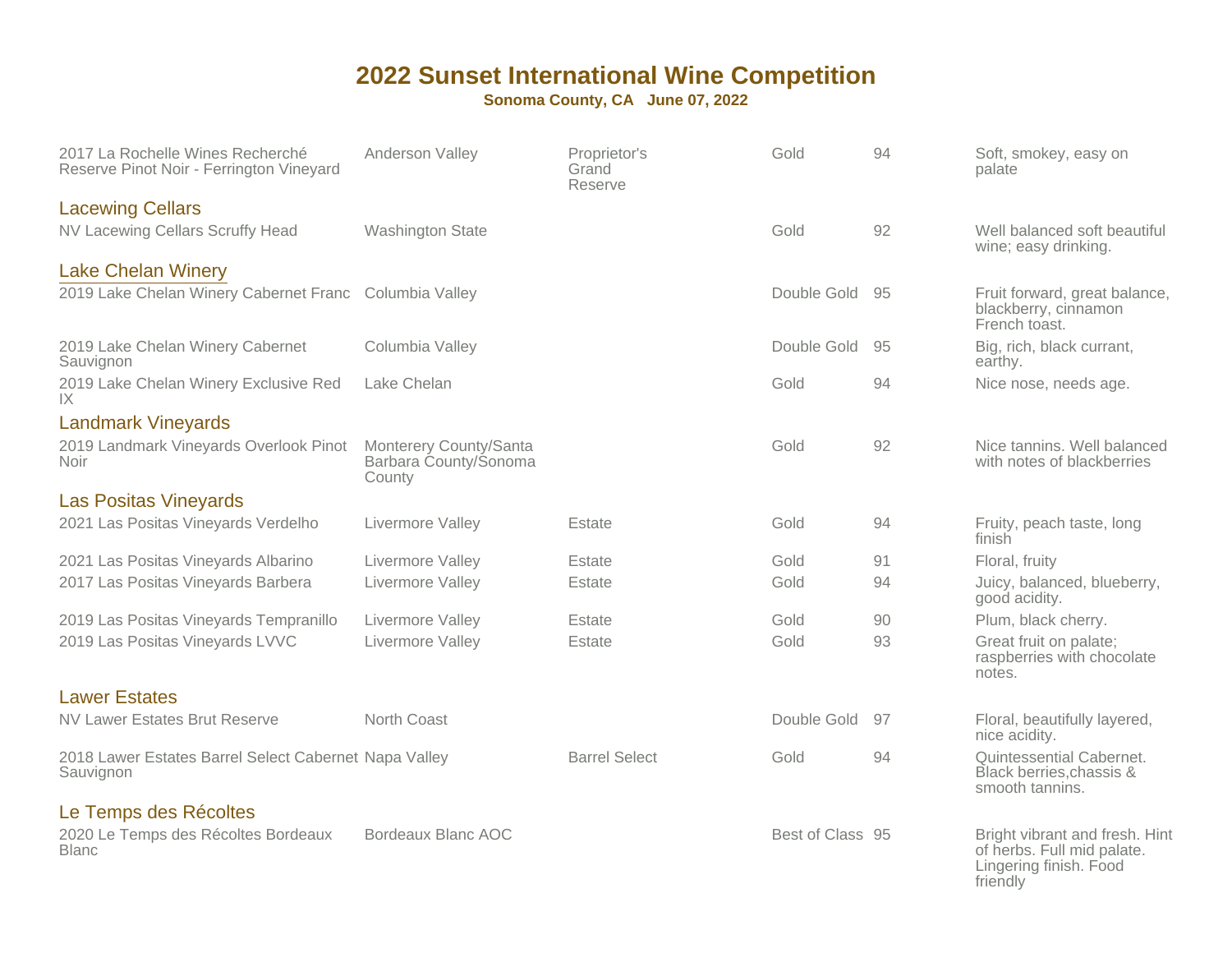# 2022 Sunset International Wine Competition

**Sonoma County, CA June 07, 2022**

| Wine | Appellation | Designation | Award | Score | Notes |
|---|---|---|---|---|---|
| 2017 La Rochelle Wines Recherché Reserve Pinot Noir - Ferrington Vineyard | Anderson Valley | Proprietor's Grand Reserve | Gold | 94 | Soft, smokey, easy on palate |

## Lacewing Cellars

| Wine | Appellation | Designation | Award | Score | Notes |
|---|---|---|---|---|---|
| NV Lacewing Cellars Scruffy Head | Washington State | | Gold | 92 | Well balanced soft beautiful wine; easy drinking. |

## Lake Chelan Winery

| Wine | Appellation | Designation | Award | Score | Notes |
|---|---|---|---|---|---|
| 2019 Lake Chelan Winery Cabernet Franc | Columbia Valley | | Double Gold | 95 | Fruit forward, great balance, blackberry, cinnamon French toast. |
| 2019 Lake Chelan Winery Cabernet Sauvignon | Columbia Valley | | Double Gold | 95 | Big, rich, black currant, earthy. |
| 2019 Lake Chelan Winery Exclusive Red IX | Lake Chelan | | Gold | 94 | Nice nose, needs age. |

## Landmark Vineyards

| Wine | Appellation | Designation | Award | Score | Notes |
|---|---|---|---|---|---|
| 2019 Landmark Vineyards Overlook Pinot Noir | Monterery County/Santa Barbara County/Sonoma County | | Gold | 92 | Nice tannins. Well balanced with notes of blackberries |

## Las Positas Vineyards

| Wine | Appellation | Designation | Award | Score | Notes |
|---|---|---|---|---|---|
| 2021 Las Positas Vineyards Verdelho | Livermore Valley | Estate | Gold | 94 | Fruity, peach taste, long finish |
| 2021 Las Positas Vineyards Albarino | Livermore Valley | Estate | Gold | 91 | Floral, fruity |
| 2017 Las Positas Vineyards Barbera | Livermore Valley | Estate | Gold | 94 | Juicy, balanced, blueberry, good acidity. |
| 2019 Las Positas Vineyards Tempranillo | Livermore Valley | Estate | Gold | 90 | Plum, black cherry. |
| 2019 Las Positas Vineyards LVVC | Livermore Valley | Estate | Gold | 93 | Great fruit on palate; raspberries with chocolate notes. |

## Lawer Estates

| Wine | Appellation | Designation | Award | Score | Notes |
|---|---|---|---|---|---|
| NV Lawer Estates Brut Reserve | North Coast | | Double Gold | 97 | Floral, beautifully layered, nice acidity. |
| 2018 Lawer Estates Barrel Select Cabernet Sauvignon | Napa Valley | Barrel Select | Gold | 94 | Quintessential Cabernet. Black berries,chassis & smooth tannins. |

## Le Temps des Récoltes

| Wine | Appellation | Designation | Award | Score | Notes |
|---|---|---|---|---|---|
| 2020 Le Temps des Récoltes Bordeaux Blanc | Bordeaux Blanc AOC | | Best of Class | 95 | Bright vibrant and fresh. Hint of herbs. Full mid palate. Lingering finish. Food friendly |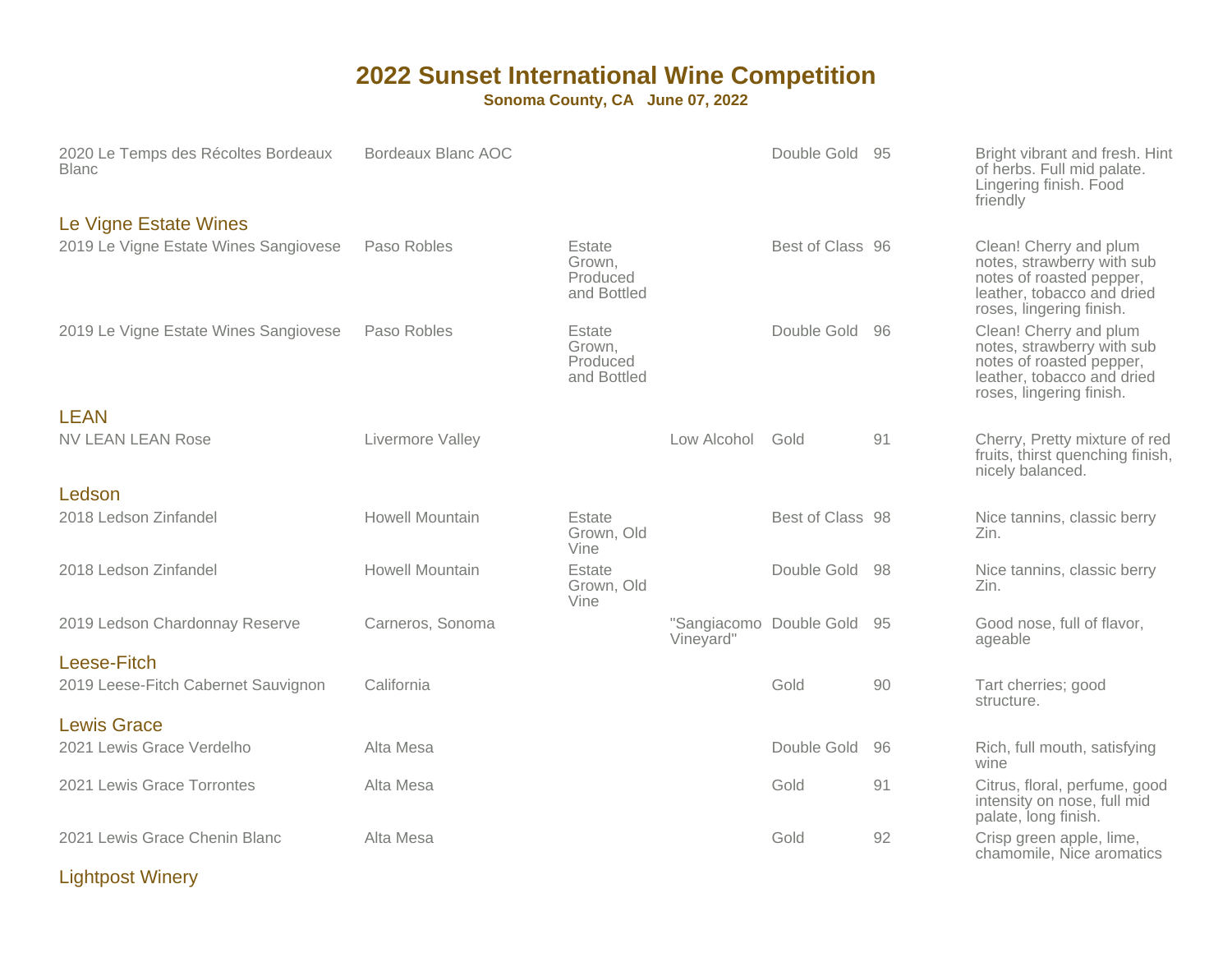# 2022 Sunset International Wine Competition

**Sonoma County, CA June 07, 2022**

| Wine | Appellation | Designation | Vineyard / Notes | Award | Score | Comments |
|---|---|---|---|---|---|---|
| 2020 Le Temps des Récoltes Bordeaux Blanc | Bordeaux Blanc AOC | | | Double Gold | 95 | Bright vibrant and fresh. Hint of herbs. Full mid palate. Lingering finish. Food friendly |
| **Le Vigne Estate Wines** | | | | | | |
| 2019 Le Vigne Estate Wines Sangiovese | Paso Robles | Estate Grown, Produced and Bottled | | Best of Class | 96 | Clean! Cherry and plum notes, strawberry with sub notes of roasted pepper, leather, tobacco and dried roses, lingering finish. |
| 2019 Le Vigne Estate Wines Sangiovese | Paso Robles | Estate Grown, Produced and Bottled | | Double Gold | 96 | Clean! Cherry and plum notes, strawberry with sub notes of roasted pepper, leather, tobacco and dried roses, lingering finish. |
| **LEAN** | | | | | | |
| NV LEAN LEAN Rose | Livermore Valley | | Low Alcohol | Gold | 91 | Cherry, Pretty mixture of red fruits, thirst quenching finish, nicely balanced. |
| **Ledson** | | | | | | |
| 2018 Ledson Zinfandel | Howell Mountain | Estate Grown, Old Vine | | Best of Class | 98 | Nice tannins, classic berry Zin. |
| 2018 Ledson Zinfandel | Howell Mountain | Estate Grown, Old Vine | | Double Gold | 98 | Nice tannins, classic berry Zin. |
| 2019 Ledson Chardonnay Reserve | Carneros, Sonoma | | "Sangiacomo Vineyard" | Double Gold | 95 | Good nose, full of flavor, ageable |
| **Leese-Fitch** | | | | | | |
| 2019 Leese-Fitch Cabernet Sauvignon | California | | | Gold | 90 | Tart cherries; good structure. |
| **Lewis Grace** | | | | | | |
| 2021 Lewis Grace Verdelho | Alta Mesa | | | Double Gold | 96 | Rich, full mouth, satisfying wine |
| 2021 Lewis Grace Torrontes | Alta Mesa | | | Gold | 91 | Citrus, floral, perfume, good intensity on nose, full mid palate, long finish. |
| 2021 Lewis Grace Chenin Blanc | Alta Mesa | | | Gold | 92 | Crisp green apple, lime, chamomile, Nice aromatics |
| **Lightpost Winery** | | | | | | |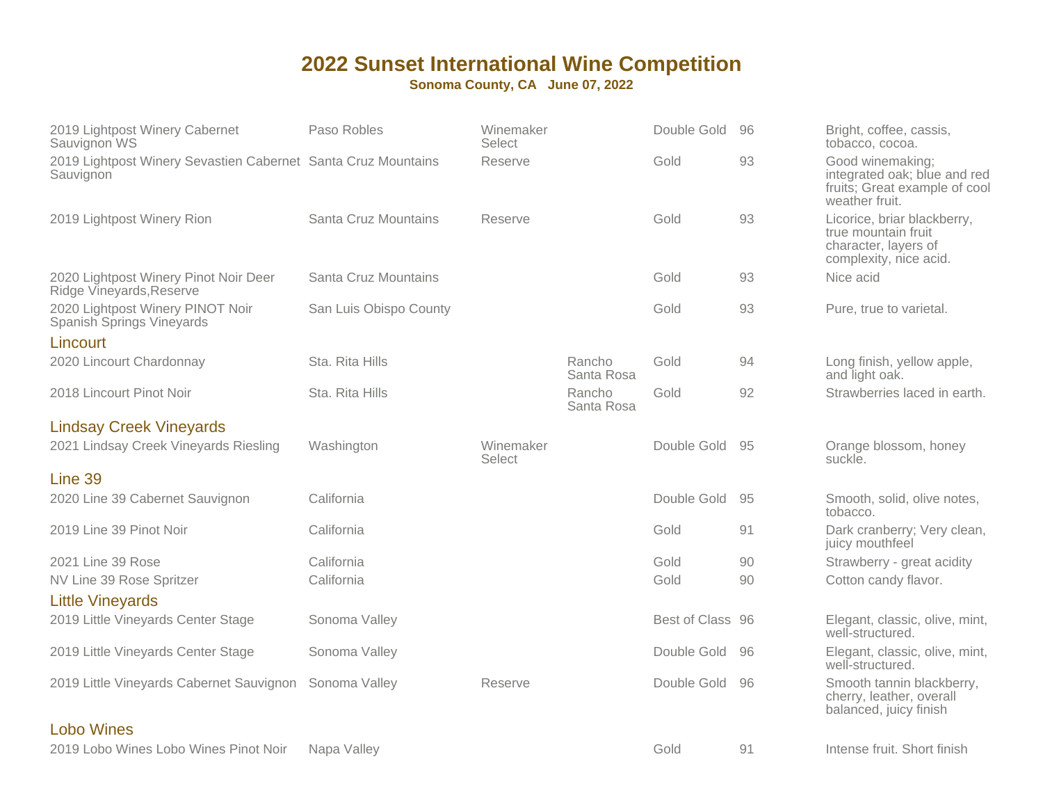# 2022 Sunset International Wine Competition

**Sonoma County, CA June 07, 2022**

| Wine | Region | Designation | Vineyard | Award | Score | Notes |
|---|---|---|---|---|---|---|
| 2019 Lightpost Winery Cabernet Sauvignon WS | Paso Robles | Winemaker Select | | Double Gold | 96 | Bright, coffee, cassis, tobacco, cocoa. |
| 2019 Lightpost Winery Sevastien Cabernet Sauvignon | Santa Cruz Mountains | Reserve | | Gold | 93 | Good winemaking; integrated oak; blue and red fruits; Great example of cool weather fruit. |
| 2019 Lightpost Winery Rion | Santa Cruz Mountains | Reserve | | Gold | 93 | Licorice, briar blackberry, true mountain fruit character, layers of complexity, nice acid. |
| 2020 Lightpost Winery Pinot Noir Deer Ridge Vineyards,Reserve | Santa Cruz Mountains | | | Gold | 93 | Nice acid |
| 2020 Lightpost Winery PINOT Noir Spanish Springs Vineyards | San Luis Obispo County | | | Gold | 93 | Pure, true to varietal. |

## Lincourt

| Wine | Region | Designation | Vineyard | Award | Score | Notes |
|---|---|---|---|---|---|---|
| 2020 Lincourt Chardonnay | Sta. Rita Hills | | Rancho Santa Rosa | Gold | 94 | Long finish, yellow apple, and light oak. |
| 2018 Lincourt Pinot Noir | Sta. Rita Hills | | Rancho Santa Rosa | Gold | 92 | Strawberries laced in earth. |

## Lindsay Creek Vineyards

| Wine | Region | Designation | Vineyard | Award | Score | Notes |
|---|---|---|---|---|---|---|
| 2021 Lindsay Creek Vineyards Riesling | Washington | Winemaker Select | | Double Gold | 95 | Orange blossom, honey suckle. |

## Line 39

| Wine | Region | Designation | Vineyard | Award | Score | Notes |
|---|---|---|---|---|---|---|
| 2020 Line 39 Cabernet Sauvignon | California | | | Double Gold | 95 | Smooth, solid, olive notes, tobacco. |
| 2019 Line 39 Pinot Noir | California | | | Gold | 91 | Dark cranberry; Very clean, juicy mouthfeel |
| 2021 Line 39 Rose | California | | | Gold | 90 | Strawberry - great acidity |
| NV Line 39 Rose Spritzer | California | | | Gold | 90 | Cotton candy flavor. |

## Little Vineyards

| Wine | Region | Designation | Vineyard | Award | Score | Notes |
|---|---|---|---|---|---|---|
| 2019 Little Vineyards Center Stage | Sonoma Valley | | | Best of Class | 96 | Elegant, classic, olive, mint, well-structured. |
| 2019 Little Vineyards Center Stage | Sonoma Valley | | | Double Gold | 96 | Elegant, classic, olive, mint, well-structured. |
| 2019 Little Vineyards Cabernet Sauvignon | Sonoma Valley | Reserve | | Double Gold | 96 | Smooth tannin blackberry, cherry, leather, overall balanced, juicy finish |

## Lobo Wines

| Wine | Region | Designation | Vineyard | Award | Score | Notes |
|---|---|---|---|---|---|---|
| 2019 Lobo Wines Lobo Wines Pinot Noir | Napa Valley | | | Gold | 91 | Intense fruit. Short finish |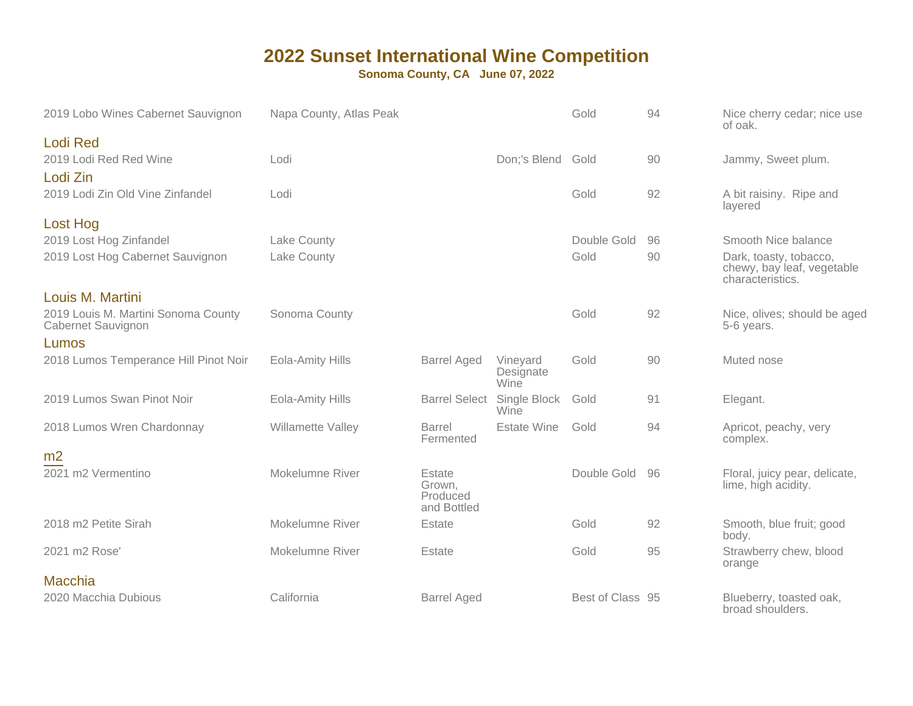# 2022 Sunset International Wine Competition

**Sonoma County, CA June 07, 2022**

| Wine | Region | | | Award | Score | Notes |
|---|---|---|---|---|---|---|
| 2019 Lobo Wines Cabernet Sauvignon | Napa County, Atlas Peak | | | Gold | 94 | Nice cherry cedar; nice use of oak. |
| **Lodi Red** | | | | | | |
| 2019 Lodi Red Red Wine | Lodi | | Don;'s Blend | Gold | 90 | Jammy, Sweet plum. |
| **Lodi Zin** | | | | | | |
| 2019 Lodi Zin Old Vine Zinfandel | Lodi | | | Gold | 92 | A bit raisiny. Ripe and layered |
| **Lost Hog** | | | | | | |
| 2019 Lost Hog Zinfandel | Lake County | | | Double Gold | 96 | Smooth Nice balance |
| 2019 Lost Hog Cabernet Sauvignon | Lake County | | | Gold | 90 | Dark, toasty, tobacco, chewy, bay leaf, vegetable characteristics. |
| **Louis M. Martini** | | | | | | |
| 2019 Louis M. Martini Sonoma County Cabernet Sauvignon | Sonoma County | | | Gold | 92 | Nice, olives; should be aged 5-6 years. |
| **Lumos** | | | | | | |
| 2018 Lumos Temperance Hill Pinot Noir | Eola-Amity Hills | Barrel Aged | Vineyard Designate Wine | Gold | 90 | Muted nose |
| 2019 Lumos Swan Pinot Noir | Eola-Amity Hills | Barrel Select | Single Block Wine | Gold | 91 | Elegant. |
| 2018 Lumos Wren Chardonnay | Willamette Valley | Barrel Fermented | Estate Wine | Gold | 94 | Apricot, peachy, very complex. |
| **m2** | | | | | | |
| 2021 m2 Vermentino | Mokelumne River | Estate Grown, Produced and Bottled | | Double Gold | 96 | Floral, juicy pear, delicate, lime, high acidity. |
| 2018 m2 Petite Sirah | Mokelumne River | Estate | | Gold | 92 | Smooth, blue fruit; good body. |
| 2021 m2 Rose' | Mokelumne River | Estate | | Gold | 95 | Strawberry chew, blood orange |
| **Macchia** | | | | | | |
| 2020 Macchia Dubious | California | Barrel Aged | | Best of Class | 95 | Blueberry, toasted oak, broad shoulders. |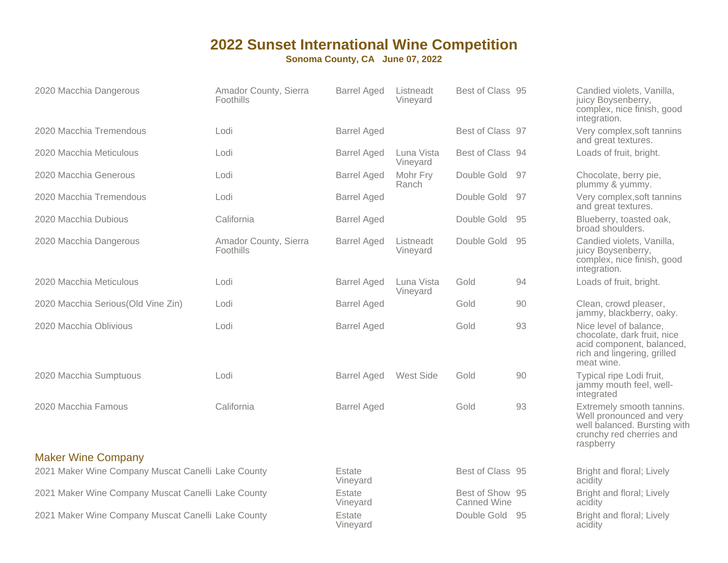# 2022 Sunset International Wine Competition

**Sonoma County, CA June 07, 2022**

| | | | | | | |
|---|---|---|---|---|---|---|
| 2020 Macchia Dangerous | Amador County, Sierra Foothills | Barrel Aged | Listneadt Vineyard | Best of Class | 95 | Candied violets, Vanilla, juicy Boysenberry, complex, nice finish, good integration. |
| 2020 Macchia Tremendous | Lodi | Barrel Aged | | Best of Class | 97 | Very complex,soft tannins and great textures. |
| 2020 Macchia Meticulous | Lodi | Barrel Aged | Luna Vista Vineyard | Best of Class | 94 | Loads of fruit, bright. |
| 2020 Macchia Generous | Lodi | Barrel Aged | Mohr Fry Ranch | Double Gold | 97 | Chocolate, berry pie, plummy & yummy. |
| 2020 Macchia Tremendous | Lodi | Barrel Aged | | Double Gold | 97 | Very complex,soft tannins and great textures. |
| 2020 Macchia Dubious | California | Barrel Aged | | Double Gold | 95 | Blueberry, toasted oak, broad shoulders. |
| 2020 Macchia Dangerous | Amador County, Sierra Foothills | Barrel Aged | Listneadt Vineyard | Double Gold | 95 | Candied violets, Vanilla, juicy Boysenberry, complex, nice finish, good integration. |
| 2020 Macchia Meticulous | Lodi | Barrel Aged | Luna Vista Vineyard | Gold | 94 | Loads of fruit, bright. |
| 2020 Macchia Serious(Old Vine Zin) | Lodi | Barrel Aged | | Gold | 90 | Clean, crowd pleaser, jammy, blackberry, oaky. |
| 2020 Macchia Oblivious | Lodi | Barrel Aged | | Gold | 93 | Nice level of balance, chocolate, dark fruit, nice acid component, balanced, rich and lingering, grilled meat wine. |
| 2020 Macchia Sumptuous | Lodi | Barrel Aged | West Side | Gold | 90 | Typical ripe Lodi fruit, jammy mouth feel, well-integrated |
| 2020 Macchia Famous | California | Barrel Aged | | Gold | 93 | Extremely smooth tannins. Well pronounced and very well balanced. Bursting with crunchy red cherries and raspberry |

## Maker Wine Company

| | | | | | | |
|---|---|---|---|---|---|---|
| 2021 Maker Wine Company Muscat Canelli | Lake County | Estate Vineyard | | Best of Class | 95 | Bright and floral; Lively acidity |
| 2021 Maker Wine Company Muscat Canelli | Lake County | Estate Vineyard | | Best of Show Canned Wine | 95 | Bright and floral; Lively acidity |
| 2021 Maker Wine Company Muscat Canelli | Lake County | Estate Vineyard | | Double Gold | 95 | Bright and floral; Lively acidity |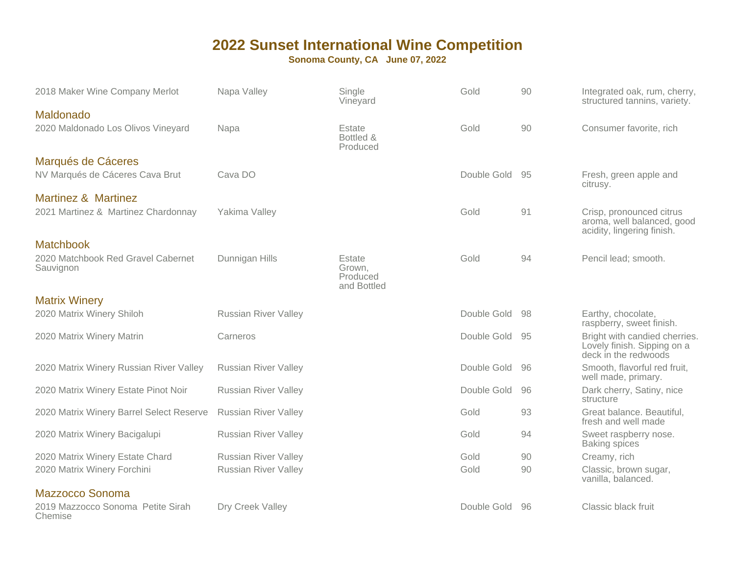# 2022 Sunset International Wine Competition

**Sonoma County, CA June 07, 2022**

| Wine | Appellation | Designation | Medal | Score | Notes |
|---|---|---|---|---|---|
| 2018 Maker Wine Company Merlot | Napa Valley | Single Vineyard | Gold | 90 | Integrated oak, rum, cherry, structured tannins, variety. |
| **Maldonado** | | | | | |
| 2020 Maldonado Los Olivos Vineyard | Napa | Estate Bottled & Produced | Gold | 90 | Consumer favorite, rich |
| **Marqués de Cáceres** | | | | | |
| NV Marqués de Cáceres Cava Brut | Cava DO | | Double Gold | 95 | Fresh, green apple and citrusy. |
| **Martinez & Martinez** | | | | | |
| 2021 Martinez & Martinez Chardonnay | Yakima Valley | | Gold | 91 | Crisp, pronounced citrus aroma, well balanced, good acidity, lingering finish. |
| **Matchbook** | | | | | |
| 2020 Matchbook Red Gravel Cabernet Sauvignon | Dunnigan Hills | Estate Grown, Produced and Bottled | Gold | 94 | Pencil lead; smooth. |
| **Matrix Winery** | | | | | |
| 2020 Matrix Winery Shiloh | Russian River Valley | | Double Gold | 98 | Earthy, chocolate, raspberry, sweet finish. |
| 2020 Matrix Winery Matrin | Carneros | | Double Gold | 95 | Bright with candied cherries. Lovely finish. Sipping on a deck in the redwoods |
| 2020 Matrix Winery Russian River Valley | Russian River Valley | | Double Gold | 96 | Smooth, flavorful red fruit, well made, primary. |
| 2020 Matrix Winery Estate Pinot Noir | Russian River Valley | | Double Gold | 96 | Dark cherry, Satiny, nice structure |
| 2020 Matrix Winery Barrel Select Reserve | Russian River Valley | | Gold | 93 | Great balance. Beautiful, fresh and well made |
| 2020 Matrix Winery Bacigalupi | Russian River Valley | | Gold | 94 | Sweet raspberry nose. Baking spices |
| 2020 Matrix Winery Estate Chard | Russian River Valley | | Gold | 90 | Creamy, rich |
| 2020 Matrix Winery Forchini | Russian River Valley | | Gold | 90 | Classic, brown sugar, vanilla, balanced. |
| **Mazzocco Sonoma** | | | | | |
| 2019 Mazzocco Sonoma Petite Sirah Chemise | Dry Creek Valley | | Double Gold | 96 | Classic black fruit |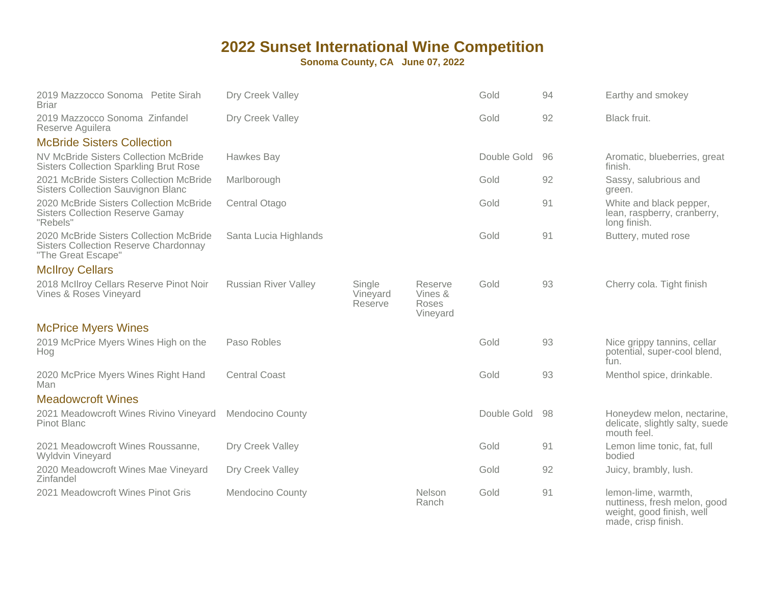# 2022 Sunset International Wine Competition

**Sonoma County, CA June 07, 2022**

| Wine | Appellation | | | Award | Score | Notes |
|---|---|---|---|---|---|---|
| 2019 Mazzocco Sonoma Petite Sirah Briar | Dry Creek Valley | | | Gold | 94 | Earthy and smokey |
| 2019 Mazzocco Sonoma Zinfandel Reserve Aguilera | Dry Creek Valley | | | Gold | 92 | Black fruit. |
| **McBride Sisters Collection** | | | | | | |
| NV McBride Sisters Collection McBride Sisters Collection Sparkling Brut Rose | Hawkes Bay | | | Double Gold | 96 | Aromatic, blueberries, great finish. |
| 2021 McBride Sisters Collection McBride Sisters Collection Sauvignon Blanc | Marlborough | | | Gold | 92 | Sassy, salubrious and green. |
| 2020 McBride Sisters Collection McBride Sisters Collection Reserve Gamay "Rebels" | Central Otago | | | Gold | 91 | White and black pepper, lean, raspberry, cranberry, long finish. |
| 2020 McBride Sisters Collection McBride Sisters Collection Reserve Chardonnay "The Great Escape" | Santa Lucia Highlands | | | Gold | 91 | Buttery, muted rose |
| **McIlroy Cellars** | | | | | | |
| 2018 McIlroy Cellars Reserve Pinot Noir Vines & Roses Vineyard | Russian River Valley | Single Vineyard Reserve | Reserve Vines & Roses Vineyard | Gold | 93 | Cherry cola. Tight finish |
| **McPrice Myers Wines** | | | | | | |
| 2019 McPrice Myers Wines High on the Hog | Paso Robles | | | Gold | 93 | Nice grippy tannins, cellar potential, super-cool blend, fun. |
| 2020 McPrice Myers Wines Right Hand Man | Central Coast | | | Gold | 93 | Menthol spice, drinkable. |
| **Meadowcroft Wines** | | | | | | |
| 2021 Meadowcroft Wines Rivino Vineyard Pinot Blanc | Mendocino County | | | Double Gold | 98 | Honeydew melon, nectarine, delicate, slightly salty, suede mouth feel. |
| 2021 Meadowcroft Wines Roussanne, Wyldvin Vineyard | Dry Creek Valley | | | Gold | 91 | Lemon lime tonic, fat, full bodied |
| 2020 Meadowcroft Wines Mae Vineyard Zinfandel | Dry Creek Valley | | | Gold | 92 | Juicy, brambly, lush. |
| 2021 Meadowcroft Wines Pinot Gris | Mendocino County | | Nelson Ranch | Gold | 91 | lemon-lime, warmth, nuttiness, fresh melon, good weight, good finish, well made, crisp finish. |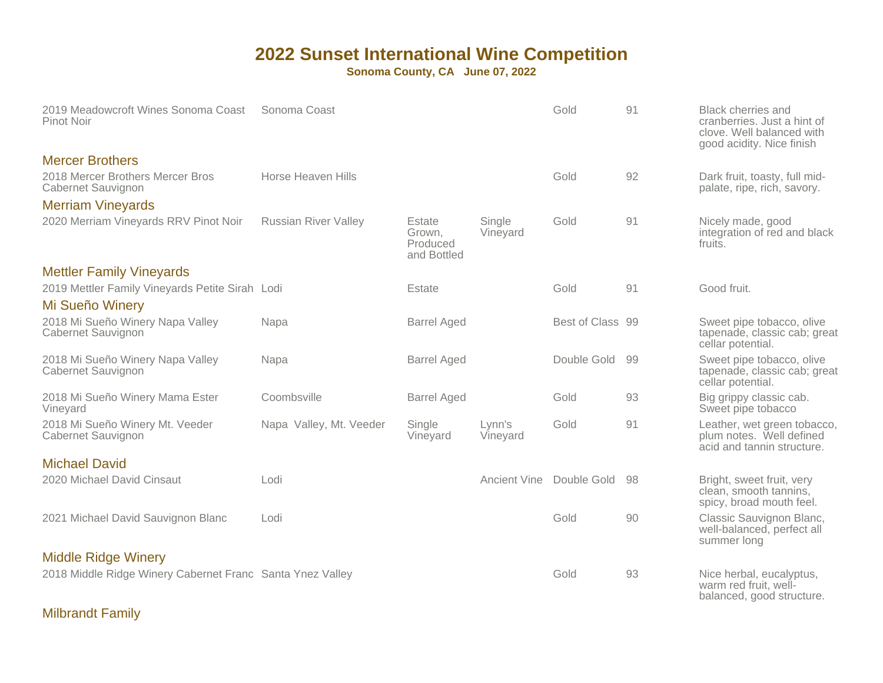# 2022 Sunset International Wine Competition

**Sonoma County, CA June 07, 2022**

| Wine | Appellation | | | Award | Score | Notes |
|---|---|---|---|---|---|---|
| 2019 Meadowcroft Wines Sonoma Coast Pinot Noir | Sonoma Coast | | | Gold | 91 | Black cherries and cranberries. Just a hint of clove. Well balanced with good acidity. Nice finish |

## Mercer Brothers

| Wine | Appellation | | | Award | Score | Notes |
|---|---|---|---|---|---|---|
| 2018 Mercer Brothers Mercer Bros Cabernet Sauvignon | Horse Heaven Hills | | | Gold | 92 | Dark fruit, toasty, full mid-palate, ripe, rich, savory. |

## Merriam Vineyards

| Wine | Appellation | | | Award | Score | Notes |
|---|---|---|---|---|---|---|
| 2020 Merriam Vineyards RRV Pinot Noir | Russian River Valley | Estate Grown, Produced and Bottled | Single Vineyard | Gold | 91 | Nicely made, good integration of red and black fruits. |

## Mettler Family Vineyards

| Wine | Appellation | | | Award | Score | Notes |
|---|---|---|---|---|---|---|
| 2019 Mettler Family Vineyards Petite Sirah | Lodi | Estate | | Gold | 91 | Good fruit. |

## Mi Sueño Winery

| Wine | Appellation | | | Award | Score | Notes |
|---|---|---|---|---|---|---|
| 2018 Mi Sueño Winery Napa Valley Cabernet Sauvignon | Napa | Barrel Aged | | Best of Class | 99 | Sweet pipe tobacco, olive tapenade, classic cab; great cellar potential. |
| 2018 Mi Sueño Winery Napa Valley Cabernet Sauvignon | Napa | Barrel Aged | | Double Gold | 99 | Sweet pipe tobacco, olive tapenade, classic cab; great cellar potential. |
| 2018 Mi Sueño Winery Mama Ester Vineyard | Coombsville | Barrel Aged | | Gold | 93 | Big grippy classic cab. Sweet pipe tobacco |
| 2018 Mi Sueño Winery Mt. Veeder Cabernet Sauvignon | Napa Valley, Mt. Veeder | Single Vineyard | Lynn's Vineyard | Gold | 91 | Leather, wet green tobacco, plum notes. Well defined acid and tannin structure. |

## Michael David

| Wine | Appellation | | | Award | Score | Notes |
|---|---|---|---|---|---|---|
| 2020 Michael David Cinsaut | Lodi | | Ancient Vine | Double Gold | 98 | Bright, sweet fruit, very clean, smooth tannins, spicy, broad mouth feel. |
| 2021 Michael David Sauvignon Blanc | Lodi | | | Gold | 90 | Classic Sauvignon Blanc, well-balanced, perfect all summer long |

## Middle Ridge Winery

| Wine | Appellation | | | Award | Score | Notes |
|---|---|---|---|---|---|---|
| 2018 Middle Ridge Winery Cabernet Franc | Santa Ynez Valley | | | Gold | 93 | Nice herbal, eucalyptus, warm red fruit, well-balanced, good structure. |

## Milbrandt Family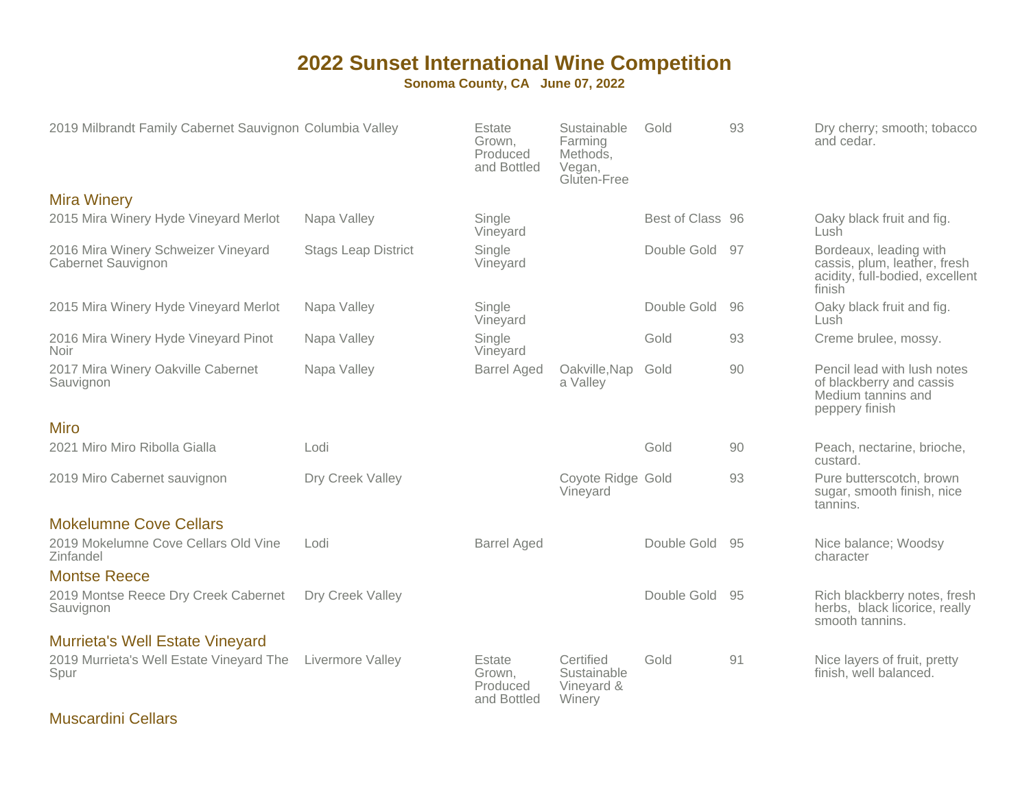# 2022 Sunset International Wine Competition

**Sonoma County, CA June 07, 2022**

| Wine | Region | Attribute | Attribute | Medal | Score | Notes |
|---|---|---|---|---|---|---|
| 2019 Milbrandt Family Cabernet Sauvignon | Columbia Valley | Estate Grown, Produced and Bottled | Sustainable Farming Methods, Vegan, Gluten-Free | Gold | 93 | Dry cherry; smooth; tobacco and cedar. |

## Mira Winery

| Wine | Region | Attribute | Attribute | Medal | Score | Notes |
|---|---|---|---|---|---|---|
| 2015 Mira Winery Hyde Vineyard Merlot | Napa Valley | Single Vineyard | | Best of Class | 96 | Oaky black fruit and fig. Lush |
| 2016 Mira Winery Schweizer Vineyard Cabernet Sauvignon | Stags Leap District | Single Vineyard | | Double Gold | 97 | Bordeaux, leading with cassis, plum, leather, fresh acidity, full-bodied, excellent finish |
| 2015 Mira Winery Hyde Vineyard Merlot | Napa Valley | Single Vineyard | | Double Gold | 96 | Oaky black fruit and fig. Lush |
| 2016 Mira Winery Hyde Vineyard Pinot Noir | Napa Valley | Single Vineyard | | Gold | 93 | Creme brulee, mossy. |
| 2017 Mira Winery Oakville Cabernet Sauvignon | Napa Valley | Barrel Aged | Oakville,Napa Valley | Gold | 90 | Pencil lead with lush notes of blackberry and cassis Medium tannins and peppery finish |

## Miro

| Wine | Region | Attribute | Attribute | Medal | Score | Notes |
|---|---|---|---|---|---|---|
| 2021 Miro Miro Ribolla Gialla | Lodi | | | Gold | 90 | Peach, nectarine, brioche, custard. |
| 2019 Miro Cabernet sauvignon | Dry Creek Valley | | Coyote Ridge Vineyard | Gold | 93 | Pure butterscotch, brown sugar, smooth finish, nice tannins. |

## Mokelumne Cove Cellars

| Wine | Region | Attribute | Attribute | Medal | Score | Notes |
|---|---|---|---|---|---|---|
| 2019 Mokelumne Cove Cellars Old Vine Zinfandel | Lodi | Barrel Aged | | Double Gold | 95 | Nice balance; Woodsy character |

## Montse Reece

| Wine | Region | Attribute | Attribute | Medal | Score | Notes |
|---|---|---|---|---|---|---|
| 2019 Montse Reece Dry Creek Cabernet Sauvignon | Dry Creek Valley | | | Double Gold | 95 | Rich blackberry notes, fresh herbs, black licorice, really smooth tannins. |

## Murrieta's Well Estate Vineyard

| Wine | Region | Attribute | Attribute | Medal | Score | Notes |
|---|---|---|---|---|---|---|
| 2019 Murrieta's Well Estate Vineyard The Spur | Livermore Valley | Estate Grown, Produced and Bottled | Certified Sustainable Vineyard & Winery | Gold | 91 | Nice layers of fruit, pretty finish, well balanced. |

## Muscardini Cellars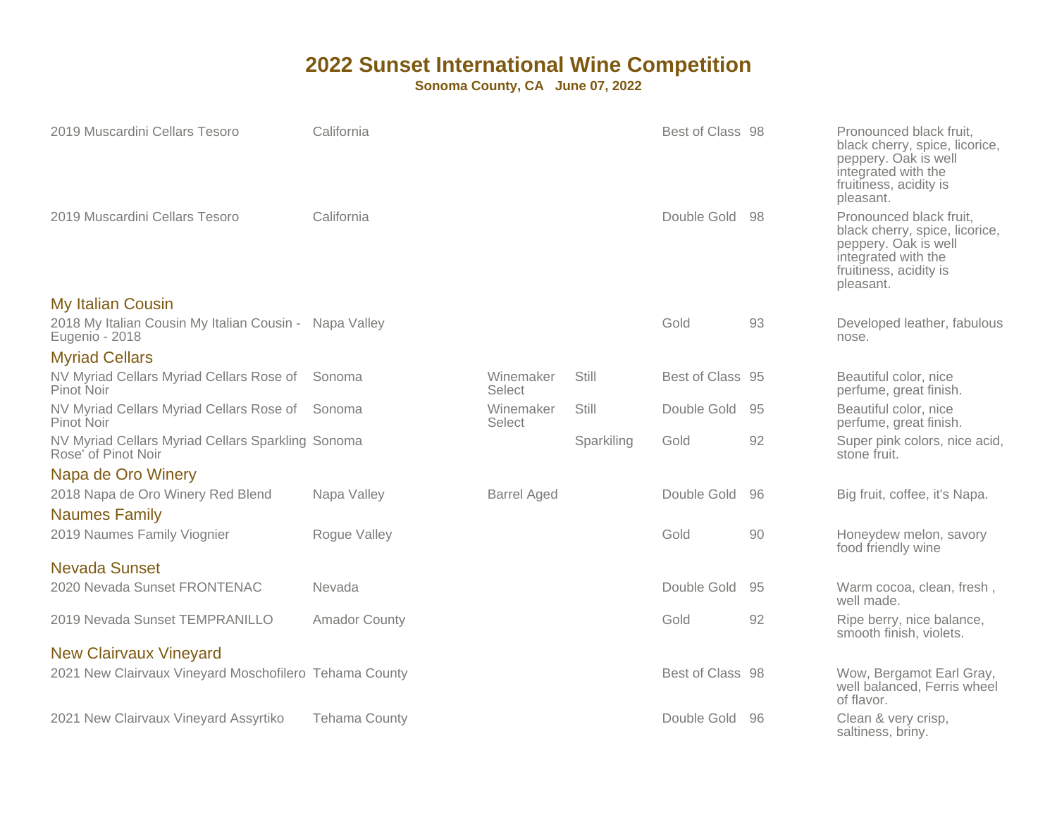# 2022 Sunset International Wine Competition

**Sonoma County, CA June 07, 2022**

| Wine | Region | Category | Type | Award | Score | Notes |
|---|---|---|---|---|---|---|
| 2019 Muscardini Cellars Tesoro | California | | | Best of Class | 98 | Pronounced black fruit, black cherry, spice, licorice, peppery. Oak is well integrated with the fruitiness, acidity is pleasant. |
| 2019 Muscardini Cellars Tesoro | California | | | Double Gold | 98 | Pronounced black fruit, black cherry, spice, licorice, peppery. Oak is well integrated with the fruitiness, acidity is pleasant. |
| **My Italian Cousin** | | | | | | |
| 2018 My Italian Cousin My Italian Cousin - Eugenio - 2018 | Napa Valley | | | Gold | 93 | Developed leather, fabulous nose. |
| **Myriad Cellars** | | | | | | |
| NV Myriad Cellars Myriad Cellars Rose of Pinot Noir | Sonoma | Winemaker Select | Still | Best of Class | 95 | Beautiful color, nice perfume, great finish. |
| NV Myriad Cellars Myriad Cellars Rose of Pinot Noir | Sonoma | Winemaker Select | Still | Double Gold | 95 | Beautiful color, nice perfume, great finish. |
| NV Myriad Cellars Myriad Cellars Sparkling Rose' of Pinot Noir | Sonoma | | Sparkiling | Gold | 92 | Super pink colors, nice acid, stone fruit. |
| **Napa de Oro Winery** | | | | | | |
| 2018 Napa de Oro Winery Red Blend | Napa Valley | Barrel Aged | | Double Gold | 96 | Big fruit, coffee, it's Napa. |
| **Naumes Family** | | | | | | |
| 2019 Naumes Family Viognier | Rogue Valley | | | Gold | 90 | Honeydew melon, savory food friendly wine |
| **Nevada Sunset** | | | | | | |
| 2020 Nevada Sunset FRONTENAC | Nevada | | | Double Gold | 95 | Warm cocoa, clean, fresh , well made. |
| 2019 Nevada Sunset TEMPRANILLO | Amador County | | | Gold | 92 | Ripe berry, nice balance, smooth finish, violets. |
| **New Clairvaux Vineyard** | | | | | | |
| 2021 New Clairvaux Vineyard Moschofilero | Tehama County | | | Best of Class | 98 | Wow, Bergamot Earl Gray, well balanced, Ferris wheel of flavor. |
| 2021 New Clairvaux Vineyard Assyrtiko | Tehama County | | | Double Gold | 96 | Clean & very crisp, saltiness, briny. |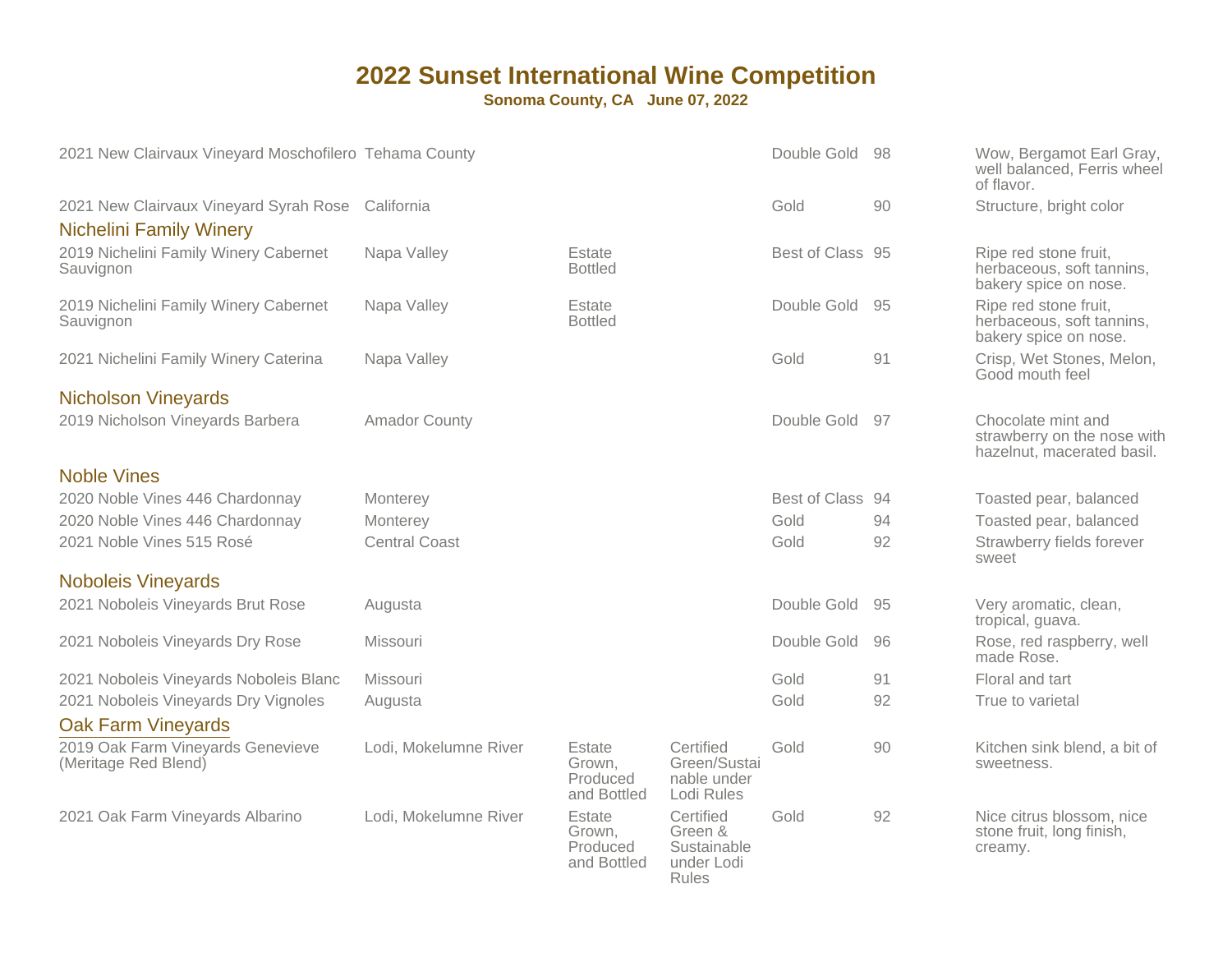# 2022 Sunset International Wine Competition

**Sonoma County, CA   June 07, 2022**

| Wine | Region | | | Award | Score | Notes |
|---|---|---|---|---|---|---|
| 2021 New Clairvaux Vineyard Moschofilero | Tehama County | | | Double Gold | 98 | Wow, Bergamot Earl Gray, well balanced, Ferris wheel of flavor. |
| 2021 New Clairvaux Vineyard Syrah Rose | California | | | Gold | 90 | Structure, bright color |

## Nichelini Family Winery

| Wine | Region | | | Award | Score | Notes |
|---|---|---|---|---|---|---|
| 2019 Nichelini Family Winery Cabernet Sauvignon | Napa Valley | Estate Bottled | | Best of Class | 95 | Ripe red stone fruit, herbaceous, soft tannins, bakery spice on nose. |
| 2019 Nichelini Family Winery Cabernet Sauvignon | Napa Valley | Estate Bottled | | Double Gold | 95 | Ripe red stone fruit, herbaceous, soft tannins, bakery spice on nose. |
| 2021 Nichelini Family Winery Caterina | Napa Valley | | | Gold | 91 | Crisp, Wet Stones, Melon, Good mouth feel |

## Nicholson Vineyards

| Wine | Region | | | Award | Score | Notes |
|---|---|---|---|---|---|---|
| 2019 Nicholson Vineyards Barbera | Amador County | | | Double Gold | 97 | Chocolate mint and strawberry on the nose with hazelnut, macerated basil. |

## Noble Vines

| Wine | Region | | | Award | Score | Notes |
|---|---|---|---|---|---|---|
| 2020 Noble Vines 446 Chardonnay | Monterey | | | Best of Class | 94 | Toasted pear, balanced |
| 2020 Noble Vines 446 Chardonnay | Monterey | | | Gold | 94 | Toasted pear, balanced |
| 2021 Noble Vines 515 Rosé | Central Coast | | | Gold | 92 | Strawberry fields forever sweet |

## Noboleis Vineyards

| Wine | Region | | | Award | Score | Notes |
|---|---|---|---|---|---|---|
| 2021 Noboleis Vineyards Brut Rose | Augusta | | | Double Gold | 95 | Very aromatic, clean, tropical, guava. |
| 2021 Noboleis Vineyards Dry Rose | Missouri | | | Double Gold | 96 | Rose, red raspberry, well made Rose. |
| 2021 Noboleis Vineyards Noboleis Blanc | Missouri | | | Gold | 91 | Floral and tart |
| 2021 Noboleis Vineyards Dry Vignoles | Augusta | | | Gold | 92 | True to varietal |

## Oak Farm Vineyards

| Wine | Region | | | Award | Score | Notes |
|---|---|---|---|---|---|---|
| 2019 Oak Farm Vineyards Genevieve (Meritage Red Blend) | Lodi, Mokelumne River | Estate Grown, Produced and Bottled | Certified Green/Sustainable under Lodi Rules | Gold | 90 | Kitchen sink blend, a bit of sweetness. |
| 2021 Oak Farm Vineyards Albarino | Lodi, Mokelumne River | Estate Grown, Produced and Bottled | Certified Green & Sustainable under Lodi Rules | Gold | 92 | Nice citrus blossom, nice stone fruit, long finish, creamy. |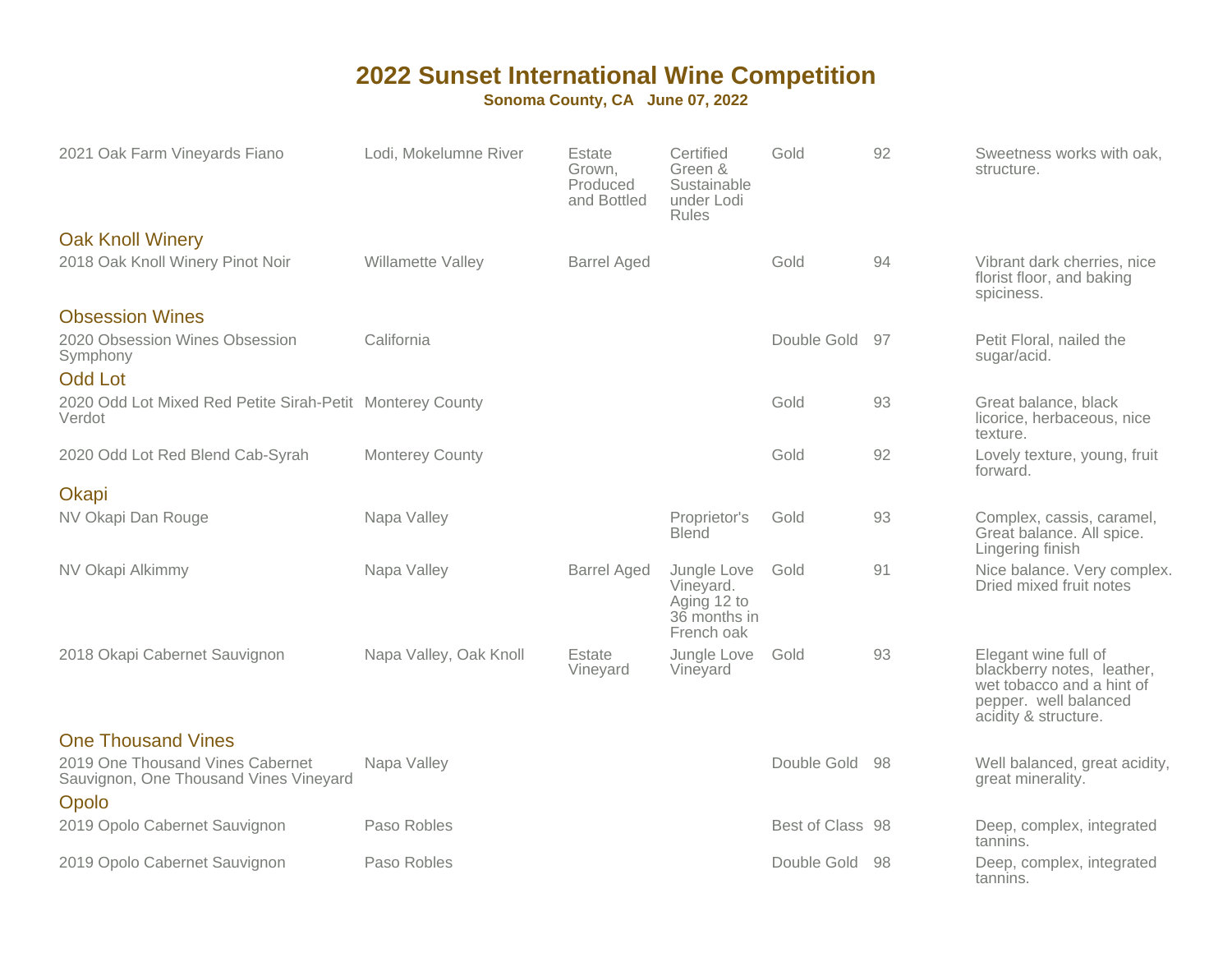# 2022 Sunset International Wine Competition

**Sonoma County, CA June 07, 2022**

| Wine | Region | | | Award | Score | Notes |
|---|---|---|---|---|---|---|
| 2021 Oak Farm Vineyards Fiano | Lodi, Mokelumne River | Estate Grown, Produced and Bottled | Certified Green & Sustainable under Lodi Rules | Gold | 92 | Sweetness works with oak, structure. |

## Oak Knoll Winery

| Wine | Region | | | Award | Score | Notes |
|---|---|---|---|---|---|---|
| 2018 Oak Knoll Winery Pinot Noir | Willamette Valley | Barrel Aged | | Gold | 94 | Vibrant dark cherries, nice florist floor, and baking spiciness. |

## Obsession Wines

| Wine | Region | | | Award | Score | Notes |
|---|---|---|---|---|---|---|
| 2020 Obsession Wines Obsession Symphony | California | | | Double Gold | 97 | Petit Floral, nailed the sugar/acid. |

## Odd Lot

| Wine | Region | | | Award | Score | Notes |
|---|---|---|---|---|---|---|
| 2020 Odd Lot Mixed Red Petite Sirah-Petit Verdot | Monterey County | | | Gold | 93 | Great balance, black licorice, herbaceous, nice texture. |
| 2020 Odd Lot Red Blend Cab-Syrah | Monterey County | | | Gold | 92 | Lovely texture, young, fruit forward. |

## Okapi

| Wine | Region | | | Award | Score | Notes |
|---|---|---|---|---|---|---|
| NV Okapi Dan Rouge | Napa Valley | | Proprietor's Blend | Gold | 93 | Complex, cassis, caramel, Great balance. All spice. Lingering finish |
| NV Okapi Alkimmy | Napa Valley | Barrel Aged | Jungle Love Vineyard. Aging 12 to 36 months in French oak | Gold | 91 | Nice balance. Very complex. Dried mixed fruit notes |
| 2018 Okapi Cabernet Sauvignon | Napa Valley, Oak Knoll | Estate Vineyard | Jungle Love Vineyard | Gold | 93 | Elegant wine full of blackberry notes, leather, wet tobacco and a hint of pepper. well balanced acidity & structure. |

## One Thousand Vines

| Wine | Region | | | Award | Score | Notes |
|---|---|---|---|---|---|---|
| 2019 One Thousand Vines Cabernet Sauvignon, One Thousand Vines Vineyard | Napa Valley | | | Double Gold | 98 | Well balanced, great acidity, great minerality. |

## Opolo

| Wine | Region | | | Award | Score | Notes |
|---|---|---|---|---|---|---|
| 2019 Opolo Cabernet Sauvignon | Paso Robles | | | Best of Class | 98 | Deep, complex, integrated tannins. |
| 2019 Opolo Cabernet Sauvignon | Paso Robles | | | Double Gold | 98 | Deep, complex, integrated tannins. |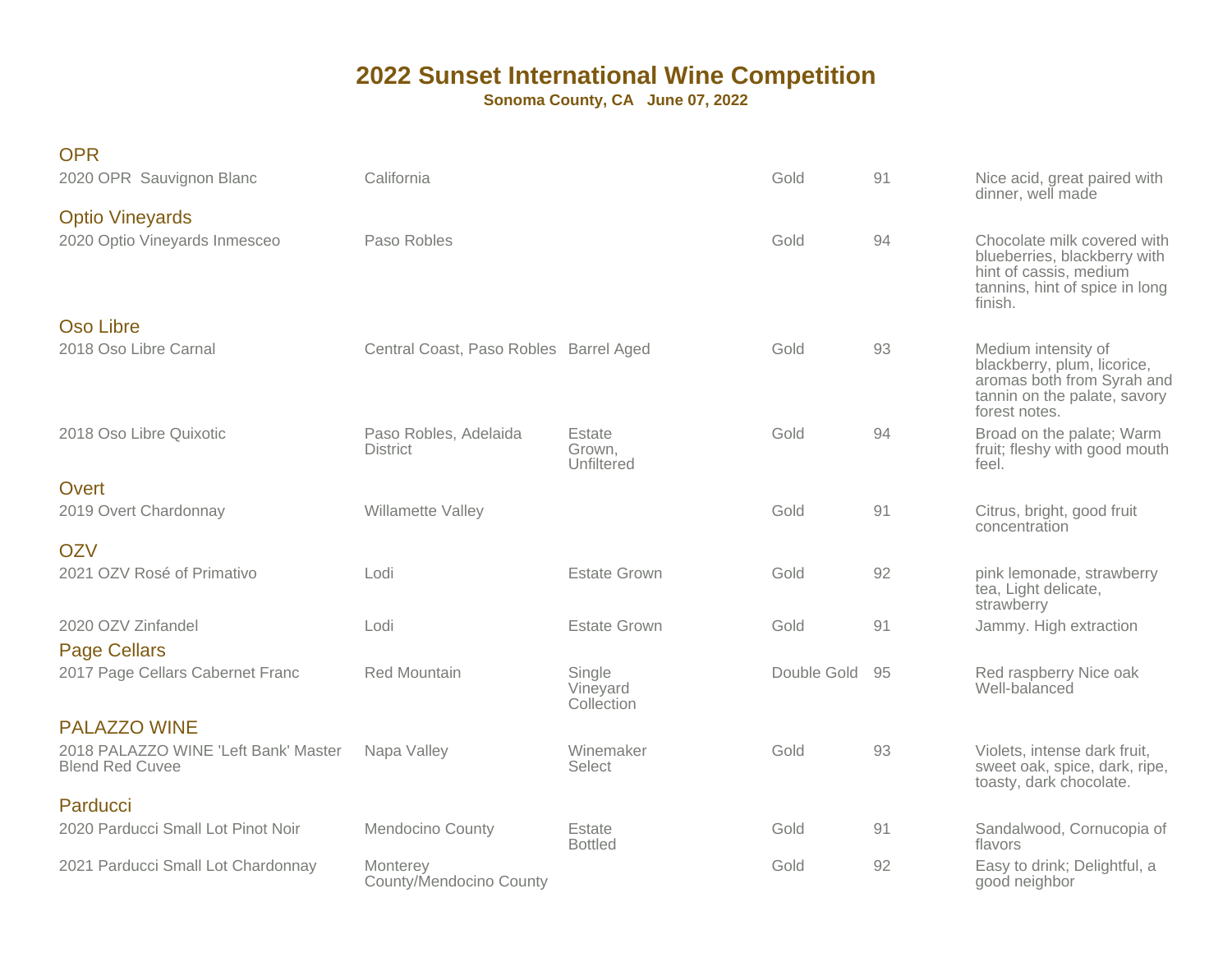# 2022 Sunset International Wine Competition

**Sonoma County, CA June 07, 2022**

### OPR

| Wine | Region | Designation | Medal | Score | Notes |
|---|---|---|---|---|---|
| 2020 OPR Sauvignon Blanc | California | | Gold | 91 | Nice acid, great paired with dinner, well made |

### Optio Vineyards

| Wine | Region | Designation | Medal | Score | Notes |
|---|---|---|---|---|---|
| 2020 Optio Vineyards Inmesceo | Paso Robles | | Gold | 94 | Chocolate milk covered with blueberries, blackberry with hint of cassis, medium tannins, hint of spice in long finish. |

### Oso Libre

| Wine | Region | Designation | Medal | Score | Notes |
|---|---|---|---|---|---|
| 2018 Oso Libre Carnal | Central Coast, Paso Robles | Barrel Aged | Gold | 93 | Medium intensity of blackberry, plum, licorice, aromas both from Syrah and tannin on the palate, savory forest notes. |
| 2018 Oso Libre Quixotic | Paso Robles, Adelaida District | Estate Grown, Unfiltered | Gold | 94 | Broad on the palate; Warm fruit; fleshy with good mouth feel. |

### Overt

| Wine | Region | Designation | Medal | Score | Notes |
|---|---|---|---|---|---|
| 2019 Overt Chardonnay | Willamette Valley | | Gold | 91 | Citrus, bright, good fruit concentration |

### OZV

| Wine | Region | Designation | Medal | Score | Notes |
|---|---|---|---|---|---|
| 2021 OZV Rosé of Primativo | Lodi | Estate Grown | Gold | 92 | pink lemonade, strawberry tea, Light delicate, strawberry |
| 2020 OZV Zinfandel | Lodi | Estate Grown | Gold | 91 | Jammy. High extraction |

### Page Cellars

| Wine | Region | Designation | Medal | Score | Notes |
|---|---|---|---|---|---|
| 2017 Page Cellars Cabernet Franc | Red Mountain | Single Vineyard Collection | Double Gold | 95 | Red raspberry Nice oak Well-balanced |

### PALAZZO WINE

| Wine | Region | Designation | Medal | Score | Notes |
|---|---|---|---|---|---|
| 2018 PALAZZO WINE 'Left Bank' Master Blend Red Cuvee | Napa Valley | Winemaker Select | Gold | 93 | Violets, intense dark fruit, sweet oak, spice, dark, ripe, toasty, dark chocolate. |

### Parducci

| Wine | Region | Designation | Medal | Score | Notes |
|---|---|---|---|---|---|
| 2020 Parducci Small Lot Pinot Noir | Mendocino County | Estate Bottled | Gold | 91 | Sandalwood, Cornucopia of flavors |
| 2021 Parducci Small Lot Chardonnay | Monterey County/Mendocino County | | Gold | 92 | Easy to drink; Delightful, a good neighbor |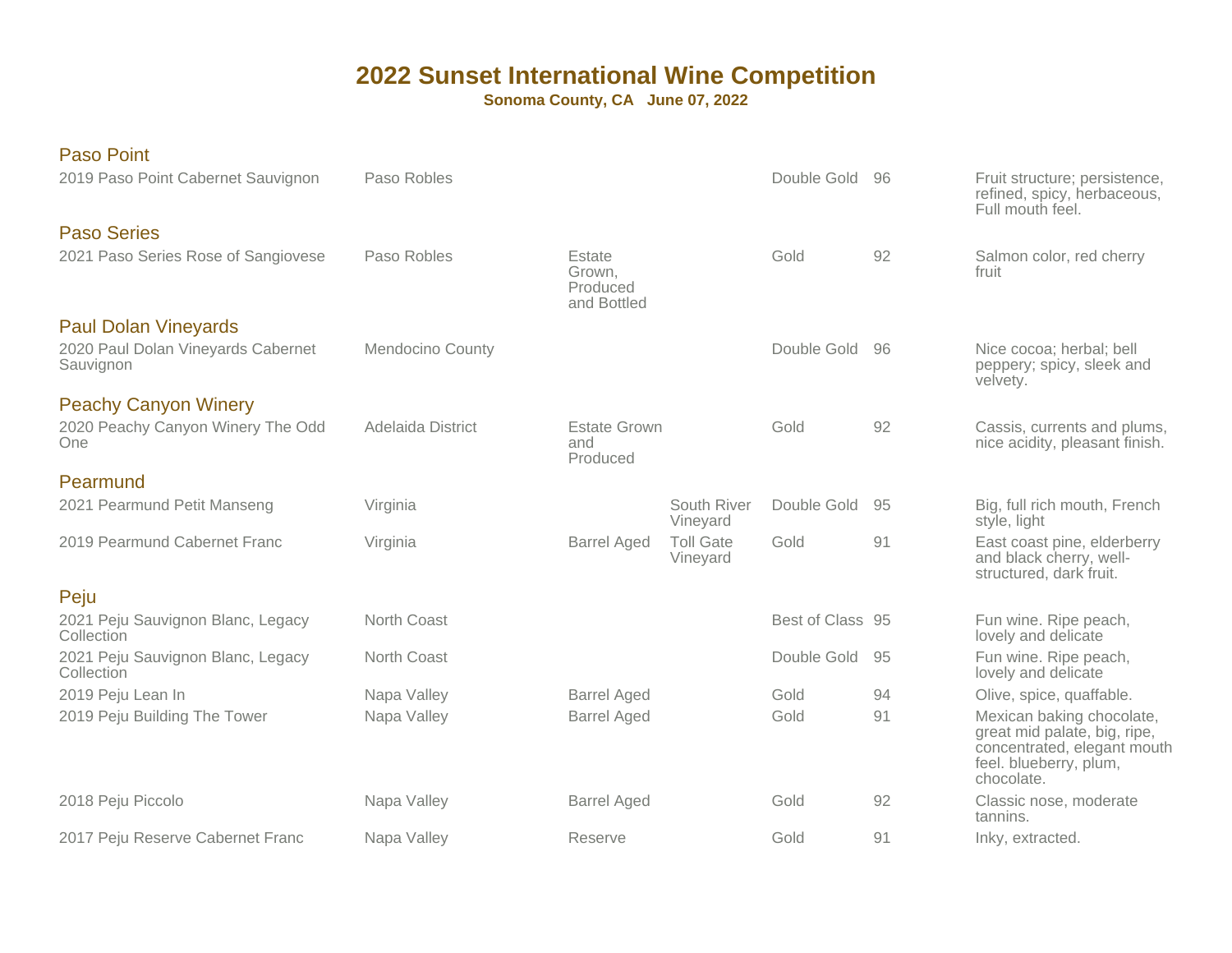# 2022 Sunset International Wine Competition

**Sonoma County, CA June 07, 2022**

## Paso Point

| Wine | Region | Designation | Vineyard | Award | Score | Notes |
|---|---|---|---|---|---|---|
| 2019 Paso Point Cabernet Sauvignon | Paso Robles | | | Double Gold | 96 | Fruit structure; persistence, refined, spicy, herbaceous, Full mouth feel. |

## Paso Series

| Wine | Region | Designation | Vineyard | Award | Score | Notes |
|---|---|---|---|---|---|---|
| 2021 Paso Series Rose of Sangiovese | Paso Robles | Estate Grown, Produced and Bottled | | Gold | 92 | Salmon color, red cherry fruit |

## Paul Dolan Vineyards

| Wine | Region | Designation | Vineyard | Award | Score | Notes |
|---|---|---|---|---|---|---|
| 2020 Paul Dolan Vineyards Cabernet Sauvignon | Mendocino County | | | Double Gold | 96 | Nice cocoa; herbal; bell peppery; spicy, sleek and velvety. |

## Peachy Canyon Winery

| Wine | Region | Designation | Vineyard | Award | Score | Notes |
|---|---|---|---|---|---|---|
| 2020 Peachy Canyon Winery The Odd One | Adelaida District | Estate Grown and Produced | | Gold | 92 | Cassis, currents and plums, nice acidity, pleasant finish. |

## Pearmund

| Wine | Region | Designation | Vineyard | Award | Score | Notes |
|---|---|---|---|---|---|---|
| 2021 Pearmund Petit Manseng | Virginia | | South River Vineyard | Double Gold | 95 | Big, full rich mouth, French style, light |
| 2019 Pearmund Cabernet Franc | Virginia | Barrel Aged | Toll Gate Vineyard | Gold | 91 | East coast pine, elderberry and black cherry, well-structured, dark fruit. |

## Peju

| Wine | Region | Designation | Vineyard | Award | Score | Notes |
|---|---|---|---|---|---|---|
| 2021 Peju Sauvignon Blanc, Legacy Collection | North Coast | | | Best of Class | 95 | Fun wine. Ripe peach, lovely and delicate |
| 2021 Peju Sauvignon Blanc, Legacy Collection | North Coast | | | Double Gold | 95 | Fun wine. Ripe peach, lovely and delicate |
| 2019 Peju Lean In | Napa Valley | Barrel Aged | | Gold | 94 | Olive, spice, quaffable. |
| 2019 Peju Building The Tower | Napa Valley | Barrel Aged | | Gold | 91 | Mexican baking chocolate, great mid palate, big, ripe, concentrated, elegant mouth feel. blueberry, plum, chocolate. |
| 2018 Peju Piccolo | Napa Valley | Barrel Aged | | Gold | 92 | Classic nose, moderate tannins. |
| 2017 Peju Reserve Cabernet Franc | Napa Valley | Reserve | | Gold | 91 | Inky, extracted. |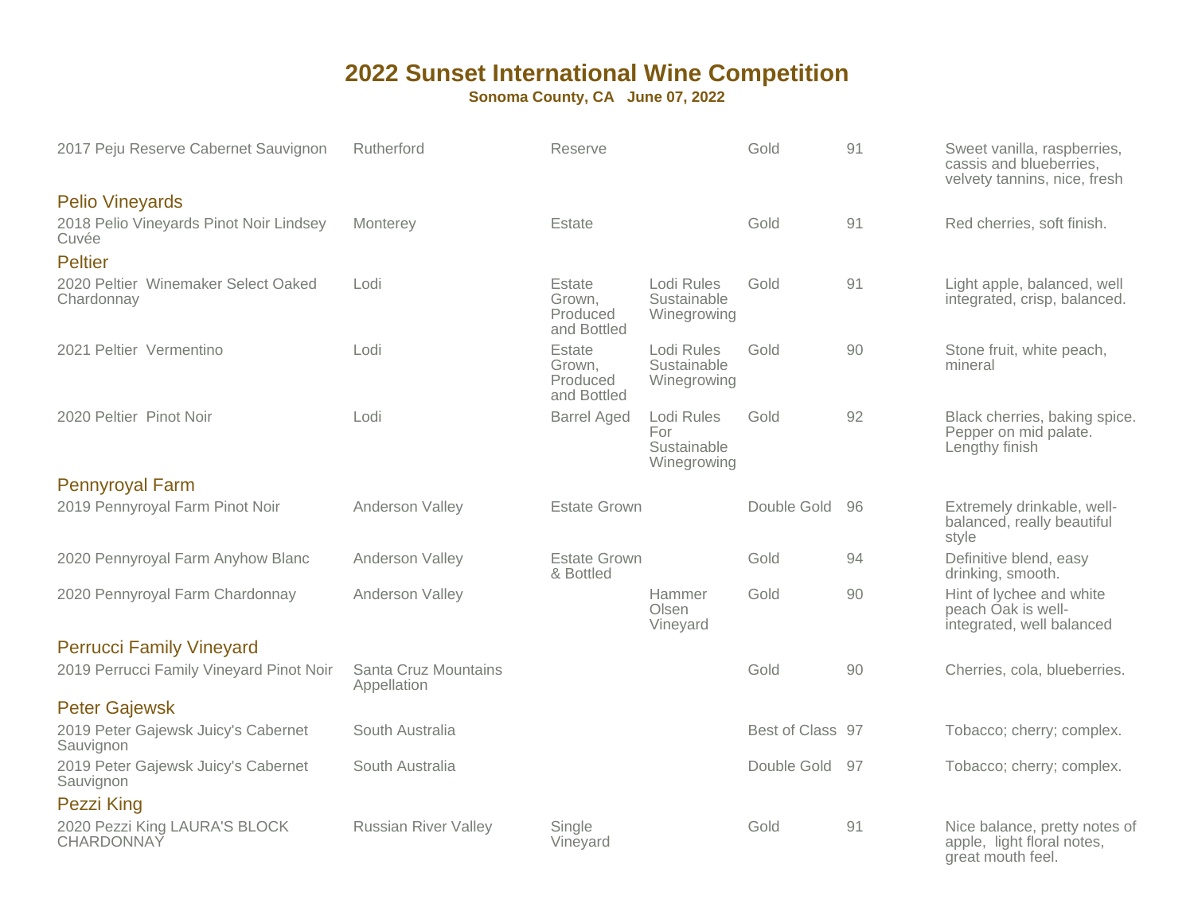# 2022 Sunset International Wine Competition

**Sonoma County, CA June 07, 2022**

| Wine | Appellation | Designation | Vineyard/Certification | Award | Score | Notes |
|---|---|---|---|---|---|---|
| 2017 Peju Reserve Cabernet Sauvignon | Rutherford | Reserve | | Gold | 91 | Sweet vanilla, raspberries, cassis and blueberries, velvety tannins, nice, fresh |
| **Pelio Vineyards** | | | | | | |
| 2018 Pelio Vineyards Pinot Noir Lindsey Cuvée | Monterey | Estate | | Gold | 91 | Red cherries, soft finish. |
| **Peltier** | | | | | | |
| 2020 Peltier Winemaker Select Oaked Chardonnay | Lodi | Estate Grown, Produced and Bottled | Lodi Rules Sustainable Winegrowing | Gold | 91 | Light apple, balanced, well integrated, crisp, balanced. |
| 2021 Peltier Vermentino | Lodi | Estate Grown, Produced and Bottled | Lodi Rules Sustainable Winegrowing | Gold | 90 | Stone fruit, white peach, mineral |
| 2020 Peltier Pinot Noir | Lodi | Barrel Aged | Lodi Rules For Sustainable Winegrowing | Gold | 92 | Black cherries, baking spice. Pepper on mid palate. Lengthy finish |
| **Pennyroyal Farm** | | | | | | |
| 2019 Pennyroyal Farm Pinot Noir | Anderson Valley | Estate Grown | | Double Gold | 96 | Extremely drinkable, well-balanced, really beautiful style |
| 2020 Pennyroyal Farm Anyhow Blanc | Anderson Valley | Estate Grown & Bottled | | Gold | 94 | Definitive blend, easy drinking, smooth. |
| 2020 Pennyroyal Farm Chardonnay | Anderson Valley | | Hammer Olsen Vineyard | Gold | 90 | Hint of lychee and white peach Oak is well-integrated, well balanced |
| **Perrucci Family Vineyard** | | | | | | |
| 2019 Perrucci Family Vineyard Pinot Noir | Santa Cruz Mountains Appellation | | | Gold | 90 | Cherries, cola, blueberries. |
| **Peter Gajewsk** | | | | | | |
| 2019 Peter Gajewsk Juicy's Cabernet Sauvignon | South Australia | | | Best of Class | 97 | Tobacco; cherry; complex. |
| 2019 Peter Gajewsk Juicy's Cabernet Sauvignon | South Australia | | | Double Gold | 97 | Tobacco; cherry; complex. |
| **Pezzi King** | | | | | | |
| 2020 Pezzi King LAURA'S BLOCK CHARDONNAY | Russian River Valley | Single Vineyard | | Gold | 91 | Nice balance, pretty notes of apple, light floral notes, great mouth feel. |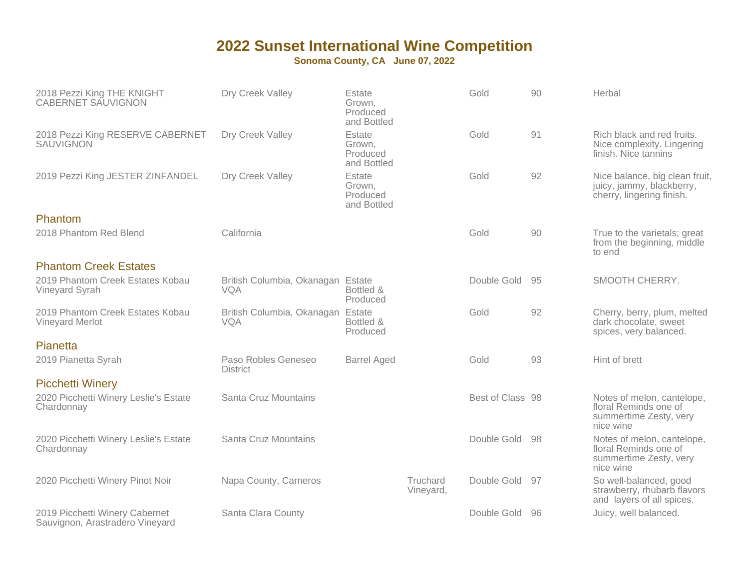# 2022 Sunset International Wine Competition

**Sonoma County, CA   June 07, 2022**

| Wine | Appellation | Designation | Vineyard | Award | Score | Notes |
|---|---|---|---|---|---|---|
| 2018 Pezzi King THE KNIGHT CABERNET SAUVIGNON | Dry Creek Valley | Estate Grown, Produced and Bottled | | Gold | 90 | Herbal |
| 2018 Pezzi King RESERVE CABERNET SAUVIGNON | Dry Creek Valley | Estate Grown, Produced and Bottled | | Gold | 91 | Rich black and red fruits. Nice complexity. Lingering finish. Nice tannins |
| 2019 Pezzi King JESTER ZINFANDEL | Dry Creek Valley | Estate Grown, Produced and Bottled | | Gold | 92 | Nice balance, big clean fruit, juicy, jammy, blackberry, cherry, lingering finish. |
| **Phantom** | | | | | | |
| 2018 Phantom Red Blend | California | | | Gold | 90 | True to the varietals; great from the beginning, middle to end |
| **Phantom Creek Estates** | | | | | | |
| 2019 Phantom Creek Estates Kobau Vineyard Syrah | British Columbia, Okanagan VQA | Estate Bottled & Produced | | Double Gold | 95 | SMOOTH CHERRY. |
| 2019 Phantom Creek Estates Kobau Vineyard Merlot | British Columbia, Okanagan VQA | Estate Bottled & Produced | | Gold | 92 | Cherry, berry, plum, melted dark chocolate, sweet spices, very balanced. |
| **Pianetta** | | | | | | |
| 2019 Pianetta Syrah | Paso Robles Geneseo District | Barrel Aged | | Gold | 93 | Hint of brett |
| **Picchetti Winery** | | | | | | |
| 2020 Picchetti Winery Leslie's Estate Chardonnay | Santa Cruz Mountains | | | Best of Class | 98 | Notes of melon, cantelope, floral Reminds one of summertime Zesty, very nice wine |
| 2020 Picchetti Winery Leslie's Estate Chardonnay | Santa Cruz Mountains | | | Double Gold | 98 | Notes of melon, cantelope, floral Reminds one of summertime Zesty, very nice wine |
| 2020 Picchetti Winery Pinot Noir | Napa County, Carneros | | Truchard Vineyard, | Double Gold | 97 | So well-balanced, good strawberry, rhubarb flavors and layers of all spices. |
| 2019 Picchetti Winery Cabernet Sauvignon, Arastradero Vineyard | Santa Clara County | | | Double Gold | 96 | Juicy, well balanced. |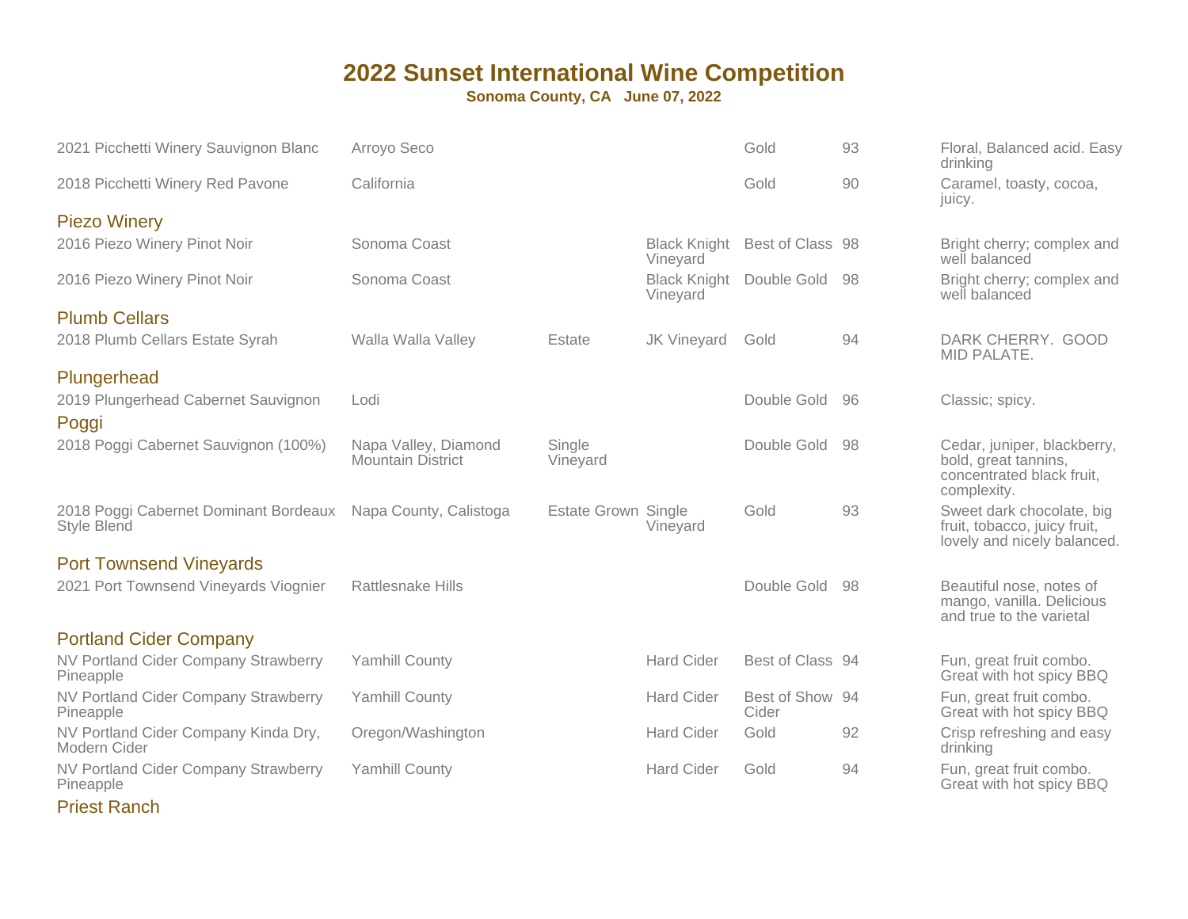# 2022 Sunset International Wine Competition

**Sonoma County, CA June 07, 2022**

| Wine | Appellation | Designation | Vineyard | Award | Score | Notes |
|---|---|---|---|---|---|---|
| 2021 Picchetti Winery Sauvignon Blanc | Arroyo Seco | | | Gold | 93 | Floral, Balanced acid. Easy drinking |
| 2018 Picchetti Winery Red Pavone | California | | | Gold | 90 | Caramel, toasty, cocoa, juicy. |

## Piezo Winery

| Wine | Appellation | Designation | Vineyard | Award | Score | Notes |
|---|---|---|---|---|---|---|
| 2016 Piezo Winery Pinot Noir | Sonoma Coast | | Black Knight Vineyard | Best of Class | 98 | Bright cherry; complex and well balanced |
| 2016 Piezo Winery Pinot Noir | Sonoma Coast | | Black Knight Vineyard | Double Gold | 98 | Bright cherry; complex and well balanced |

## Plumb Cellars

| Wine | Appellation | Designation | Vineyard | Award | Score | Notes |
|---|---|---|---|---|---|---|
| 2018 Plumb Cellars Estate Syrah | Walla Walla Valley | Estate | JK Vineyard | Gold | 94 | DARK CHERRY. GOOD MID PALATE. |

## Plungerhead

| Wine | Appellation | Designation | Vineyard | Award | Score | Notes |
|---|---|---|---|---|---|---|
| 2019 Plungerhead Cabernet Sauvignon | Lodi | | | Double Gold | 96 | Classic; spicy. |

## Poggi

| Wine | Appellation | Designation | Vineyard | Award | Score | Notes |
|---|---|---|---|---|---|---|
| 2018 Poggi Cabernet Sauvignon (100%) | Napa Valley, Diamond Mountain District | Single Vineyard | | Double Gold | 98 | Cedar, juniper, blackberry, bold, great tannins, concentrated black fruit, complexity. |
| 2018 Poggi Cabernet Dominant Bordeaux Style Blend | Napa County, Calistoga | Estate Grown | Single Vineyard | Gold | 93 | Sweet dark chocolate, big fruit, tobacco, juicy fruit, lovely and nicely balanced. |

## Port Townsend Vineyards

| Wine | Appellation | Designation | Vineyard | Award | Score | Notes |
|---|---|---|---|---|---|---|
| 2021 Port Townsend Vineyards Viognier | Rattlesnake Hills | | | Double Gold | 98 | Beautiful nose, notes of mango, vanilla. Delicious and true to the varietal |

## Portland Cider Company

| Wine | Appellation | Designation | Vineyard | Award | Score | Notes |
|---|---|---|---|---|---|---|
| NV Portland Cider Company Strawberry Pineapple | Yamhill County | | Hard Cider | Best of Class | 94 | Fun, great fruit combo. Great with hot spicy BBQ |
| NV Portland Cider Company Strawberry Pineapple | Yamhill County | | Hard Cider | Best of Show Cider | 94 | Fun, great fruit combo. Great with hot spicy BBQ |
| NV Portland Cider Company Kinda Dry, Modern Cider | Oregon/Washington | | Hard Cider | Gold | 92 | Crisp refreshing and easy drinking |
| NV Portland Cider Company Strawberry Pineapple | Yamhill County | | Hard Cider | Gold | 94 | Fun, great fruit combo. Great with hot spicy BBQ |

## Priest Ranch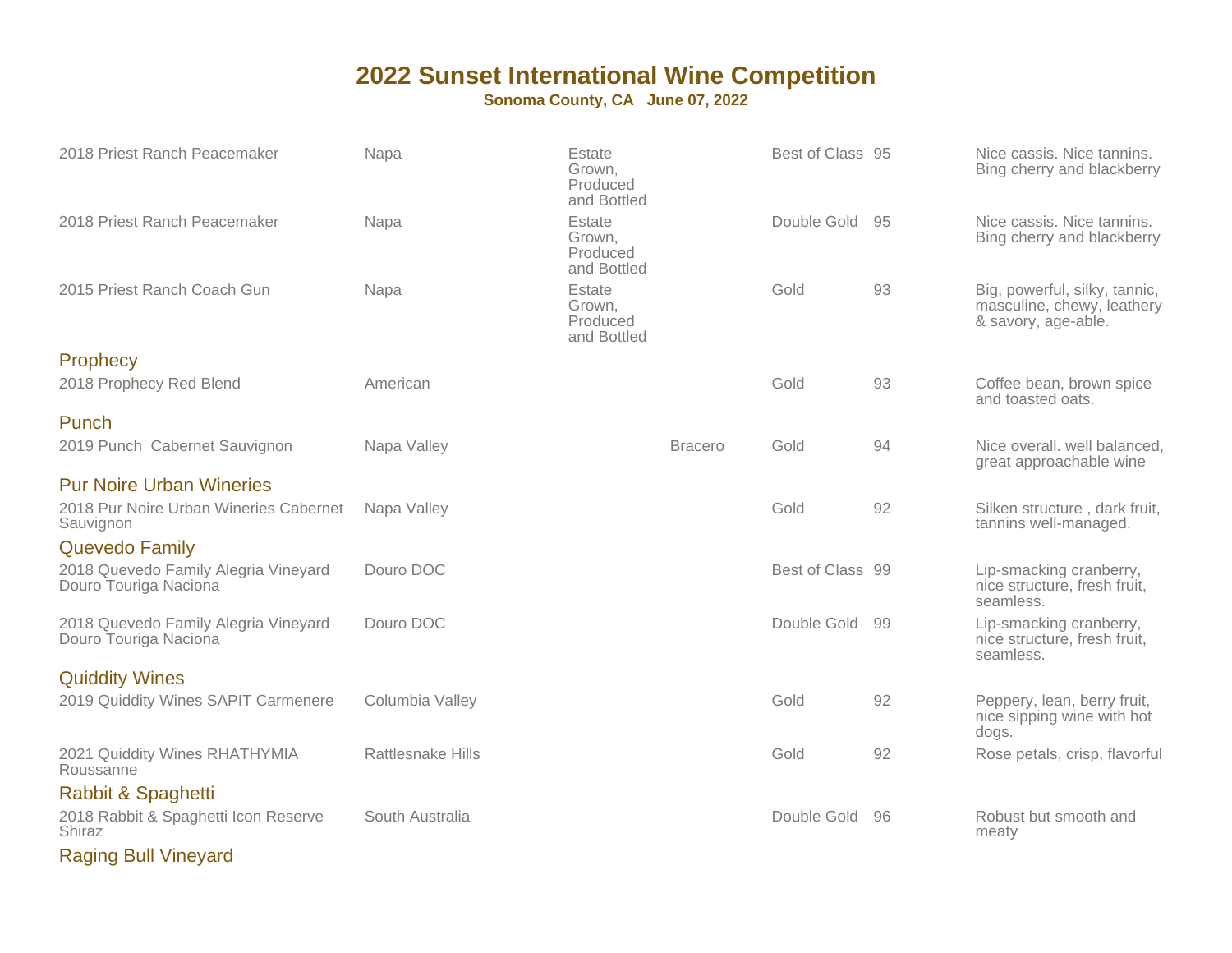# 2022 Sunset International Wine Competition

**Sonoma County, CA June 07, 2022**

| Wine | Region | Designation | Vineyard | Award | Score | Notes |
|---|---|---|---|---|---|---|
| 2018 Priest Ranch Peacemaker | Napa | Estate Grown, Produced and Bottled | | Best of Class | 95 | Nice cassis. Nice tannins. Bing cherry and blackberry |
| 2018 Priest Ranch Peacemaker | Napa | Estate Grown, Produced and Bottled | | Double Gold | 95 | Nice cassis. Nice tannins. Bing cherry and blackberry |
| 2015 Priest Ranch Coach Gun | Napa | Estate Grown, Produced and Bottled | | Gold | 93 | Big, powerful, silky, tannic, masculine, chewy, leathery & savory, age-able. |

## Prophecy

| Wine | Region | Designation | Vineyard | Award | Score | Notes |
|---|---|---|---|---|---|---|
| 2018 Prophecy Red Blend | American | | | Gold | 93 | Coffee bean, brown spice and toasted oats. |

## Punch

| Wine | Region | Designation | Vineyard | Award | Score | Notes |
|---|---|---|---|---|---|---|
| 2019 Punch Cabernet Sauvignon | Napa Valley | | Bracero | Gold | 94 | Nice overall. well balanced, great approachable wine |

## Pur Noire Urban Wineries

| Wine | Region | Designation | Vineyard | Award | Score | Notes |
|---|---|---|---|---|---|---|
| 2018 Pur Noire Urban Wineries Cabernet Sauvignon | Napa Valley | | | Gold | 92 | Silken structure , dark fruit, tannins well-managed. |

## Quevedo Family

| Wine | Region | Designation | Vineyard | Award | Score | Notes |
|---|---|---|---|---|---|---|
| 2018 Quevedo Family Alegria Vineyard Douro Touriga Naciona | Douro DOC | | | Best of Class | 99 | Lip-smacking cranberry, nice structure, fresh fruit, seamless. |
| 2018 Quevedo Family Alegria Vineyard Douro Touriga Naciona | Douro DOC | | | Double Gold | 99 | Lip-smacking cranberry, nice structure, fresh fruit, seamless. |

## Quiddity Wines

| Wine | Region | Designation | Vineyard | Award | Score | Notes |
|---|---|---|---|---|---|---|
| 2019 Quiddity Wines SAPIT Carmenere | Columbia Valley | | | Gold | 92 | Peppery, lean, berry fruit, nice sipping wine with hot dogs. |
| 2021 Quiddity Wines RHATHYMIA Roussanne | Rattlesnake Hills | | | Gold | 92 | Rose petals, crisp, flavorful |

## Rabbit & Spaghetti

| Wine | Region | Designation | Vineyard | Award | Score | Notes |
|---|---|---|---|---|---|---|
| 2018 Rabbit & Spaghetti Icon Reserve Shiraz | South Australia | | | Double Gold | 96 | Robust but smooth and meaty |

## Raging Bull Vineyard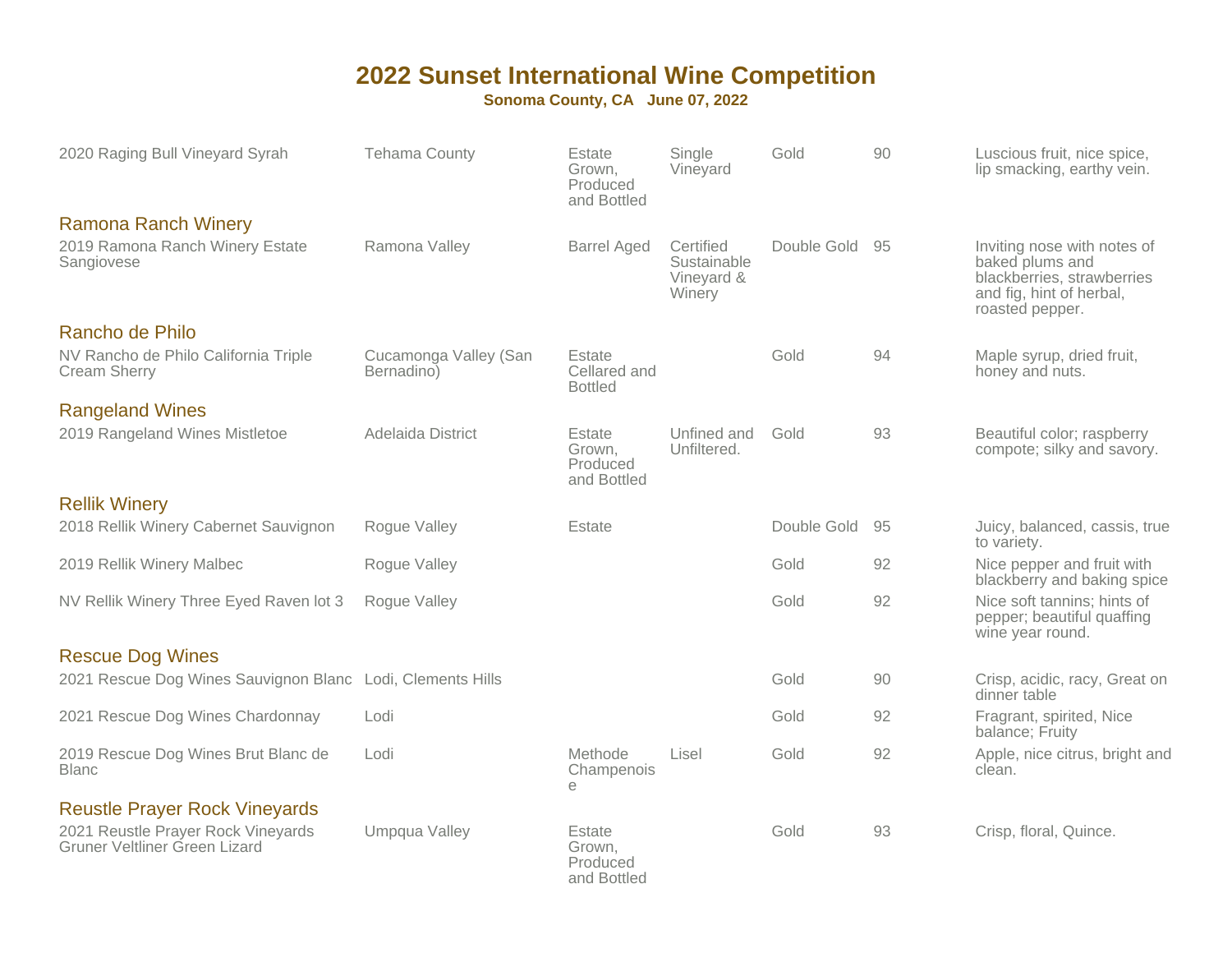# 2022 Sunset International Wine Competition

**Sonoma County, CA June 07, 2022**

| | | | | | | |
|---|---|---|---|---|---|---|
| 2020 Raging Bull Vineyard Syrah | Tehama County | Estate Grown, Produced and Bottled | Single Vineyard | Gold | 90 | Luscious fruit, nice spice, lip smacking, earthy vein. |

## Ramona Ranch Winery

| | | | | | | |
|---|---|---|---|---|---|---|
| 2019 Ramona Ranch Winery Estate Sangiovese | Ramona Valley | Barrel Aged | Certified Sustainable Vineyard & Winery | Double Gold | 95 | Inviting nose with notes of baked plums and blackberries, strawberries and fig, hint of herbal, roasted pepper. |

## Rancho de Philo

| | | | | | | |
|---|---|---|---|---|---|---|
| NV Rancho de Philo California Triple Cream Sherry | Cucamonga Valley (San Bernadino) | Estate Cellared and Bottled | | Gold | 94 | Maple syrup, dried fruit, honey and nuts. |

## Rangeland Wines

| | | | | | | |
|---|---|---|---|---|---|---|
| 2019 Rangeland Wines Mistletoe | Adelaida District | Estate Grown, Produced and Bottled | Unfined and Unfiltered. | Gold | 93 | Beautiful color; raspberry compote; silky and savory. |

## Rellik Winery

| | | | | | | |
|---|---|---|---|---|---|---|
| 2018 Rellik Winery Cabernet Sauvignon | Rogue Valley | Estate | | Double Gold | 95 | Juicy, balanced, cassis, true to variety. |
| 2019 Rellik Winery Malbec | Rogue Valley | | | Gold | 92 | Nice pepper and fruit with blackberry and baking spice |
| NV Rellik Winery Three Eyed Raven lot 3 | Rogue Valley | | | Gold | 92 | Nice soft tannins; hints of pepper; beautiful quaffing wine year round. |

## Rescue Dog Wines

| | | | | | | |
|---|---|---|---|---|---|---|
| 2021 Rescue Dog Wines Sauvignon Blanc | Lodi, Clements Hills | | | Gold | 90 | Crisp, acidic, racy, Great on dinner table |
| 2021 Rescue Dog Wines Chardonnay | Lodi | | | Gold | 92 | Fragrant, spirited, Nice balance; Fruity |
| 2019 Rescue Dog Wines Brut Blanc de Blanc | Lodi | Methode Champenoise | Lisel | Gold | 92 | Apple, nice citrus, bright and clean. |

## Reustle Prayer Rock Vineyards

| | | | | | | |
|---|---|---|---|---|---|---|
| 2021 Reustle Prayer Rock Vineyards Gruner Veltliner Green Lizard | Umpqua Valley | Estate Grown, Produced and Bottled | | Gold | 93 | Crisp, floral, Quince. |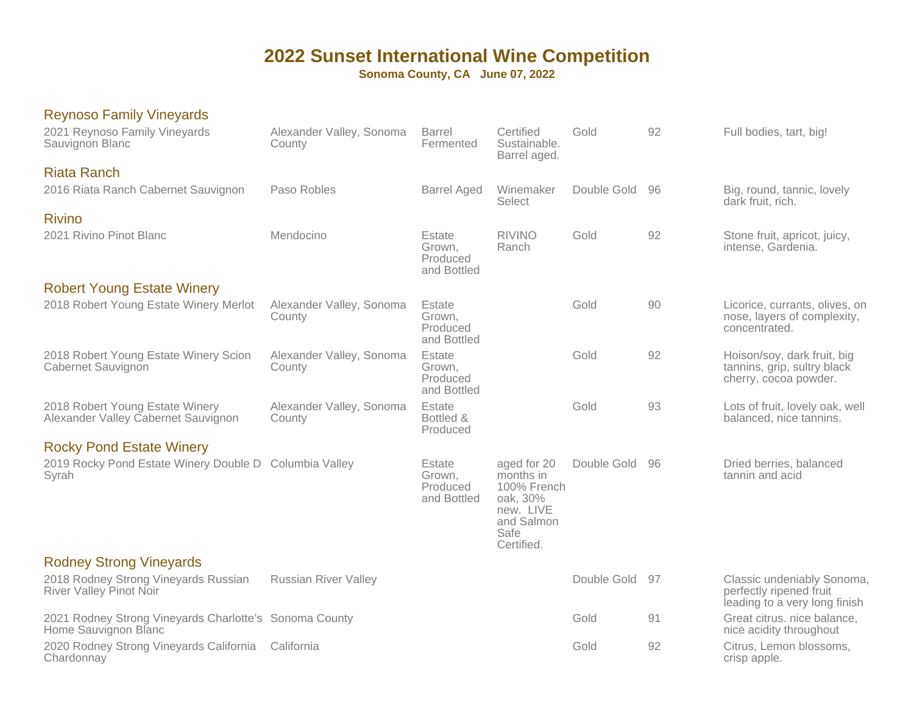# 2022 Sunset International Wine Competition

**Sonoma County, CA June 07, 2022**

## Reynoso Family Vineyards

| Wine | Appellation | Production | Notes | Medal | Score | Tasting Notes |
|---|---|---|---|---|---|---|
| 2021 Reynoso Family Vineyards Sauvignon Blanc | Alexander Valley, Sonoma County | Barrel Fermented | Certified Sustainable. Barrel aged. | Gold | 92 | Full bodies, tart, big! |

## Riata Ranch

| Wine | Appellation | Production | Notes | Medal | Score | Tasting Notes |
|---|---|---|---|---|---|---|
| 2016 Riata Ranch Cabernet Sauvignon | Paso Robles | Barrel Aged | Winemaker Select | Double Gold | 96 | Big, round, tannic, lovely dark fruit, rich. |

## Rivino

| Wine | Appellation | Production | Notes | Medal | Score | Tasting Notes |
|---|---|---|---|---|---|---|
| 2021 Rivino Pinot Blanc | Mendocino | Estate Grown, Produced and Bottled | RIVINO Ranch | Gold | 92 | Stone fruit, apricot, juicy, intense, Gardenia. |

## Robert Young Estate Winery

| Wine | Appellation | Production | Notes | Medal | Score | Tasting Notes |
|---|---|---|---|---|---|---|
| 2018 Robert Young Estate Winery Merlot | Alexander Valley, Sonoma County | Estate Grown, Produced and Bottled | | Gold | 90 | Licorice, currants, olives, on nose, layers of complexity, concentrated. |
| 2018 Robert Young Estate Winery Scion Cabernet Sauvignon | Alexander Valley, Sonoma County | Estate Grown, Produced and Bottled | | Gold | 92 | Hoison/soy, dark fruit, big tannins, grip, sultry black cherry, cocoa powder. |
| 2018 Robert Young Estate Winery Alexander Valley Cabernet Sauvignon | Alexander Valley, Sonoma County | Estate Bottled & Produced | | Gold | 93 | Lots of fruit, lovely oak, well balanced, nice tannins. |

## Rocky Pond Estate Winery

| Wine | Appellation | Production | Notes | Medal | Score | Tasting Notes |
|---|---|---|---|---|---|---|
| 2019 Rocky Pond Estate Winery Double D Syrah | Columbia Valley | Estate Grown, Produced and Bottled | aged for 20 months in 100% French oak, 30% new. LIVE and Salmon Safe Certified. | Double Gold | 96 | Dried berries, balanced tannin and acid |

## Rodney Strong Vineyards

| Wine | Appellation | Production | Notes | Medal | Score | Tasting Notes |
|---|---|---|---|---|---|---|
| 2018 Rodney Strong Vineyards Russian River Valley Pinot Noir | Russian River Valley | | | Double Gold | 97 | Classic undeniably Sonoma, perfectly ripened fruit leading to a very long finish |
| 2021 Rodney Strong Vineyards Charlotte's Home Sauvignon Blanc | Sonoma County | | | Gold | 91 | Great citrus. nice balance, nice acidity throughout |
| 2020 Rodney Strong Vineyards California Chardonnay | California | | | Gold | 92 | Citrus, Lemon blossoms, crisp apple. |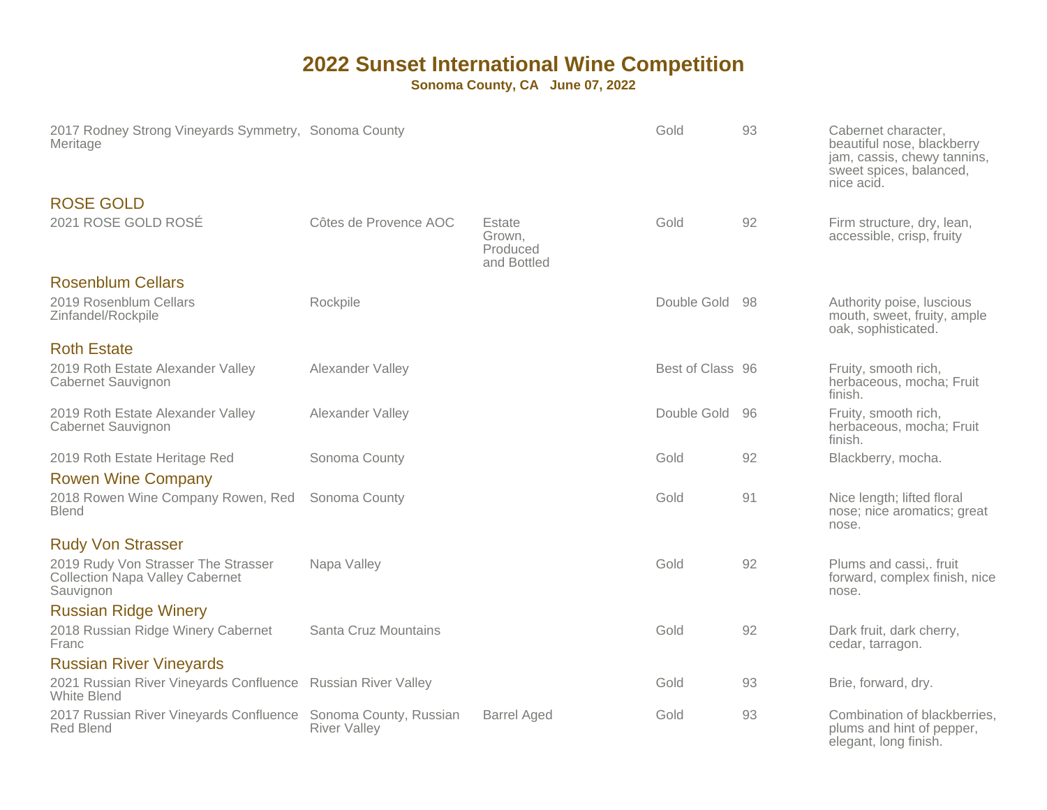# 2022 Sunset International Wine Competition

**Sonoma County, CA June 07, 2022**

| Wine | Appellation | Notes | Award | Score | Tasting Notes |
|---|---|---|---|---|---|
| 2017 Rodney Strong Vineyards Symmetry, Meritage | Sonoma County | | Gold | 93 | Cabernet character, beautiful nose, blackberry jam, cassis, chewy tannins, sweet spices, balanced, nice acid. |
| **ROSE GOLD** | | | | | |
| 2021 ROSE GOLD ROSÉ | Côtes de Provence AOC | Estate Grown, Produced and Bottled | Gold | 92 | Firm structure, dry, lean, accessible, crisp, fruity |
| **Rosenblum Cellars** | | | | | |
| 2019 Rosenblum Cellars Zinfandel/Rockpile | Rockpile | | Double Gold | 98 | Authority poise, luscious mouth, sweet, fruity, ample oak, sophisticated. |
| **Roth Estate** | | | | | |
| 2019 Roth Estate Alexander Valley Cabernet Sauvignon | Alexander Valley | | Best of Class | 96 | Fruity, smooth rich, herbaceous, mocha; Fruit finish. |
| 2019 Roth Estate Alexander Valley Cabernet Sauvignon | Alexander Valley | | Double Gold | 96 | Fruity, smooth rich, herbaceous, mocha; Fruit finish. |
| 2019 Roth Estate Heritage Red | Sonoma County | | Gold | 92 | Blackberry, mocha. |
| **Rowen Wine Company** | | | | | |
| 2018 Rowen Wine Company Rowen, Red Blend | Sonoma County | | Gold | 91 | Nice length; lifted floral nose; nice aromatics; great nose. |
| **Rudy Von Strasser** | | | | | |
| 2019 Rudy Von Strasser The Strasser Collection Napa Valley Cabernet Sauvignon | Napa Valley | | Gold | 92 | Plums and cassi,. fruit forward, complex finish, nice nose. |
| **Russian Ridge Winery** | | | | | |
| 2018 Russian Ridge Winery Cabernet Franc | Santa Cruz Mountains | | Gold | 92 | Dark fruit, dark cherry, cedar, tarragon. |
| **Russian River Vineyards** | | | | | |
| 2021 Russian River Vineyards Confluence White Blend | Russian River Valley | | Gold | 93 | Brie, forward, dry. |
| 2017 Russian River Vineyards Confluence Red Blend | Sonoma County, Russian River Valley | Barrel Aged | Gold | 93 | Combination of blackberries, plums and hint of pepper, elegant, long finish. |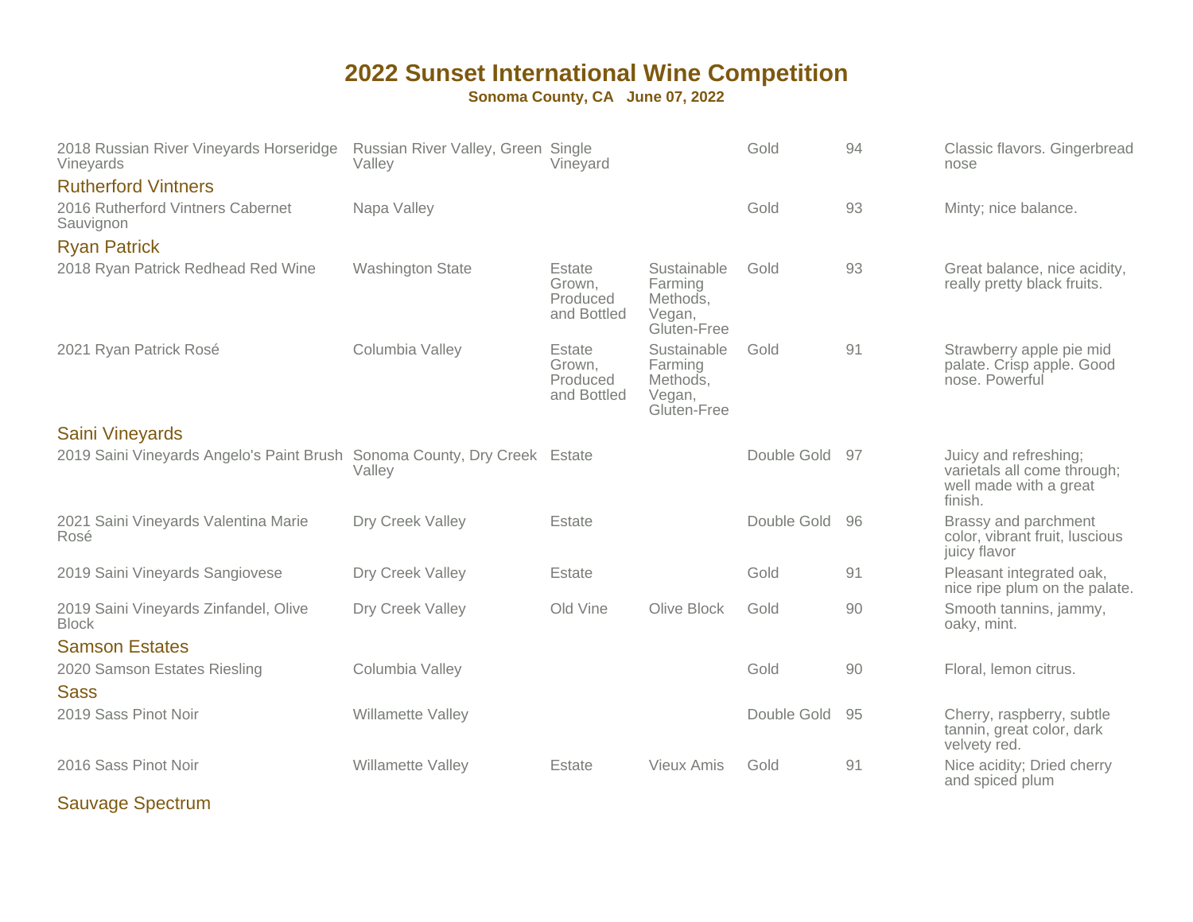# 2022 Sunset International Wine Competition

**Sonoma County, CA June 07, 2022**

| Wine | Appellation | Designation | Notes | Medal | Score | Tasting Notes |
|---|---|---|---|---|---|---|
| 2018 Russian River Vineyards Horseridge Vineyards | Russian River Valley, Green Valley | Single Vineyard | | Gold | 94 | Classic flavors. Gingerbread nose |
| **Rutherford Vintners** | | | | | | |
| 2016 Rutherford Vintners Cabernet Sauvignon | Napa Valley | | | Gold | 93 | Minty; nice balance. |
| **Ryan Patrick** | | | | | | |
| 2018 Ryan Patrick Redhead Red Wine | Washington State | Estate Grown, Produced and Bottled | Sustainable Farming Methods, Vegan, Gluten-Free | Gold | 93 | Great balance, nice acidity, really pretty black fruits. |
| 2021 Ryan Patrick Rosé | Columbia Valley | Estate Grown, Produced and Bottled | Sustainable Farming Methods, Vegan, Gluten-Free | Gold | 91 | Strawberry apple pie mid palate. Crisp apple. Good nose. Powerful |
| **Saini Vineyards** | | | | | | |
| 2019 Saini Vineyards Angelo's Paint Brush | Sonoma County, Dry Creek Valley | Estate | | Double Gold | 97 | Juicy and refreshing; varietals all come through; well made with a great finish. |
| 2021 Saini Vineyards Valentina Marie Rosé | Dry Creek Valley | Estate | | Double Gold | 96 | Brassy and parchment color, vibrant fruit, luscious juicy flavor |
| 2019 Saini Vineyards Sangiovese | Dry Creek Valley | Estate | | Gold | 91 | Pleasant integrated oak, nice ripe plum on the palate. |
| 2019 Saini Vineyards Zinfandel, Olive Block | Dry Creek Valley | Old Vine | Olive Block | Gold | 90 | Smooth tannins, jammy, oaky, mint. |
| **Samson Estates** | | | | | | |
| 2020 Samson Estates Riesling | Columbia Valley | | | Gold | 90 | Floral, lemon citrus. |
| **Sass** | | | | | | |
| 2019 Sass Pinot Noir | Willamette Valley | | | Double Gold | 95 | Cherry, raspberry, subtle tannin, great color, dark velvety red. |
| 2016 Sass Pinot Noir | Willamette Valley | Estate | Vieux Amis | Gold | 91 | Nice acidity; Dried cherry and spiced plum |
| **Sauvage Spectrum** | | | | | | |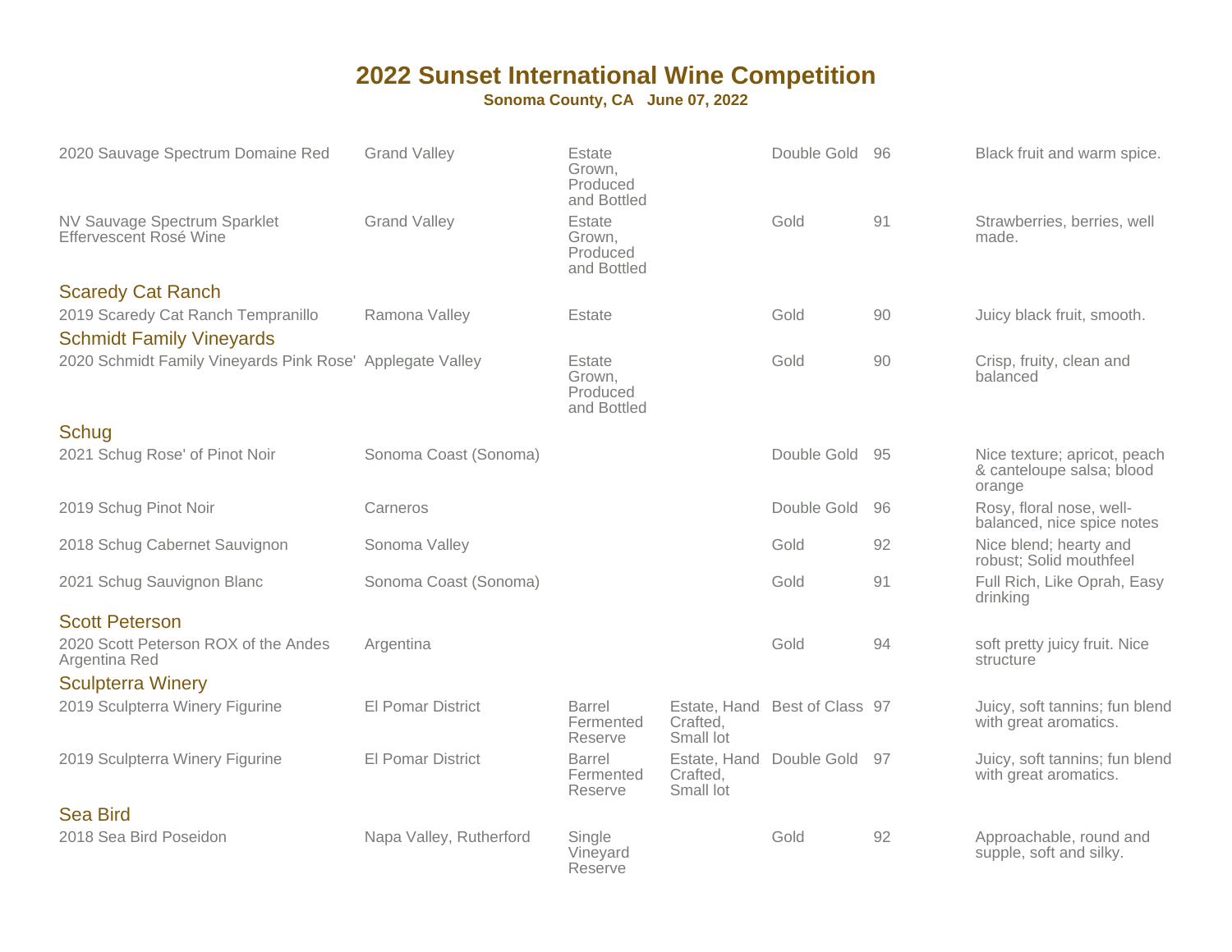# 2022 Sunset International Wine Competition

**Sonoma County, CA June 07, 2022**

| Wine | Appellation | Designation | Designation 2 | Award | Score | Notes |
|---|---|---|---|---|---|---|
| 2020 Sauvage Spectrum Domaine Red | Grand Valley | Estate Grown, Produced and Bottled | | Double Gold | 96 | Black fruit and warm spice. |
| NV Sauvage Spectrum Sparklet Effervescent Rosé Wine | Grand Valley | Estate Grown, Produced and Bottled | | Gold | 91 | Strawberries, berries, well made. |
| **Scaredy Cat Ranch** | | | | | | |
| 2019 Scaredy Cat Ranch Tempranillo | Ramona Valley | Estate | | Gold | 90 | Juicy black fruit, smooth. |
| **Schmidt Family Vineyards** | | | | | | |
| 2020 Schmidt Family Vineyards Pink Rose' | Applegate Valley | Estate Grown, Produced and Bottled | | Gold | 90 | Crisp, fruity, clean and balanced |
| **Schug** | | | | | | |
| 2021 Schug Rose' of Pinot Noir | Sonoma Coast (Sonoma) | | | Double Gold | 95 | Nice texture; apricot, peach & canteloupe salsa; blood orange |
| 2019 Schug Pinot Noir | Carneros | | | Double Gold | 96 | Rosy, floral nose, well-balanced, nice spice notes |
| 2018 Schug Cabernet Sauvignon | Sonoma Valley | | | Gold | 92 | Nice blend; hearty and robust; Solid mouthfeel |
| 2021 Schug Sauvignon Blanc | Sonoma Coast (Sonoma) | | | Gold | 91 | Full Rich, Like Oprah, Easy drinking |
| **Scott Peterson** | | | | | | |
| 2020 Scott Peterson ROX of the Andes Argentina Red | Argentina | | | Gold | 94 | soft pretty juicy fruit. Nice structure |
| **Sculpterra Winery** | | | | | | |
| 2019 Sculpterra Winery Figurine | El Pomar District | Barrel Fermented Reserve | Estate, Hand Crafted, Small lot | Best of Class | 97 | Juicy, soft tannins; fun blend with great aromatics. |
| 2019 Sculpterra Winery Figurine | El Pomar District | Barrel Fermented Reserve | Estate, Hand Crafted, Small lot | Double Gold | 97 | Juicy, soft tannins; fun blend with great aromatics. |
| **Sea Bird** | | | | | | |
| 2018 Sea Bird Poseidon | Napa Valley, Rutherford | Single Vineyard Reserve | | Gold | 92 | Approachable, round and supple, soft and silky. |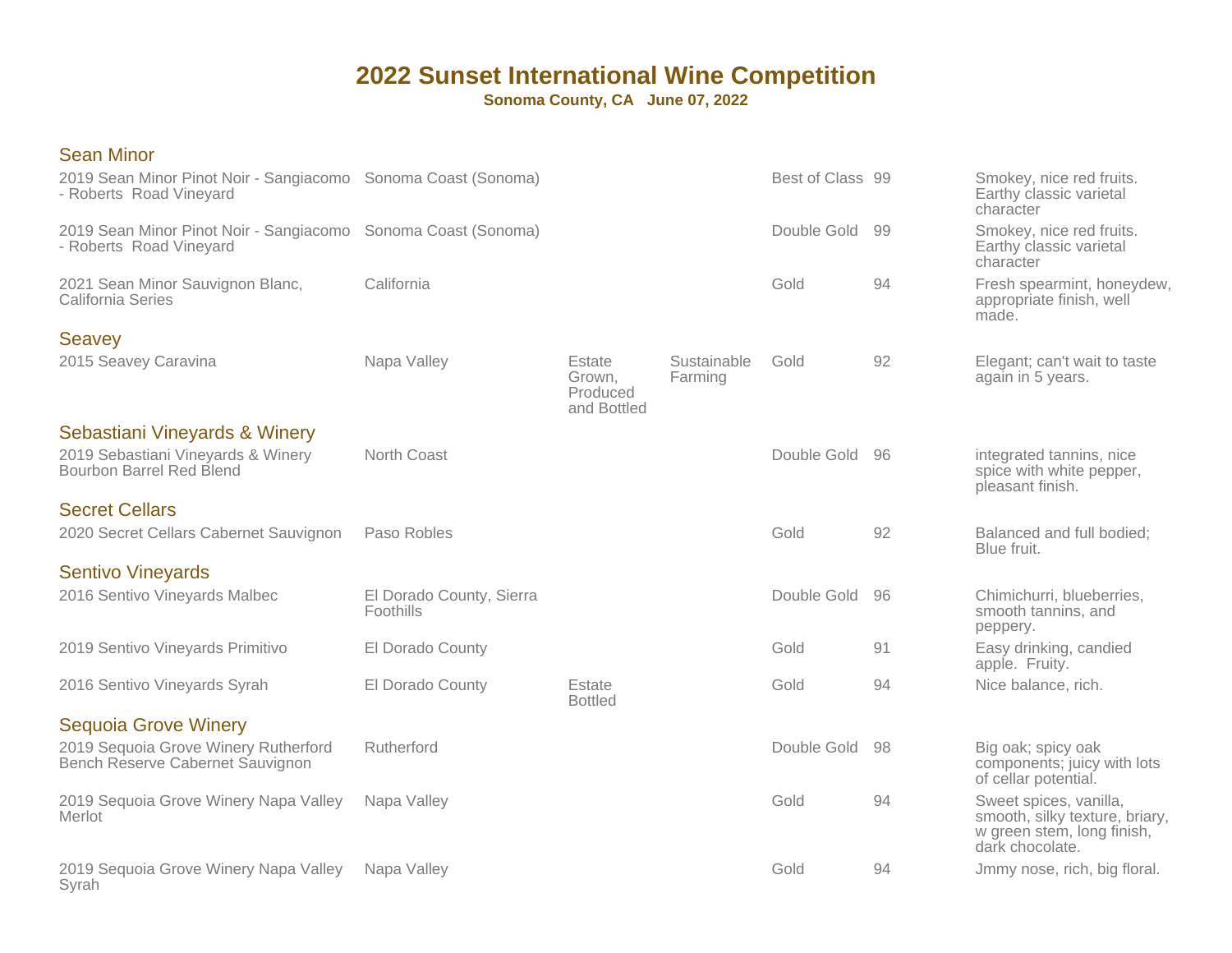# 2022 Sunset International Wine Competition

**Sonoma County, CA June 07, 2022**

## Sean Minor

| Wine | Appellation | | | Award | Score | Notes |
|---|---|---|---|---|---|---|
| 2019 Sean Minor Pinot Noir - Sangiacomo - Roberts Road Vineyard | Sonoma Coast (Sonoma) | | | Best of Class | 99 | Smokey, nice red fruits. Earthy classic varietal character |
| 2019 Sean Minor Pinot Noir - Sangiacomo - Roberts Road Vineyard | Sonoma Coast (Sonoma) | | | Double Gold | 99 | Smokey, nice red fruits. Earthy classic varietal character |
| 2021 Sean Minor Sauvignon Blanc, California Series | California | | | Gold | 94 | Fresh spearmint, honeydew, appropriate finish, well made. |

## Seavey

| Wine | Appellation | | | Award | Score | Notes |
|---|---|---|---|---|---|---|
| 2015 Seavey Caravina | Napa Valley | Estate Grown, Produced and Bottled | Sustainable Farming | Gold | 92 | Elegant; can't wait to taste again in 5 years. |

## Sebastiani Vineyards & Winery

| Wine | Appellation | | | Award | Score | Notes |
|---|---|---|---|---|---|---|
| 2019 Sebastiani Vineyards & Winery Bourbon Barrel Red Blend | North Coast | | | Double Gold | 96 | integrated tannins, nice spice with white pepper, pleasant finish. |

## Secret Cellars

| Wine | Appellation | | | Award | Score | Notes |
|---|---|---|---|---|---|---|
| 2020 Secret Cellars Cabernet Sauvignon | Paso Robles | | | Gold | 92 | Balanced and full bodied; Blue fruit. |

## Sentivo Vineyards

| Wine | Appellation | | | Award | Score | Notes |
|---|---|---|---|---|---|---|
| 2016 Sentivo Vineyards Malbec | El Dorado County, Sierra Foothills | | | Double Gold | 96 | Chimichurri, blueberries, smooth tannins, and peppery. |
| 2019 Sentivo Vineyards Primitivo | El Dorado County | | | Gold | 91 | Easy drinking, candied apple. Fruity. |
| 2016 Sentivo Vineyards Syrah | El Dorado County | Estate Bottled | | Gold | 94 | Nice balance, rich. |

## Sequoia Grove Winery

| Wine | Appellation | | | Award | Score | Notes |
|---|---|---|---|---|---|---|
| 2019 Sequoia Grove Winery Rutherford Bench Reserve Cabernet Sauvignon | Rutherford | | | Double Gold | 98 | Big oak; spicy oak components; juicy with lots of cellar potential. |
| 2019 Sequoia Grove Winery Napa Valley Merlot | Napa Valley | | | Gold | 94 | Sweet spices, vanilla, smooth, silky texture, briary, w green stem, long finish, dark chocolate. |
| 2019 Sequoia Grove Winery Napa Valley Syrah | Napa Valley | | | Gold | 94 | Jmmy nose, rich, big floral. |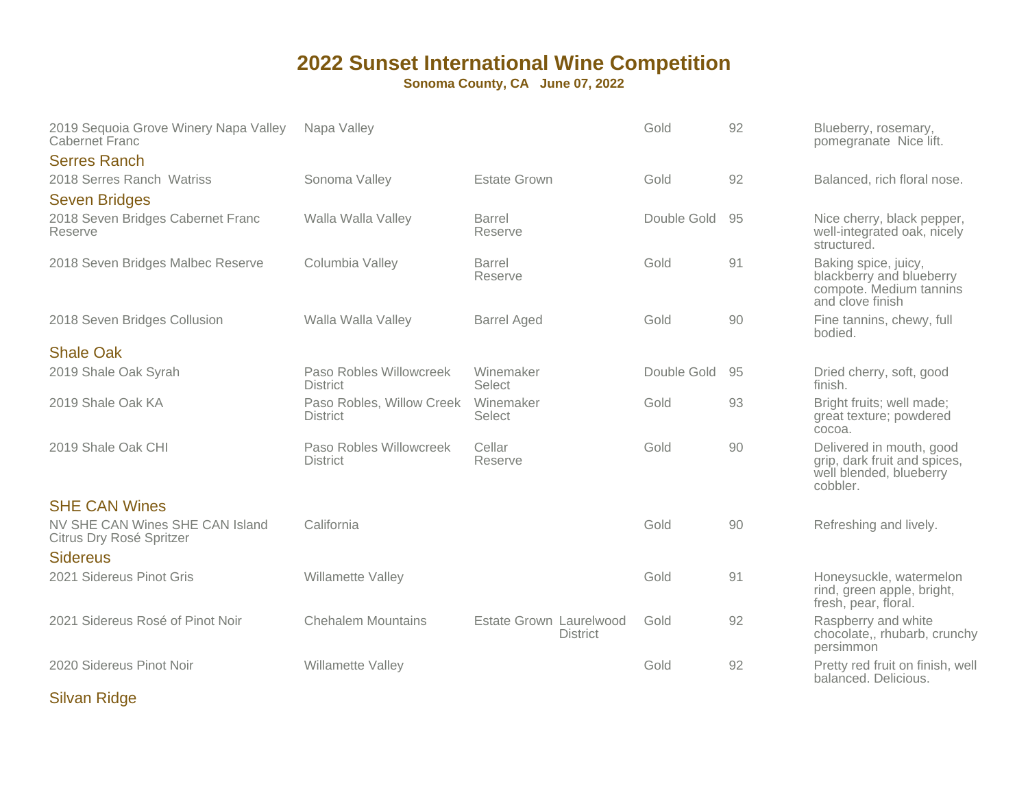# 2022 Sunset International Wine Competition

**Sonoma County, CA   June 07, 2022**

| Wine | Appellation | Designation | | Award | Score | Notes |
|---|---|---|---|---|---|---|
| 2019 Sequoia Grove Winery Napa Valley Cabernet Franc | Napa Valley | | | Gold | 92 | Blueberry, rosemary, pomegranate  Nice lift. |
| **Serres Ranch** | | | | | | |
| 2018 Serres Ranch  Watriss | Sonoma Valley | Estate Grown | | Gold | 92 | Balanced, rich floral nose. |
| **Seven Bridges** | | | | | | |
| 2018 Seven Bridges Cabernet Franc Reserve | Walla Walla Valley | Barrel Reserve | | Double Gold | 95 | Nice cherry, black pepper, well-integrated oak, nicely structured. |
| 2018 Seven Bridges Malbec Reserve | Columbia Valley | Barrel Reserve | | Gold | 91 | Baking spice, juicy, blackberry and blueberry compote. Medium tannins and clove finish |
| 2018 Seven Bridges Collusion | Walla Walla Valley | Barrel Aged | | Gold | 90 | Fine tannins, chewy, full bodied. |
| **Shale Oak** | | | | | | |
| 2019 Shale Oak Syrah | Paso Robles Willowcreek District | Winemaker Select | | Double Gold | 95 | Dried cherry, soft, good finish. |
| 2019 Shale Oak KA | Paso Robles, Willow Creek District | Winemaker Select | | Gold | 93 | Bright fruits; well made; great texture; powdered cocoa. |
| 2019 Shale Oak CHI | Paso Robles Willowcreek District | Cellar Reserve | | Gold | 90 | Delivered in mouth, good grip, dark fruit and spices, well blended, blueberry cobbler. |
| **SHE CAN Wines** | | | | | | |
| NV SHE CAN Wines SHE CAN Island Citrus Dry Rosé Spritzer | California | | | Gold | 90 | Refreshing and lively. |
| **Sidereus** | | | | | | |
| 2021 Sidereus Pinot Gris | Willamette Valley | | | Gold | 91 | Honeysuckle, watermelon rind, green apple, bright, fresh, pear, floral. |
| 2021 Sidereus Rosé of Pinot Noir | Chehalem Mountains | Estate Grown | Laurelwood District | Gold | 92 | Raspberry and white chocolate,, rhubarb, crunchy persimmon |
| 2020 Sidereus Pinot Noir | Willamette Valley | | | Gold | 92 | Pretty red fruit on finish, well balanced. Delicious. |
| **Silvan Ridge** | | | | | | |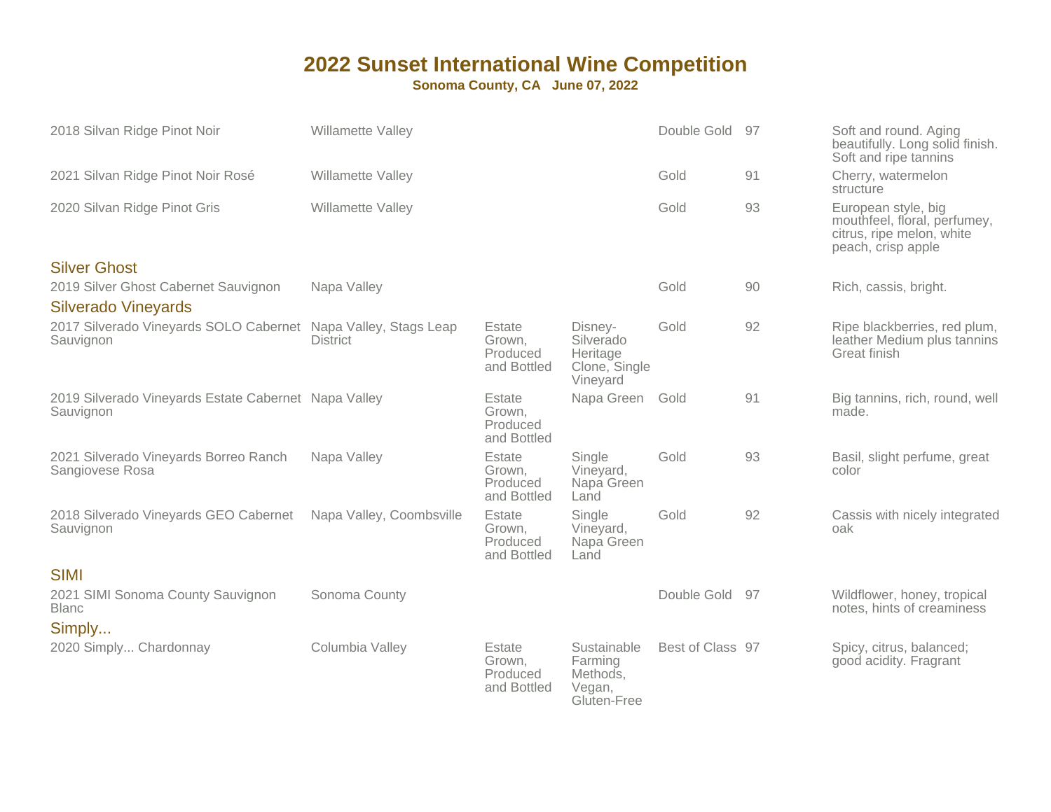# 2022 Sunset International Wine Competition

**Sonoma County, CA June 07, 2022**

| Wine | Region | | | Award | Score | Notes |
|---|---|---|---|---|---|---|
| 2018 Silvan Ridge Pinot Noir | Willamette Valley | | | Double Gold | 97 | Soft and round. Aging beautifully. Long solid finish. Soft and ripe tannins |
| 2021 Silvan Ridge Pinot Noir Rosé | Willamette Valley | | | Gold | 91 | Cherry, watermelon structure |
| 2020 Silvan Ridge Pinot Gris | Willamette Valley | | | Gold | 93 | European style, big mouthfeel, floral, perfumey, citrus, ripe melon, white peach, crisp apple |
| **Silver Ghost** | | | | | | |
| 2019 Silver Ghost Cabernet Sauvignon | Napa Valley | | | Gold | 90 | Rich, cassis, bright. |
| **Silverado Vineyards** | | | | | | |
| 2017 Silverado Vineyards SOLO Cabernet Sauvignon | Napa Valley, Stags Leap District | Estate Grown, Produced and Bottled | Disney-Silverado Heritage Clone, Single Vineyard | Gold | 92 | Ripe blackberries, red plum, leather Medium plus tannins Great finish |
| 2019 Silverado Vineyards Estate Cabernet Sauvignon | Napa Valley | Estate Grown, Produced and Bottled | Napa Green | Gold | 91 | Big tannins, rich, round, well made. |
| 2021 Silverado Vineyards Borreo Ranch Sangiovese Rosa | Napa Valley | Estate Grown, Produced and Bottled | Single Vineyard, Napa Green Land | Gold | 93 | Basil, slight perfume, great color |
| 2018 Silverado Vineyards GEO Cabernet Sauvignon | Napa Valley, Coombsville | Estate Grown, Produced and Bottled | Single Vineyard, Napa Green Land | Gold | 92 | Cassis with nicely integrated oak |
| **SIMI** | | | | | | |
| 2021 SIMI Sonoma County Sauvignon Blanc | Sonoma County | | | Double Gold | 97 | Wildflower, honey, tropical notes, hints of creaminess |
| **Simply...** | | | | | | |
| 2020 Simply... Chardonnay | Columbia Valley | Estate Grown, Produced and Bottled | Sustainable Farming Methods, Vegan, Gluten-Free | Best of Class | 97 | Spicy, citrus, balanced; good acidity. Fragrant |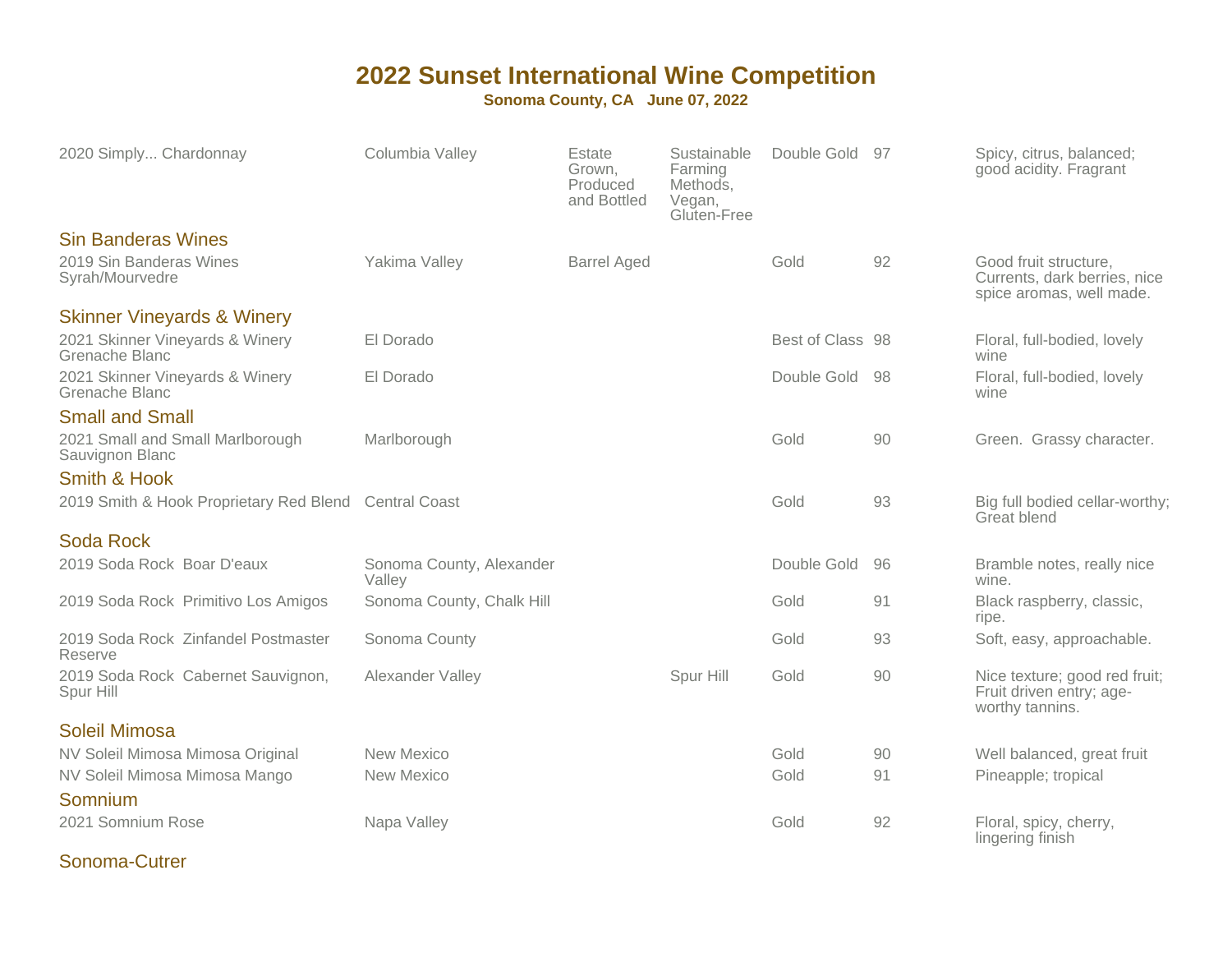# 2022 Sunset International Wine Competition

**Sonoma County, CA June 07, 2022**

| Wine | Appellation | | | Award | Score | Notes |
|---|---|---|---|---|---|---|
| 2020 Simply... Chardonnay | Columbia Valley | Estate Grown, Produced and Bottled | Sustainable Farming Methods, Vegan, Gluten-Free | Double Gold | 97 | Spicy, citrus, balanced; good acidity. Fragrant |
| **Sin Banderas Wines** | | | | | | |
| 2019 Sin Banderas Wines Syrah/Mourvedre | Yakima Valley | Barrel Aged | | Gold | 92 | Good fruit structure, Currents, dark berries, nice spice aromas, well made. |
| **Skinner Vineyards & Winery** | | | | | | |
| 2021 Skinner Vineyards & Winery Grenache Blanc | El Dorado | | | Best of Class | 98 | Floral, full-bodied, lovely wine |
| 2021 Skinner Vineyards & Winery Grenache Blanc | El Dorado | | | Double Gold | 98 | Floral, full-bodied, lovely wine |
| **Small and Small** | | | | | | |
| 2021 Small and Small Marlborough Sauvignon Blanc | Marlborough | | | Gold | 90 | Green. Grassy character. |
| **Smith & Hook** | | | | | | |
| 2019 Smith & Hook Proprietary Red Blend | Central Coast | | | Gold | 93 | Big full bodied cellar-worthy; Great blend |
| **Soda Rock** | | | | | | |
| 2019 Soda Rock Boar D'eaux | Sonoma County, Alexander Valley | | | Double Gold | 96 | Bramble notes, really nice wine. |
| 2019 Soda Rock Primitivo Los Amigos | Sonoma County, Chalk Hill | | | Gold | 91 | Black raspberry, classic, ripe. |
| 2019 Soda Rock Zinfandel Postmaster Reserve | Sonoma County | | | Gold | 93 | Soft, easy, approachable. |
| 2019 Soda Rock Cabernet Sauvignon, Spur Hill | Alexander Valley | | Spur Hill | Gold | 90 | Nice texture; good red fruit; Fruit driven entry; age-worthy tannins. |
| **Soleil Mimosa** | | | | | | |
| NV Soleil Mimosa Mimosa Original | New Mexico | | | Gold | 90 | Well balanced, great fruit |
| NV Soleil Mimosa Mimosa Mango | New Mexico | | | Gold | 91 | Pineapple; tropical |
| **Somnium** | | | | | | |
| 2021 Somnium Rose | Napa Valley | | | Gold | 92 | Floral, spicy, cherry, lingering finish |
| **Sonoma-Cutrer** | | | | | | |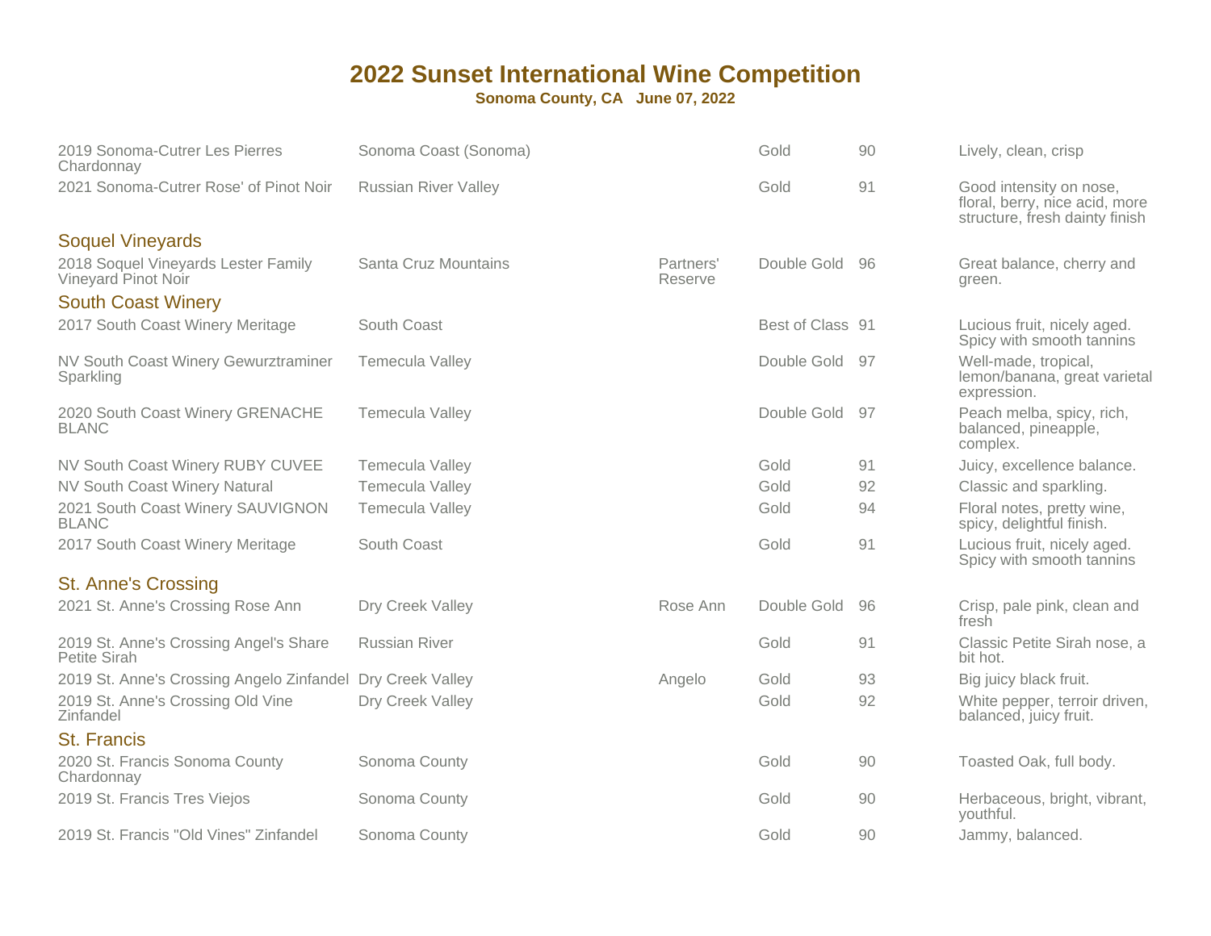# 2022 Sunset International Wine Competition

**Sonoma County, CA June 07, 2022**

| | | | | | |
|---|---|---|---|---|---|
| 2019 Sonoma-Cutrer Les Pierres Chardonnay | Sonoma Coast (Sonoma) | | Gold | 90 | Lively, clean, crisp |
| 2021 Sonoma-Cutrer Rose' of Pinot Noir | Russian River Valley | | Gold | 91 | Good intensity on nose, floral, berry, nice acid, more structure, fresh dainty finish |

## Soquel Vineyards

| | | | | | |
|---|---|---|---|---|---|
| 2018 Soquel Vineyards Lester Family Vineyard Pinot Noir | Santa Cruz Mountains | Partners' Reserve | Double Gold | 96 | Great balance, cherry and green. |

## South Coast Winery

| | | | | | |
|---|---|---|---|---|---|
| 2017 South Coast Winery Meritage | South Coast | | Best of Class | 91 | Lucious fruit, nicely aged. Spicy with smooth tannins |
| NV South Coast Winery Gewurztraminer Sparkling | Temecula Valley | | Double Gold | 97 | Well-made, tropical, lemon/banana, great varietal expression. |
| 2020 South Coast Winery GRENACHE BLANC | Temecula Valley | | Double Gold | 97 | Peach melba, spicy, rich, balanced, pineapple, complex. |
| NV South Coast Winery RUBY CUVEE | Temecula Valley | | Gold | 91 | Juicy, excellence balance. |
| NV South Coast Winery Natural | Temecula Valley | | Gold | 92 | Classic and sparkling. |
| 2021 South Coast Winery SAUVIGNON BLANC | Temecula Valley | | Gold | 94 | Floral notes, pretty wine, spicy, delightful finish. |
| 2017 South Coast Winery Meritage | South Coast | | Gold | 91 | Lucious fruit, nicely aged. Spicy with smooth tannins |

## St. Anne's Crossing

| | | | | | |
|---|---|---|---|---|---|
| 2021 St. Anne's Crossing Rose Ann | Dry Creek Valley | Rose Ann | Double Gold | 96 | Crisp, pale pink, clean and fresh |
| 2019 St. Anne's Crossing Angel's Share Petite Sirah | Russian River | | Gold | 91 | Classic Petite Sirah nose, a bit hot. |
| 2019 St. Anne's Crossing Angelo Zinfandel | Dry Creek Valley | Angelo | Gold | 93 | Big juicy black fruit. |
| 2019 St. Anne's Crossing Old Vine Zinfandel | Dry Creek Valley | | Gold | 92 | White pepper, terroir driven, balanced, juicy fruit. |

## St. Francis

| | | | | | |
|---|---|---|---|---|---|
| 2020 St. Francis Sonoma County Chardonnay | Sonoma County | | Gold | 90 | Toasted Oak, full body. |
| 2019 St. Francis Tres Viejos | Sonoma County | | Gold | 90 | Herbaceous, bright, vibrant, youthful. |
| 2019 St. Francis "Old Vines" Zinfandel | Sonoma County | | Gold | 90 | Jammy, balanced. |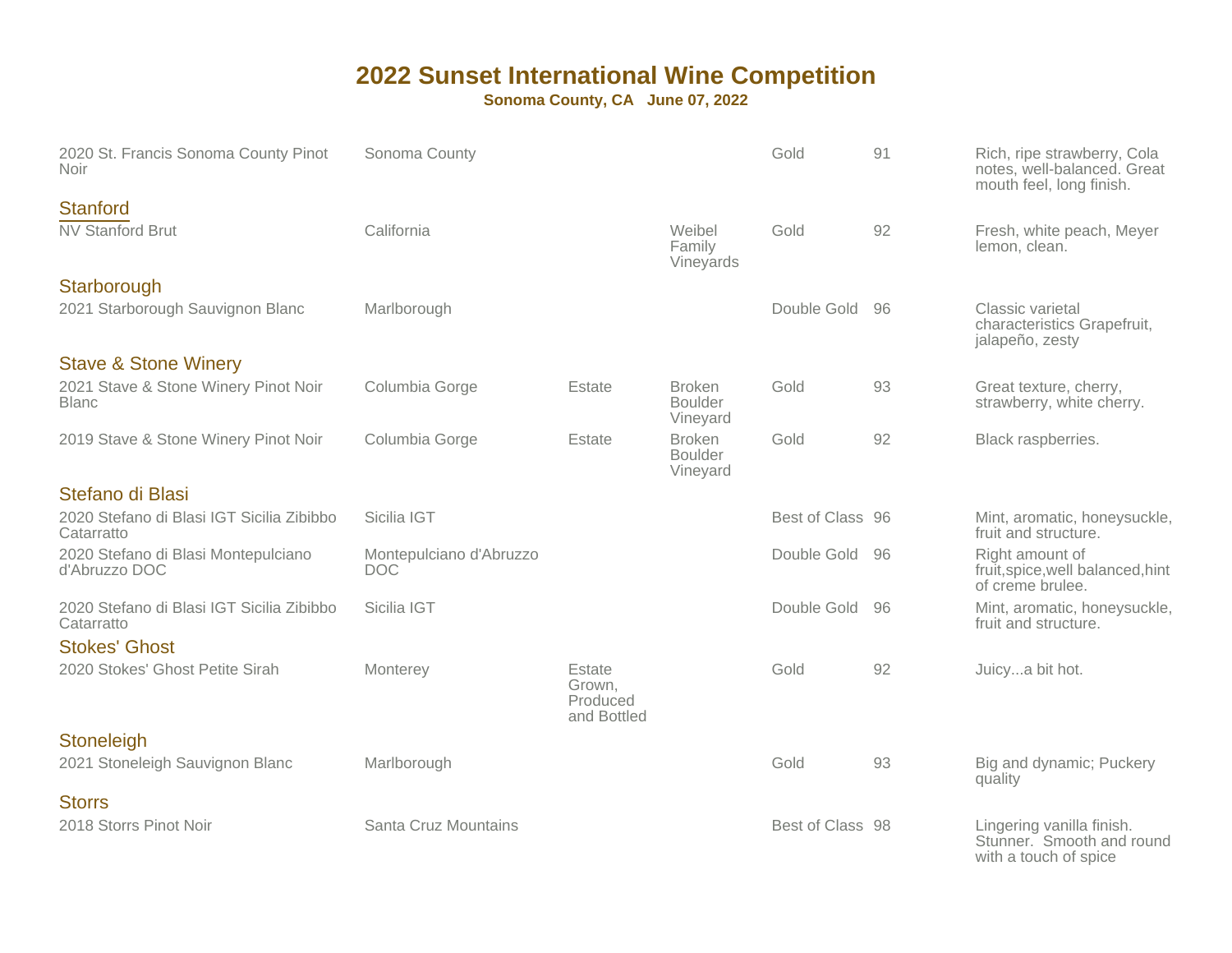# 2022 Sunset International Wine Competition

**Sonoma County, CA June 07, 2022**

| Wine | Appellation | Designation | Vineyard | Award | Score | Notes |
|---|---|---|---|---|---|---|
| 2020 St. Francis Sonoma County Pinot Noir | Sonoma County | | | Gold | 91 | Rich, ripe strawberry, Cola notes, well-balanced. Great mouth feel, long finish. |
| **Stanford** | | | | | | |
| NV Stanford Brut | California | | Weibel Family Vineyards | Gold | 92 | Fresh, white peach, Meyer lemon, clean. |
| **Starborough** | | | | | | |
| 2021 Starborough Sauvignon Blanc | Marlborough | | | Double Gold | 96 | Classic varietal characteristics Grapefruit, jalapeño, zesty |
| **Stave & Stone Winery** | | | | | | |
| 2021 Stave & Stone Winery Pinot Noir Blanc | Columbia Gorge | Estate | Broken Boulder Vineyard | Gold | 93 | Great texture, cherry, strawberry, white cherry. |
| 2019 Stave & Stone Winery Pinot Noir | Columbia Gorge | Estate | Broken Boulder Vineyard | Gold | 92 | Black raspberries. |
| **Stefano di Blasi** | | | | | | |
| 2020 Stefano di Blasi IGT Sicilia Zibibbo Catarratto | Sicilia IGT | | | Best of Class | 96 | Mint, aromatic, honeysuckle, fruit and structure. |
| 2020 Stefano di Blasi Montepulciano d'Abruzzo DOC | Montepulciano d'Abruzzo DOC | | | Double Gold | 96 | Right amount of fruit,spice,well balanced,hint of creme brulee. |
| 2020 Stefano di Blasi IGT Sicilia Zibibbo Catarratto | Sicilia IGT | | | Double Gold | 96 | Mint, aromatic, honeysuckle, fruit and structure. |
| **Stokes' Ghost** | | | | | | |
| 2020 Stokes' Ghost Petite Sirah | Monterey | Estate Grown, Produced and Bottled | | Gold | 92 | Juicy...a bit hot. |
| **Stoneleigh** | | | | | | |
| 2021 Stoneleigh Sauvignon Blanc | Marlborough | | | Gold | 93 | Big and dynamic; Puckery quality |
| **Storrs** | | | | | | |
| 2018 Storrs Pinot Noir | Santa Cruz Mountains | | | Best of Class | 98 | Lingering vanilla finish. Stunner. Smooth and round with a touch of spice |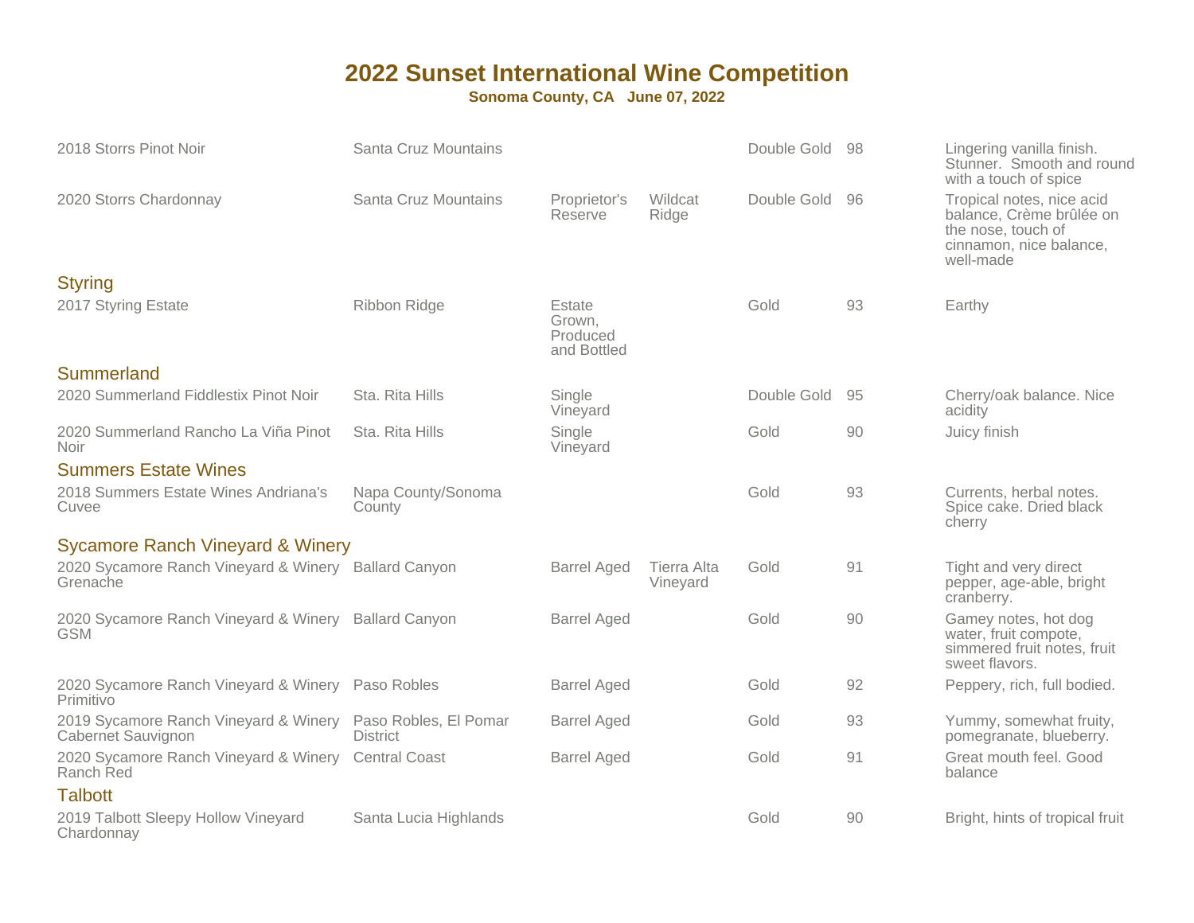# 2022 Sunset International Wine Competition

**Sonoma County, CA June 07, 2022**

| Wine | Appellation | Designation | Vineyard | Medal | Score | Notes |
|---|---|---|---|---|---|---|
| 2018 Storrs Pinot Noir | Santa Cruz Mountains | | | Double Gold | 98 | Lingering vanilla finish. Stunner. Smooth and round with a touch of spice |
| 2020 Storrs Chardonnay | Santa Cruz Mountains | Proprietor's Reserve | Wildcat Ridge | Double Gold | 96 | Tropical notes, nice acid balance, Crème brûlée on the nose, touch of cinnamon, nice balance, well-made |
| **Styring** | | | | | | |
| 2017 Styring Estate | Ribbon Ridge | Estate Grown, Produced and Bottled | | Gold | 93 | Earthy |
| **Summerland** | | | | | | |
| 2020 Summerland Fiddlestix Pinot Noir | Sta. Rita Hills | Single Vineyard | | Double Gold | 95 | Cherry/oak balance. Nice acidity |
| 2020 Summerland Rancho La Viña Pinot Noir | Sta. Rita Hills | Single Vineyard | | Gold | 90 | Juicy finish |
| **Summers Estate Wines** | | | | | | |
| 2018 Summers Estate Wines Andriana's Cuvee | Napa County/Sonoma County | | | Gold | 93 | Currents, herbal notes. Spice cake. Dried black cherry |
| **Sycamore Ranch Vineyard & Winery** | | | | | | |
| 2020 Sycamore Ranch Vineyard & Winery Grenache | Ballard Canyon | Barrel Aged | Tierra Alta Vineyard | Gold | 91 | Tight and very direct pepper, age-able, bright cranberry. |
| 2020 Sycamore Ranch Vineyard & Winery GSM | Ballard Canyon | Barrel Aged | | Gold | 90 | Gamey notes, hot dog water, fruit compote, simmered fruit notes, fruit sweet flavors. |
| 2020 Sycamore Ranch Vineyard & Winery Primitivo | Paso Robles | Barrel Aged | | Gold | 92 | Peppery, rich, full bodied. |
| 2019 Sycamore Ranch Vineyard & Winery Cabernet Sauvignon | Paso Robles, El Pomar District | Barrel Aged | | Gold | 93 | Yummy, somewhat fruity, pomegranate, blueberry. |
| 2020 Sycamore Ranch Vineyard & Winery Ranch Red | Central Coast | Barrel Aged | | Gold | 91 | Great mouth feel. Good balance |
| **Talbott** | | | | | | |
| 2019 Talbott Sleepy Hollow Vineyard Chardonnay | Santa Lucia Highlands | | | Gold | 90 | Bright, hints of tropical fruit |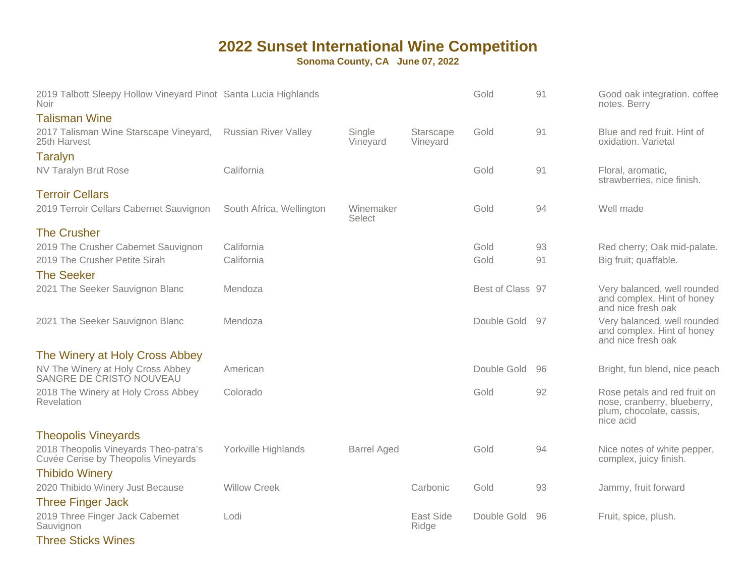# 2022 Sunset International Wine Competition

**Sonoma County, CA June 07, 2022**

| Wine | Region | | | Medal | Score | Notes |
|---|---|---|---|---|---|---|
| 2019 Talbott Sleepy Hollow Vineyard Pinot Noir | Santa Lucia Highlands | | | Gold | 91 | Good oak integration. coffee notes. Berry |
| **Talisman Wine** | | | | | | |
| 2017 Talisman Wine Starscape Vineyard, 25th Harvest | Russian River Valley | Single Vineyard | Starscape Vineyard | Gold | 91 | Blue and red fruit. Hint of oxidation. Varietal |
| **Taralyn** | | | | | | |
| NV Taralyn Brut Rose | California | | | Gold | 91 | Floral, aromatic, strawberries, nice finish. |
| **Terroir Cellars** | | | | | | |
| 2019 Terroir Cellars Cabernet Sauvignon | South Africa, Wellington | Winemaker Select | | Gold | 94 | Well made |
| **The Crusher** | | | | | | |
| 2019 The Crusher Cabernet Sauvignon | California | | | Gold | 93 | Red cherry; Oak mid-palate. |
| 2019 The Crusher Petite Sirah | California | | | Gold | 91 | Big fruit; quaffable. |
| **The Seeker** | | | | | | |
| 2021 The Seeker Sauvignon Blanc | Mendoza | | | Best of Class | 97 | Very balanced, well rounded and complex. Hint of honey and nice fresh oak |
| 2021 The Seeker Sauvignon Blanc | Mendoza | | | Double Gold | 97 | Very balanced, well rounded and complex. Hint of honey and nice fresh oak |
| **The Winery at Holy Cross Abbey** | | | | | | |
| NV The Winery at Holy Cross Abbey SANGRE DE CRISTO NOUVEAU | American | | | Double Gold | 96 | Bright, fun blend, nice peach |
| 2018 The Winery at Holy Cross Abbey Revelation | Colorado | | | Gold | 92 | Rose petals and red fruit on nose, cranberry, blueberry, plum, chocolate, cassis, nice acid |
| **Theopolis Vineyards** | | | | | | |
| 2018 Theopolis Vineyards Theo-patra's Cuvée Cerise by Theopolis Vineyards | Yorkville Highlands | Barrel Aged | | Gold | 94 | Nice notes of white pepper, complex, juicy finish. |
| **Thibido Winery** | | | | | | |
| 2020 Thibido Winery Just Because | Willow Creek | | Carbonic | Gold | 93 | Jammy, fruit forward |
| **Three Finger Jack** | | | | | | |
| 2019 Three Finger Jack Cabernet Sauvignon | Lodi | | East Side Ridge | Double Gold | 96 | Fruit, spice, plush. |
| **Three Sticks Wines** | | | | | | |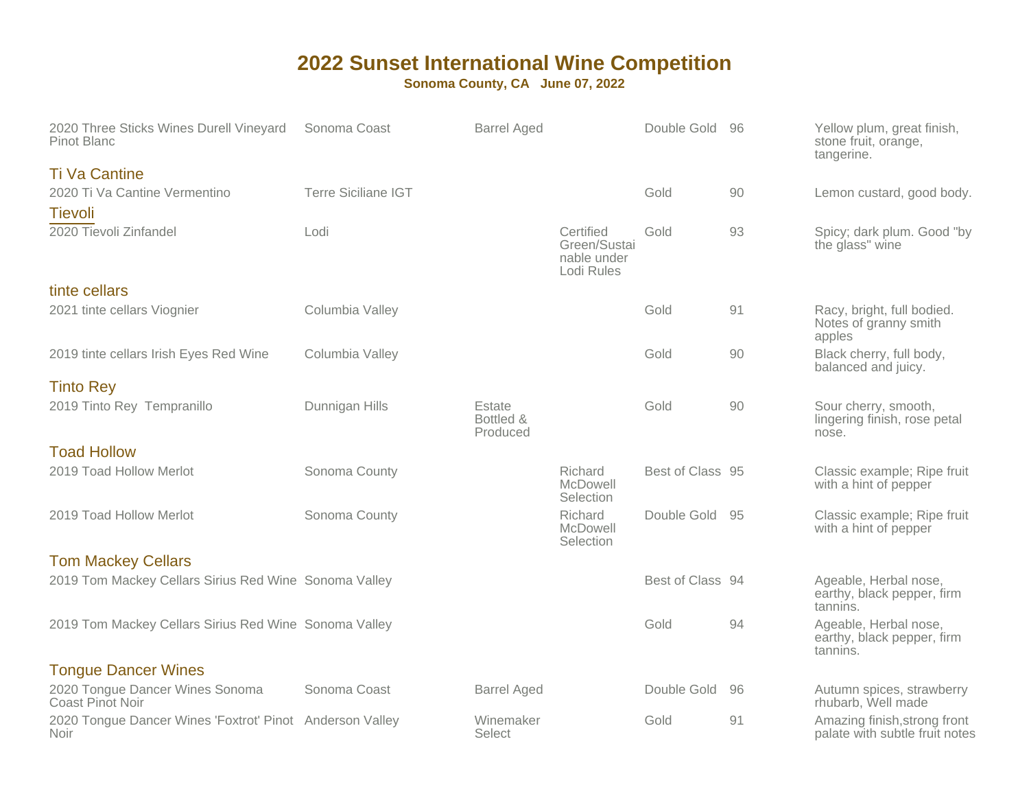# 2022 Sunset International Wine Competition

**Sonoma County, CA June 07, 2022**

| Wine | Appellation | | | Award | Score | Notes |
|---|---|---|---|---|---|---|
| 2020 Three Sticks Wines Durell Vineyard Pinot Blanc | Sonoma Coast | Barrel Aged | | Double Gold | 96 | Yellow plum, great finish, stone fruit, orange, tangerine. |
| **Ti Va Cantine** | | | | | | |
| 2020 Ti Va Cantine Vermentino | Terre Siciliane IGT | | | Gold | 90 | Lemon custard, good body. |
| **Tievoli** | | | | | | |
| 2020 Tievoli Zinfandel | Lodi | | Certified Green/Sustainable under Lodi Rules | Gold | 93 | Spicy; dark plum. Good "by the glass" wine |
| **tinte cellars** | | | | | | |
| 2021 tinte cellars Viognier | Columbia Valley | | | Gold | 91 | Racy, bright, full bodied. Notes of granny smith apples |
| 2019 tinte cellars Irish Eyes Red Wine | Columbia Valley | | | Gold | 90 | Black cherry, full body, balanced and juicy. |
| **Tinto Rey** | | | | | | |
| 2019 Tinto Rey Tempranillo | Dunnigan Hills | Estate Bottled & Produced | | Gold | 90 | Sour cherry, smooth, lingering finish, rose petal nose. |
| **Toad Hollow** | | | | | | |
| 2019 Toad Hollow Merlot | Sonoma County | | Richard McDowell Selection | Best of Class | 95 | Classic example; Ripe fruit with a hint of pepper |
| 2019 Toad Hollow Merlot | Sonoma County | | Richard McDowell Selection | Double Gold | 95 | Classic example; Ripe fruit with a hint of pepper |
| **Tom Mackey Cellars** | | | | | | |
| 2019 Tom Mackey Cellars Sirius Red Wine | Sonoma Valley | | | Best of Class | 94 | Ageable, Herbal nose, earthy, black pepper, firm tannins. |
| 2019 Tom Mackey Cellars Sirius Red Wine | Sonoma Valley | | | Gold | 94 | Ageable, Herbal nose, earthy, black pepper, firm tannins. |
| **Tongue Dancer Wines** | | | | | | |
| 2020 Tongue Dancer Wines Sonoma Coast Pinot Noir | Sonoma Coast | Barrel Aged | | Double Gold | 96 | Autumn spices, strawberry rhubarb, Well made |
| 2020 Tongue Dancer Wines 'Foxtrot' Pinot Noir | Anderson Valley | Winemaker Select | | Gold | 91 | Amazing finish,strong front palate with subtle fruit notes |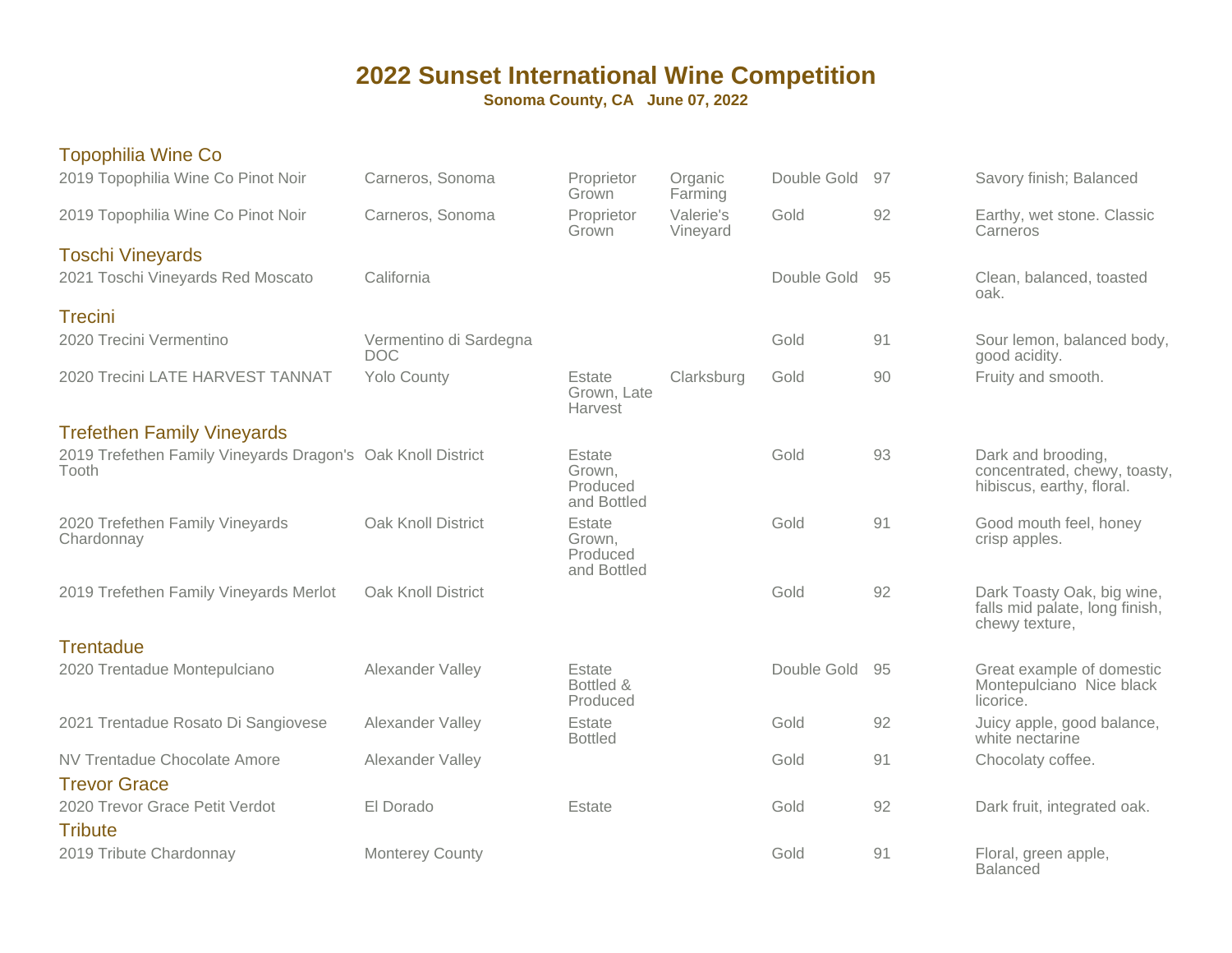# 2022 Sunset International Wine Competition

**Sonoma County, CA June 07, 2022**

## Topophilia Wine Co

| Wine | Appellation | Designation | Vineyard | Award | Score | Notes |
|---|---|---|---|---|---|---|
| 2019 Topophilia Wine Co Pinot Noir | Carneros, Sonoma | Proprietor Grown | Organic Farming | Double Gold | 97 | Savory finish; Balanced |
| 2019 Topophilia Wine Co Pinot Noir | Carneros, Sonoma | Proprietor Grown | Valerie's Vineyard | Gold | 92 | Earthy, wet stone. Classic Carneros |

## Toschi Vineyards

| Wine | Appellation | Designation | Vineyard | Award | Score | Notes |
|---|---|---|---|---|---|---|
| 2021 Toschi Vineyards Red Moscato | California | | | Double Gold | 95 | Clean, balanced, toasted oak. |

## Trecini

| Wine | Appellation | Designation | Vineyard | Award | Score | Notes |
|---|---|---|---|---|---|---|
| 2020 Trecini Vermentino | Vermentino di Sardegna DOC | | | Gold | 91 | Sour lemon, balanced body, good acidity. |
| 2020 Trecini LATE HARVEST TANNAT | Yolo County | Estate Grown, Late Harvest | Clarksburg | Gold | 90 | Fruity and smooth. |

## Trefethen Family Vineyards

| Wine | Appellation | Designation | Vineyard | Award | Score | Notes |
|---|---|---|---|---|---|---|
| 2019 Trefethen Family Vineyards Dragon's Tooth | Oak Knoll District | Estate Grown, Produced and Bottled | | Gold | 93 | Dark and brooding, concentrated, chewy, toasty, hibiscus, earthy, floral. |
| 2020 Trefethen Family Vineyards Chardonnay | Oak Knoll District | Estate Grown, Produced and Bottled | | Gold | 91 | Good mouth feel, honey crisp apples. |
| 2019 Trefethen Family Vineyards Merlot | Oak Knoll District | | | Gold | 92 | Dark Toasty Oak, big wine, falls mid palate, long finish, chewy texture, |

## Trentadue

| Wine | Appellation | Designation | Vineyard | Award | Score | Notes |
|---|---|---|---|---|---|---|
| 2020 Trentadue Montepulciano | Alexander Valley | Estate Bottled & Produced | | Double Gold | 95 | Great example of domestic Montepulciano Nice black licorice. |
| 2021 Trentadue Rosato Di Sangiovese | Alexander Valley | Estate Bottled | | Gold | 92 | Juicy apple, good balance, white nectarine |
| NV Trentadue Chocolate Amore | Alexander Valley | | | Gold | 91 | Chocolaty coffee. |

## Trevor Grace

| Wine | Appellation | Designation | Vineyard | Award | Score | Notes |
|---|---|---|---|---|---|---|
| 2020 Trevor Grace Petit Verdot | El Dorado | Estate | | Gold | 92 | Dark fruit, integrated oak. |

## Tribute

| Wine | Appellation | Designation | Vineyard | Award | Score | Notes |
|---|---|---|---|---|---|---|
| 2019 Tribute Chardonnay | Monterey County | | | Gold | 91 | Floral, green apple, Balanced |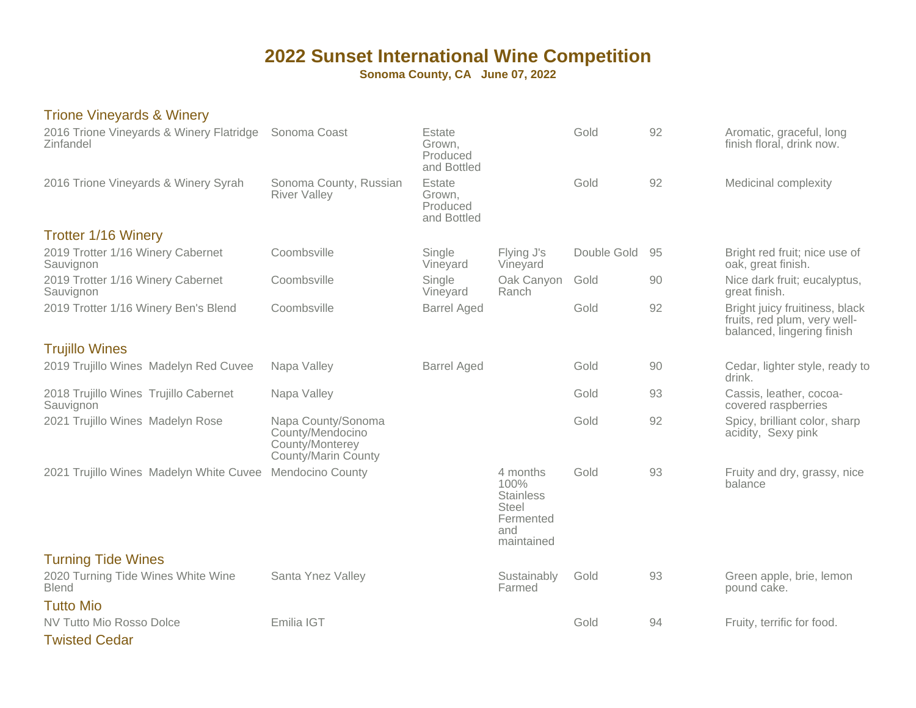# 2022 Sunset International Wine Competition

**Sonoma County, CA June 07, 2022**

## Trione Vineyards & Winery

| | | | | | | |
|---|---|---|---|---|---|---|
| 2016 Trione Vineyards & Winery Flatridge Zinfandel | Sonoma Coast | Estate Grown, Produced and Bottled | | Gold | 92 | Aromatic, graceful, long finish floral, drink now. |
| 2016 Trione Vineyards & Winery Syrah | Sonoma County, Russian River Valley | Estate Grown, Produced and Bottled | | Gold | 92 | Medicinal complexity |

## Trotter 1/16 Winery

| | | | | | | |
|---|---|---|---|---|---|---|
| 2019 Trotter 1/16 Winery Cabernet Sauvignon | Coombsville | Single Vineyard | Flying J's Vineyard | Double Gold | 95 | Bright red fruit; nice use of oak, great finish. |
| 2019 Trotter 1/16 Winery Cabernet Sauvignon | Coombsville | Single Vineyard | Oak Canyon Ranch | Gold | 90 | Nice dark fruit; eucalyptus, great finish. |
| 2019 Trotter 1/16 Winery Ben's Blend | Coombsville | Barrel Aged | | Gold | 92 | Bright juicy fruitiness, black fruits, red plum, very well-balanced, lingering finish |

## Trujillo Wines

| | | | | | | |
|---|---|---|---|---|---|---|
| 2019 Trujillo Wines Madelyn Red Cuvee | Napa Valley | Barrel Aged | | Gold | 90 | Cedar, lighter style, ready to drink. |
| 2018 Trujillo Wines Trujillo Cabernet Sauvignon | Napa Valley | | | Gold | 93 | Cassis, leather, cocoa-covered raspberries |
| 2021 Trujillo Wines Madelyn Rose | Napa County/Sonoma County/Mendocino County/Monterey County/Marin County | | | Gold | 92 | Spicy, brilliant color, sharp acidity, Sexy pink |
| 2021 Trujillo Wines Madelyn White Cuvee | Mendocino County | | 4 months 100% Stainless Steel Fermented and maintained | Gold | 93 | Fruity and dry, grassy, nice balance |

## Turning Tide Wines

| | | | | | | |
|---|---|---|---|---|---|---|
| 2020 Turning Tide Wines White Wine Blend | Santa Ynez Valley | | Sustainably Farmed | Gold | 93 | Green apple, brie, lemon pound cake. |

## Tutto Mio

| | | | | | | |
|---|---|---|---|---|---|---|
| NV Tutto Mio Rosso Dolce | Emilia IGT | | | Gold | 94 | Fruity, terrific for food. |

## Twisted Cedar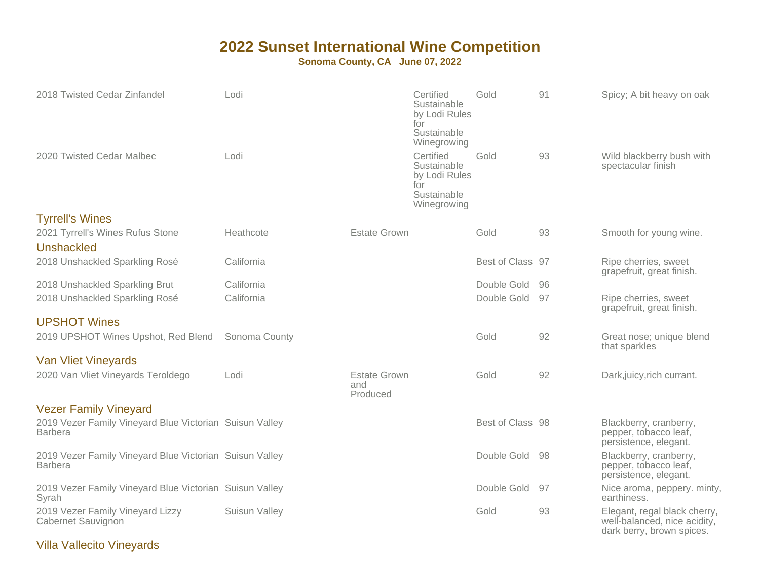# 2022 Sunset International Wine Competition

**Sonoma County, CA June 07, 2022**

| Wine | Appellation | Production | Sustainability | Award | Score | Notes |
|---|---|---|---|---|---|---|
| 2018 Twisted Cedar Zinfandel | Lodi | | Certified Sustainable by Lodi Rules for Sustainable Winegrowing | Gold | 91 | Spicy; A bit heavy on oak |
| 2020 Twisted Cedar Malbec | Lodi | | Certified Sustainable by Lodi Rules for Sustainable Winegrowing | Gold | 93 | Wild blackberry bush with spectacular finish |

## Tyrrell's Wines

| Wine | Appellation | Production | Sustainability | Award | Score | Notes |
|---|---|---|---|---|---|---|
| 2021 Tyrrell's Wines Rufus Stone | Heathcote | Estate Grown | | Gold | 93 | Smooth for young wine. |

## Unshackled

| Wine | Appellation | Production | Sustainability | Award | Score | Notes |
|---|---|---|---|---|---|---|
| 2018 Unshackled Sparkling Rosé | California | | | Best of Class | 97 | Ripe cherries, sweet grapefruit, great finish. |
| 2018 Unshackled Sparkling Brut | California | | | Double Gold | 96 | |
| 2018 Unshackled Sparkling Rosé | California | | | Double Gold | 97 | Ripe cherries, sweet grapefruit, great finish. |

## UPSHOT Wines

| Wine | Appellation | Production | Sustainability | Award | Score | Notes |
|---|---|---|---|---|---|---|
| 2019 UPSHOT Wines Upshot, Red Blend | Sonoma County | | | Gold | 92 | Great nose; unique blend that sparkles |

## Van Vliet Vineyards

| Wine | Appellation | Production | Sustainability | Award | Score | Notes |
|---|---|---|---|---|---|---|
| 2020 Van Vliet Vineyards Teroldego | Lodi | Estate Grown and Produced | | Gold | 92 | Dark,juicy,rich currant. |

## Vezer Family Vineyard

| Wine | Appellation | Production | Sustainability | Award | Score | Notes |
|---|---|---|---|---|---|---|
| 2019 Vezer Family Vineyard Blue Victorian Barbera | Suisun Valley | | | Best of Class | 98 | Blackberry, cranberry, pepper, tobacco leaf, persistence, elegant. |
| 2019 Vezer Family Vineyard Blue Victorian Barbera | Suisun Valley | | | Double Gold | 98 | Blackberry, cranberry, pepper, tobacco leaf, persistence, elegant. |
| 2019 Vezer Family Vineyard Blue Victorian Syrah | Suisun Valley | | | Double Gold | 97 | Nice aroma, peppery. minty, earthiness. |
| 2019 Vezer Family Vineyard Lizzy Cabernet Sauvignon | Suisun Valley | | | Gold | 93 | Elegant, regal black cherry, well-balanced, nice acidity, dark berry, brown spices. |

## Villa Vallecito Vineyards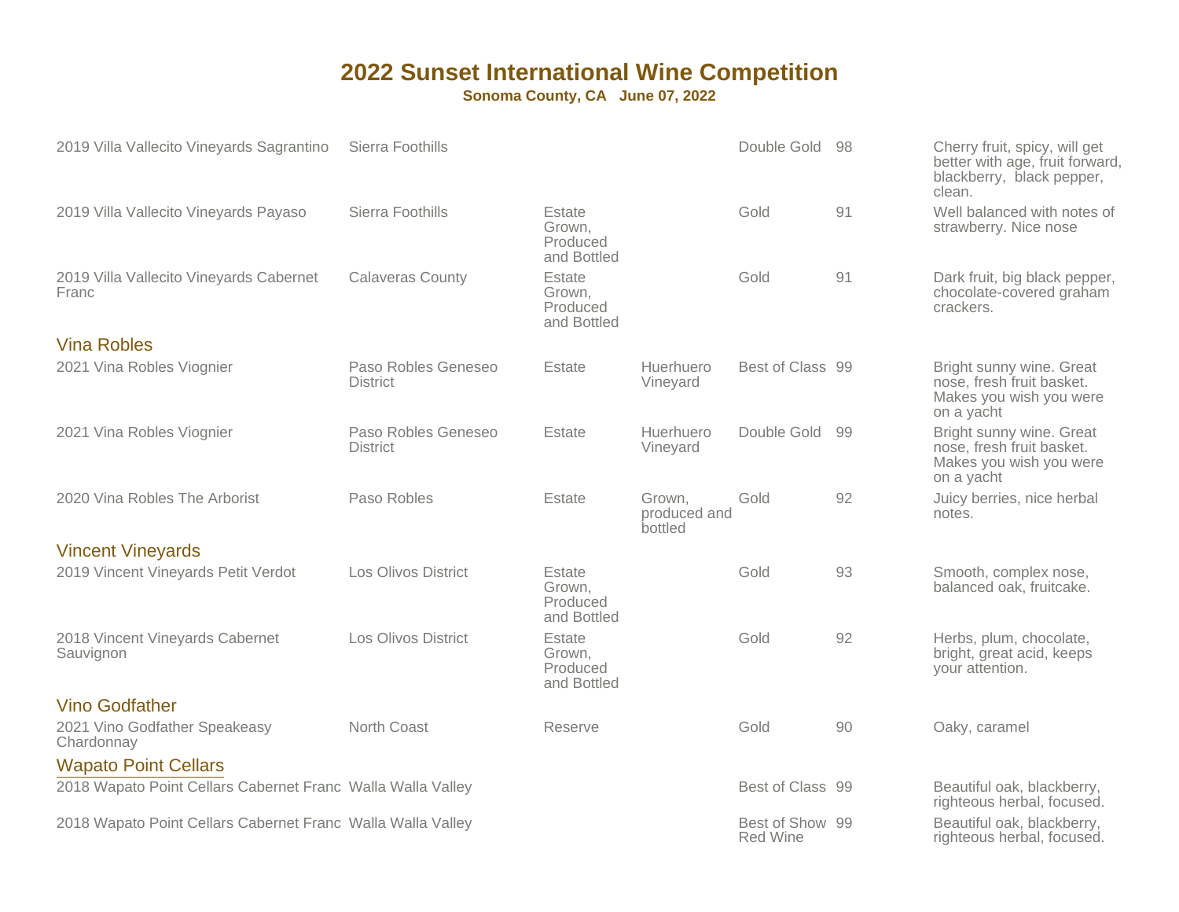# 2022 Sunset International Wine Competition

**Sonoma County, CA June 07, 2022**

| Wine | Appellation | Designation | Vineyard | Award | Score | Notes |
|---|---|---|---|---|---|---|
| 2019 Villa Vallecito Vineyards Sagrantino | Sierra Foothills | | | Double Gold | 98 | Cherry fruit, spicy, will get better with age, fruit forward, blackberry, black pepper, clean. |
| 2019 Villa Vallecito Vineyards Payaso | Sierra Foothills | Estate Grown, Produced and Bottled | | Gold | 91 | Well balanced with notes of strawberry. Nice nose |
| 2019 Villa Vallecito Vineyards Cabernet Franc | Calaveras County | Estate Grown, Produced and Bottled | | Gold | 91 | Dark fruit, big black pepper, chocolate-covered graham crackers. |

## Vina Robles

| Wine | Appellation | Designation | Vineyard | Award | Score | Notes |
|---|---|---|---|---|---|---|
| 2021 Vina Robles Viognier | Paso Robles Geneseo District | Estate | Huerhuero Vineyard | Best of Class | 99 | Bright sunny wine. Great nose, fresh fruit basket. Makes you wish you were on a yacht |
| 2021 Vina Robles Viognier | Paso Robles Geneseo District | Estate | Huerhuero Vineyard | Double Gold | 99 | Bright sunny wine. Great nose, fresh fruit basket. Makes you wish you were on a yacht |
| 2020 Vina Robles The Arborist | Paso Robles | Estate | Grown, produced and bottled | Gold | 92 | Juicy berries, nice herbal notes. |

## Vincent Vineyards

| Wine | Appellation | Designation | Vineyard | Award | Score | Notes |
|---|---|---|---|---|---|---|
| 2019 Vincent Vineyards Petit Verdot | Los Olivos District | Estate Grown, Produced and Bottled | | Gold | 93 | Smooth, complex nose, balanced oak, fruitcake. |
| 2018 Vincent Vineyards Cabernet Sauvignon | Los Olivos District | Estate Grown, Produced and Bottled | | Gold | 92 | Herbs, plum, chocolate, bright, great acid, keeps your attention. |

## Vino Godfather

| Wine | Appellation | Designation | Vineyard | Award | Score | Notes |
|---|---|---|---|---|---|---|
| 2021 Vino Godfather Speakeasy Chardonnay | North Coast | Reserve | | Gold | 90 | Oaky, caramel |

## Wapato Point Cellars

| Wine | Appellation | Designation | Vineyard | Award | Score | Notes |
|---|---|---|---|---|---|---|
| 2018 Wapato Point Cellars Cabernet Franc | Walla Walla Valley | | | Best of Class | 99 | Beautiful oak, blackberry, righteous herbal, focused. |
| 2018 Wapato Point Cellars Cabernet Franc | Walla Walla Valley | | | Best of Show Red Wine | 99 | Beautiful oak, blackberry, righteous herbal, focused. |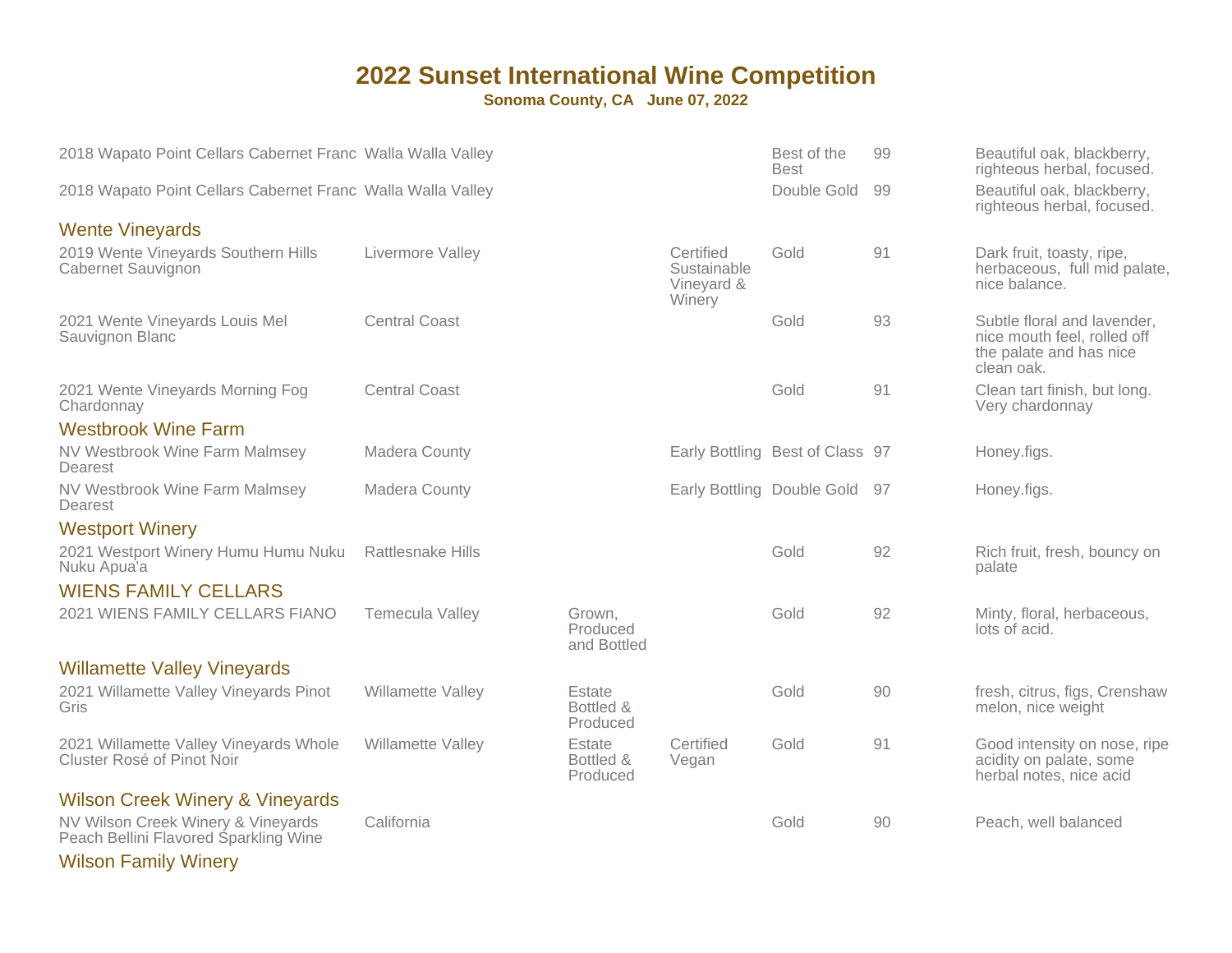# 2022 Sunset International Wine Competition

**Sonoma County, CA June 07, 2022**

| Wine | Region | | | Award | Score | Notes |
|---|---|---|---|---|---|---|
| 2018 Wapato Point Cellars Cabernet Franc | Walla Walla Valley | | | Best of the Best | 99 | Beautiful oak, blackberry, righteous herbal, focused. |
| 2018 Wapato Point Cellars Cabernet Franc | Walla Walla Valley | | | Double Gold | 99 | Beautiful oak, blackberry, righteous herbal, focused. |

## Wente Vineyards

| Wine | Region | | | Award | Score | Notes |
|---|---|---|---|---|---|---|
| 2019 Wente Vineyards Southern Hills Cabernet Sauvignon | Livermore Valley | | Certified Sustainable Vineyard & Winery | Gold | 91 | Dark fruit, toasty, ripe, herbaceous, full mid palate, nice balance. |
| 2021 Wente Vineyards Louis Mel Sauvignon Blanc | Central Coast | | | Gold | 93 | Subtle floral and lavender, nice mouth feel, rolled off the palate and has nice clean oak. |
| 2021 Wente Vineyards Morning Fog Chardonnay | Central Coast | | | Gold | 91 | Clean tart finish, but long. Very chardonnay |

## Westbrook Wine Farm

| Wine | Region | | | Award | Score | Notes |
|---|---|---|---|---|---|---|
| NV Westbrook Wine Farm Malmsey Dearest | Madera County | | Early Bottling | Best of Class | 97 | Honey.figs. |
| NV Westbrook Wine Farm Malmsey Dearest | Madera County | | Early Bottling | Double Gold | 97 | Honey.figs. |

## Westport Winery

| Wine | Region | | | Award | Score | Notes |
|---|---|---|---|---|---|---|
| 2021 Westport Winery Humu Humu Nuku Nuku Apua'a | Rattlesnake Hills | | | Gold | 92 | Rich fruit, fresh, bouncy on palate |

## WIENS FAMILY CELLARS

| Wine | Region | | | Award | Score | Notes |
|---|---|---|---|---|---|---|
| 2021 WIENS FAMILY CELLARS FIANO | Temecula Valley | Grown, Produced and Bottled | | Gold | 92 | Minty, floral, herbaceous, lots of acid. |

## Willamette Valley Vineyards

| Wine | Region | | | Award | Score | Notes |
|---|---|---|---|---|---|---|
| 2021 Willamette Valley Vineyards Pinot Gris | Willamette Valley | Estate Bottled & Produced | | Gold | 90 | fresh, citrus, figs, Crenshaw melon, nice weight |
| 2021 Willamette Valley Vineyards Whole Cluster Rosé of Pinot Noir | Willamette Valley | Estate Bottled & Produced | Certified Vegan | Gold | 91 | Good intensity on nose, ripe acidity on palate, some herbal notes, nice acid |

## Wilson Creek Winery & Vineyards

| Wine | Region | | | Award | Score | Notes |
|---|---|---|---|---|---|---|
| NV Wilson Creek Winery & Vineyards Peach Bellini Flavored Sparkling Wine | California | | | Gold | 90 | Peach, well balanced |

## Wilson Family Winery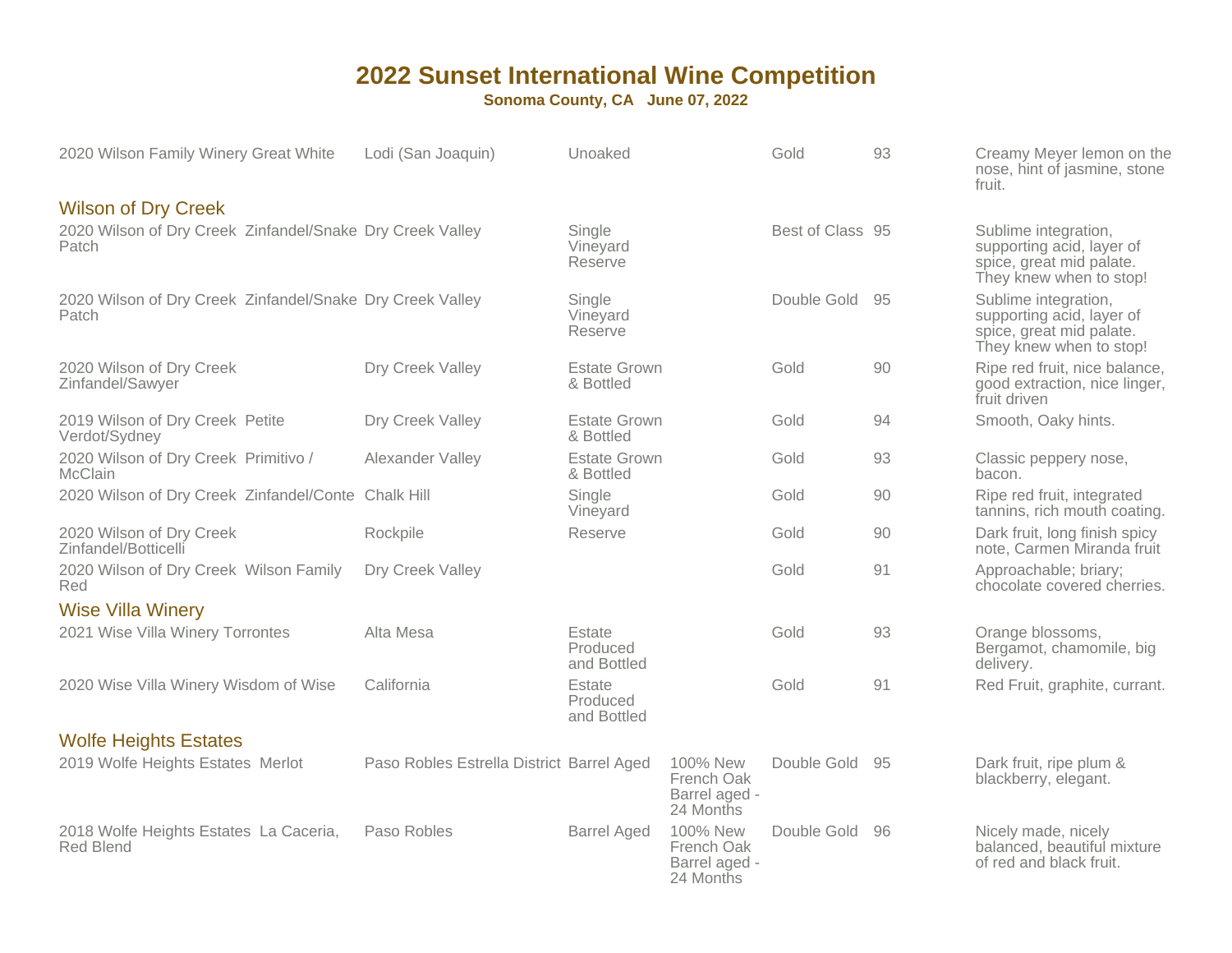# 2022 Sunset International Wine Competition

**Sonoma County, CA   June 07, 2022**

| Wine | Appellation | Designation | Aging | Award | Score | Notes |
|---|---|---|---|---|---|---|
| 2020 Wilson Family Winery Great White | Lodi (San Joaquin) | Unoaked | | Gold | 93 | Creamy Meyer lemon on the nose, hint of jasmine, stone fruit. |

## Wilson of Dry Creek

| Wine | Appellation | Designation | Aging | Award | Score | Notes |
|---|---|---|---|---|---|---|
| 2020 Wilson of Dry Creek  Zinfandel/Snake Patch | Dry Creek Valley | Single Vineyard Reserve | | Best of Class | 95 | Sublime integration, supporting acid, layer of spice, great mid palate. They knew when to stop! |
| 2020 Wilson of Dry Creek  Zinfandel/Snake Patch | Dry Creek Valley | Single Vineyard Reserve | | Double Gold | 95 | Sublime integration, supporting acid, layer of spice, great mid palate. They knew when to stop! |
| 2020 Wilson of Dry Creek Zinfandel/Sawyer | Dry Creek Valley | Estate Grown & Bottled | | Gold | 90 | Ripe red fruit, nice balance, good extraction, nice linger, fruit driven |
| 2019 Wilson of Dry Creek  Petite Verdot/Sydney | Dry Creek Valley | Estate Grown & Bottled | | Gold | 94 | Smooth, Oaky hints. |
| 2020 Wilson of Dry Creek  Primitivo / McClain | Alexander Valley | Estate Grown & Bottled | | Gold | 93 | Classic peppery nose, bacon. |
| 2020 Wilson of Dry Creek  Zinfandel/Conte | Chalk Hill | Single Vineyard | | Gold | 90 | Ripe red fruit, integrated tannins, rich mouth coating. |
| 2020 Wilson of Dry Creek Zinfandel/Botticelli | Rockpile | Reserve | | Gold | 90 | Dark fruit, long finish spicy note, Carmen Miranda fruit |
| 2020 Wilson of Dry Creek  Wilson Family Red | Dry Creek Valley | | | Gold | 91 | Approachable; briary; chocolate covered cherries. |

## Wise Villa Winery

| Wine | Appellation | Designation | Aging | Award | Score | Notes |
|---|---|---|---|---|---|---|
| 2021 Wise Villa Winery Torrontes | Alta Mesa | Estate Produced and Bottled | | Gold | 93 | Orange blossoms, Bergamot, chamomile, big delivery. |
| 2020 Wise Villa Winery Wisdom of Wise | California | Estate Produced and Bottled | | Gold | 91 | Red Fruit, graphite, currant. |

## Wolfe Heights Estates

| Wine | Appellation | Designation | Aging | Award | Score | Notes |
|---|---|---|---|---|---|---|
| 2019 Wolfe Heights Estates  Merlot | Paso Robles Estrella District | Barrel Aged | 100% New French Oak Barrel aged - 24 Months | Double Gold | 95 | Dark fruit, ripe plum & blackberry, elegant. |
| 2018 Wolfe Heights Estates  La Caceria, Red Blend | Paso Robles | Barrel Aged | 100% New French Oak Barrel aged - 24 Months | Double Gold | 96 | Nicely made, nicely balanced, beautiful mixture of red and black fruit. |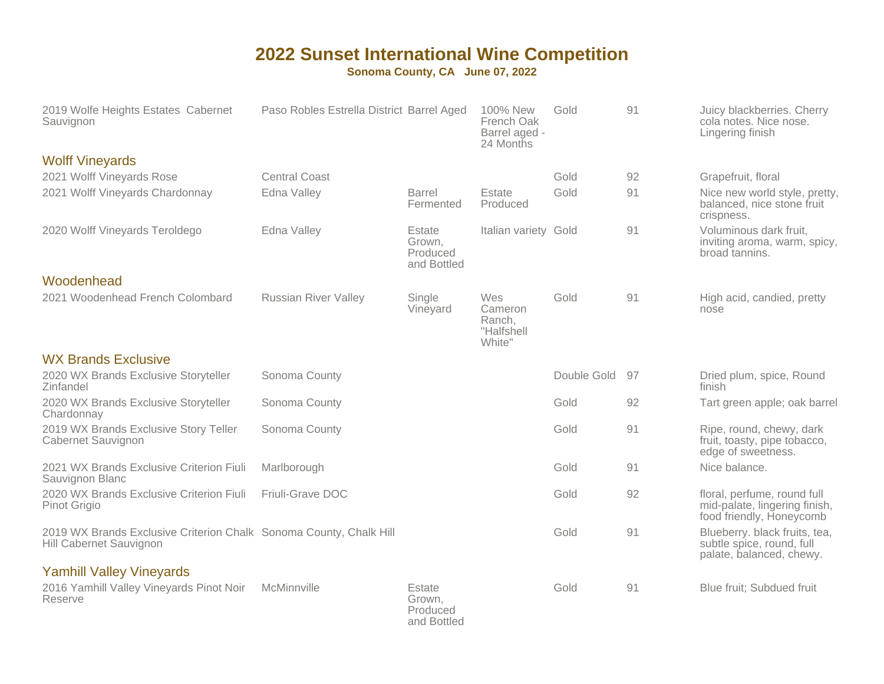# 2022 Sunset International Wine Competition

**Sonoma County, CA   June 07, 2022**

| Wine | Appellation | | | Award | Score | Notes |
|---|---|---|---|---|---|---|
| 2019 Wolfe Heights Estates Cabernet Sauvignon | Paso Robles Estrella District | Barrel Aged | 100% New French Oak Barrel aged - 24 Months | Gold | 91 | Juicy blackberries. Cherry cola notes. Nice nose. Lingering finish |

## Wolff Vineyards

| Wine | Appellation | | | Award | Score | Notes |
|---|---|---|---|---|---|---|
| 2021 Wolff Vineyards Rose | Central Coast | | | Gold | 92 | Grapefruit, floral |
| 2021 Wolff Vineyards Chardonnay | Edna Valley | Barrel Fermented | Estate Produced | Gold | 91 | Nice new world style, pretty, balanced, nice stone fruit crispness. |
| 2020 Wolff Vineyards Teroldego | Edna Valley | Estate Grown, Produced and Bottled | Italian variety | Gold | 91 | Voluminous dark fruit, inviting aroma, warm, spicy, broad tannins. |

## Woodenhead

| Wine | Appellation | | | Award | Score | Notes |
|---|---|---|---|---|---|---|
| 2021 Woodenhead French Colombard | Russian River Valley | Single Vineyard | Wes Cameron Ranch, "Halfshell White" | Gold | 91 | High acid, candied, pretty nose |

## WX Brands Exclusive

| Wine | Appellation | | | Award | Score | Notes |
|---|---|---|---|---|---|---|
| 2020 WX Brands Exclusive Storyteller Zinfandel | Sonoma County | | | Double Gold | 97 | Dried plum, spice, Round finish |
| 2020 WX Brands Exclusive Storyteller Chardonnay | Sonoma County | | | Gold | 92 | Tart green apple; oak barrel |
| 2019 WX Brands Exclusive Story Teller Cabernet Sauvignon | Sonoma County | | | Gold | 91 | Ripe, round, chewy, dark fruit, toasty, pipe tobacco, edge of sweetness. |
| 2021 WX Brands Exclusive Criterion Fiuli Sauvignon Blanc | Marlborough | | | Gold | 91 | Nice balance. |
| 2020 WX Brands Exclusive Criterion Fiuli Pinot Grigio | Friuli-Grave DOC | | | Gold | 92 | floral, perfume, round full mid-palate, lingering finish, food friendly, Honeycomb |
| 2019 WX Brands Exclusive Criterion Chalk Hill Cabernet Sauvignon | Sonoma County, Chalk Hill | | | Gold | 91 | Blueberry. black fruits, tea, subtle spice, round, full palate, balanced, chewy. |

## Yamhill Valley Vineyards

| Wine | Appellation | | | Award | Score | Notes |
|---|---|---|---|---|---|---|
| 2016 Yamhill Valley Vineyards Pinot Noir Reserve | McMinnville | Estate Grown, Produced and Bottled | | Gold | 91 | Blue fruit; Subdued fruit |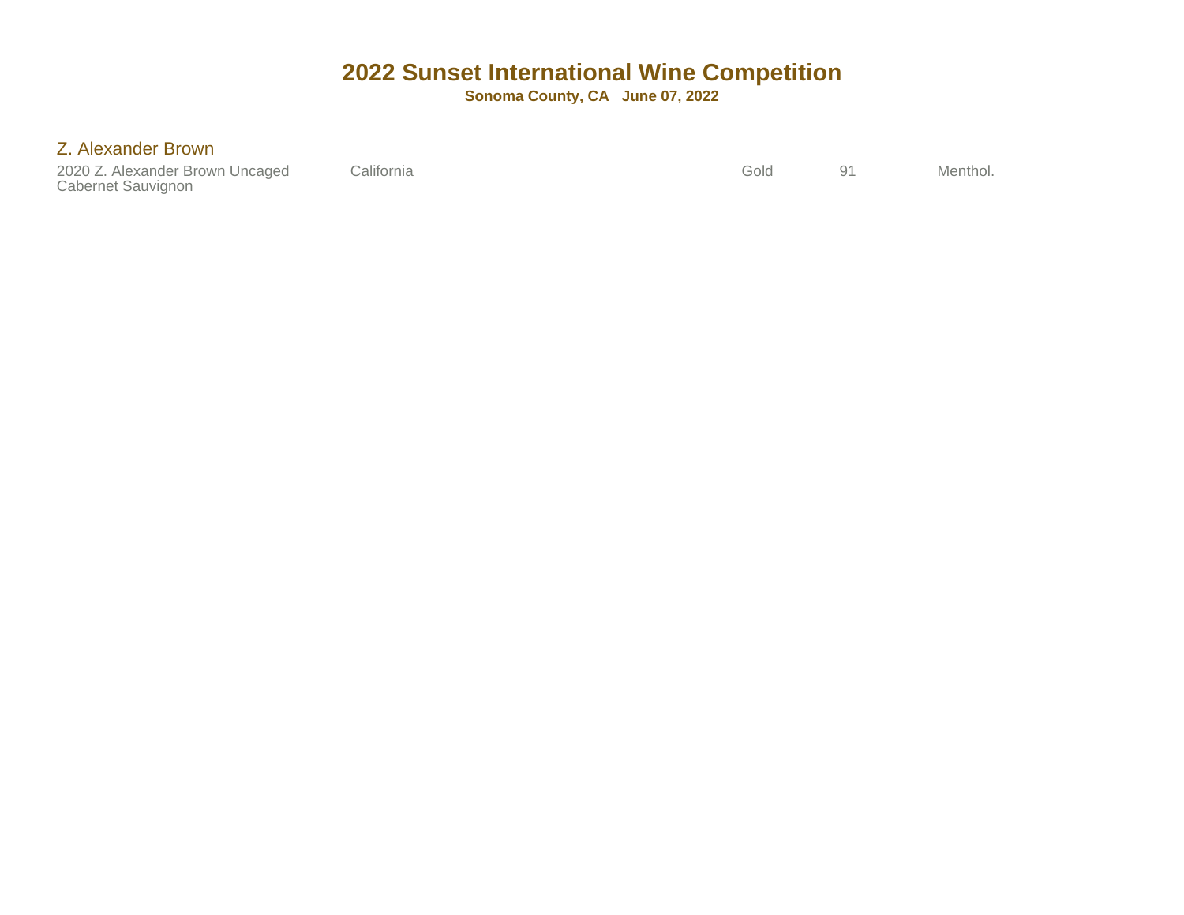# 2022 Sunset International Wine Competition

**Sonoma County, CA   June 07, 2022**

## Z. Alexander Brown

| | | | | |
|---|---|---|---|---|
| 2020 Z. Alexander Brown Uncaged Cabernet Sauvignon | California | Gold | 91 | Menthol. |